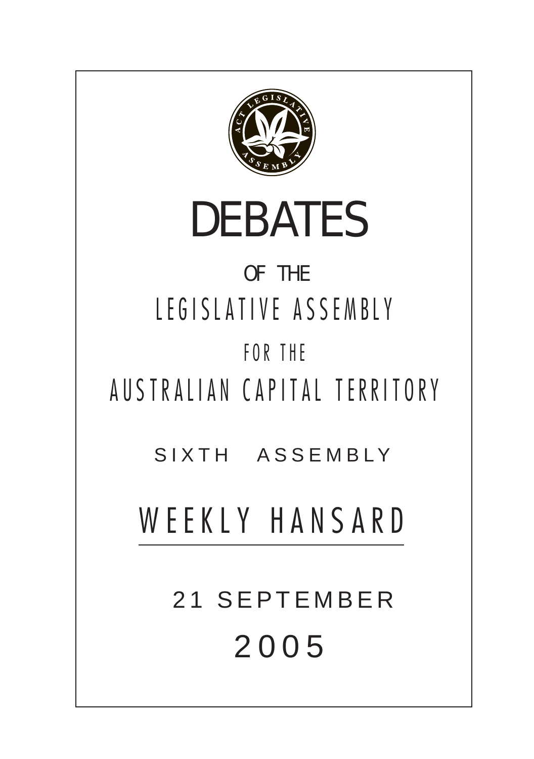# DEBATES

OF THE

LEGISLATIVE ASSEMBLY

FOR THE

AUSTRALIAN CAPITAL TERRITORY

SIXTH ASSEMBLY

## WEEKLY HANSARD

21 SEPTEMBER

2005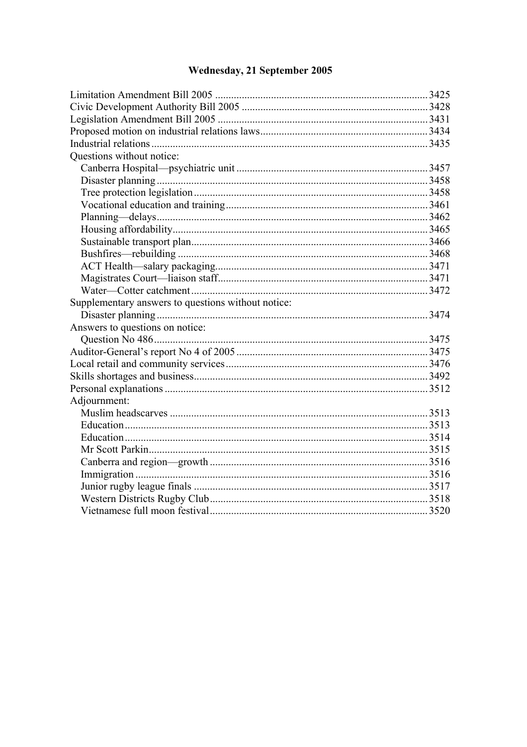**Wednesday, 21 September 2005**

| | |
|---|---|
| Limitation Amendment Bill 2005 | 3425 |
| Civic Development Authority Bill 2005 | 3428 |
| Legislation Amendment Bill 2005 | 3431 |
| Proposed motion on industrial relations laws | 3434 |
| Industrial relations | 3435 |
| Questions without notice: | |
| Canberra Hospital—psychiatric unit | 3457 |
| Disaster planning | 3458 |
| Tree protection legislation | 3458 |
| Vocational education and training | 3461 |
| Planning—delays | 3462 |
| Housing affordability | 3465 |
| Sustainable transport plan | 3466 |
| Bushfires—rebuilding | 3468 |
| ACT Health—salary packaging | 3471 |
| Magistrates Court—liaison staff | 3471 |
| Water—Cotter catchment | 3472 |
| Supplementary answers to questions without notice: | |
| Disaster planning | 3474 |
| Answers to questions on notice: | |
| Question No 486 | 3475 |
| Auditor-General's report No 4 of 2005 | 3475 |
| Local retail and community services | 3476 |
| Skills shortages and business | 3492 |
| Personal explanations | 3512 |
| Adjournment: | |
| Muslim headscarves | 3513 |
| Education | 3513 |
| Education | 3514 |
| Mr Scott Parkin | 3515 |
| Canberra and region—growth | 3516 |
| Immigration | 3516 |
| Junior rugby league finals | 3517 |
| Western Districts Rugby Club | 3518 |
| Vietnamese full moon festival | 3520 |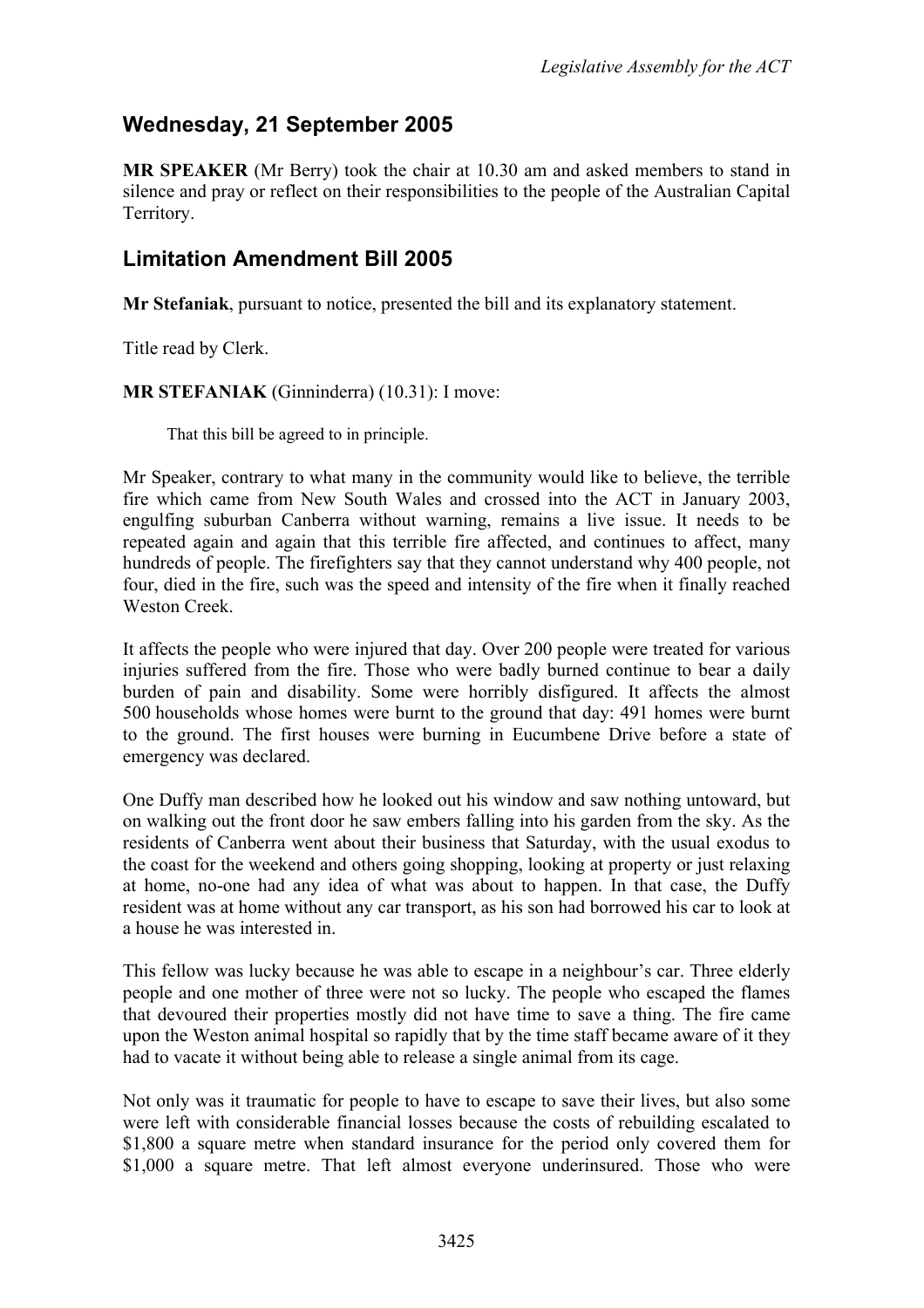## Wednesday, 21 September 2005

**MR SPEAKER** (Mr Berry) took the chair at 10.30 am and asked members to stand in silence and pray or reflect on their responsibilities to the people of the Australian Capital Territory.

## Limitation Amendment Bill 2005

**Mr Stefaniak**, pursuant to notice, presented the bill and its explanatory statement.

Title read by Clerk.

**MR STEFANIAK** (Ginninderra) (10.31): I move:

> That this bill be agreed to in principle.

Mr Speaker, contrary to what many in the community would like to believe, the terrible fire which came from New South Wales and crossed into the ACT in January 2003, engulfing suburban Canberra without warning, remains a live issue. It needs to be repeated again and again that this terrible fire affected, and continues to affect, many hundreds of people. The firefighters say that they cannot understand why 400 people, not four, died in the fire, such was the speed and intensity of the fire when it finally reached Weston Creek.

It affects the people who were injured that day. Over 200 people were treated for various injuries suffered from the fire. Those who were badly burned continue to bear a daily burden of pain and disability. Some were horribly disfigured. It affects the almost 500 households whose homes were burnt to the ground that day: 491 homes were burnt to the ground. The first houses were burning in Eucumbene Drive before a state of emergency was declared.

One Duffy man described how he looked out his window and saw nothing untoward, but on walking out the front door he saw embers falling into his garden from the sky. As the residents of Canberra went about their business that Saturday, with the usual exodus to the coast for the weekend and others going shopping, looking at property or just relaxing at home, no-one had any idea of what was about to happen. In that case, the Duffy resident was at home without any car transport, as his son had borrowed his car to look at a house he was interested in.

This fellow was lucky because he was able to escape in a neighbour's car. Three elderly people and one mother of three were not so lucky. The people who escaped the flames that devoured their properties mostly did not have time to save a thing. The fire came upon the Weston animal hospital so rapidly that by the time staff became aware of it they had to vacate it without being able to release a single animal from its cage.

Not only was it traumatic for people to have to escape to save their lives, but also some were left with considerable financial losses because the costs of rebuilding escalated to $1,800 a square metre when standard insurance for the period only covered them for $1,000 a square metre. That left almost everyone underinsured. Those who were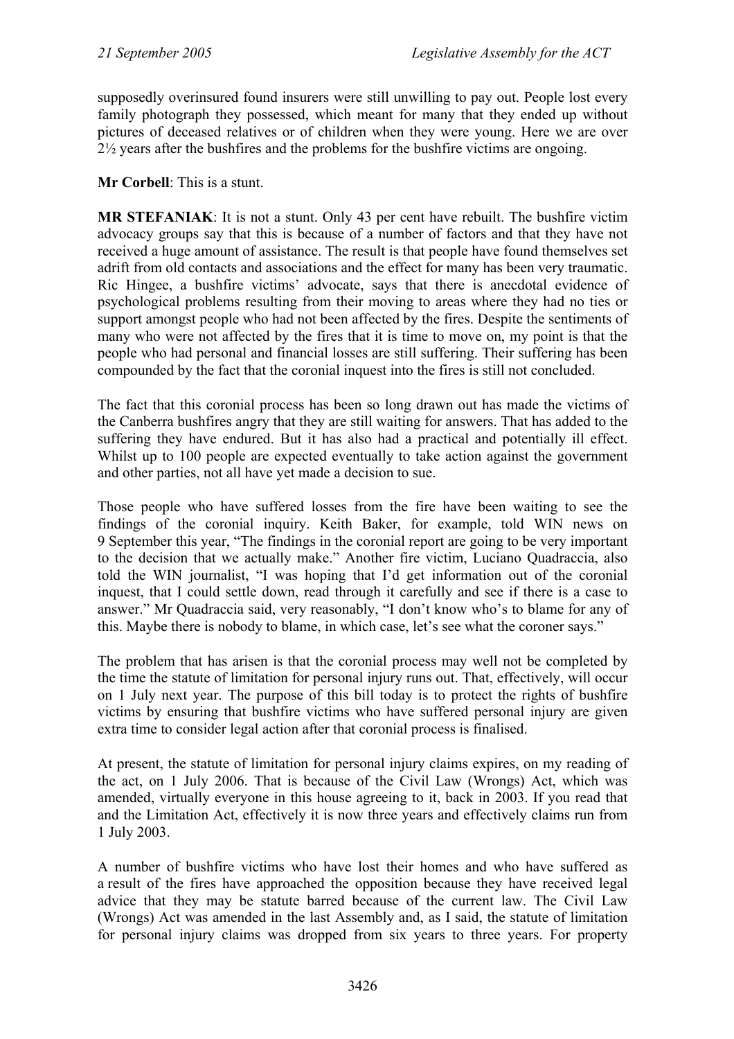supposedly overinsured found insurers were still unwilling to pay out. People lost every family photograph they possessed, which meant for many that they ended up without pictures of deceased relatives or of children when they were young. Here we are over 2½ years after the bushfires and the problems for the bushfire victims are ongoing.

**Mr Corbell**: This is a stunt.

**MR STEFANIAK**: It is not a stunt. Only 43 per cent have rebuilt. The bushfire victim advocacy groups say that this is because of a number of factors and that they have not received a huge amount of assistance. The result is that people have found themselves set adrift from old contacts and associations and the effect for many has been very traumatic. Ric Hingee, a bushfire victims' advocate, says that there is anecdotal evidence of psychological problems resulting from their moving to areas where they had no ties or support amongst people who had not been affected by the fires. Despite the sentiments of many who were not affected by the fires that it is time to move on, my point is that the people who had personal and financial losses are still suffering. Their suffering has been compounded by the fact that the coronial inquest into the fires is still not concluded.

The fact that this coronial process has been so long drawn out has made the victims of the Canberra bushfires angry that they are still waiting for answers. That has added to the suffering they have endured. But it has also had a practical and potentially ill effect. Whilst up to 100 people are expected eventually to take action against the government and other parties, not all have yet made a decision to sue.

Those people who have suffered losses from the fire have been waiting to see the findings of the coronial inquiry. Keith Baker, for example, told WIN news on 9 September this year, "The findings in the coronial report are going to be very important to the decision that we actually make." Another fire victim, Luciano Quadraccia, also told the WIN journalist, "I was hoping that I'd get information out of the coronial inquest, that I could settle down, read through it carefully and see if there is a case to answer." Mr Quadraccia said, very reasonably, "I don't know who's to blame for any of this. Maybe there is nobody to blame, in which case, let's see what the coroner says."

The problem that has arisen is that the coronial process may well not be completed by the time the statute of limitation for personal injury runs out. That, effectively, will occur on 1 July next year. The purpose of this bill today is to protect the rights of bushfire victims by ensuring that bushfire victims who have suffered personal injury are given extra time to consider legal action after that coronial process is finalised.

At present, the statute of limitation for personal injury claims expires, on my reading of the act, on 1 July 2006. That is because of the Civil Law (Wrongs) Act, which was amended, virtually everyone in this house agreeing to it, back in 2003. If you read that and the Limitation Act, effectively it is now three years and effectively claims run from 1 July 2003.

A number of bushfire victims who have lost their homes and who have suffered as a result of the fires have approached the opposition because they have received legal advice that they may be statute barred because of the current law. The Civil Law (Wrongs) Act was amended in the last Assembly and, as I said, the statute of limitation for personal injury claims was dropped from six years to three years. For property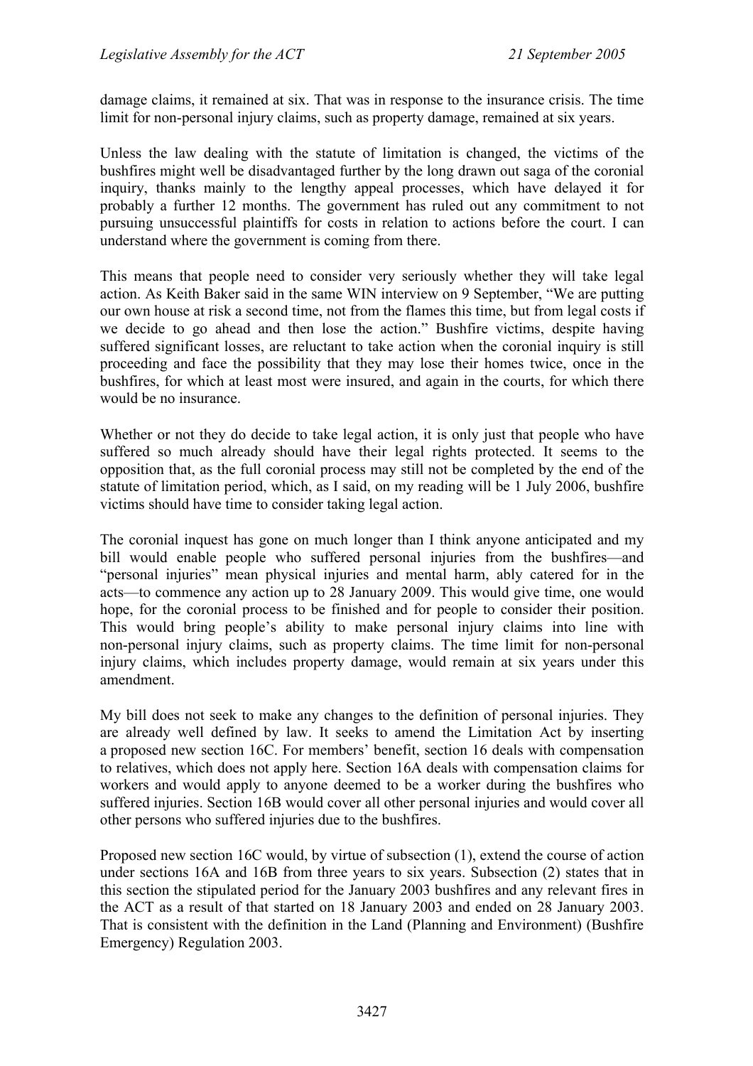damage claims, it remained at six. That was in response to the insurance crisis. The time limit for non-personal injury claims, such as property damage, remained at six years.

Unless the law dealing with the statute of limitation is changed, the victims of the bushfires might well be disadvantaged further by the long drawn out saga of the coronial inquiry, thanks mainly to the lengthy appeal processes, which have delayed it for probably a further 12 months. The government has ruled out any commitment to not pursuing unsuccessful plaintiffs for costs in relation to actions before the court. I can understand where the government is coming from there.

This means that people need to consider very seriously whether they will take legal action. As Keith Baker said in the same WIN interview on 9 September, "We are putting our own house at risk a second time, not from the flames this time, but from legal costs if we decide to go ahead and then lose the action." Bushfire victims, despite having suffered significant losses, are reluctant to take action when the coronial inquiry is still proceeding and face the possibility that they may lose their homes twice, once in the bushfires, for which at least most were insured, and again in the courts, for which there would be no insurance.

Whether or not they do decide to take legal action, it is only just that people who have suffered so much already should have their legal rights protected. It seems to the opposition that, as the full coronial process may still not be completed by the end of the statute of limitation period, which, as I said, on my reading will be 1 July 2006, bushfire victims should have time to consider taking legal action.

The coronial inquest has gone on much longer than I think anyone anticipated and my bill would enable people who suffered personal injuries from the bushfires—and "personal injuries" mean physical injuries and mental harm, ably catered for in the acts—to commence any action up to 28 January 2009. This would give time, one would hope, for the coronial process to be finished and for people to consider their position. This would bring people's ability to make personal injury claims into line with non-personal injury claims, such as property claims. The time limit for non-personal injury claims, which includes property damage, would remain at six years under this amendment.

My bill does not seek to make any changes to the definition of personal injuries. They are already well defined by law. It seeks to amend the Limitation Act by inserting a proposed new section 16C. For members' benefit, section 16 deals with compensation to relatives, which does not apply here. Section 16A deals with compensation claims for workers and would apply to anyone deemed to be a worker during the bushfires who suffered injuries. Section 16B would cover all other personal injuries and would cover all other persons who suffered injuries due to the bushfires.

Proposed new section 16C would, by virtue of subsection (1), extend the course of action under sections 16A and 16B from three years to six years. Subsection (2) states that in this section the stipulated period for the January 2003 bushfires and any relevant fires in the ACT as a result of that started on 18 January 2003 and ended on 28 January 2003. That is consistent with the definition in the Land (Planning and Environment) (Bushfire Emergency) Regulation 2003.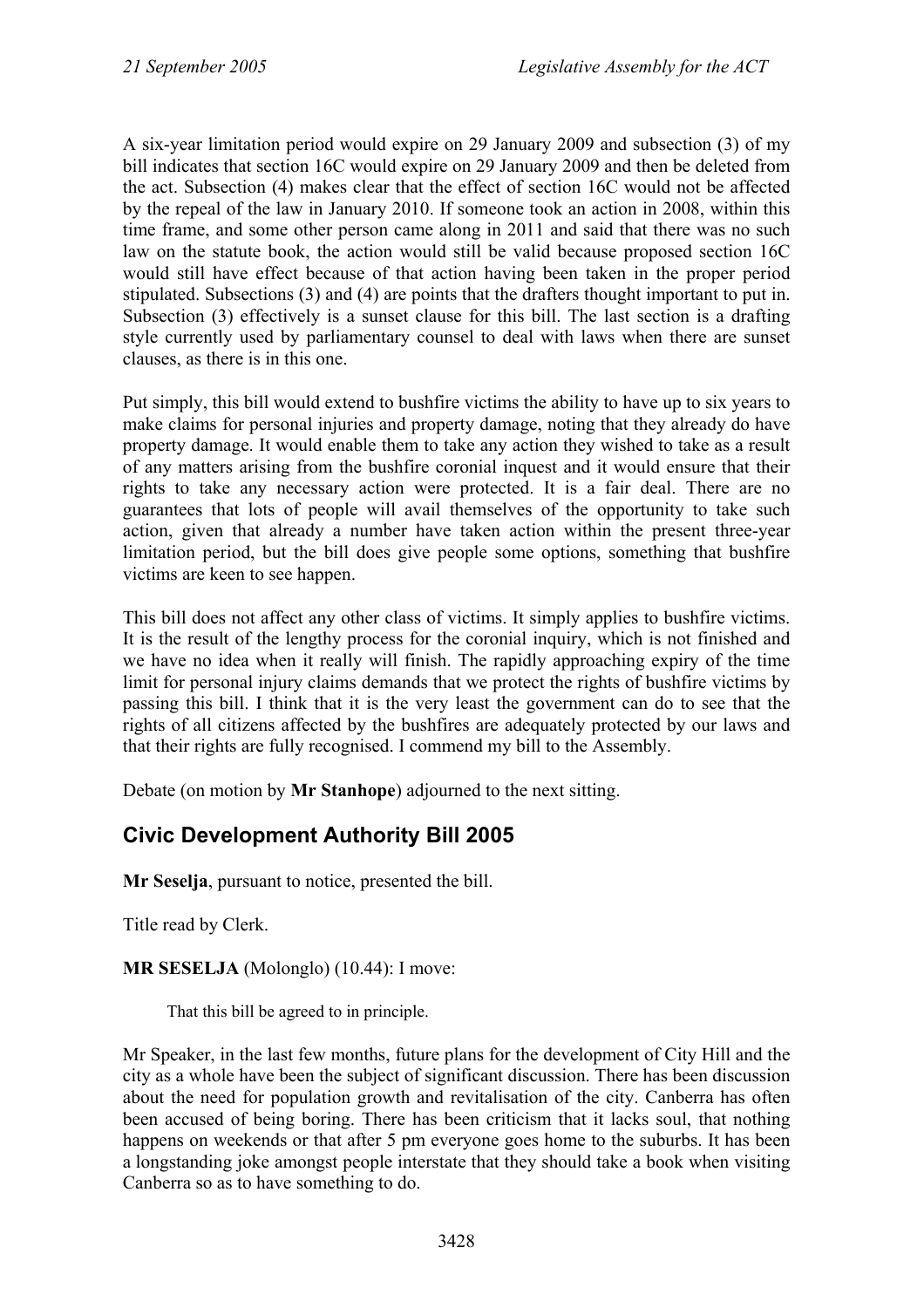A six-year limitation period would expire on 29 January 2009 and subsection (3) of my bill indicates that section 16C would expire on 29 January 2009 and then be deleted from the act. Subsection (4) makes clear that the effect of section 16C would not be affected by the repeal of the law in January 2010. If someone took an action in 2008, within this time frame, and some other person came along in 2011 and said that there was no such law on the statute book, the action would still be valid because proposed section 16C would still have effect because of that action having been taken in the proper period stipulated. Subsections (3) and (4) are points that the drafters thought important to put in. Subsection (3) effectively is a sunset clause for this bill. The last section is a drafting style currently used by parliamentary counsel to deal with laws when there are sunset clauses, as there is in this one.

Put simply, this bill would extend to bushfire victims the ability to have up to six years to make claims for personal injuries and property damage, noting that they already do have property damage. It would enable them to take any action they wished to take as a result of any matters arising from the bushfire coronial inquest and it would ensure that their rights to take any necessary action were protected. It is a fair deal. There are no guarantees that lots of people will avail themselves of the opportunity to take such action, given that already a number have taken action within the present three-year limitation period, but the bill does give people some options, something that bushfire victims are keen to see happen.

This bill does not affect any other class of victims. It simply applies to bushfire victims. It is the result of the lengthy process for the coronial inquiry, which is not finished and we have no idea when it really will finish. The rapidly approaching expiry of the time limit for personal injury claims demands that we protect the rights of bushfire victims by passing this bill. I think that it is the very least the government can do to see that the rights of all citizens affected by the bushfires are adequately protected by our laws and that their rights are fully recognised. I commend my bill to the Assembly.

Debate (on motion by **Mr Stanhope**) adjourned to the next sitting.

## Civic Development Authority Bill 2005

**Mr Seselja**, pursuant to notice, presented the bill.

Title read by Clerk.

**MR SESELJA** (Molonglo) (10.44): I move:

> That this bill be agreed to in principle.

Mr Speaker, in the last few months, future plans for the development of City Hill and the city as a whole have been the subject of significant discussion. There has been discussion about the need for population growth and revitalisation of the city. Canberra has often been accused of being boring. There has been criticism that it lacks soul, that nothing happens on weekends or that after 5 pm everyone goes home to the suburbs. It has been a longstanding joke amongst people interstate that they should take a book when visiting Canberra so as to have something to do.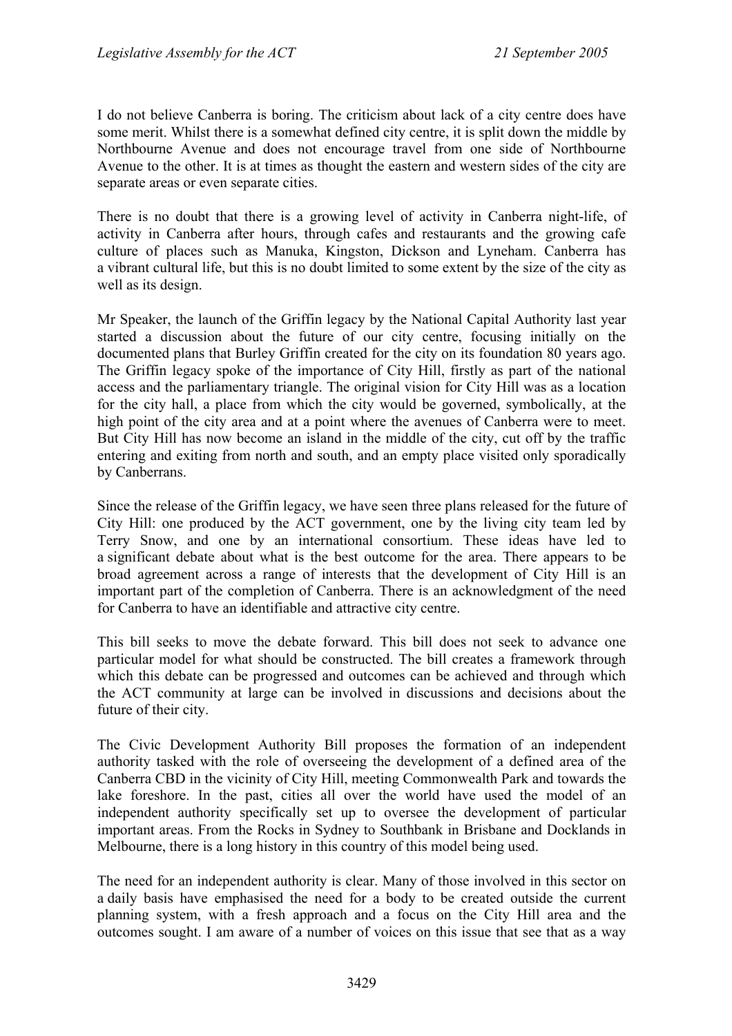I do not believe Canberra is boring. The criticism about lack of a city centre does have some merit. Whilst there is a somewhat defined city centre, it is split down the middle by Northbourne Avenue and does not encourage travel from one side of Northbourne Avenue to the other. It is at times as thought the eastern and western sides of the city are separate areas or even separate cities.

There is no doubt that there is a growing level of activity in Canberra night-life, of activity in Canberra after hours, through cafes and restaurants and the growing cafe culture of places such as Manuka, Kingston, Dickson and Lyneham. Canberra has a vibrant cultural life, but this is no doubt limited to some extent by the size of the city as well as its design.

Mr Speaker, the launch of the Griffin legacy by the National Capital Authority last year started a discussion about the future of our city centre, focusing initially on the documented plans that Burley Griffin created for the city on its foundation 80 years ago. The Griffin legacy spoke of the importance of City Hill, firstly as part of the national access and the parliamentary triangle. The original vision for City Hill was as a location for the city hall, a place from which the city would be governed, symbolically, at the high point of the city area and at a point where the avenues of Canberra were to meet. But City Hill has now become an island in the middle of the city, cut off by the traffic entering and exiting from north and south, and an empty place visited only sporadically by Canberrans.

Since the release of the Griffin legacy, we have seen three plans released for the future of City Hill: one produced by the ACT government, one by the living city team led by Terry Snow, and one by an international consortium. These ideas have led to a significant debate about what is the best outcome for the area. There appears to be broad agreement across a range of interests that the development of City Hill is an important part of the completion of Canberra. There is an acknowledgment of the need for Canberra to have an identifiable and attractive city centre.

This bill seeks to move the debate forward. This bill does not seek to advance one particular model for what should be constructed. The bill creates a framework through which this debate can be progressed and outcomes can be achieved and through which the ACT community at large can be involved in discussions and decisions about the future of their city.

The Civic Development Authority Bill proposes the formation of an independent authority tasked with the role of overseeing the development of a defined area of the Canberra CBD in the vicinity of City Hill, meeting Commonwealth Park and towards the lake foreshore. In the past, cities all over the world have used the model of an independent authority specifically set up to oversee the development of particular important areas. From the Rocks in Sydney to Southbank in Brisbane and Docklands in Melbourne, there is a long history in this country of this model being used.

The need for an independent authority is clear. Many of those involved in this sector on a daily basis have emphasised the need for a body to be created outside the current planning system, with a fresh approach and a focus on the City Hill area and the outcomes sought. I am aware of a number of voices on this issue that see that as a way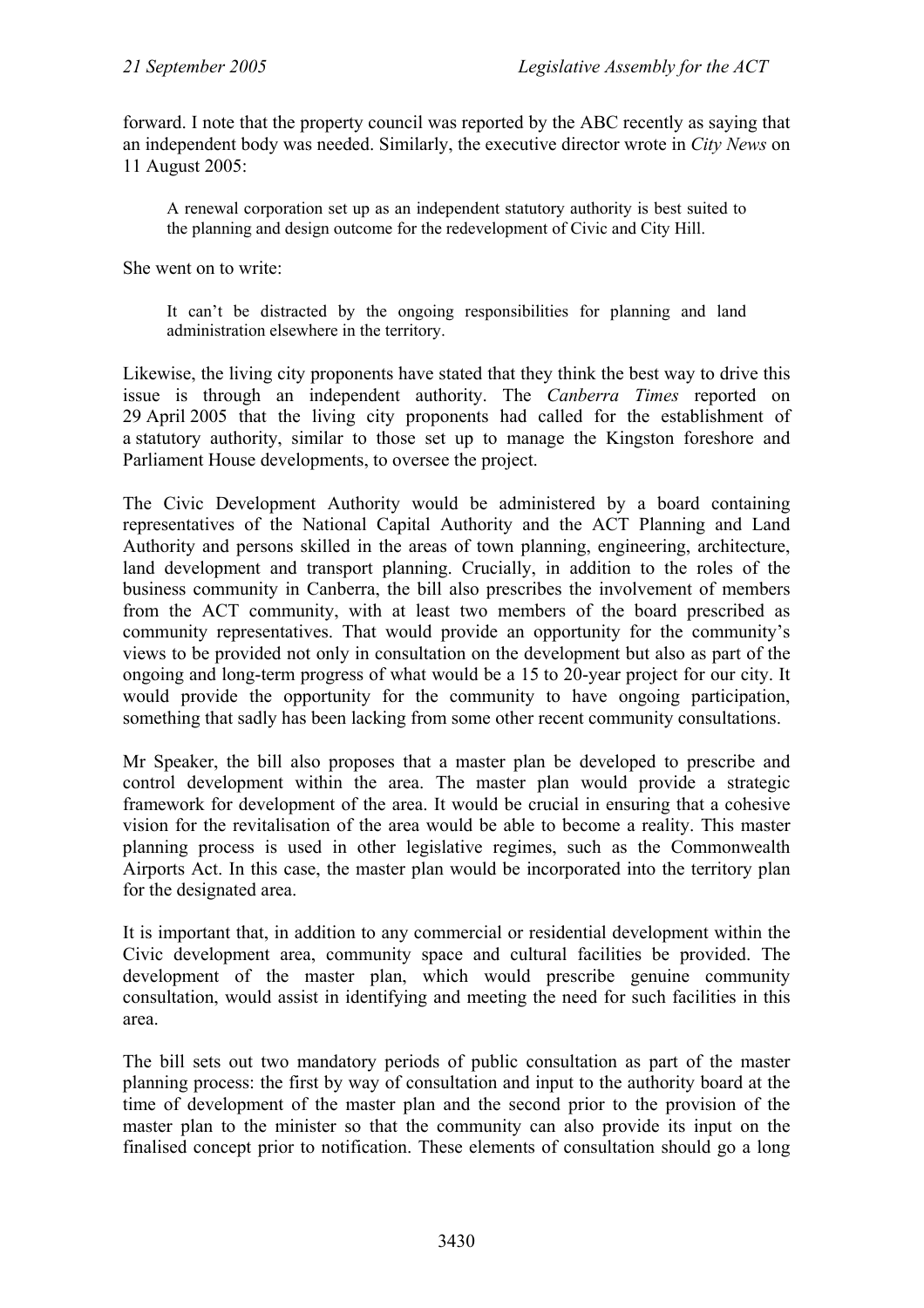forward. I note that the property council was reported by the ABC recently as saying that an independent body was needed. Similarly, the executive director wrote in *City News* on 11 August 2005:

> A renewal corporation set up as an independent statutory authority is best suited to the planning and design outcome for the redevelopment of Civic and City Hill.

She went on to write:

> It can't be distracted by the ongoing responsibilities for planning and land administration elsewhere in the territory.

Likewise, the living city proponents have stated that they think the best way to drive this issue is through an independent authority. The *Canberra Times* reported on 29 April 2005 that the living city proponents had called for the establishment of a statutory authority, similar to those set up to manage the Kingston foreshore and Parliament House developments, to oversee the project.

The Civic Development Authority would be administered by a board containing representatives of the National Capital Authority and the ACT Planning and Land Authority and persons skilled in the areas of town planning, engineering, architecture, land development and transport planning. Crucially, in addition to the roles of the business community in Canberra, the bill also prescribes the involvement of members from the ACT community, with at least two members of the board prescribed as community representatives. That would provide an opportunity for the community's views to be provided not only in consultation on the development but also as part of the ongoing and long-term progress of what would be a 15 to 20-year project for our city. It would provide the opportunity for the community to have ongoing participation, something that sadly has been lacking from some other recent community consultations.

Mr Speaker, the bill also proposes that a master plan be developed to prescribe and control development within the area. The master plan would provide a strategic framework for development of the area. It would be crucial in ensuring that a cohesive vision for the revitalisation of the area would be able to become a reality. This master planning process is used in other legislative regimes, such as the Commonwealth Airports Act. In this case, the master plan would be incorporated into the territory plan for the designated area.

It is important that, in addition to any commercial or residential development within the Civic development area, community space and cultural facilities be provided. The development of the master plan, which would prescribe genuine community consultation, would assist in identifying and meeting the need for such facilities in this area.

The bill sets out two mandatory periods of public consultation as part of the master planning process: the first by way of consultation and input to the authority board at the time of development of the master plan and the second prior to the provision of the master plan to the minister so that the community can also provide its input on the finalised concept prior to notification. These elements of consultation should go a long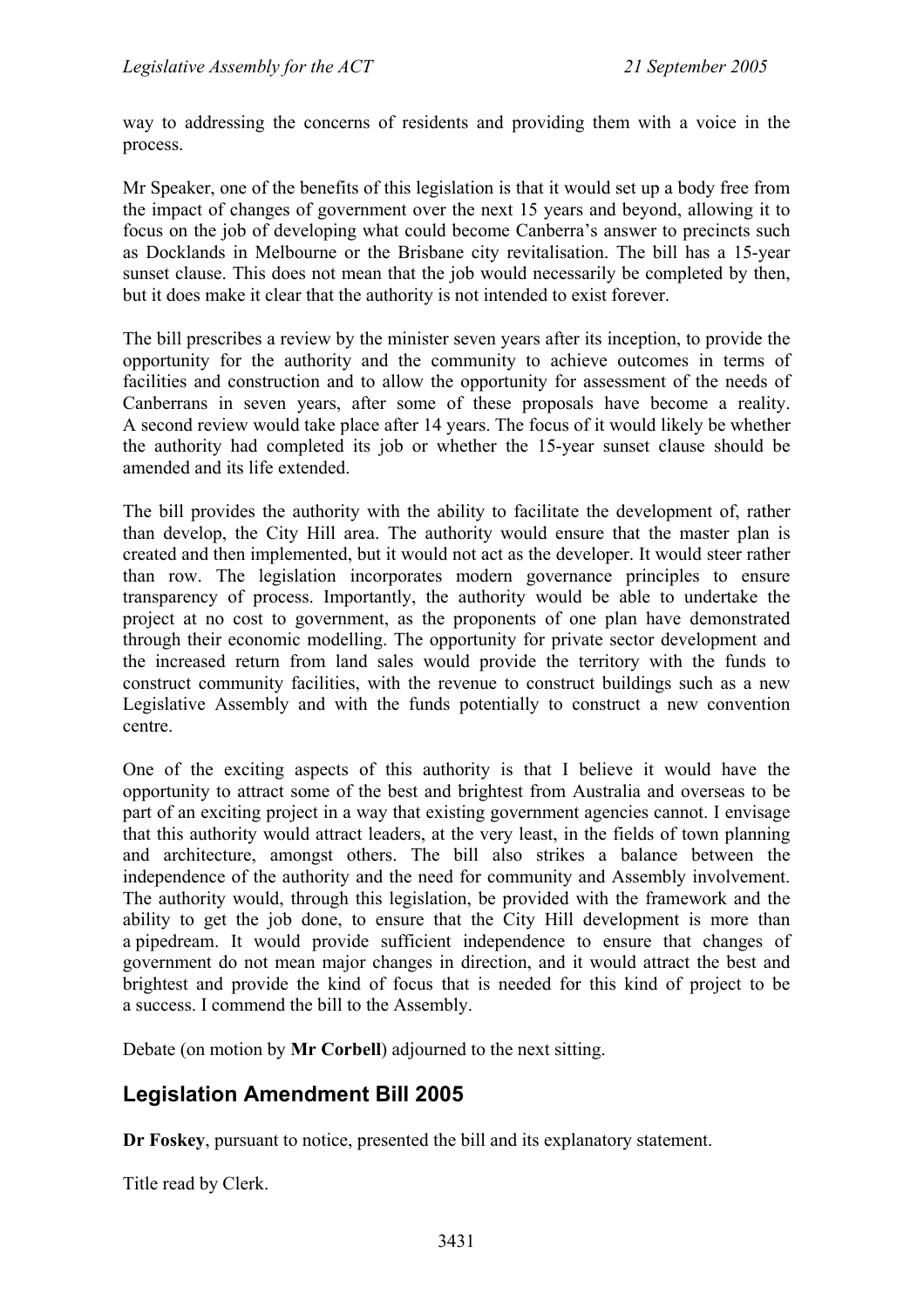way to addressing the concerns of residents and providing them with a voice in the process.

Mr Speaker, one of the benefits of this legislation is that it would set up a body free from the impact of changes of government over the next 15 years and beyond, allowing it to focus on the job of developing what could become Canberra's answer to precincts such as Docklands in Melbourne or the Brisbane city revitalisation. The bill has a 15-year sunset clause. This does not mean that the job would necessarily be completed by then, but it does make it clear that the authority is not intended to exist forever.

The bill prescribes a review by the minister seven years after its inception, to provide the opportunity for the authority and the community to achieve outcomes in terms of facilities and construction and to allow the opportunity for assessment of the needs of Canberrans in seven years, after some of these proposals have become a reality. A second review would take place after 14 years. The focus of it would likely be whether the authority had completed its job or whether the 15-year sunset clause should be amended and its life extended.

The bill provides the authority with the ability to facilitate the development of, rather than develop, the City Hill area. The authority would ensure that the master plan is created and then implemented, but it would not act as the developer. It would steer rather than row. The legislation incorporates modern governance principles to ensure transparency of process. Importantly, the authority would be able to undertake the project at no cost to government, as the proponents of one plan have demonstrated through their economic modelling. The opportunity for private sector development and the increased return from land sales would provide the territory with the funds to construct community facilities, with the revenue to construct buildings such as a new Legislative Assembly and with the funds potentially to construct a new convention centre.

One of the exciting aspects of this authority is that I believe it would have the opportunity to attract some of the best and brightest from Australia and overseas to be part of an exciting project in a way that existing government agencies cannot. I envisage that this authority would attract leaders, at the very least, in the fields of town planning and architecture, amongst others. The bill also strikes a balance between the independence of the authority and the need for community and Assembly involvement. The authority would, through this legislation, be provided with the framework and the ability to get the job done, to ensure that the City Hill development is more than a pipedream. It would provide sufficient independence to ensure that changes of government do not mean major changes in direction, and it would attract the best and brightest and provide the kind of focus that is needed for this kind of project to be a success. I commend the bill to the Assembly.

Debate (on motion by **Mr Corbell**) adjourned to the next sitting.

## Legislation Amendment Bill 2005

**Dr Foskey**, pursuant to notice, presented the bill and its explanatory statement.

Title read by Clerk.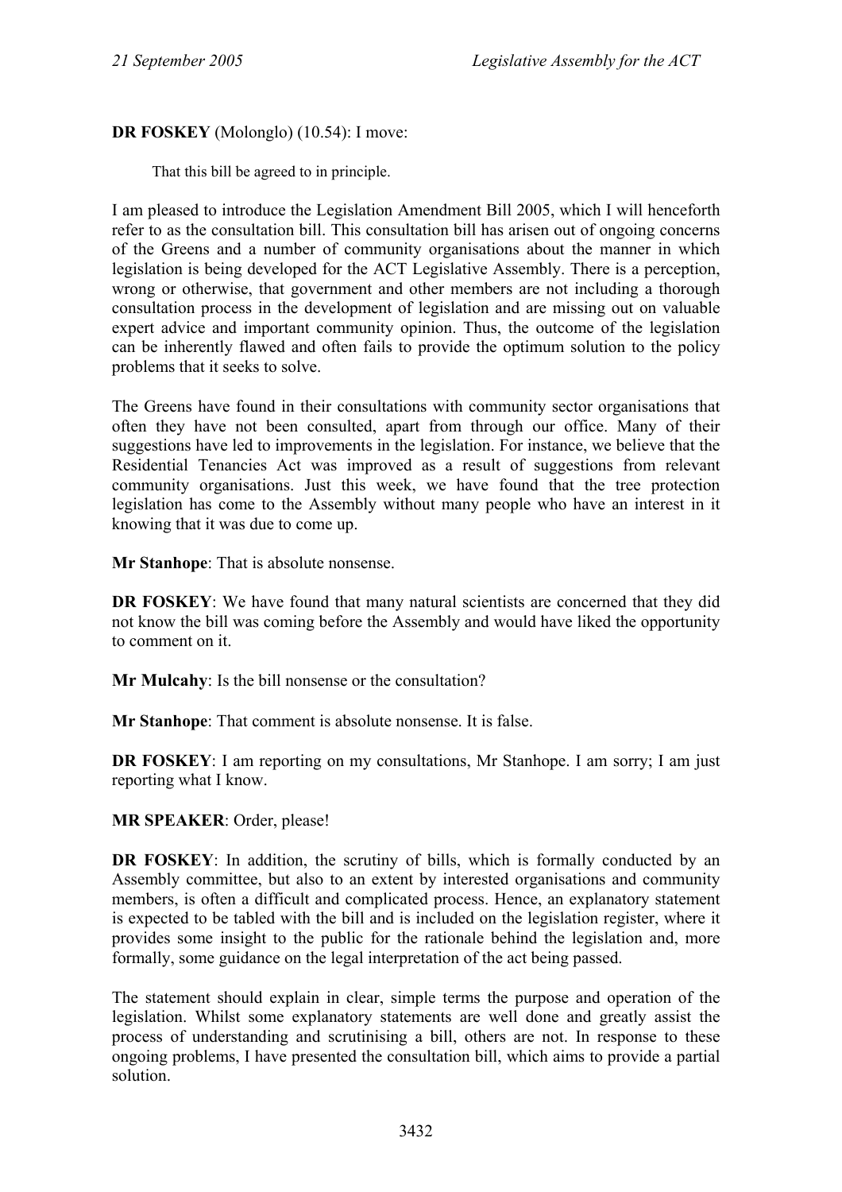**DR FOSKEY** (Molonglo) (10.54): I move:

That this bill be agreed to in principle.

I am pleased to introduce the Legislation Amendment Bill 2005, which I will henceforth refer to as the consultation bill. This consultation bill has arisen out of ongoing concerns of the Greens and a number of community organisations about the manner in which legislation is being developed for the ACT Legislative Assembly. There is a perception, wrong or otherwise, that government and other members are not including a thorough consultation process in the development of legislation and are missing out on valuable expert advice and important community opinion. Thus, the outcome of the legislation can be inherently flawed and often fails to provide the optimum solution to the policy problems that it seeks to solve.

The Greens have found in their consultations with community sector organisations that often they have not been consulted, apart from through our office. Many of their suggestions have led to improvements in the legislation. For instance, we believe that the Residential Tenancies Act was improved as a result of suggestions from relevant community organisations. Just this week, we have found that the tree protection legislation has come to the Assembly without many people who have an interest in it knowing that it was due to come up.

**Mr Stanhope**: That is absolute nonsense.

**DR FOSKEY**: We have found that many natural scientists are concerned that they did not know the bill was coming before the Assembly and would have liked the opportunity to comment on it.

**Mr Mulcahy**: Is the bill nonsense or the consultation?

**Mr Stanhope**: That comment is absolute nonsense. It is false.

**DR FOSKEY**: I am reporting on my consultations, Mr Stanhope. I am sorry; I am just reporting what I know.

**MR SPEAKER**: Order, please!

**DR FOSKEY**: In addition, the scrutiny of bills, which is formally conducted by an Assembly committee, but also to an extent by interested organisations and community members, is often a difficult and complicated process. Hence, an explanatory statement is expected to be tabled with the bill and is included on the legislation register, where it provides some insight to the public for the rationale behind the legislation and, more formally, some guidance on the legal interpretation of the act being passed.

The statement should explain in clear, simple terms the purpose and operation of the legislation. Whilst some explanatory statements are well done and greatly assist the process of understanding and scrutinising a bill, others are not. In response to these ongoing problems, I have presented the consultation bill, which aims to provide a partial solution.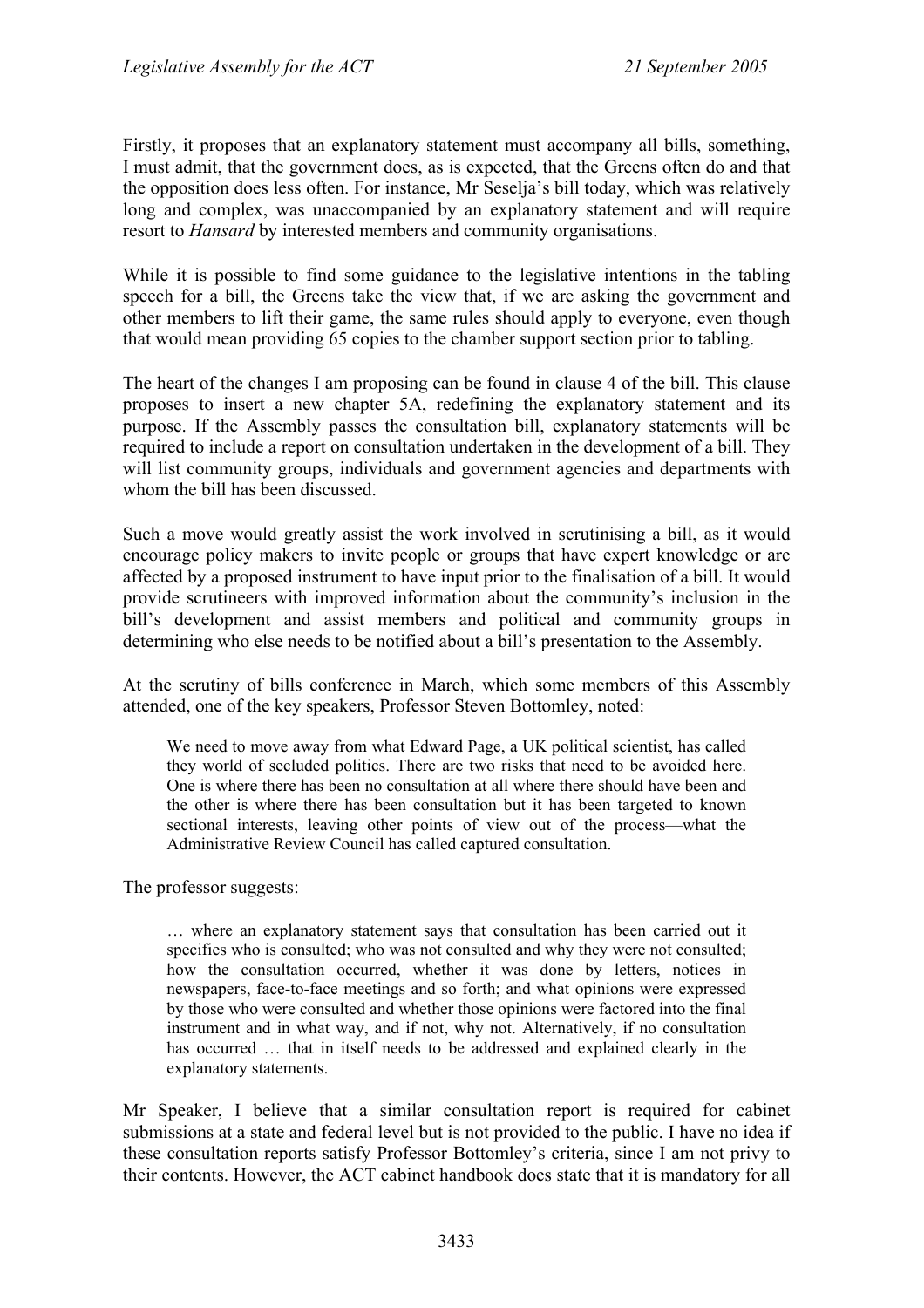Firstly, it proposes that an explanatory statement must accompany all bills, something, I must admit, that the government does, as is expected, that the Greens often do and that the opposition does less often. For instance, Mr Seselja's bill today, which was relatively long and complex, was unaccompanied by an explanatory statement and will require resort to *Hansard* by interested members and community organisations.

While it is possible to find some guidance to the legislative intentions in the tabling speech for a bill, the Greens take the view that, if we are asking the government and other members to lift their game, the same rules should apply to everyone, even though that would mean providing 65 copies to the chamber support section prior to tabling.

The heart of the changes I am proposing can be found in clause 4 of the bill. This clause proposes to insert a new chapter 5A, redefining the explanatory statement and its purpose. If the Assembly passes the consultation bill, explanatory statements will be required to include a report on consultation undertaken in the development of a bill. They will list community groups, individuals and government agencies and departments with whom the bill has been discussed.

Such a move would greatly assist the work involved in scrutinising a bill, as it would encourage policy makers to invite people or groups that have expert knowledge or are affected by a proposed instrument to have input prior to the finalisation of a bill. It would provide scrutineers with improved information about the community's inclusion in the bill's development and assist members and political and community groups in determining who else needs to be notified about a bill's presentation to the Assembly.

At the scrutiny of bills conference in March, which some members of this Assembly attended, one of the key speakers, Professor Steven Bottomley, noted:

> We need to move away from what Edward Page, a UK political scientist, has called they world of secluded politics. There are two risks that need to be avoided here. One is where there has been no consultation at all where there should have been and the other is where there has been consultation but it has been targeted to known sectional interests, leaving other points of view out of the process—what the Administrative Review Council has called captured consultation.

The professor suggests:

> … where an explanatory statement says that consultation has been carried out it specifies who is consulted; who was not consulted and why they were not consulted; how the consultation occurred, whether it was done by letters, notices in newspapers, face-to-face meetings and so forth; and what opinions were expressed by those who were consulted and whether those opinions were factored into the final instrument and in what way, and if not, why not. Alternatively, if no consultation has occurred … that in itself needs to be addressed and explained clearly in the explanatory statements.

Mr Speaker, I believe that a similar consultation report is required for cabinet submissions at a state and federal level but is not provided to the public. I have no idea if these consultation reports satisfy Professor Bottomley's criteria, since I am not privy to their contents. However, the ACT cabinet handbook does state that it is mandatory for all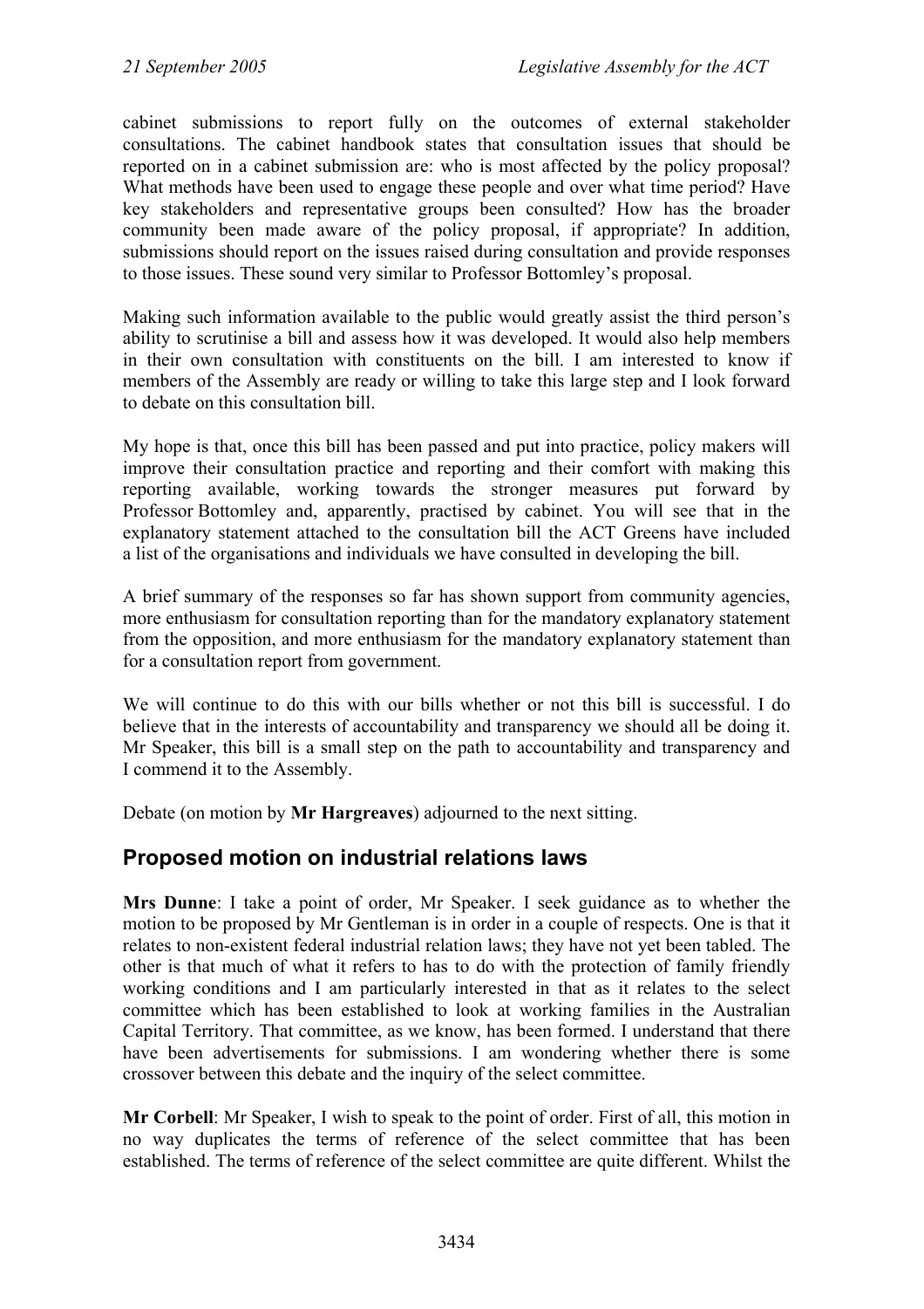cabinet submissions to report fully on the outcomes of external stakeholder consultations. The cabinet handbook states that consultation issues that should be reported on in a cabinet submission are: who is most affected by the policy proposal? What methods have been used to engage these people and over what time period? Have key stakeholders and representative groups been consulted? How has the broader community been made aware of the policy proposal, if appropriate? In addition, submissions should report on the issues raised during consultation and provide responses to those issues. These sound very similar to Professor Bottomley's proposal.

Making such information available to the public would greatly assist the third person's ability to scrutinise a bill and assess how it was developed. It would also help members in their own consultation with constituents on the bill. I am interested to know if members of the Assembly are ready or willing to take this large step and I look forward to debate on this consultation bill.

My hope is that, once this bill has been passed and put into practice, policy makers will improve their consultation practice and reporting and their comfort with making this reporting available, working towards the stronger measures put forward by Professor Bottomley and, apparently, practised by cabinet. You will see that in the explanatory statement attached to the consultation bill the ACT Greens have included a list of the organisations and individuals we have consulted in developing the bill.

A brief summary of the responses so far has shown support from community agencies, more enthusiasm for consultation reporting than for the mandatory explanatory statement from the opposition, and more enthusiasm for the mandatory explanatory statement than for a consultation report from government.

We will continue to do this with our bills whether or not this bill is successful. I do believe that in the interests of accountability and transparency we should all be doing it. Mr Speaker, this bill is a small step on the path to accountability and transparency and I commend it to the Assembly.

Debate (on motion by **Mr Hargreaves**) adjourned to the next sitting.

## Proposed motion on industrial relations laws

**Mrs Dunne**: I take a point of order, Mr Speaker. I seek guidance as to whether the motion to be proposed by Mr Gentleman is in order in a couple of respects. One is that it relates to non-existent federal industrial relation laws; they have not yet been tabled. The other is that much of what it refers to has to do with the protection of family friendly working conditions and I am particularly interested in that as it relates to the select committee which has been established to look at working families in the Australian Capital Territory. That committee, as we know, has been formed. I understand that there have been advertisements for submissions. I am wondering whether there is some crossover between this debate and the inquiry of the select committee.

**Mr Corbell**: Mr Speaker, I wish to speak to the point of order. First of all, this motion in no way duplicates the terms of reference of the select committee that has been established. The terms of reference of the select committee are quite different. Whilst the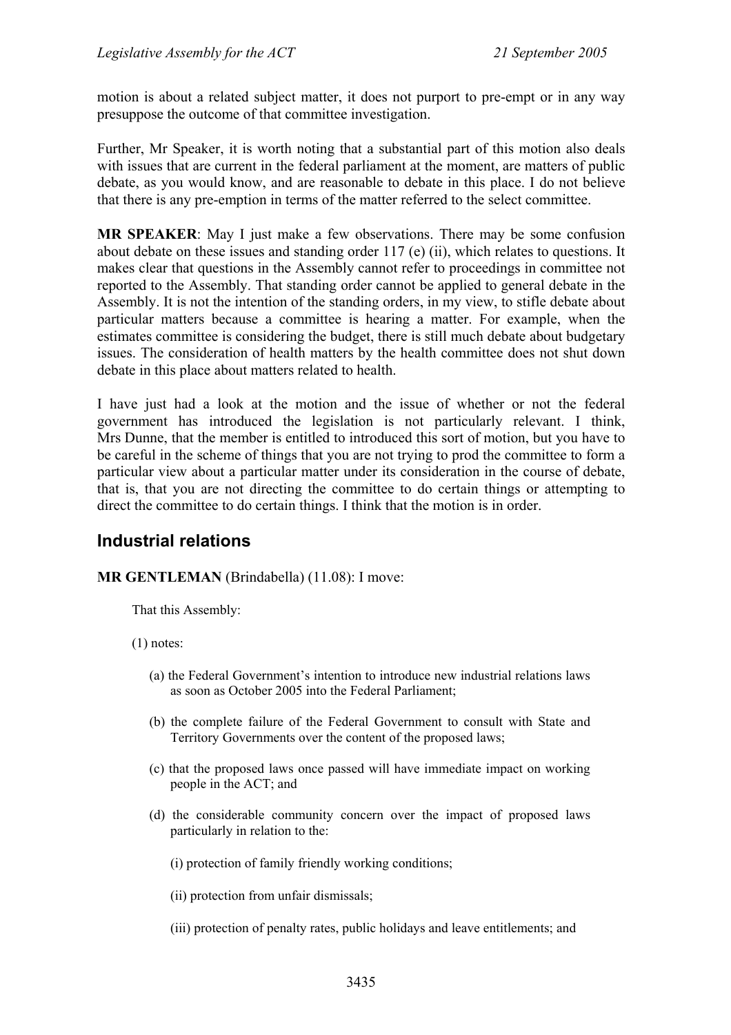motion is about a related subject matter, it does not purport to pre-empt or in any way presuppose the outcome of that committee investigation.

Further, Mr Speaker, it is worth noting that a substantial part of this motion also deals with issues that are current in the federal parliament at the moment, are matters of public debate, as you would know, and are reasonable to debate in this place. I do not believe that there is any pre-emption in terms of the matter referred to the select committee.

**MR SPEAKER**: May I just make a few observations. There may be some confusion about debate on these issues and standing order 117 (e) (ii), which relates to questions. It makes clear that questions in the Assembly cannot refer to proceedings in committee not reported to the Assembly. That standing order cannot be applied to general debate in the Assembly. It is not the intention of the standing orders, in my view, to stifle debate about particular matters because a committee is hearing a matter. For example, when the estimates committee is considering the budget, there is still much debate about budgetary issues. The consideration of health matters by the health committee does not shut down debate in this place about matters related to health.

I have just had a look at the motion and the issue of whether or not the federal government has introduced the legislation is not particularly relevant. I think, Mrs Dunne, that the member is entitled to introduced this sort of motion, but you have to be careful in the scheme of things that you are not trying to prod the committee to form a particular view about a particular matter under its consideration in the course of debate, that is, that you are not directing the committee to do certain things or attempting to direct the committee to do certain things. I think that the motion is in order.

## Industrial relations

**MR GENTLEMAN** (Brindabella) (11.08): I move:

> That this Assembly:
>
> (1) notes:
>
> (a) the Federal Government's intention to introduce new industrial relations laws as soon as October 2005 into the Federal Parliament;
>
> (b) the complete failure of the Federal Government to consult with State and Territory Governments over the content of the proposed laws;
>
> (c) that the proposed laws once passed will have immediate impact on working people in the ACT; and
>
> (d) the considerable community concern over the impact of proposed laws particularly in relation to the:
>
> (i) protection of family friendly working conditions;
>
> (ii) protection from unfair dismissals;
>
> (iii) protection of penalty rates, public holidays and leave entitlements; and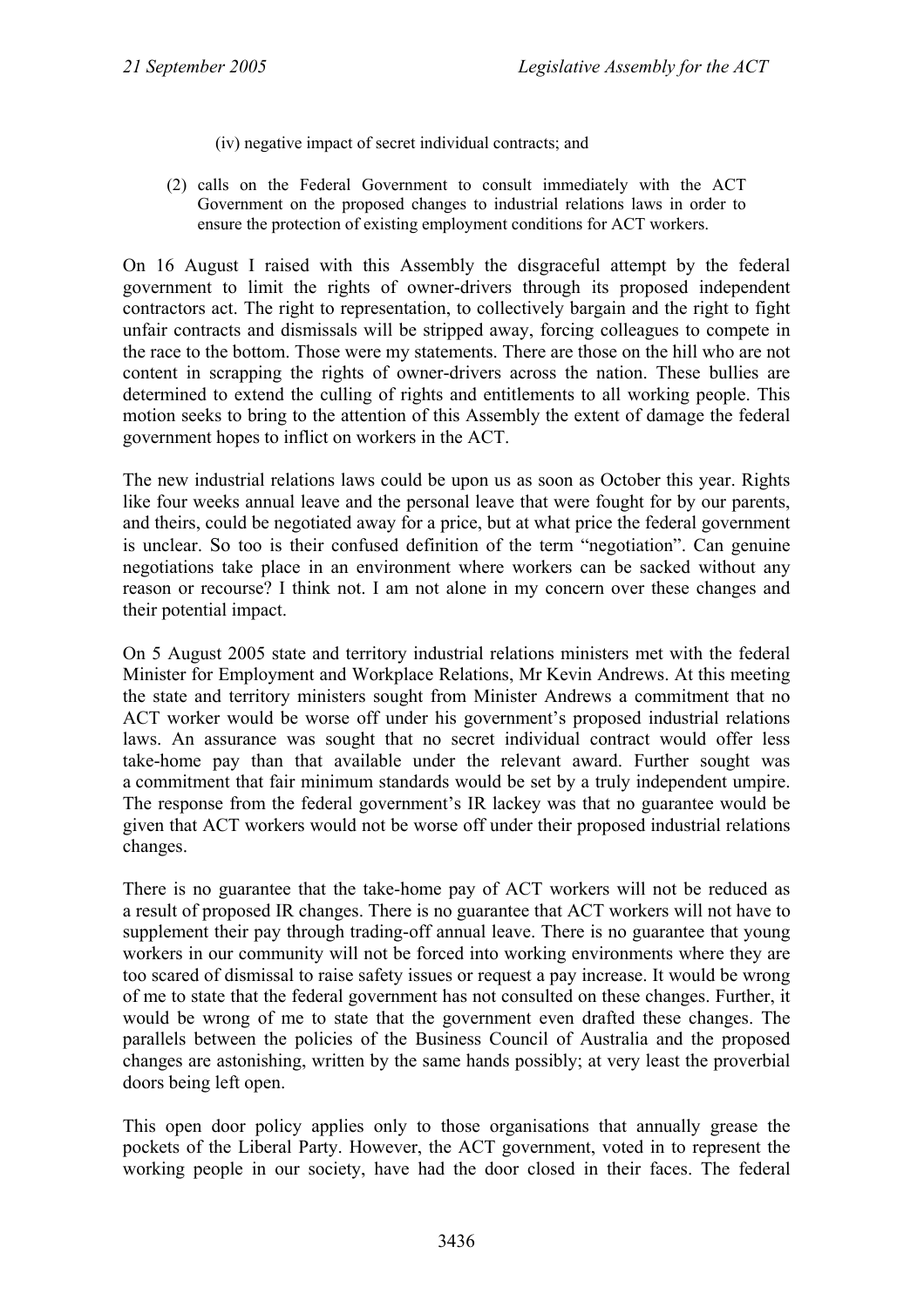(iv) negative impact of secret individual contracts; and

(2) calls on the Federal Government to consult immediately with the ACT Government on the proposed changes to industrial relations laws in order to ensure the protection of existing employment conditions for ACT workers.

On 16 August I raised with this Assembly the disgraceful attempt by the federal government to limit the rights of owner-drivers through its proposed independent contractors act. The right to representation, to collectively bargain and the right to fight unfair contracts and dismissals will be stripped away, forcing colleagues to compete in the race to the bottom. Those were my statements. There are those on the hill who are not content in scrapping the rights of owner-drivers across the nation. These bullies are determined to extend the culling of rights and entitlements to all working people. This motion seeks to bring to the attention of this Assembly the extent of damage the federal government hopes to inflict on workers in the ACT.

The new industrial relations laws could be upon us as soon as October this year. Rights like four weeks annual leave and the personal leave that were fought for by our parents, and theirs, could be negotiated away for a price, but at what price the federal government is unclear. So too is their confused definition of the term "negotiation". Can genuine negotiations take place in an environment where workers can be sacked without any reason or recourse? I think not. I am not alone in my concern over these changes and their potential impact.

On 5 August 2005 state and territory industrial relations ministers met with the federal Minister for Employment and Workplace Relations, Mr Kevin Andrews. At this meeting the state and territory ministers sought from Minister Andrews a commitment that no ACT worker would be worse off under his government's proposed industrial relations laws. An assurance was sought that no secret individual contract would offer less take-home pay than that available under the relevant award. Further sought was a commitment that fair minimum standards would be set by a truly independent umpire. The response from the federal government's IR lackey was that no guarantee would be given that ACT workers would not be worse off under their proposed industrial relations changes.

There is no guarantee that the take-home pay of ACT workers will not be reduced as a result of proposed IR changes. There is no guarantee that ACT workers will not have to supplement their pay through trading-off annual leave. There is no guarantee that young workers in our community will not be forced into working environments where they are too scared of dismissal to raise safety issues or request a pay increase. It would be wrong of me to state that the federal government has not consulted on these changes. Further, it would be wrong of me to state that the government even drafted these changes. The parallels between the policies of the Business Council of Australia and the proposed changes are astonishing, written by the same hands possibly; at very least the proverbial doors being left open.

This open door policy applies only to those organisations that annually grease the pockets of the Liberal Party. However, the ACT government, voted in to represent the working people in our society, have had the door closed in their faces. The federal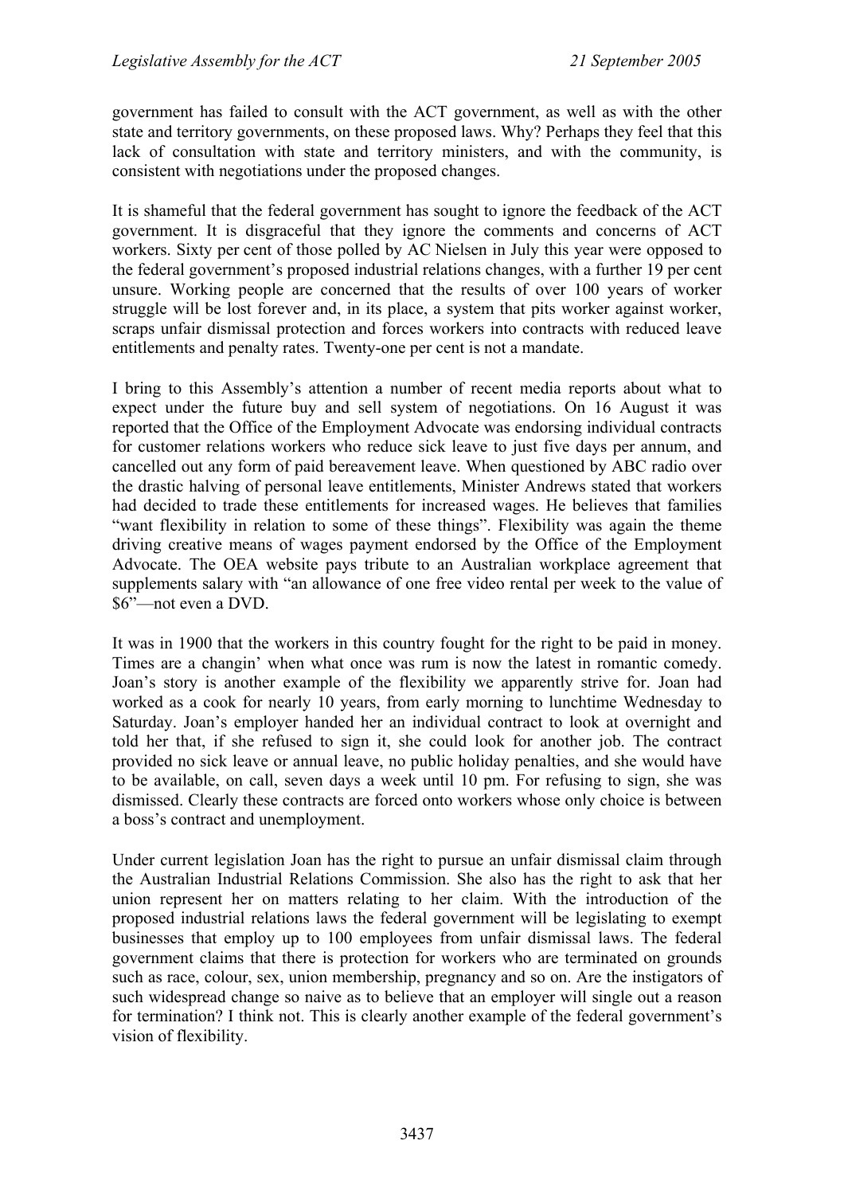government has failed to consult with the ACT government, as well as with the other state and territory governments, on these proposed laws. Why? Perhaps they feel that this lack of consultation with state and territory ministers, and with the community, is consistent with negotiations under the proposed changes.

It is shameful that the federal government has sought to ignore the feedback of the ACT government. It is disgraceful that they ignore the comments and concerns of ACT workers. Sixty per cent of those polled by AC Nielsen in July this year were opposed to the federal government's proposed industrial relations changes, with a further 19 per cent unsure. Working people are concerned that the results of over 100 years of worker struggle will be lost forever and, in its place, a system that pits worker against worker, scraps unfair dismissal protection and forces workers into contracts with reduced leave entitlements and penalty rates. Twenty-one per cent is not a mandate.

I bring to this Assembly's attention a number of recent media reports about what to expect under the future buy and sell system of negotiations. On 16 August it was reported that the Office of the Employment Advocate was endorsing individual contracts for customer relations workers who reduce sick leave to just five days per annum, and cancelled out any form of paid bereavement leave. When questioned by ABC radio over the drastic halving of personal leave entitlements, Minister Andrews stated that workers had decided to trade these entitlements for increased wages. He believes that families "want flexibility in relation to some of these things". Flexibility was again the theme driving creative means of wages payment endorsed by the Office of the Employment Advocate. The OEA website pays tribute to an Australian workplace agreement that supplements salary with "an allowance of one free video rental per week to the value of $6"—not even a DVD.

It was in 1900 that the workers in this country fought for the right to be paid in money. Times are a changin' when what once was rum is now the latest in romantic comedy. Joan's story is another example of the flexibility we apparently strive for. Joan had worked as a cook for nearly 10 years, from early morning to lunchtime Wednesday to Saturday. Joan's employer handed her an individual contract to look at overnight and told her that, if she refused to sign it, she could look for another job. The contract provided no sick leave or annual leave, no public holiday penalties, and she would have to be available, on call, seven days a week until 10 pm. For refusing to sign, she was dismissed. Clearly these contracts are forced onto workers whose only choice is between a boss's contract and unemployment.

Under current legislation Joan has the right to pursue an unfair dismissal claim through the Australian Industrial Relations Commission. She also has the right to ask that her union represent her on matters relating to her claim. With the introduction of the proposed industrial relations laws the federal government will be legislating to exempt businesses that employ up to 100 employees from unfair dismissal laws. The federal government claims that there is protection for workers who are terminated on grounds such as race, colour, sex, union membership, pregnancy and so on. Are the instigators of such widespread change so naive as to believe that an employer will single out a reason for termination? I think not. This is clearly another example of the federal government's vision of flexibility.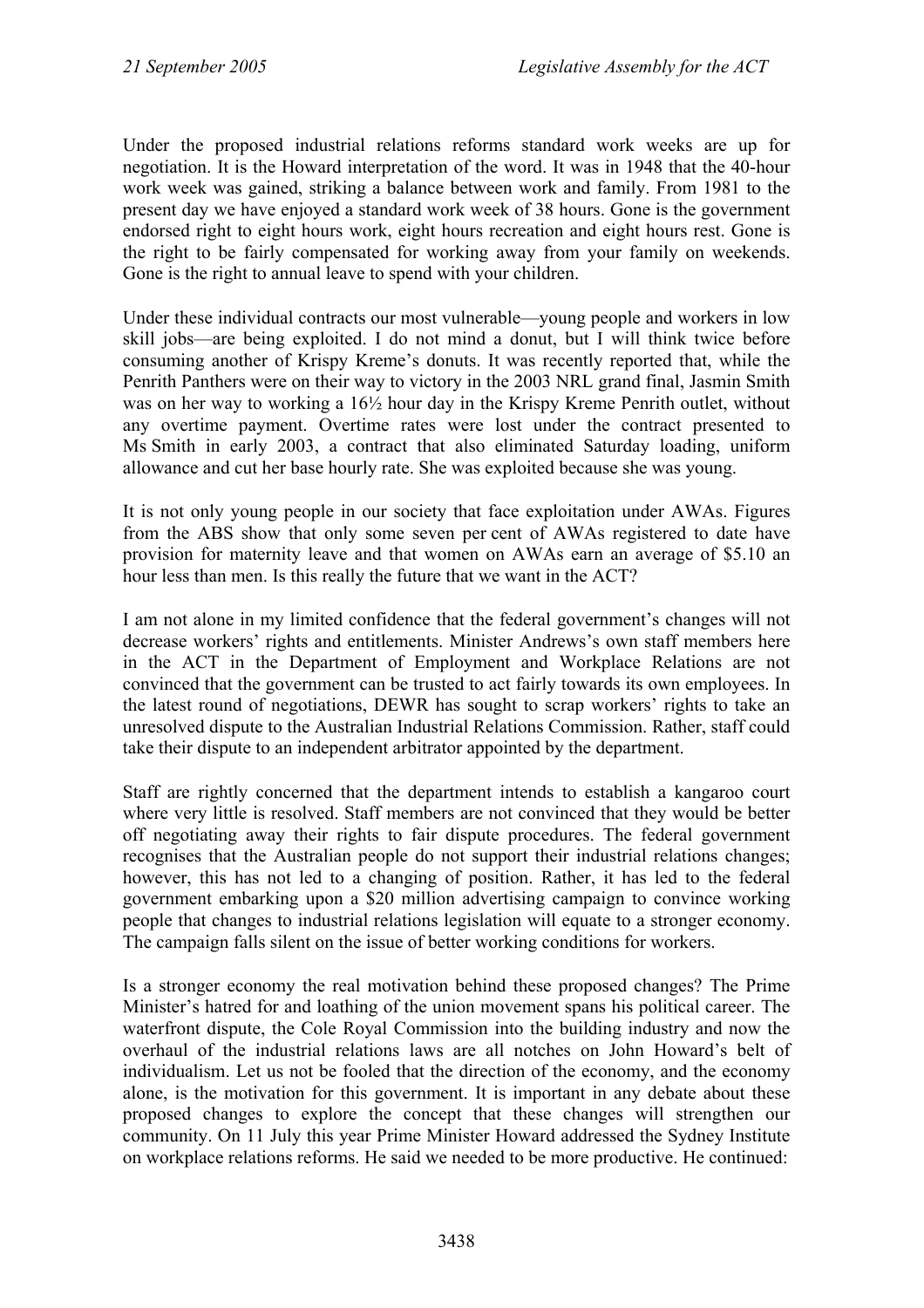Under the proposed industrial relations reforms standard work weeks are up for negotiation. It is the Howard interpretation of the word. It was in 1948 that the 40-hour work week was gained, striking a balance between work and family. From 1981 to the present day we have enjoyed a standard work week of 38 hours. Gone is the government endorsed right to eight hours work, eight hours recreation and eight hours rest. Gone is the right to be fairly compensated for working away from your family on weekends. Gone is the right to annual leave to spend with your children.

Under these individual contracts our most vulnerable—young people and workers in low skill jobs—are being exploited. I do not mind a donut, but I will think twice before consuming another of Krispy Kreme's donuts. It was recently reported that, while the Penrith Panthers were on their way to victory in the 2003 NRL grand final, Jasmin Smith was on her way to working a 16½ hour day in the Krispy Kreme Penrith outlet, without any overtime payment. Overtime rates were lost under the contract presented to Ms Smith in early 2003, a contract that also eliminated Saturday loading, uniform allowance and cut her base hourly rate. She was exploited because she was young.

It is not only young people in our society that face exploitation under AWAs. Figures from the ABS show that only some seven per cent of AWAs registered to date have provision for maternity leave and that women on AWAs earn an average of $5.10 an hour less than men. Is this really the future that we want in the ACT?

I am not alone in my limited confidence that the federal government's changes will not decrease workers' rights and entitlements. Minister Andrews's own staff members here in the ACT in the Department of Employment and Workplace Relations are not convinced that the government can be trusted to act fairly towards its own employees. In the latest round of negotiations, DEWR has sought to scrap workers' rights to take an unresolved dispute to the Australian Industrial Relations Commission. Rather, staff could take their dispute to an independent arbitrator appointed by the department.

Staff are rightly concerned that the department intends to establish a kangaroo court where very little is resolved. Staff members are not convinced that they would be better off negotiating away their rights to fair dispute procedures. The federal government recognises that the Australian people do not support their industrial relations changes; however, this has not led to a changing of position. Rather, it has led to the federal government embarking upon a $20 million advertising campaign to convince working people that changes to industrial relations legislation will equate to a stronger economy. The campaign falls silent on the issue of better working conditions for workers.

Is a stronger economy the real motivation behind these proposed changes? The Prime Minister's hatred for and loathing of the union movement spans his political career. The waterfront dispute, the Cole Royal Commission into the building industry and now the overhaul of the industrial relations laws are all notches on John Howard's belt of individualism. Let us not be fooled that the direction of the economy, and the economy alone, is the motivation for this government. It is important in any debate about these proposed changes to explore the concept that these changes will strengthen our community. On 11 July this year Prime Minister Howard addressed the Sydney Institute on workplace relations reforms. He said we needed to be more productive. He continued: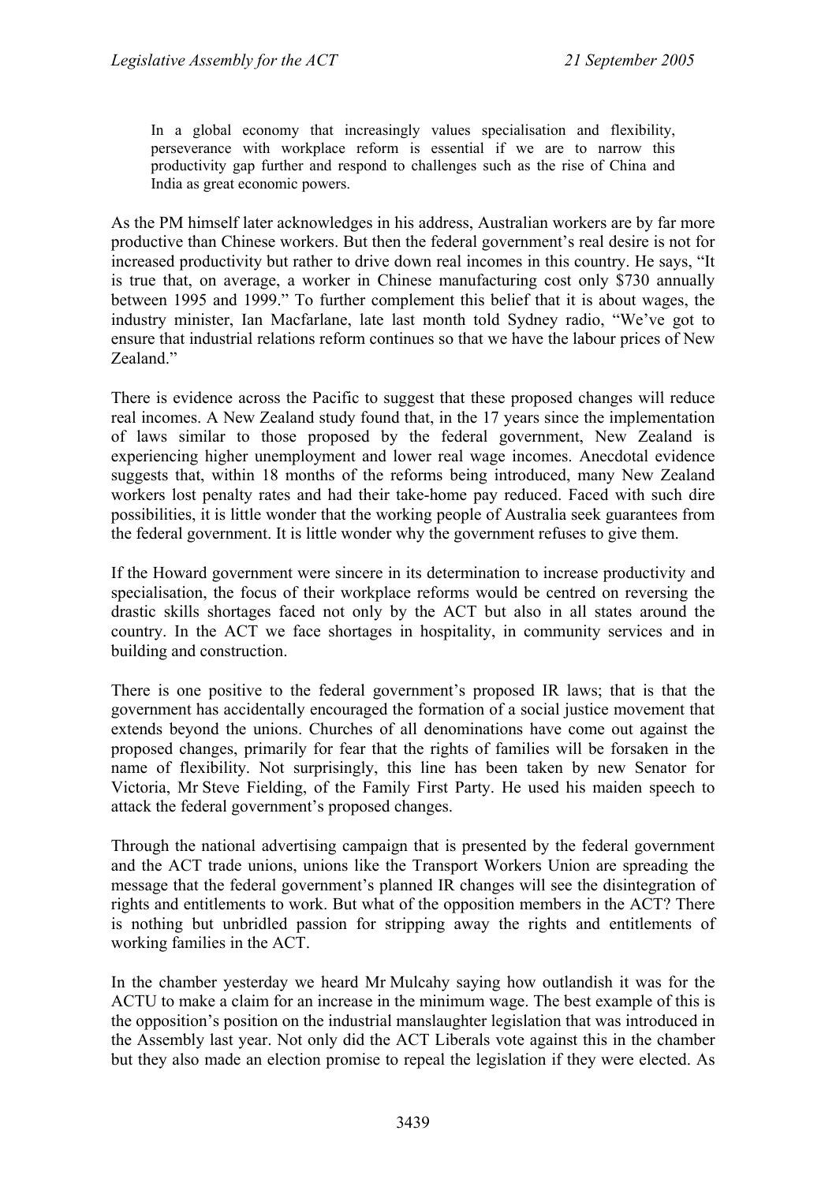> In a global economy that increasingly values specialisation and flexibility, perseverance with workplace reform is essential if we are to narrow this productivity gap further and respond to challenges such as the rise of China and India as great economic powers.

As the PM himself later acknowledges in his address, Australian workers are by far more productive than Chinese workers. But then the federal government's real desire is not for increased productivity but rather to drive down real incomes in this country. He says, "It is true that, on average, a worker in Chinese manufacturing cost only $730 annually between 1995 and 1999." To further complement this belief that it is about wages, the industry minister, Ian Macfarlane, late last month told Sydney radio, "We've got to ensure that industrial relations reform continues so that we have the labour prices of New Zealand."

There is evidence across the Pacific to suggest that these proposed changes will reduce real incomes. A New Zealand study found that, in the 17 years since the implementation of laws similar to those proposed by the federal government, New Zealand is experiencing higher unemployment and lower real wage incomes. Anecdotal evidence suggests that, within 18 months of the reforms being introduced, many New Zealand workers lost penalty rates and had their take-home pay reduced. Faced with such dire possibilities, it is little wonder that the working people of Australia seek guarantees from the federal government. It is little wonder why the government refuses to give them.

If the Howard government were sincere in its determination to increase productivity and specialisation, the focus of their workplace reforms would be centred on reversing the drastic skills shortages faced not only by the ACT but also in all states around the country. In the ACT we face shortages in hospitality, in community services and in building and construction.

There is one positive to the federal government's proposed IR laws; that is that the government has accidentally encouraged the formation of a social justice movement that extends beyond the unions. Churches of all denominations have come out against the proposed changes, primarily for fear that the rights of families will be forsaken in the name of flexibility. Not surprisingly, this line has been taken by new Senator for Victoria, Mr Steve Fielding, of the Family First Party. He used his maiden speech to attack the federal government's proposed changes.

Through the national advertising campaign that is presented by the federal government and the ACT trade unions, unions like the Transport Workers Union are spreading the message that the federal government's planned IR changes will see the disintegration of rights and entitlements to work. But what of the opposition members in the ACT? There is nothing but unbridled passion for stripping away the rights and entitlements of working families in the ACT.

In the chamber yesterday we heard Mr Mulcahy saying how outlandish it was for the ACTU to make a claim for an increase in the minimum wage. The best example of this is the opposition's position on the industrial manslaughter legislation that was introduced in the Assembly last year. Not only did the ACT Liberals vote against this in the chamber but they also made an election promise to repeal the legislation if they were elected. As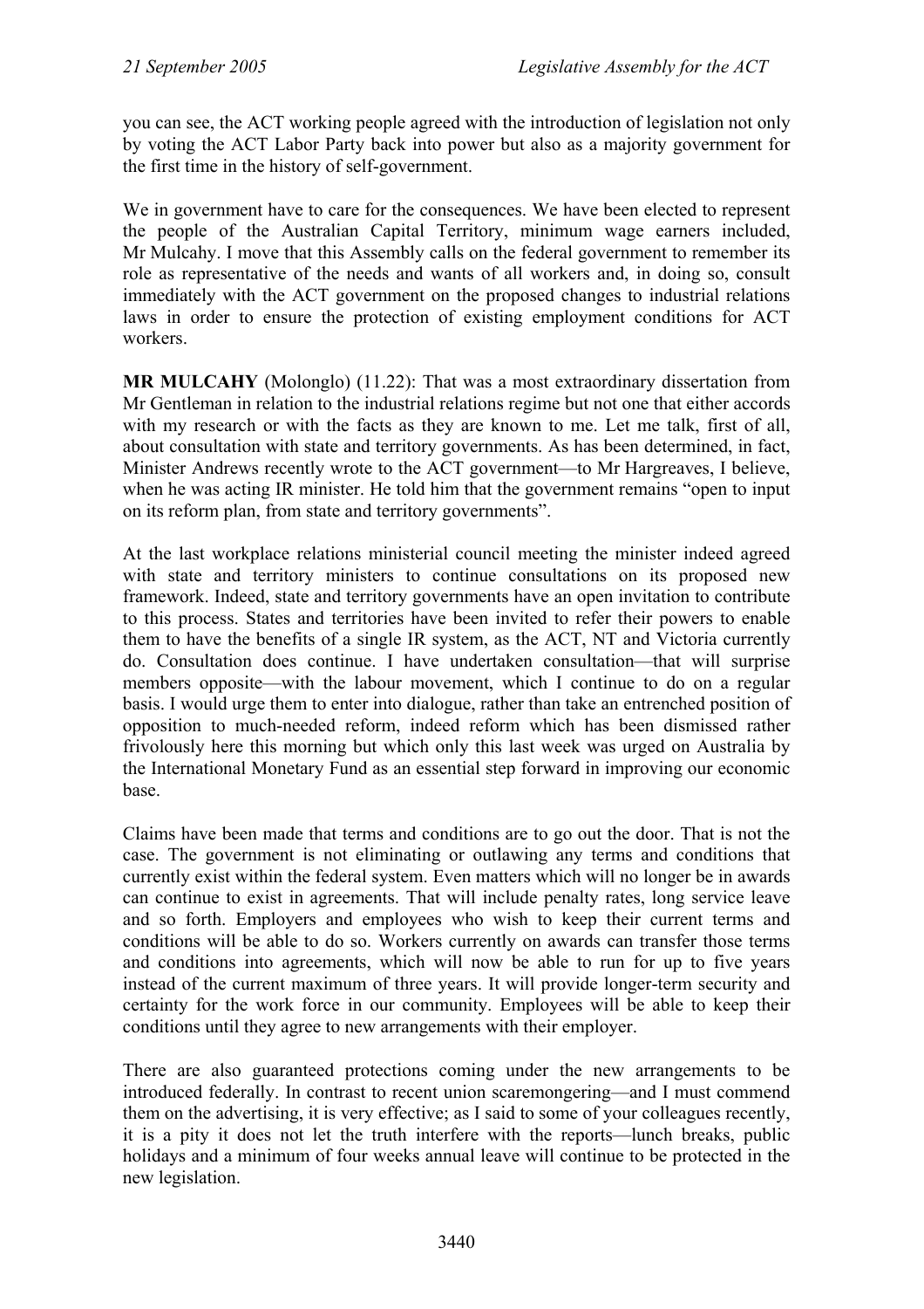you can see, the ACT working people agreed with the introduction of legislation not only by voting the ACT Labor Party back into power but also as a majority government for the first time in the history of self-government.

We in government have to care for the consequences. We have been elected to represent the people of the Australian Capital Territory, minimum wage earners included, Mr Mulcahy. I move that this Assembly calls on the federal government to remember its role as representative of the needs and wants of all workers and, in doing so, consult immediately with the ACT government on the proposed changes to industrial relations laws in order to ensure the protection of existing employment conditions for ACT workers.

**MR MULCAHY** (Molonglo) (11.22): That was a most extraordinary dissertation from Mr Gentleman in relation to the industrial relations regime but not one that either accords with my research or with the facts as they are known to me. Let me talk, first of all, about consultation with state and territory governments. As has been determined, in fact, Minister Andrews recently wrote to the ACT government—to Mr Hargreaves, I believe, when he was acting IR minister. He told him that the government remains "open to input on its reform plan, from state and territory governments".

At the last workplace relations ministerial council meeting the minister indeed agreed with state and territory ministers to continue consultations on its proposed new framework. Indeed, state and territory governments have an open invitation to contribute to this process. States and territories have been invited to refer their powers to enable them to have the benefits of a single IR system, as the ACT, NT and Victoria currently do. Consultation does continue. I have undertaken consultation—that will surprise members opposite—with the labour movement, which I continue to do on a regular basis. I would urge them to enter into dialogue, rather than take an entrenched position of opposition to much-needed reform, indeed reform which has been dismissed rather frivolously here this morning but which only this last week was urged on Australia by the International Monetary Fund as an essential step forward in improving our economic base.

Claims have been made that terms and conditions are to go out the door. That is not the case. The government is not eliminating or outlawing any terms and conditions that currently exist within the federal system. Even matters which will no longer be in awards can continue to exist in agreements. That will include penalty rates, long service leave and so forth. Employers and employees who wish to keep their current terms and conditions will be able to do so. Workers currently on awards can transfer those terms and conditions into agreements, which will now be able to run for up to five years instead of the current maximum of three years. It will provide longer-term security and certainty for the work force in our community. Employees will be able to keep their conditions until they agree to new arrangements with their employer.

There are also guaranteed protections coming under the new arrangements to be introduced federally. In contrast to recent union scaremongering—and I must commend them on the advertising, it is very effective; as I said to some of your colleagues recently, it is a pity it does not let the truth interfere with the reports—lunch breaks, public holidays and a minimum of four weeks annual leave will continue to be protected in the new legislation.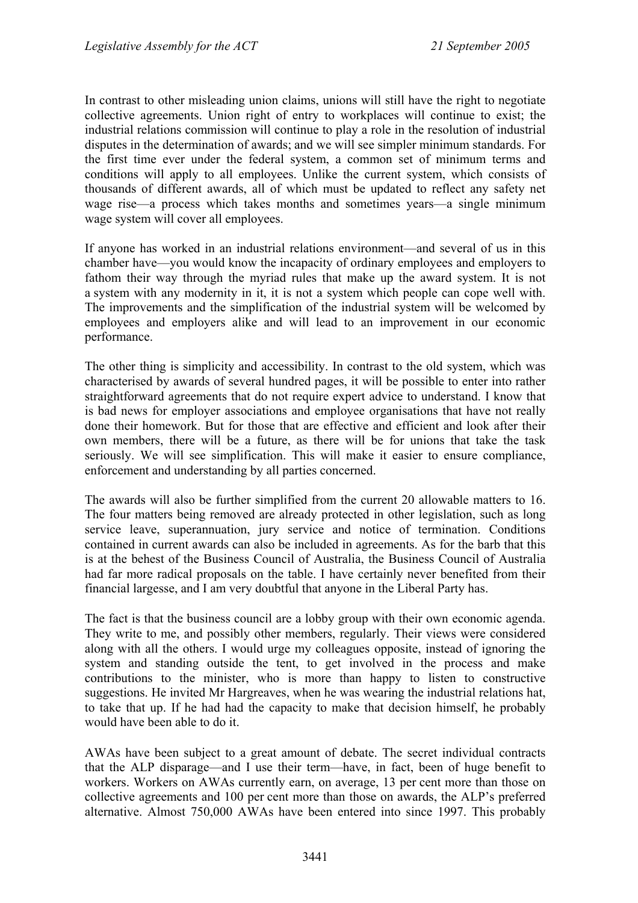In contrast to other misleading union claims, unions will still have the right to negotiate collective agreements. Union right of entry to workplaces will continue to exist; the industrial relations commission will continue to play a role in the resolution of industrial disputes in the determination of awards; and we will see simpler minimum standards. For the first time ever under the federal system, a common set of minimum terms and conditions will apply to all employees. Unlike the current system, which consists of thousands of different awards, all of which must be updated to reflect any safety net wage rise—a process which takes months and sometimes years—a single minimum wage system will cover all employees.

If anyone has worked in an industrial relations environment—and several of us in this chamber have—you would know the incapacity of ordinary employees and employers to fathom their way through the myriad rules that make up the award system. It is not a system with any modernity in it, it is not a system which people can cope well with. The improvements and the simplification of the industrial system will be welcomed by employees and employers alike and will lead to an improvement in our economic performance.

The other thing is simplicity and accessibility. In contrast to the old system, which was characterised by awards of several hundred pages, it will be possible to enter into rather straightforward agreements that do not require expert advice to understand. I know that is bad news for employer associations and employee organisations that have not really done their homework. But for those that are effective and efficient and look after their own members, there will be a future, as there will be for unions that take the task seriously. We will see simplification. This will make it easier to ensure compliance, enforcement and understanding by all parties concerned.

The awards will also be further simplified from the current 20 allowable matters to 16. The four matters being removed are already protected in other legislation, such as long service leave, superannuation, jury service and notice of termination. Conditions contained in current awards can also be included in agreements. As for the barb that this is at the behest of the Business Council of Australia, the Business Council of Australia had far more radical proposals on the table. I have certainly never benefited from their financial largesse, and I am very doubtful that anyone in the Liberal Party has.

The fact is that the business council are a lobby group with their own economic agenda. They write to me, and possibly other members, regularly. Their views were considered along with all the others. I would urge my colleagues opposite, instead of ignoring the system and standing outside the tent, to get involved in the process and make contributions to the minister, who is more than happy to listen to constructive suggestions. He invited Mr Hargreaves, when he was wearing the industrial relations hat, to take that up. If he had had the capacity to make that decision himself, he probably would have been able to do it.

AWAs have been subject to a great amount of debate. The secret individual contracts that the ALP disparage—and I use their term—have, in fact, been of huge benefit to workers. Workers on AWAs currently earn, on average, 13 per cent more than those on collective agreements and 100 per cent more than those on awards, the ALP's preferred alternative. Almost 750,000 AWAs have been entered into since 1997. This probably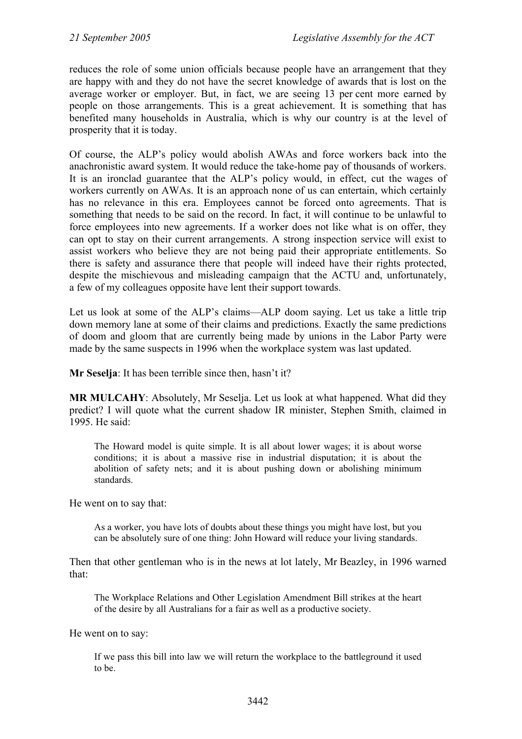reduces the role of some union officials because people have an arrangement that they are happy with and they do not have the secret knowledge of awards that is lost on the average worker or employer. But, in fact, we are seeing 13 per cent more earned by people on those arrangements. This is a great achievement. It is something that has benefited many households in Australia, which is why our country is at the level of prosperity that it is today.

Of course, the ALP's policy would abolish AWAs and force workers back into the anachronistic award system. It would reduce the take-home pay of thousands of workers. It is an ironclad guarantee that the ALP's policy would, in effect, cut the wages of workers currently on AWAs. It is an approach none of us can entertain, which certainly has no relevance in this era. Employees cannot be forced onto agreements. That is something that needs to be said on the record. In fact, it will continue to be unlawful to force employees into new agreements. If a worker does not like what is on offer, they can opt to stay on their current arrangements. A strong inspection service will exist to assist workers who believe they are not being paid their appropriate entitlements. So there is safety and assurance there that people will indeed have their rights protected, despite the mischievous and misleading campaign that the ACTU and, unfortunately, a few of my colleagues opposite have lent their support towards.

Let us look at some of the ALP's claims—ALP doom saying. Let us take a little trip down memory lane at some of their claims and predictions. Exactly the same predictions of doom and gloom that are currently being made by unions in the Labor Party were made by the same suspects in 1996 when the workplace system was last updated.

**Mr Seselja**: It has been terrible since then, hasn't it?

**MR MULCAHY**: Absolutely, Mr Seselja. Let us look at what happened. What did they predict? I will quote what the current shadow IR minister, Stephen Smith, claimed in 1995. He said:

> The Howard model is quite simple. It is all about lower wages; it is about worse conditions; it is about a massive rise in industrial disputation; it is about the abolition of safety nets; and it is about pushing down or abolishing minimum standards.

He went on to say that:

> As a worker, you have lots of doubts about these things you might have lost, but you can be absolutely sure of one thing: John Howard will reduce your living standards.

Then that other gentleman who is in the news at lot lately, Mr Beazley, in 1996 warned that:

> The Workplace Relations and Other Legislation Amendment Bill strikes at the heart of the desire by all Australians for a fair as well as a productive society.

He went on to say:

> If we pass this bill into law we will return the workplace to the battleground it used to be.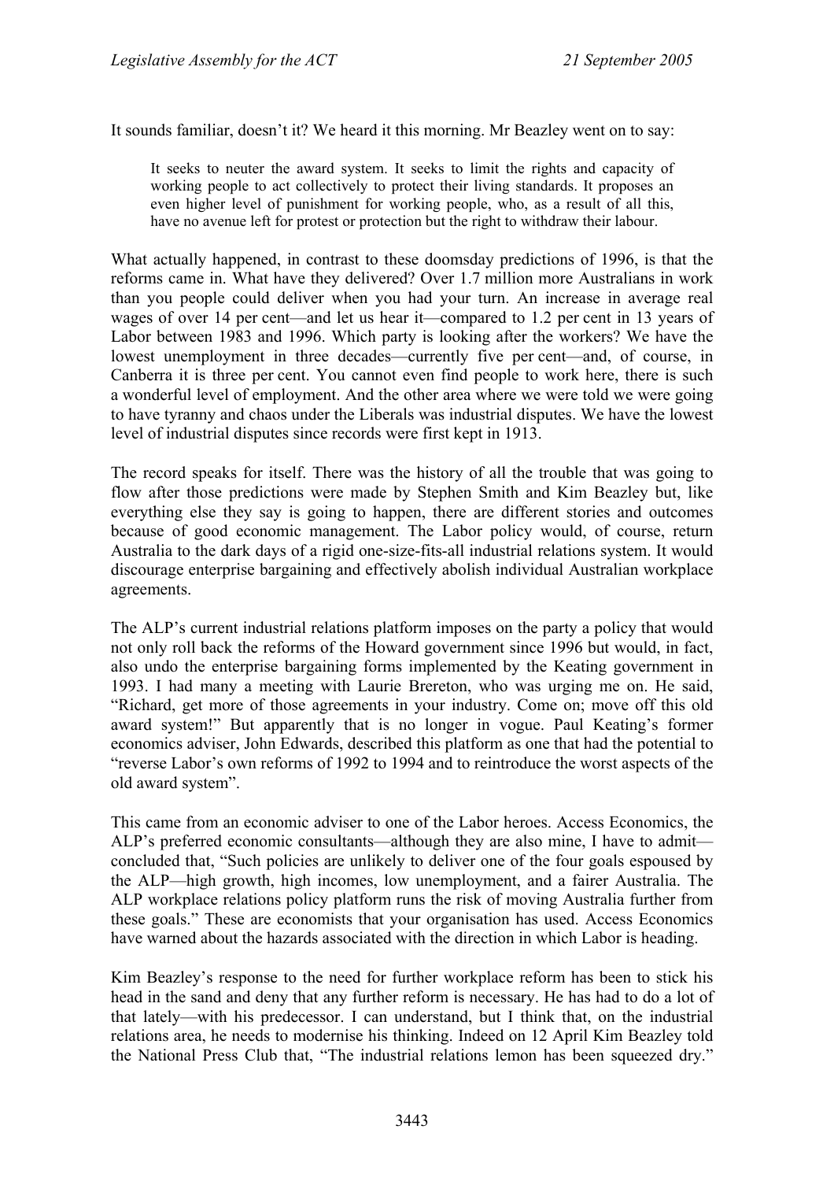It sounds familiar, doesn't it? We heard it this morning. Mr Beazley went on to say:

> It seeks to neuter the award system. It seeks to limit the rights and capacity of working people to act collectively to protect their living standards. It proposes an even higher level of punishment for working people, who, as a result of all this, have no avenue left for protest or protection but the right to withdraw their labour.

What actually happened, in contrast to these doomsday predictions of 1996, is that the reforms came in. What have they delivered? Over 1.7 million more Australians in work than you people could deliver when you had your turn. An increase in average real wages of over 14 per cent—and let us hear it—compared to 1.2 per cent in 13 years of Labor between 1983 and 1996. Which party is looking after the workers? We have the lowest unemployment in three decades—currently five per cent—and, of course, in Canberra it is three per cent. You cannot even find people to work here, there is such a wonderful level of employment. And the other area where we were told we were going to have tyranny and chaos under the Liberals was industrial disputes. We have the lowest level of industrial disputes since records were first kept in 1913.

The record speaks for itself. There was the history of all the trouble that was going to flow after those predictions were made by Stephen Smith and Kim Beazley but, like everything else they say is going to happen, there are different stories and outcomes because of good economic management. The Labor policy would, of course, return Australia to the dark days of a rigid one-size-fits-all industrial relations system. It would discourage enterprise bargaining and effectively abolish individual Australian workplace agreements.

The ALP's current industrial relations platform imposes on the party a policy that would not only roll back the reforms of the Howard government since 1996 but would, in fact, also undo the enterprise bargaining forms implemented by the Keating government in 1993. I had many a meeting with Laurie Brereton, who was urging me on. He said, "Richard, get more of those agreements in your industry. Come on; move off this old award system!" But apparently that is no longer in vogue. Paul Keating's former economics adviser, John Edwards, described this platform as one that had the potential to "reverse Labor's own reforms of 1992 to 1994 and to reintroduce the worst aspects of the old award system".

This came from an economic adviser to one of the Labor heroes. Access Economics, the ALP's preferred economic consultants—although they are also mine, I have to admit—concluded that, "Such policies are unlikely to deliver one of the four goals espoused by the ALP—high growth, high incomes, low unemployment, and a fairer Australia. The ALP workplace relations policy platform runs the risk of moving Australia further from these goals." These are economists that your organisation has used. Access Economics have warned about the hazards associated with the direction in which Labor is heading.

Kim Beazley's response to the need for further workplace reform has been to stick his head in the sand and deny that any further reform is necessary. He has had to do a lot of that lately—with his predecessor. I can understand, but I think that, on the industrial relations area, he needs to modernise his thinking. Indeed on 12 April Kim Beazley told the National Press Club that, "The industrial relations lemon has been squeezed dry."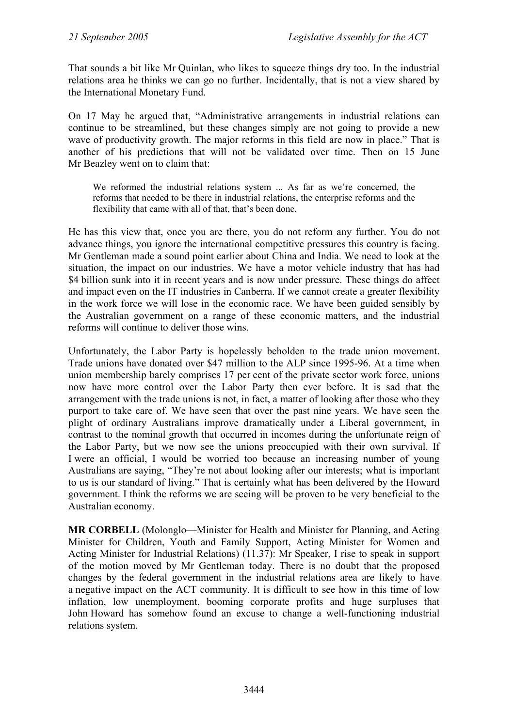That sounds a bit like Mr Quinlan, who likes to squeeze things dry too. In the industrial relations area he thinks we can go no further. Incidentally, that is not a view shared by the International Monetary Fund.

On 17 May he argued that, "Administrative arrangements in industrial relations can continue to be streamlined, but these changes simply are not going to provide a new wave of productivity growth. The major reforms in this field are now in place." That is another of his predictions that will not be validated over time. Then on 15 June Mr Beazley went on to claim that:

> We reformed the industrial relations system ... As far as we're concerned, the reforms that needed to be there in industrial relations, the enterprise reforms and the flexibility that came with all of that, that's been done.

He has this view that, once you are there, you do not reform any further. You do not advance things, you ignore the international competitive pressures this country is facing. Mr Gentleman made a sound point earlier about China and India. We need to look at the situation, the impact on our industries. We have a motor vehicle industry that has had $4 billion sunk into it in recent years and is now under pressure. These things do affect and impact even on the IT industries in Canberra. If we cannot create a greater flexibility in the work force we will lose in the economic race. We have been guided sensibly by the Australian government on a range of these economic matters, and the industrial reforms will continue to deliver those wins.

Unfortunately, the Labor Party is hopelessly beholden to the trade union movement. Trade unions have donated over $47 million to the ALP since 1995-96. At a time when union membership barely comprises 17 per cent of the private sector work force, unions now have more control over the Labor Party then ever before. It is sad that the arrangement with the trade unions is not, in fact, a matter of looking after those who they purport to take care of. We have seen that over the past nine years. We have seen the plight of ordinary Australians improve dramatically under a Liberal government, in contrast to the nominal growth that occurred in incomes during the unfortunate reign of the Labor Party, but we now see the unions preoccupied with their own survival. If I were an official, I would be worried too because an increasing number of young Australians are saying, "They're not about looking after our interests; what is important to us is our standard of living." That is certainly what has been delivered by the Howard government. I think the reforms we are seeing will be proven to be very beneficial to the Australian economy.

**MR CORBELL** (Molonglo—Minister for Health and Minister for Planning, and Acting Minister for Children, Youth and Family Support, Acting Minister for Women and Acting Minister for Industrial Relations) (11.37): Mr Speaker, I rise to speak in support of the motion moved by Mr Gentleman today. There is no doubt that the proposed changes by the federal government in the industrial relations area are likely to have a negative impact on the ACT community. It is difficult to see how in this time of low inflation, low unemployment, booming corporate profits and huge surpluses that John Howard has somehow found an excuse to change a well-functioning industrial relations system.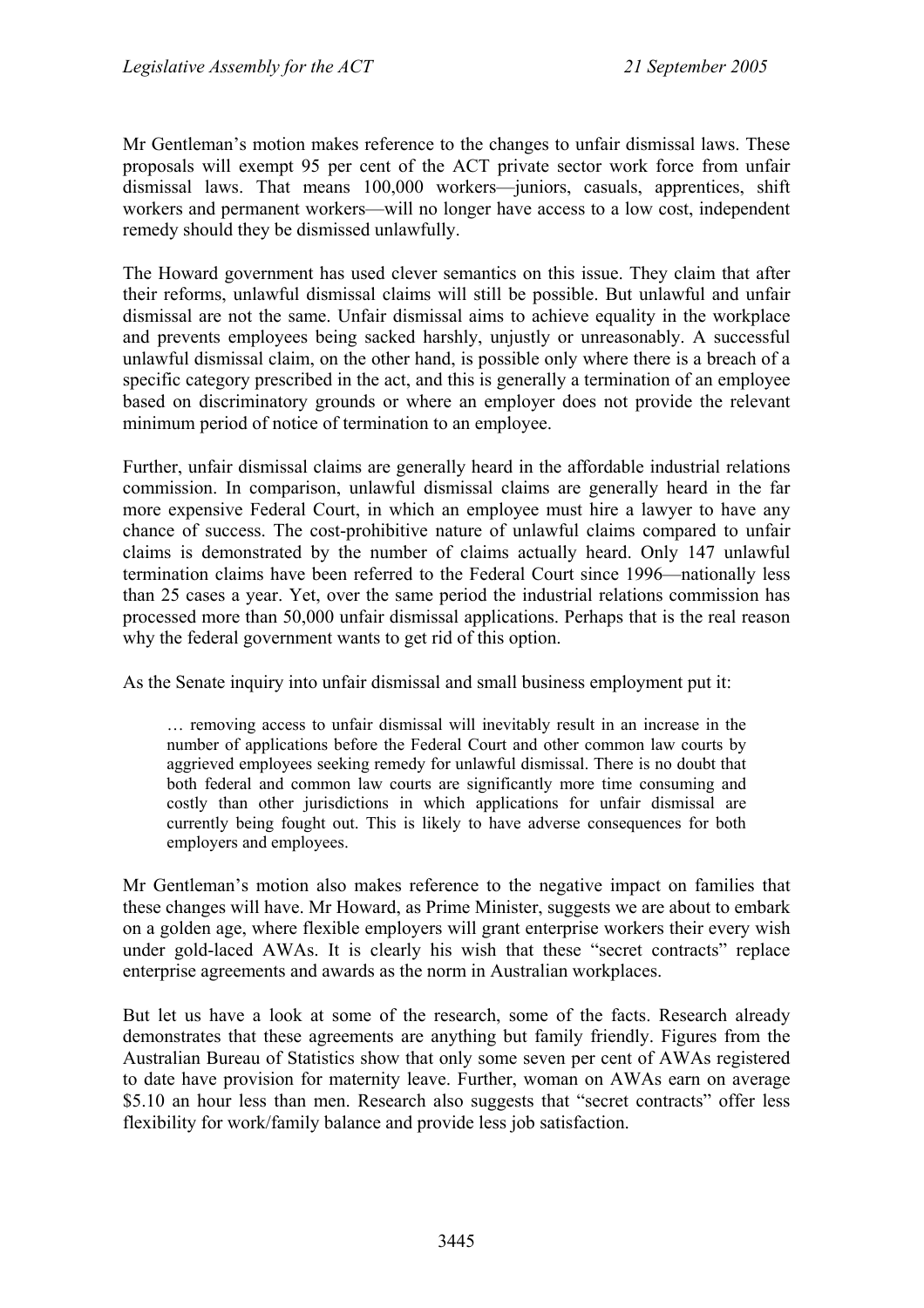Mr Gentleman's motion makes reference to the changes to unfair dismissal laws. These proposals will exempt 95 per cent of the ACT private sector work force from unfair dismissal laws. That means 100,000 workers—juniors, casuals, apprentices, shift workers and permanent workers—will no longer have access to a low cost, independent remedy should they be dismissed unlawfully.

The Howard government has used clever semantics on this issue. They claim that after their reforms, unlawful dismissal claims will still be possible. But unlawful and unfair dismissal are not the same. Unfair dismissal aims to achieve equality in the workplace and prevents employees being sacked harshly, unjustly or unreasonably. A successful unlawful dismissal claim, on the other hand, is possible only where there is a breach of a specific category prescribed in the act, and this is generally a termination of an employee based on discriminatory grounds or where an employer does not provide the relevant minimum period of notice of termination to an employee.

Further, unfair dismissal claims are generally heard in the affordable industrial relations commission. In comparison, unlawful dismissal claims are generally heard in the far more expensive Federal Court, in which an employee must hire a lawyer to have any chance of success. The cost-prohibitive nature of unlawful claims compared to unfair claims is demonstrated by the number of claims actually heard. Only 147 unlawful termination claims have been referred to the Federal Court since 1996—nationally less than 25 cases a year. Yet, over the same period the industrial relations commission has processed more than 50,000 unfair dismissal applications. Perhaps that is the real reason why the federal government wants to get rid of this option.

As the Senate inquiry into unfair dismissal and small business employment put it:

> … removing access to unfair dismissal will inevitably result in an increase in the number of applications before the Federal Court and other common law courts by aggrieved employees seeking remedy for unlawful dismissal. There is no doubt that both federal and common law courts are significantly more time consuming and costly than other jurisdictions in which applications for unfair dismissal are currently being fought out. This is likely to have adverse consequences for both employers and employees.

Mr Gentleman's motion also makes reference to the negative impact on families that these changes will have. Mr Howard, as Prime Minister, suggests we are about to embark on a golden age, where flexible employers will grant enterprise workers their every wish under gold-laced AWAs. It is clearly his wish that these "secret contracts" replace enterprise agreements and awards as the norm in Australian workplaces.

But let us have a look at some of the research, some of the facts. Research already demonstrates that these agreements are anything but family friendly. Figures from the Australian Bureau of Statistics show that only some seven per cent of AWAs registered to date have provision for maternity leave. Further, woman on AWAs earn on average $5.10 an hour less than men. Research also suggests that "secret contracts" offer less flexibility for work/family balance and provide less job satisfaction.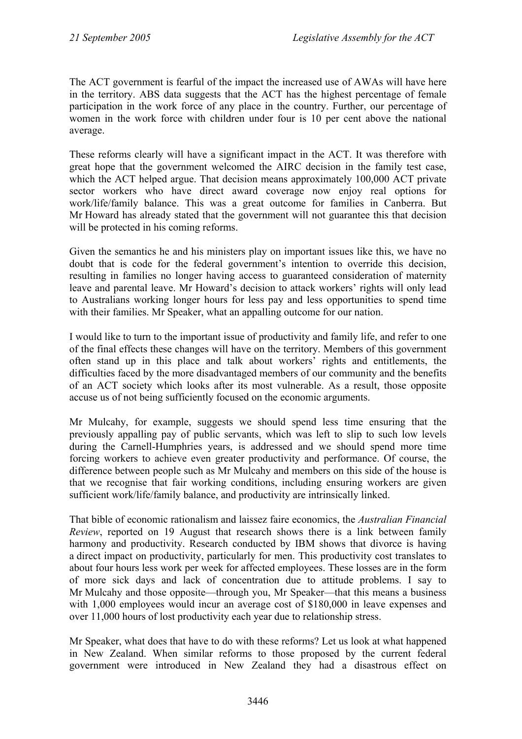The ACT government is fearful of the impact the increased use of AWAs will have here in the territory. ABS data suggests that the ACT has the highest percentage of female participation in the work force of any place in the country. Further, our percentage of women in the work force with children under four is 10 per cent above the national average.

These reforms clearly will have a significant impact in the ACT. It was therefore with great hope that the government welcomed the AIRC decision in the family test case, which the ACT helped argue. That decision means approximately 100,000 ACT private sector workers who have direct award coverage now enjoy real options for work/life/family balance. This was a great outcome for families in Canberra. But Mr Howard has already stated that the government will not guarantee this that decision will be protected in his coming reforms.

Given the semantics he and his ministers play on important issues like this, we have no doubt that is code for the federal government's intention to override this decision, resulting in families no longer having access to guaranteed consideration of maternity leave and parental leave. Mr Howard's decision to attack workers' rights will only lead to Australians working longer hours for less pay and less opportunities to spend time with their families. Mr Speaker, what an appalling outcome for our nation.

I would like to turn to the important issue of productivity and family life, and refer to one of the final effects these changes will have on the territory. Members of this government often stand up in this place and talk about workers' rights and entitlements, the difficulties faced by the more disadvantaged members of our community and the benefits of an ACT society which looks after its most vulnerable. As a result, those opposite accuse us of not being sufficiently focused on the economic arguments.

Mr Mulcahy, for example, suggests we should spend less time ensuring that the previously appalling pay of public servants, which was left to slip to such low levels during the Carnell-Humphries years, is addressed and we should spend more time forcing workers to achieve even greater productivity and performance. Of course, the difference between people such as Mr Mulcahy and members on this side of the house is that we recognise that fair working conditions, including ensuring workers are given sufficient work/life/family balance, and productivity are intrinsically linked.

That bible of economic rationalism and laissez faire economics, the *Australian Financial Review*, reported on 19 August that research shows there is a link between family harmony and productivity. Research conducted by IBM shows that divorce is having a direct impact on productivity, particularly for men. This productivity cost translates to about four hours less work per week for affected employees. These losses are in the form of more sick days and lack of concentration due to attitude problems. I say to Mr Mulcahy and those opposite—through you, Mr Speaker—that this means a business with 1,000 employees would incur an average cost of $180,000 in leave expenses and over 11,000 hours of lost productivity each year due to relationship stress.

Mr Speaker, what does that have to do with these reforms? Let us look at what happened in New Zealand. When similar reforms to those proposed by the current federal government were introduced in New Zealand they had a disastrous effect on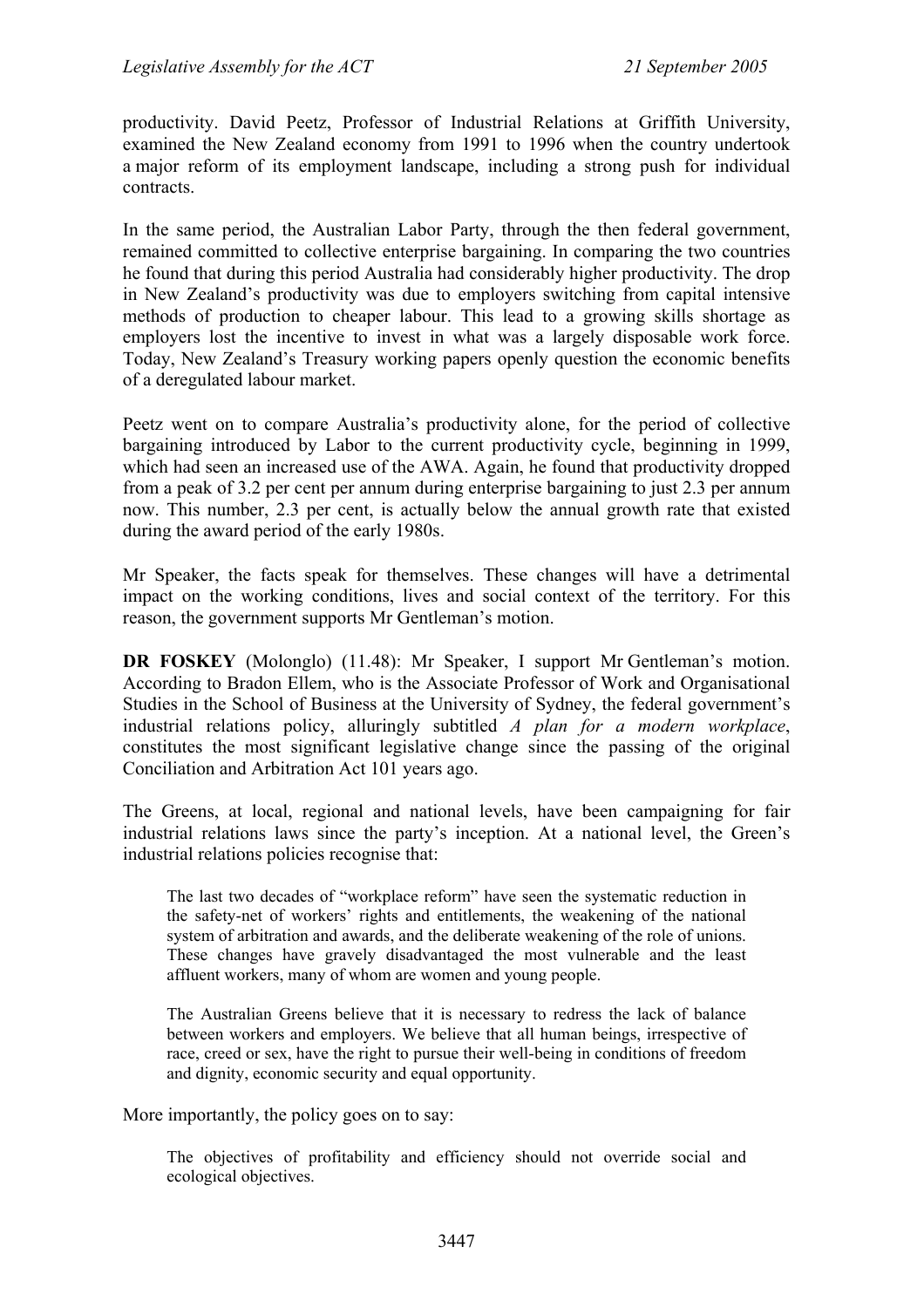productivity. David Peetz, Professor of Industrial Relations at Griffith University, examined the New Zealand economy from 1991 to 1996 when the country undertook a major reform of its employment landscape, including a strong push for individual contracts.

In the same period, the Australian Labor Party, through the then federal government, remained committed to collective enterprise bargaining. In comparing the two countries he found that during this period Australia had considerably higher productivity. The drop in New Zealand's productivity was due to employers switching from capital intensive methods of production to cheaper labour. This lead to a growing skills shortage as employers lost the incentive to invest in what was a largely disposable work force. Today, New Zealand's Treasury working papers openly question the economic benefits of a deregulated labour market.

Peetz went on to compare Australia's productivity alone, for the period of collective bargaining introduced by Labor to the current productivity cycle, beginning in 1999, which had seen an increased use of the AWA. Again, he found that productivity dropped from a peak of 3.2 per cent per annum during enterprise bargaining to just 2.3 per annum now. This number, 2.3 per cent, is actually below the annual growth rate that existed during the award period of the early 1980s.

Mr Speaker, the facts speak for themselves. These changes will have a detrimental impact on the working conditions, lives and social context of the territory. For this reason, the government supports Mr Gentleman's motion.

**DR FOSKEY** (Molonglo) (11.48): Mr Speaker, I support Mr Gentleman's motion. According to Bradon Ellem, who is the Associate Professor of Work and Organisational Studies in the School of Business at the University of Sydney, the federal government's industrial relations policy, alluringly subtitled *A plan for a modern workplace*, constitutes the most significant legislative change since the passing of the original Conciliation and Arbitration Act 101 years ago.

The Greens, at local, regional and national levels, have been campaigning for fair industrial relations laws since the party's inception. At a national level, the Green's industrial relations policies recognise that:

> The last two decades of "workplace reform" have seen the systematic reduction in the safety-net of workers' rights and entitlements, the weakening of the national system of arbitration and awards, and the deliberate weakening of the role of unions. These changes have gravely disadvantaged the most vulnerable and the least affluent workers, many of whom are women and young people.
>
> The Australian Greens believe that it is necessary to redress the lack of balance between workers and employers. We believe that all human beings, irrespective of race, creed or sex, have the right to pursue their well-being in conditions of freedom and dignity, economic security and equal opportunity.

More importantly, the policy goes on to say:

> The objectives of profitability and efficiency should not override social and ecological objectives.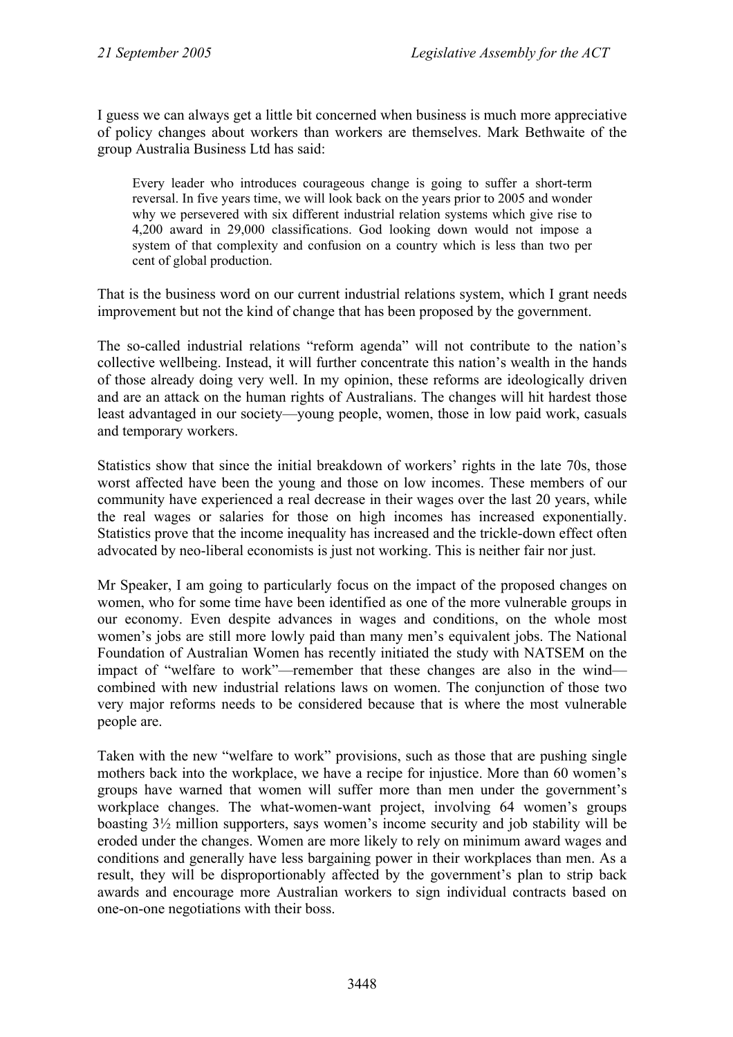I guess we can always get a little bit concerned when business is much more appreciative of policy changes about workers than workers are themselves. Mark Bethwaite of the group Australia Business Ltd has said:

> Every leader who introduces courageous change is going to suffer a short-term reversal. In five years time, we will look back on the years prior to 2005 and wonder why we persevered with six different industrial relation systems which give rise to 4,200 award in 29,000 classifications. God looking down would not impose a system of that complexity and confusion on a country which is less than two per cent of global production.

That is the business word on our current industrial relations system, which I grant needs improvement but not the kind of change that has been proposed by the government.

The so-called industrial relations "reform agenda" will not contribute to the nation's collective wellbeing. Instead, it will further concentrate this nation's wealth in the hands of those already doing very well. In my opinion, these reforms are ideologically driven and are an attack on the human rights of Australians. The changes will hit hardest those least advantaged in our society—young people, women, those in low paid work, casuals and temporary workers.

Statistics show that since the initial breakdown of workers' rights in the late 70s, those worst affected have been the young and those on low incomes. These members of our community have experienced a real decrease in their wages over the last 20 years, while the real wages or salaries for those on high incomes has increased exponentially. Statistics prove that the income inequality has increased and the trickle-down effect often advocated by neo-liberal economists is just not working. This is neither fair nor just.

Mr Speaker, I am going to particularly focus on the impact of the proposed changes on women, who for some time have been identified as one of the more vulnerable groups in our economy. Even despite advances in wages and conditions, on the whole most women's jobs are still more lowly paid than many men's equivalent jobs. The National Foundation of Australian Women has recently initiated the study with NATSEM on the impact of "welfare to work"—remember that these changes are also in the wind—combined with new industrial relations laws on women. The conjunction of those two very major reforms needs to be considered because that is where the most vulnerable people are.

Taken with the new "welfare to work" provisions, such as those that are pushing single mothers back into the workplace, we have a recipe for injustice. More than 60 women's groups have warned that women will suffer more than men under the government's workplace changes. The what-women-want project, involving 64 women's groups boasting 3½ million supporters, says women's income security and job stability will be eroded under the changes. Women are more likely to rely on minimum award wages and conditions and generally have less bargaining power in their workplaces than men. As a result, they will be disproportionably affected by the government's plan to strip back awards and encourage more Australian workers to sign individual contracts based on one-on-one negotiations with their boss.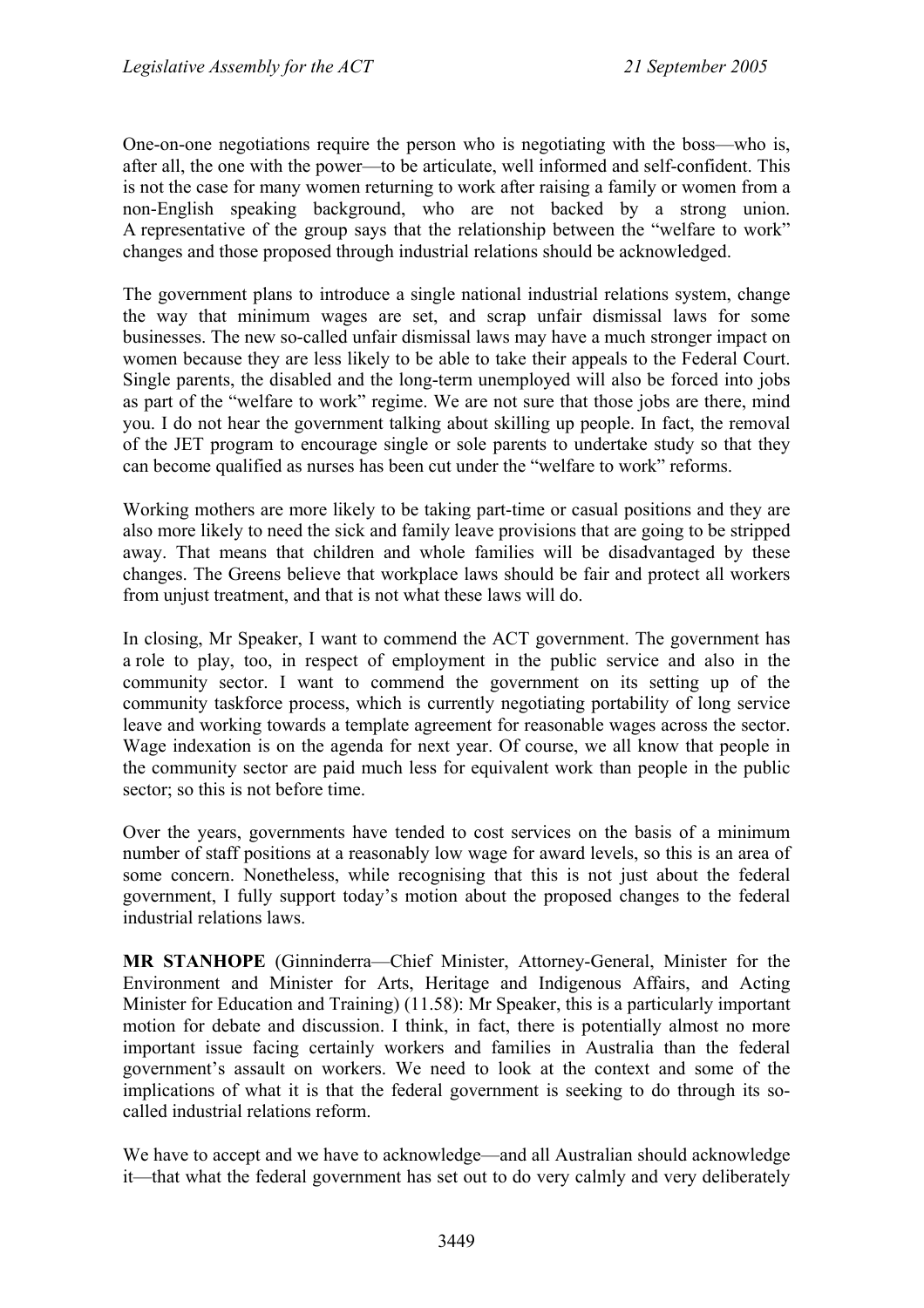One-on-one negotiations require the person who is negotiating with the boss—who is, after all, the one with the power—to be articulate, well informed and self-confident. This is not the case for many women returning to work after raising a family or women from a non-English speaking background, who are not backed by a strong union. A representative of the group says that the relationship between the "welfare to work" changes and those proposed through industrial relations should be acknowledged.

The government plans to introduce a single national industrial relations system, change the way that minimum wages are set, and scrap unfair dismissal laws for some businesses. The new so-called unfair dismissal laws may have a much stronger impact on women because they are less likely to be able to take their appeals to the Federal Court. Single parents, the disabled and the long-term unemployed will also be forced into jobs as part of the "welfare to work" regime. We are not sure that those jobs are there, mind you. I do not hear the government talking about skilling up people. In fact, the removal of the JET program to encourage single or sole parents to undertake study so that they can become qualified as nurses has been cut under the "welfare to work" reforms.

Working mothers are more likely to be taking part-time or casual positions and they are also more likely to need the sick and family leave provisions that are going to be stripped away. That means that children and whole families will be disadvantaged by these changes. The Greens believe that workplace laws should be fair and protect all workers from unjust treatment, and that is not what these laws will do.

In closing, Mr Speaker, I want to commend the ACT government. The government has a role to play, too, in respect of employment in the public service and also in the community sector. I want to commend the government on its setting up of the community taskforce process, which is currently negotiating portability of long service leave and working towards a template agreement for reasonable wages across the sector. Wage indexation is on the agenda for next year. Of course, we all know that people in the community sector are paid much less for equivalent work than people in the public sector; so this is not before time.

Over the years, governments have tended to cost services on the basis of a minimum number of staff positions at a reasonably low wage for award levels, so this is an area of some concern. Nonetheless, while recognising that this is not just about the federal government, I fully support today's motion about the proposed changes to the federal industrial relations laws.

**MR STANHOPE** (Ginninderra—Chief Minister, Attorney-General, Minister for the Environment and Minister for Arts, Heritage and Indigenous Affairs, and Acting Minister for Education and Training) (11.58): Mr Speaker, this is a particularly important motion for debate and discussion. I think, in fact, there is potentially almost no more important issue facing certainly workers and families in Australia than the federal government's assault on workers. We need to look at the context and some of the implications of what it is that the federal government is seeking to do through its so-called industrial relations reform.

We have to accept and we have to acknowledge—and all Australian should acknowledge it—that what the federal government has set out to do very calmly and very deliberately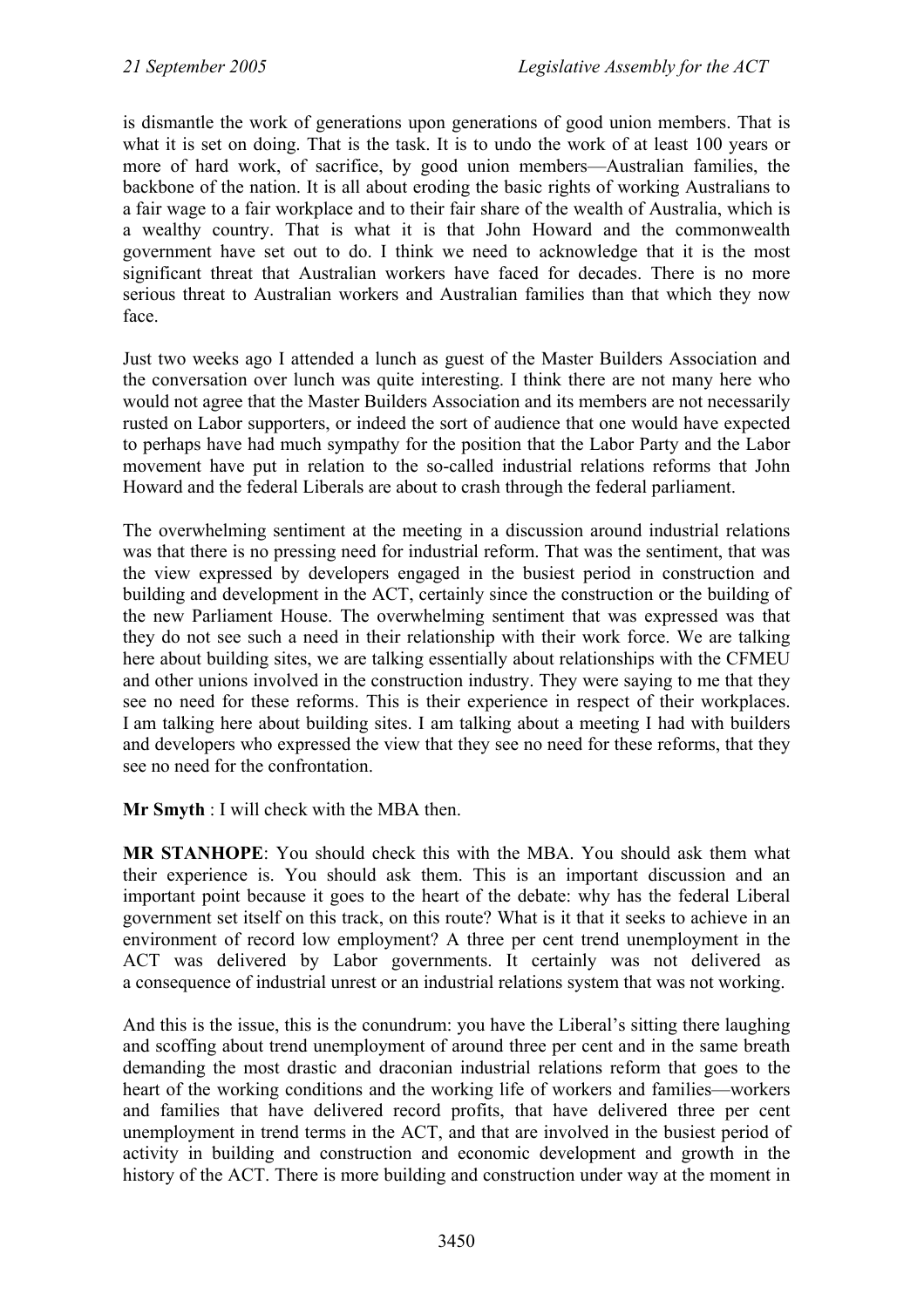is dismantle the work of generations upon generations of good union members. That is what it is set on doing. That is the task. It is to undo the work of at least 100 years or more of hard work, of sacrifice, by good union members—Australian families, the backbone of the nation. It is all about eroding the basic rights of working Australians to a fair wage to a fair workplace and to their fair share of the wealth of Australia, which is a wealthy country. That is what it is that John Howard and the commonwealth government have set out to do. I think we need to acknowledge that it is the most significant threat that Australian workers have faced for decades. There is no more serious threat to Australian workers and Australian families than that which they now face.

Just two weeks ago I attended a lunch as guest of the Master Builders Association and the conversation over lunch was quite interesting. I think there are not many here who would not agree that the Master Builders Association and its members are not necessarily rusted on Labor supporters, or indeed the sort of audience that one would have expected to perhaps have had much sympathy for the position that the Labor Party and the Labor movement have put in relation to the so-called industrial relations reforms that John Howard and the federal Liberals are about to crash through the federal parliament.

The overwhelming sentiment at the meeting in a discussion around industrial relations was that there is no pressing need for industrial reform. That was the sentiment, that was the view expressed by developers engaged in the busiest period in construction and building and development in the ACT, certainly since the construction or the building of the new Parliament House. The overwhelming sentiment that was expressed was that they do not see such a need in their relationship with their work force. We are talking here about building sites, we are talking essentially about relationships with the CFMEU and other unions involved in the construction industry. They were saying to me that they see no need for these reforms. This is their experience in respect of their workplaces. I am talking here about building sites. I am talking about a meeting I had with builders and developers who expressed the view that they see no need for these reforms, that they see no need for the confrontation.

**Mr Smyth** : I will check with the MBA then.

**MR STANHOPE**: You should check this with the MBA. You should ask them what their experience is. You should ask them. This is an important discussion and an important point because it goes to the heart of the debate: why has the federal Liberal government set itself on this track, on this route? What is it that it seeks to achieve in an environment of record low employment? A three per cent trend unemployment in the ACT was delivered by Labor governments. It certainly was not delivered as a consequence of industrial unrest or an industrial relations system that was not working.

And this is the issue, this is the conundrum: you have the Liberal's sitting there laughing and scoffing about trend unemployment of around three per cent and in the same breath demanding the most drastic and draconian industrial relations reform that goes to the heart of the working conditions and the working life of workers and families—workers and families that have delivered record profits, that have delivered three per cent unemployment in trend terms in the ACT, and that are involved in the busiest period of activity in building and construction and economic development and growth in the history of the ACT. There is more building and construction under way at the moment in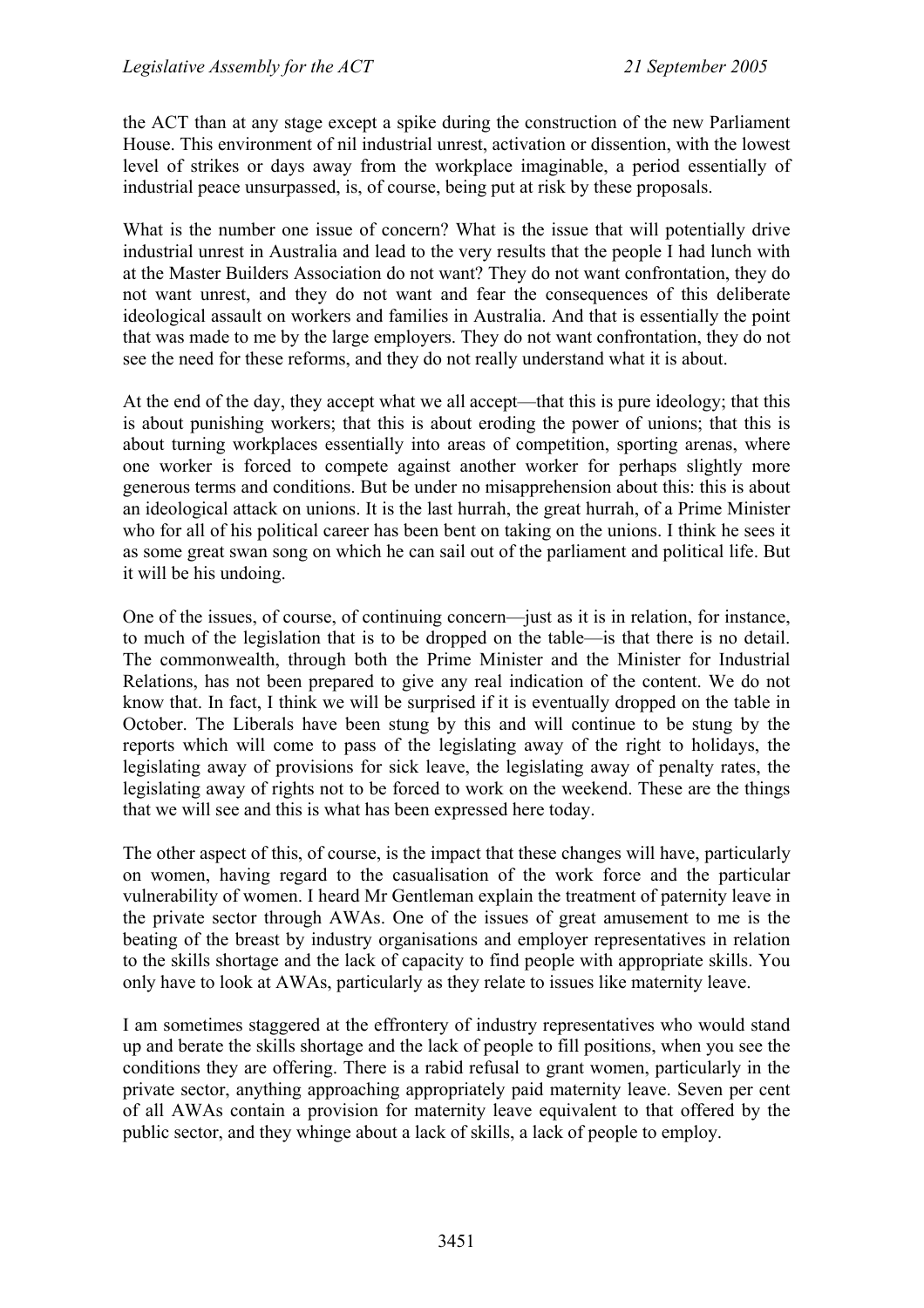the ACT than at any stage except a spike during the construction of the new Parliament House. This environment of nil industrial unrest, activation or dissention, with the lowest level of strikes or days away from the workplace imaginable, a period essentially of industrial peace unsurpassed, is, of course, being put at risk by these proposals.

What is the number one issue of concern? What is the issue that will potentially drive industrial unrest in Australia and lead to the very results that the people I had lunch with at the Master Builders Association do not want? They do not want confrontation, they do not want unrest, and they do not want and fear the consequences of this deliberate ideological assault on workers and families in Australia. And that is essentially the point that was made to me by the large employers. They do not want confrontation, they do not see the need for these reforms, and they do not really understand what it is about.

At the end of the day, they accept what we all accept—that this is pure ideology; that this is about punishing workers; that this is about eroding the power of unions; that this is about turning workplaces essentially into areas of competition, sporting arenas, where one worker is forced to compete against another worker for perhaps slightly more generous terms and conditions. But be under no misapprehension about this: this is about an ideological attack on unions. It is the last hurrah, the great hurrah, of a Prime Minister who for all of his political career has been bent on taking on the unions. I think he sees it as some great swan song on which he can sail out of the parliament and political life. But it will be his undoing.

One of the issues, of course, of continuing concern—just as it is in relation, for instance, to much of the legislation that is to be dropped on the table—is that there is no detail. The commonwealth, through both the Prime Minister and the Minister for Industrial Relations, has not been prepared to give any real indication of the content. We do not know that. In fact, I think we will be surprised if it is eventually dropped on the table in October. The Liberals have been stung by this and will continue to be stung by the reports which will come to pass of the legislating away of the right to holidays, the legislating away of provisions for sick leave, the legislating away of penalty rates, the legislating away of rights not to be forced to work on the weekend. These are the things that we will see and this is what has been expressed here today.

The other aspect of this, of course, is the impact that these changes will have, particularly on women, having regard to the casualisation of the work force and the particular vulnerability of women. I heard Mr Gentleman explain the treatment of paternity leave in the private sector through AWAs. One of the issues of great amusement to me is the beating of the breast by industry organisations and employer representatives in relation to the skills shortage and the lack of capacity to find people with appropriate skills. You only have to look at AWAs, particularly as they relate to issues like maternity leave.

I am sometimes staggered at the effrontery of industry representatives who would stand up and berate the skills shortage and the lack of people to fill positions, when you see the conditions they are offering. There is a rabid refusal to grant women, particularly in the private sector, anything approaching appropriately paid maternity leave. Seven per cent of all AWAs contain a provision for maternity leave equivalent to that offered by the public sector, and they whinge about a lack of skills, a lack of people to employ.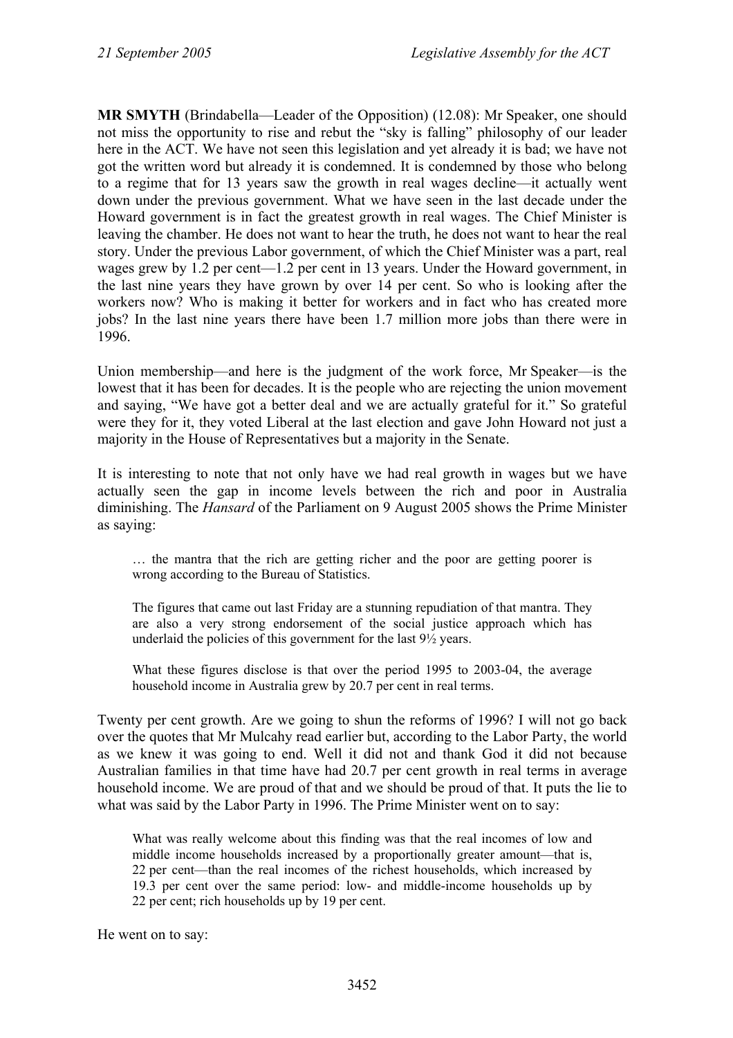**MR SMYTH** (Brindabella—Leader of the Opposition) (12.08): Mr Speaker, one should not miss the opportunity to rise and rebut the "sky is falling" philosophy of our leader here in the ACT. We have not seen this legislation and yet already it is bad; we have not got the written word but already it is condemned. It is condemned by those who belong to a regime that for 13 years saw the growth in real wages decline—it actually went down under the previous government. What we have seen in the last decade under the Howard government is in fact the greatest growth in real wages. The Chief Minister is leaving the chamber. He does not want to hear the truth, he does not want to hear the real story. Under the previous Labor government, of which the Chief Minister was a part, real wages grew by 1.2 per cent—1.2 per cent in 13 years. Under the Howard government, in the last nine years they have grown by over 14 per cent. So who is looking after the workers now? Who is making it better for workers and in fact who has created more jobs? In the last nine years there have been 1.7 million more jobs than there were in 1996.

Union membership—and here is the judgment of the work force, Mr Speaker—is the lowest that it has been for decades. It is the people who are rejecting the union movement and saying, "We have got a better deal and we are actually grateful for it." So grateful were they for it, they voted Liberal at the last election and gave John Howard not just a majority in the House of Representatives but a majority in the Senate.

It is interesting to note that not only have we had real growth in wages but we have actually seen the gap in income levels between the rich and poor in Australia diminishing. The *Hansard* of the Parliament on 9 August 2005 shows the Prime Minister as saying:

> … the mantra that the rich are getting richer and the poor are getting poorer is wrong according to the Bureau of Statistics.
>
> The figures that came out last Friday are a stunning repudiation of that mantra. They are also a very strong endorsement of the social justice approach which has underlaid the policies of this government for the last 9½ years.
>
> What these figures disclose is that over the period 1995 to 2003-04, the average household income in Australia grew by 20.7 per cent in real terms.

Twenty per cent growth. Are we going to shun the reforms of 1996? I will not go back over the quotes that Mr Mulcahy read earlier but, according to the Labor Party, the world as we knew it was going to end. Well it did not and thank God it did not because Australian families in that time have had 20.7 per cent growth in real terms in average household income. We are proud of that and we should be proud of that. It puts the lie to what was said by the Labor Party in 1996. The Prime Minister went on to say:

> What was really welcome about this finding was that the real incomes of low and middle income households increased by a proportionally greater amount—that is, 22 per cent—than the real incomes of the richest households, which increased by 19.3 per cent over the same period: low- and middle-income households up by 22 per cent; rich households up by 19 per cent.

He went on to say: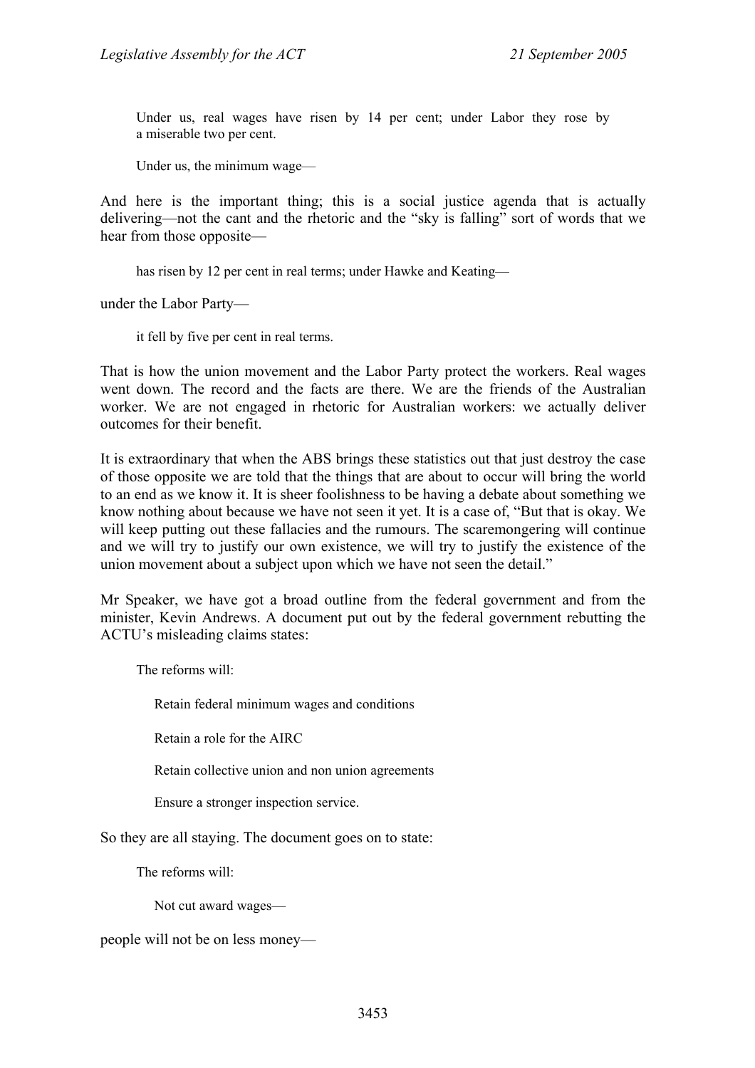> Under us, real wages have risen by 14 per cent; under Labor they rose by a miserable two per cent.
>
> Under us, the minimum wage—

And here is the important thing; this is a social justice agenda that is actually delivering—not the cant and the rhetoric and the "sky is falling" sort of words that we hear from those opposite—

> has risen by 12 per cent in real terms; under Hawke and Keating—

under the Labor Party—

> it fell by five per cent in real terms.

That is how the union movement and the Labor Party protect the workers. Real wages went down. The record and the facts are there. We are the friends of the Australian worker. We are not engaged in rhetoric for Australian workers: we actually deliver outcomes for their benefit.

It is extraordinary that when the ABS brings these statistics out that just destroy the case of those opposite we are told that the things that are about to occur will bring the world to an end as we know it. It is sheer foolishness to be having a debate about something we know nothing about because we have not seen it yet. It is a case of, "But that is okay. We will keep putting out these fallacies and the rumours. The scaremongering will continue and we will try to justify our own existence, we will try to justify the existence of the union movement about a subject upon which we have not seen the detail."

Mr Speaker, we have got a broad outline from the federal government and from the minister, Kevin Andrews. A document put out by the federal government rebutting the ACTU's misleading claims states:

> The reforms will:
>
> - Retain federal minimum wages and conditions
> - Retain a role for the AIRC
> - Retain collective union and non union agreements
> - Ensure a stronger inspection service.

So they are all staying. The document goes on to state:

> The reforms will:
>
> - Not cut award wages—

people will not be on less money—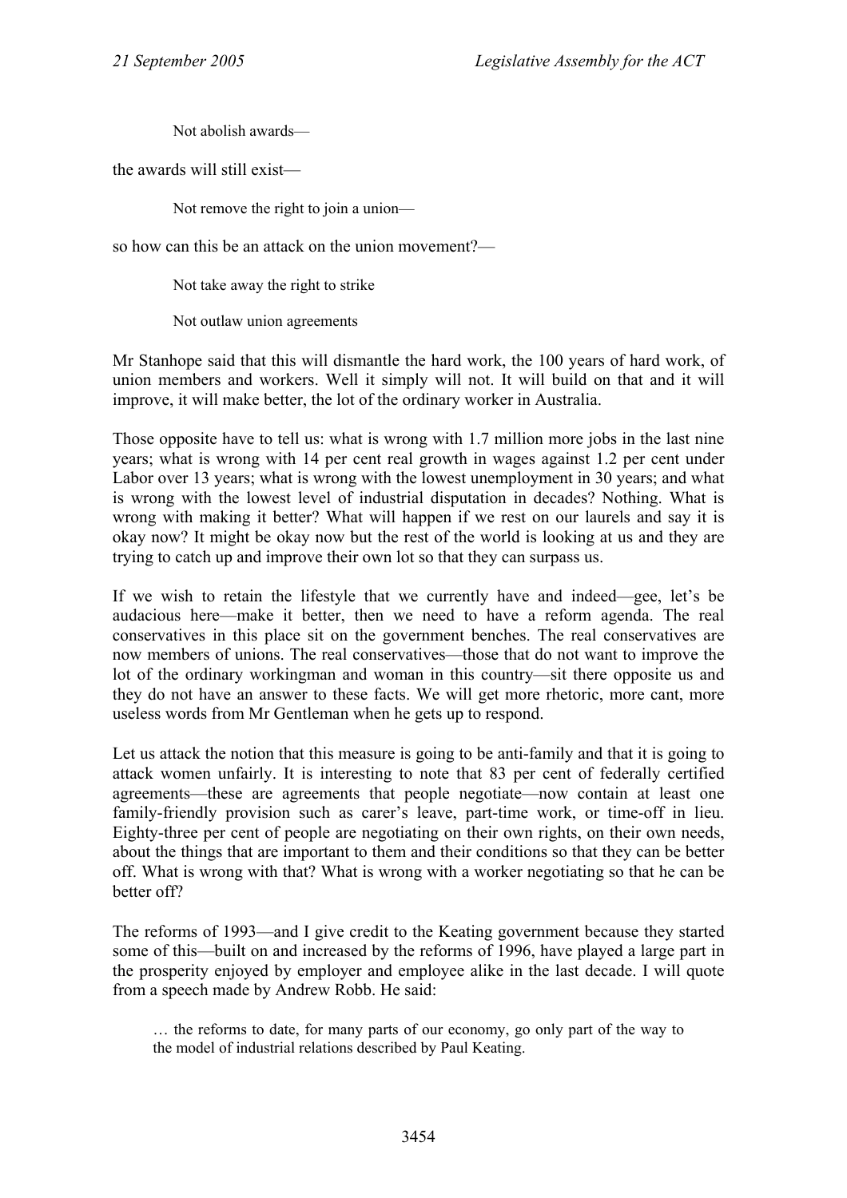> Not abolish awards—

the awards will still exist—

> Not remove the right to join a union—

so how can this be an attack on the union movement?—

> Not take away the right to strike
>
> Not outlaw union agreements

Mr Stanhope said that this will dismantle the hard work, the 100 years of hard work, of union members and workers. Well it simply will not. It will build on that and it will improve, it will make better, the lot of the ordinary worker in Australia.

Those opposite have to tell us: what is wrong with 1.7 million more jobs in the last nine years; what is wrong with 14 per cent real growth in wages against 1.2 per cent under Labor over 13 years; what is wrong with the lowest unemployment in 30 years; and what is wrong with the lowest level of industrial disputation in decades? Nothing. What is wrong with making it better? What will happen if we rest on our laurels and say it is okay now? It might be okay now but the rest of the world is looking at us and they are trying to catch up and improve their own lot so that they can surpass us.

If we wish to retain the lifestyle that we currently have and indeed—gee, let's be audacious here—make it better, then we need to have a reform agenda. The real conservatives in this place sit on the government benches. The real conservatives are now members of unions. The real conservatives—those that do not want to improve the lot of the ordinary workingman and woman in this country—sit there opposite us and they do not have an answer to these facts. We will get more rhetoric, more cant, more useless words from Mr Gentleman when he gets up to respond.

Let us attack the notion that this measure is going to be anti-family and that it is going to attack women unfairly. It is interesting to note that 83 per cent of federally certified agreements—these are agreements that people negotiate—now contain at least one family-friendly provision such as carer's leave, part-time work, or time-off in lieu. Eighty-three per cent of people are negotiating on their own rights, on their own needs, about the things that are important to them and their conditions so that they can be better off. What is wrong with that? What is wrong with a worker negotiating so that he can be better off?

The reforms of 1993—and I give credit to the Keating government because they started some of this—built on and increased by the reforms of 1996, have played a large part in the prosperity enjoyed by employer and employee alike in the last decade. I will quote from a speech made by Andrew Robb. He said:

> … the reforms to date, for many parts of our economy, go only part of the way to the model of industrial relations described by Paul Keating.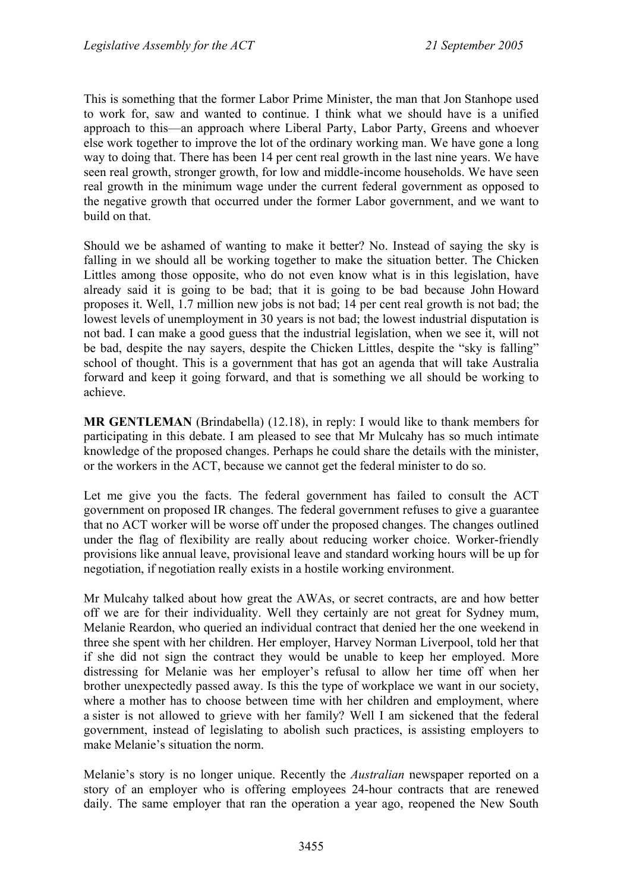This is something that the former Labor Prime Minister, the man that Jon Stanhope used to work for, saw and wanted to continue. I think what we should have is a unified approach to this—an approach where Liberal Party, Labor Party, Greens and whoever else work together to improve the lot of the ordinary working man. We have gone a long way to doing that. There has been 14 per cent real growth in the last nine years. We have seen real growth, stronger growth, for low and middle-income households. We have seen real growth in the minimum wage under the current federal government as opposed to the negative growth that occurred under the former Labor government, and we want to build on that.

Should we be ashamed of wanting to make it better? No. Instead of saying the sky is falling in we should all be working together to make the situation better. The Chicken Littles among those opposite, who do not even know what is in this legislation, have already said it is going to be bad; that it is going to be bad because John Howard proposes it. Well, 1.7 million new jobs is not bad; 14 per cent real growth is not bad; the lowest levels of unemployment in 30 years is not bad; the lowest industrial disputation is not bad. I can make a good guess that the industrial legislation, when we see it, will not be bad, despite the nay sayers, despite the Chicken Littles, despite the "sky is falling" school of thought. This is a government that has got an agenda that will take Australia forward and keep it going forward, and that is something we all should be working to achieve.

**MR GENTLEMAN** (Brindabella) (12.18), in reply: I would like to thank members for participating in this debate. I am pleased to see that Mr Mulcahy has so much intimate knowledge of the proposed changes. Perhaps he could share the details with the minister, or the workers in the ACT, because we cannot get the federal minister to do so.

Let me give you the facts. The federal government has failed to consult the ACT government on proposed IR changes. The federal government refuses to give a guarantee that no ACT worker will be worse off under the proposed changes. The changes outlined under the flag of flexibility are really about reducing worker choice. Worker-friendly provisions like annual leave, provisional leave and standard working hours will be up for negotiation, if negotiation really exists in a hostile working environment.

Mr Mulcahy talked about how great the AWAs, or secret contracts, are and how better off we are for their individuality. Well they certainly are not great for Sydney mum, Melanie Reardon, who queried an individual contract that denied her the one weekend in three she spent with her children. Her employer, Harvey Norman Liverpool, told her that if she did not sign the contract they would be unable to keep her employed. More distressing for Melanie was her employer's refusal to allow her time off when her brother unexpectedly passed away. Is this the type of workplace we want in our society, where a mother has to choose between time with her children and employment, where a sister is not allowed to grieve with her family? Well I am sickened that the federal government, instead of legislating to abolish such practices, is assisting employers to make Melanie's situation the norm.

Melanie's story is no longer unique. Recently the *Australian* newspaper reported on a story of an employer who is offering employees 24-hour contracts that are renewed daily. The same employer that ran the operation a year ago, reopened the New South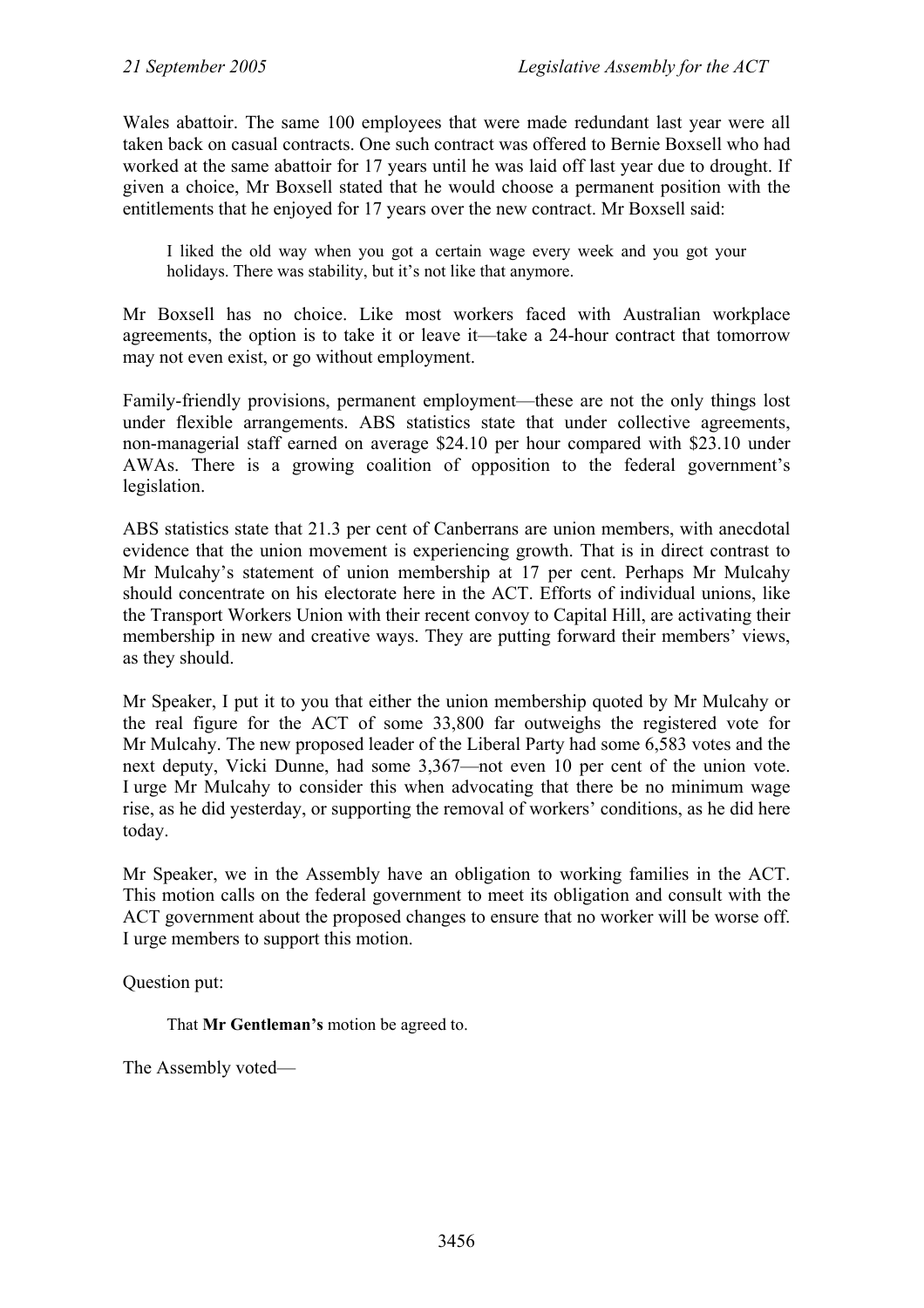Wales abattoir. The same 100 employees that were made redundant last year were all taken back on casual contracts. One such contract was offered to Bernie Boxsell who had worked at the same abattoir for 17 years until he was laid off last year due to drought. If given a choice, Mr Boxsell stated that he would choose a permanent position with the entitlements that he enjoyed for 17 years over the new contract. Mr Boxsell said:

> I liked the old way when you got a certain wage every week and you got your holidays. There was stability, but it's not like that anymore.

Mr Boxsell has no choice. Like most workers faced with Australian workplace agreements, the option is to take it or leave it—take a 24-hour contract that tomorrow may not even exist, or go without employment.

Family-friendly provisions, permanent employment—these are not the only things lost under flexible arrangements. ABS statistics state that under collective agreements, non-managerial staff earned on average $24.10 per hour compared with $23.10 under AWAs. There is a growing coalition of opposition to the federal government's legislation.

ABS statistics state that 21.3 per cent of Canberrans are union members, with anecdotal evidence that the union movement is experiencing growth. That is in direct contrast to Mr Mulcahy's statement of union membership at 17 per cent. Perhaps Mr Mulcahy should concentrate on his electorate here in the ACT. Efforts of individual unions, like the Transport Workers Union with their recent convoy to Capital Hill, are activating their membership in new and creative ways. They are putting forward their members' views, as they should.

Mr Speaker, I put it to you that either the union membership quoted by Mr Mulcahy or the real figure for the ACT of some 33,800 far outweighs the registered vote for Mr Mulcahy. The new proposed leader of the Liberal Party had some 6,583 votes and the next deputy, Vicki Dunne, had some 3,367—not even 10 per cent of the union vote. I urge Mr Mulcahy to consider this when advocating that there be no minimum wage rise, as he did yesterday, or supporting the removal of workers' conditions, as he did here today.

Mr Speaker, we in the Assembly have an obligation to working families in the ACT. This motion calls on the federal government to meet its obligation and consult with the ACT government about the proposed changes to ensure that no worker will be worse off. I urge members to support this motion.

Question put:

> That **Mr Gentleman's** motion be agreed to.

The Assembly voted—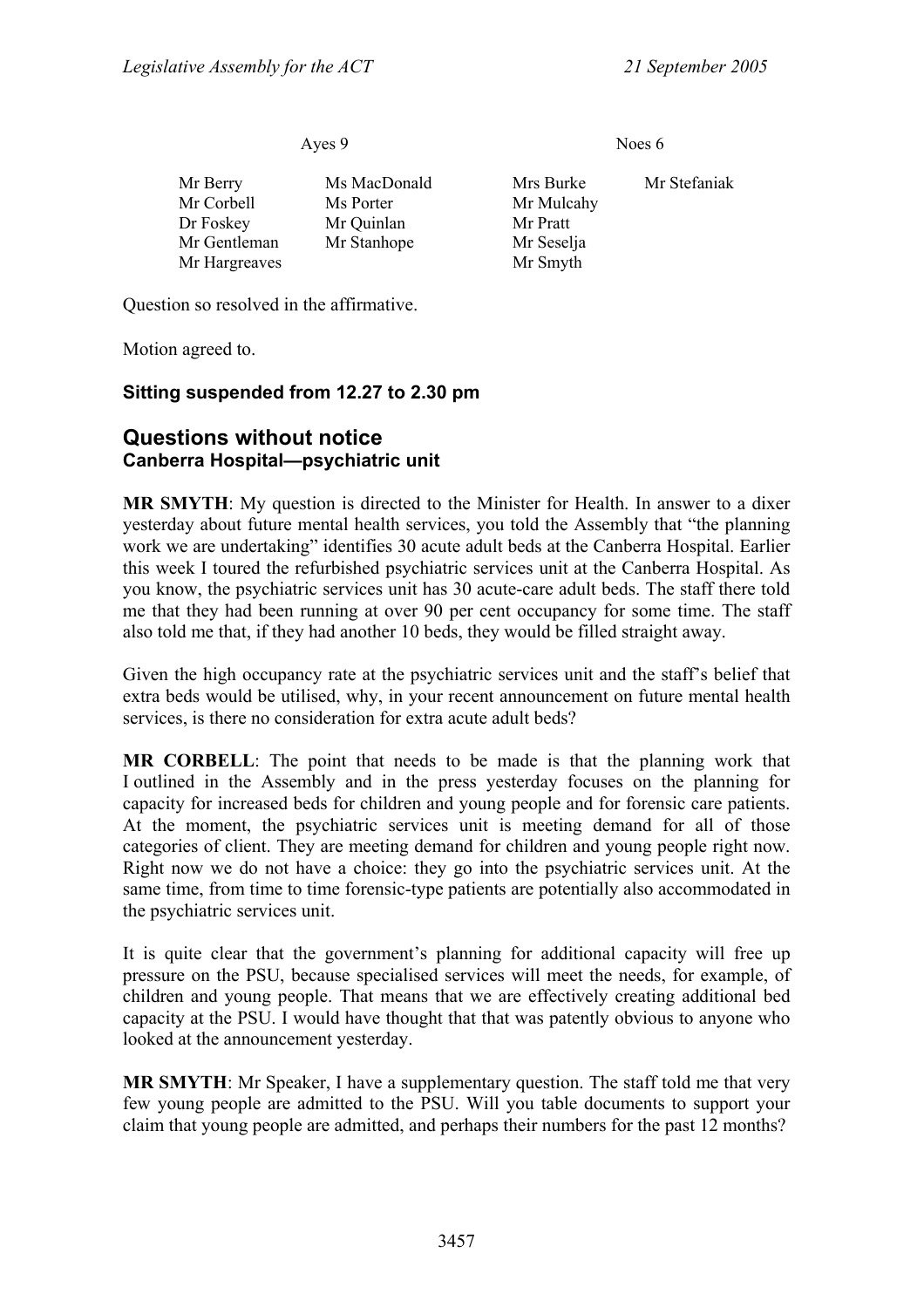| Ayes 9 | | Noes 6 | |
|---|---|---|---|
| Mr Berry | Ms MacDonald | Mrs Burke | Mr Stefaniak |
| Mr Corbell | Ms Porter | Mr Mulcahy | |
| Dr Foskey | Mr Quinlan | Mr Pratt | |
| Mr Gentleman | Mr Stanhope | Mr Seselja | |
| Mr Hargreaves | | Mr Smyth | |

Question so resolved in the affirmative.

Motion agreed to.

**Sitting suspended from 12.27 to 2.30 pm**

## Questions without notice

### Canberra Hospital—psychiatric unit

**MR SMYTH**: My question is directed to the Minister for Health. In answer to a dixer yesterday about future mental health services, you told the Assembly that "the planning work we are undertaking" identifies 30 acute adult beds at the Canberra Hospital. Earlier this week I toured the refurbished psychiatric services unit at the Canberra Hospital. As you know, the psychiatric services unit has 30 acute-care adult beds. The staff there told me that they had been running at over 90 per cent occupancy for some time. The staff also told me that, if they had another 10 beds, they would be filled straight away.

Given the high occupancy rate at the psychiatric services unit and the staff's belief that extra beds would be utilised, why, in your recent announcement on future mental health services, is there no consideration for extra acute adult beds?

**MR CORBELL**: The point that needs to be made is that the planning work that I outlined in the Assembly and in the press yesterday focuses on the planning for capacity for increased beds for children and young people and for forensic care patients. At the moment, the psychiatric services unit is meeting demand for all of those categories of client. They are meeting demand for children and young people right now. Right now we do not have a choice: they go into the psychiatric services unit. At the same time, from time to time forensic-type patients are potentially also accommodated in the psychiatric services unit.

It is quite clear that the government's planning for additional capacity will free up pressure on the PSU, because specialised services will meet the needs, for example, of children and young people. That means that we are effectively creating additional bed capacity at the PSU. I would have thought that that was patently obvious to anyone who looked at the announcement yesterday.

**MR SMYTH**: Mr Speaker, I have a supplementary question. The staff told me that very few young people are admitted to the PSU. Will you table documents to support your claim that young people are admitted, and perhaps their numbers for the past 12 months?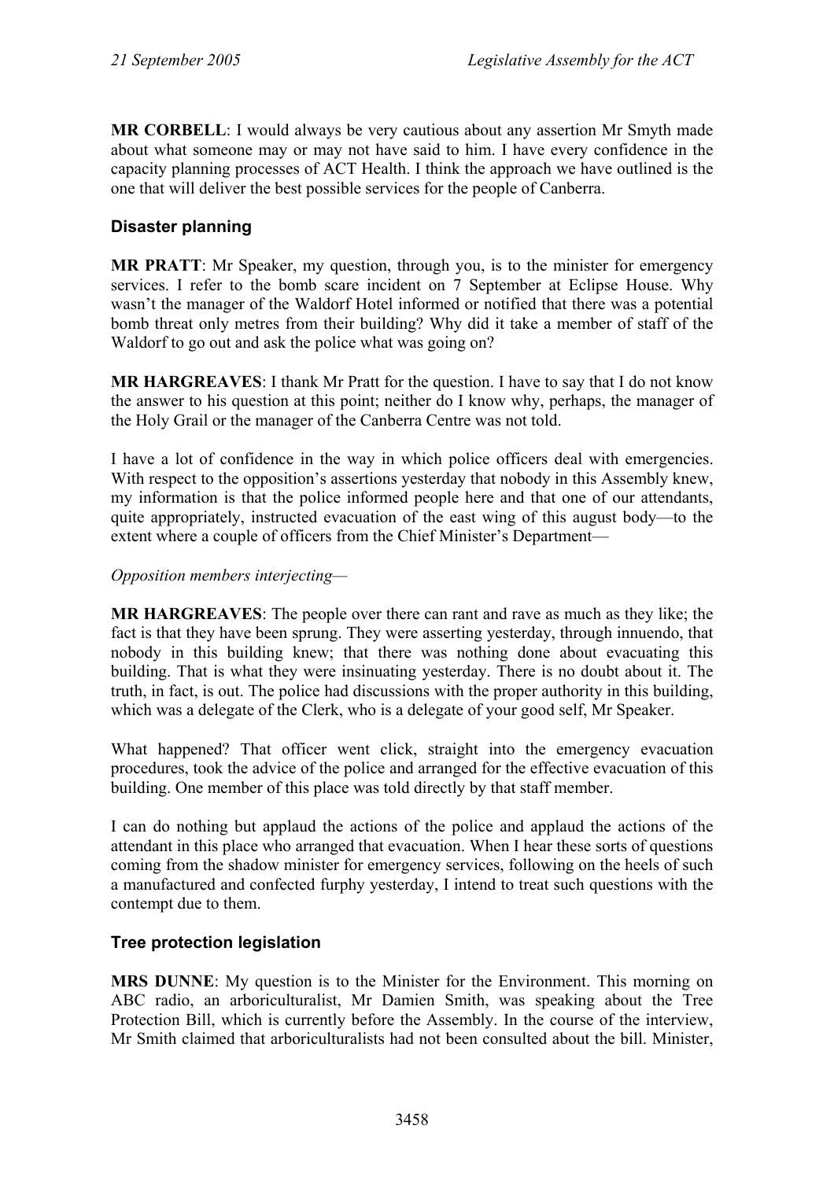**MR CORBELL**: I would always be very cautious about any assertion Mr Smyth made about what someone may or may not have said to him. I have every confidence in the capacity planning processes of ACT Health. I think the approach we have outlined is the one that will deliver the best possible services for the people of Canberra.

### Disaster planning

**MR PRATT**: Mr Speaker, my question, through you, is to the minister for emergency services. I refer to the bomb scare incident on 7 September at Eclipse House. Why wasn't the manager of the Waldorf Hotel informed or notified that there was a potential bomb threat only metres from their building? Why did it take a member of staff of the Waldorf to go out and ask the police what was going on?

**MR HARGREAVES**: I thank Mr Pratt for the question. I have to say that I do not know the answer to his question at this point; neither do I know why, perhaps, the manager of the Holy Grail or the manager of the Canberra Centre was not told.

I have a lot of confidence in the way in which police officers deal with emergencies. With respect to the opposition's assertions yesterday that nobody in this Assembly knew, my information is that the police informed people here and that one of our attendants, quite appropriately, instructed evacuation of the east wing of this august body—to the extent where a couple of officers from the Chief Minister's Department—

*Opposition members interjecting—*

**MR HARGREAVES**: The people over there can rant and rave as much as they like; the fact is that they have been sprung. They were asserting yesterday, through innuendo, that nobody in this building knew; that there was nothing done about evacuating this building. That is what they were insinuating yesterday. There is no doubt about it. The truth, in fact, is out. The police had discussions with the proper authority in this building, which was a delegate of the Clerk, who is a delegate of your good self, Mr Speaker.

What happened? That officer went click, straight into the emergency evacuation procedures, took the advice of the police and arranged for the effective evacuation of this building. One member of this place was told directly by that staff member.

I can do nothing but applaud the actions of the police and applaud the actions of the attendant in this place who arranged that evacuation. When I hear these sorts of questions coming from the shadow minister for emergency services, following on the heels of such a manufactured and confected furphy yesterday, I intend to treat such questions with the contempt due to them.

### Tree protection legislation

**MRS DUNNE**: My question is to the Minister for the Environment. This morning on ABC radio, an arboriculturalist, Mr Damien Smith, was speaking about the Tree Protection Bill, which is currently before the Assembly. In the course of the interview, Mr Smith claimed that arboriculturalists had not been consulted about the bill. Minister,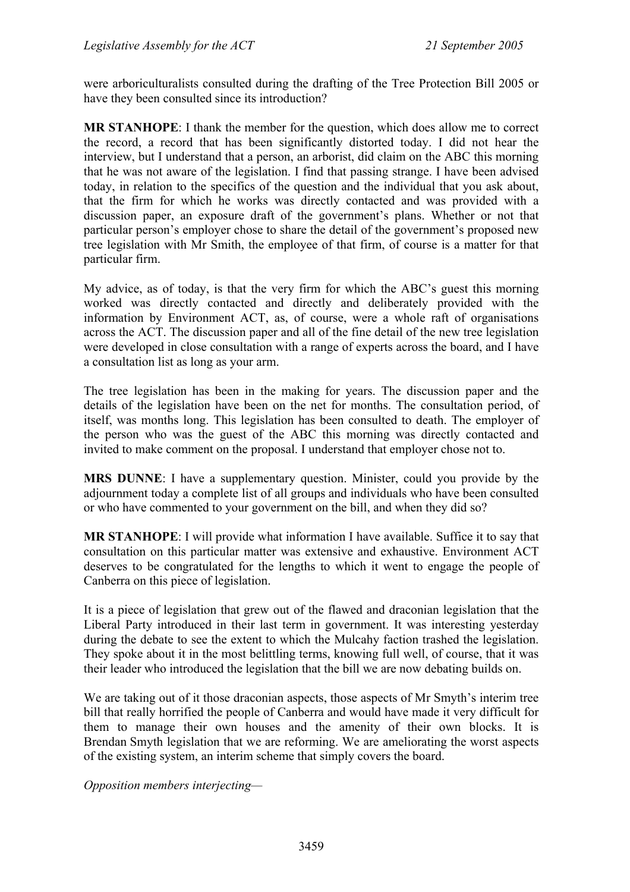were arboriculturalists consulted during the drafting of the Tree Protection Bill 2005 or have they been consulted since its introduction?

**MR STANHOPE**: I thank the member for the question, which does allow me to correct the record, a record that has been significantly distorted today. I did not hear the interview, but I understand that a person, an arborist, did claim on the ABC this morning that he was not aware of the legislation. I find that passing strange. I have been advised today, in relation to the specifics of the question and the individual that you ask about, that the firm for which he works was directly contacted and was provided with a discussion paper, an exposure draft of the government's plans. Whether or not that particular person's employer chose to share the detail of the government's proposed new tree legislation with Mr Smith, the employee of that firm, of course is a matter for that particular firm.

My advice, as of today, is that the very firm for which the ABC's guest this morning worked was directly contacted and directly and deliberately provided with the information by Environment ACT, as, of course, were a whole raft of organisations across the ACT. The discussion paper and all of the fine detail of the new tree legislation were developed in close consultation with a range of experts across the board, and I have a consultation list as long as your arm.

The tree legislation has been in the making for years. The discussion paper and the details of the legislation have been on the net for months. The consultation period, of itself, was months long. This legislation has been consulted to death. The employer of the person who was the guest of the ABC this morning was directly contacted and invited to make comment on the proposal. I understand that employer chose not to.

**MRS DUNNE**: I have a supplementary question. Minister, could you provide by the adjournment today a complete list of all groups and individuals who have been consulted or who have commented to your government on the bill, and when they did so?

**MR STANHOPE**: I will provide what information I have available. Suffice it to say that consultation on this particular matter was extensive and exhaustive. Environment ACT deserves to be congratulated for the lengths to which it went to engage the people of Canberra on this piece of legislation.

It is a piece of legislation that grew out of the flawed and draconian legislation that the Liberal Party introduced in their last term in government. It was interesting yesterday during the debate to see the extent to which the Mulcahy faction trashed the legislation. They spoke about it in the most belittling terms, knowing full well, of course, that it was their leader who introduced the legislation that the bill we are now debating builds on.

We are taking out of it those draconian aspects, those aspects of Mr Smyth's interim tree bill that really horrified the people of Canberra and would have made it very difficult for them to manage their own houses and the amenity of their own blocks. It is Brendan Smyth legislation that we are reforming. We are ameliorating the worst aspects of the existing system, an interim scheme that simply covers the board.

*Opposition members interjecting—*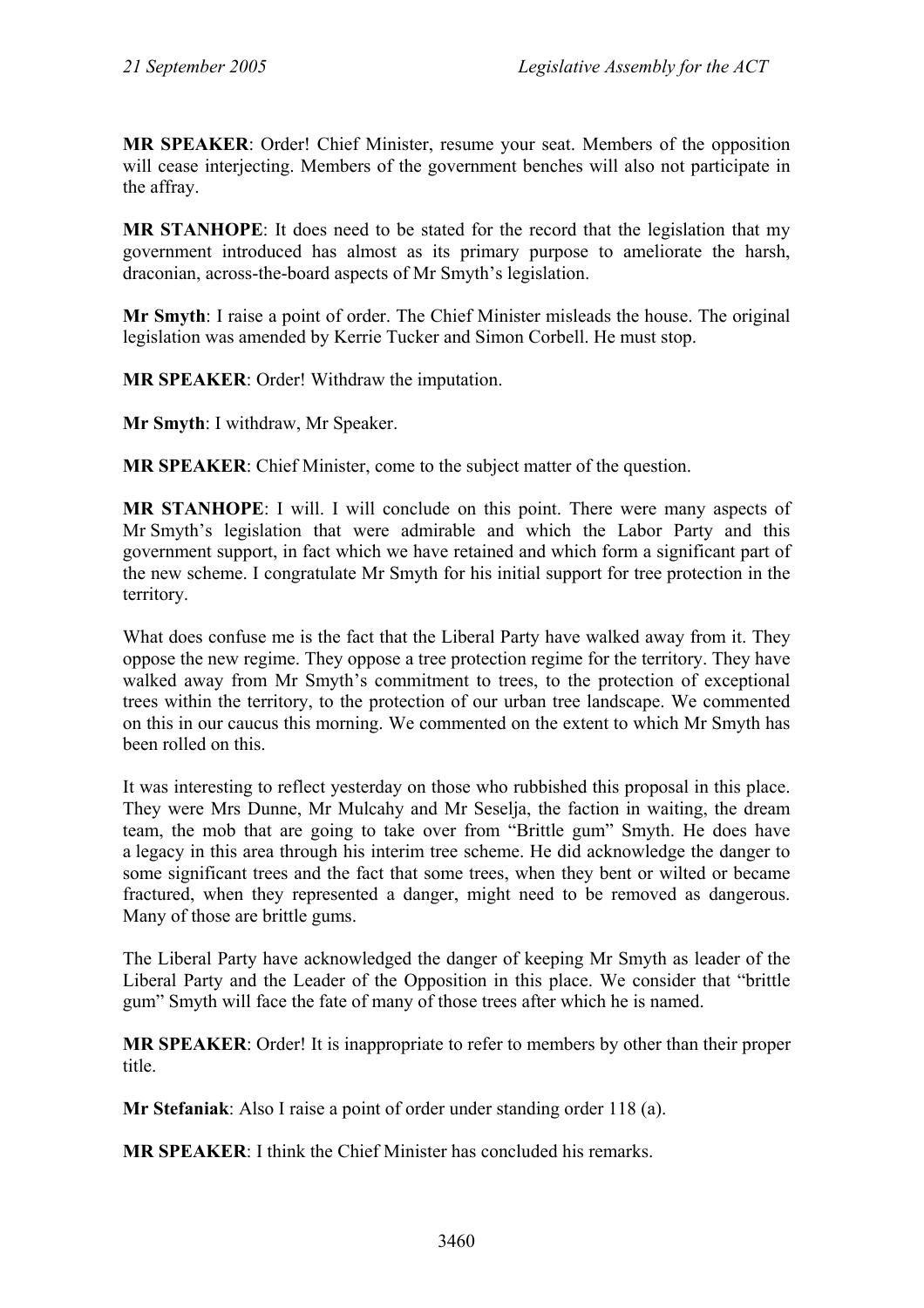**MR SPEAKER**: Order! Chief Minister, resume your seat. Members of the opposition will cease interjecting. Members of the government benches will also not participate in the affray.

**MR STANHOPE**: It does need to be stated for the record that the legislation that my government introduced has almost as its primary purpose to ameliorate the harsh, draconian, across-the-board aspects of Mr Smyth's legislation.

**Mr Smyth**: I raise a point of order. The Chief Minister misleads the house. The original legislation was amended by Kerrie Tucker and Simon Corbell. He must stop.

**MR SPEAKER**: Order! Withdraw the imputation.

**Mr Smyth**: I withdraw, Mr Speaker.

**MR SPEAKER**: Chief Minister, come to the subject matter of the question.

**MR STANHOPE**: I will. I will conclude on this point. There were many aspects of Mr Smyth's legislation that were admirable and which the Labor Party and this government support, in fact which we have retained and which form a significant part of the new scheme. I congratulate Mr Smyth for his initial support for tree protection in the territory.

What does confuse me is the fact that the Liberal Party have walked away from it. They oppose the new regime. They oppose a tree protection regime for the territory. They have walked away from Mr Smyth's commitment to trees, to the protection of exceptional trees within the territory, to the protection of our urban tree landscape. We commented on this in our caucus this morning. We commented on the extent to which Mr Smyth has been rolled on this.

It was interesting to reflect yesterday on those who rubbished this proposal in this place. They were Mrs Dunne, Mr Mulcahy and Mr Seselja, the faction in waiting, the dream team, the mob that are going to take over from "Brittle gum" Smyth. He does have a legacy in this area through his interim tree scheme. He did acknowledge the danger to some significant trees and the fact that some trees, when they bent or wilted or became fractured, when they represented a danger, might need to be removed as dangerous. Many of those are brittle gums.

The Liberal Party have acknowledged the danger of keeping Mr Smyth as leader of the Liberal Party and the Leader of the Opposition in this place. We consider that "brittle gum" Smyth will face the fate of many of those trees after which he is named.

**MR SPEAKER**: Order! It is inappropriate to refer to members by other than their proper title.

**Mr Stefaniak**: Also I raise a point of order under standing order 118 (a).

**MR SPEAKER**: I think the Chief Minister has concluded his remarks.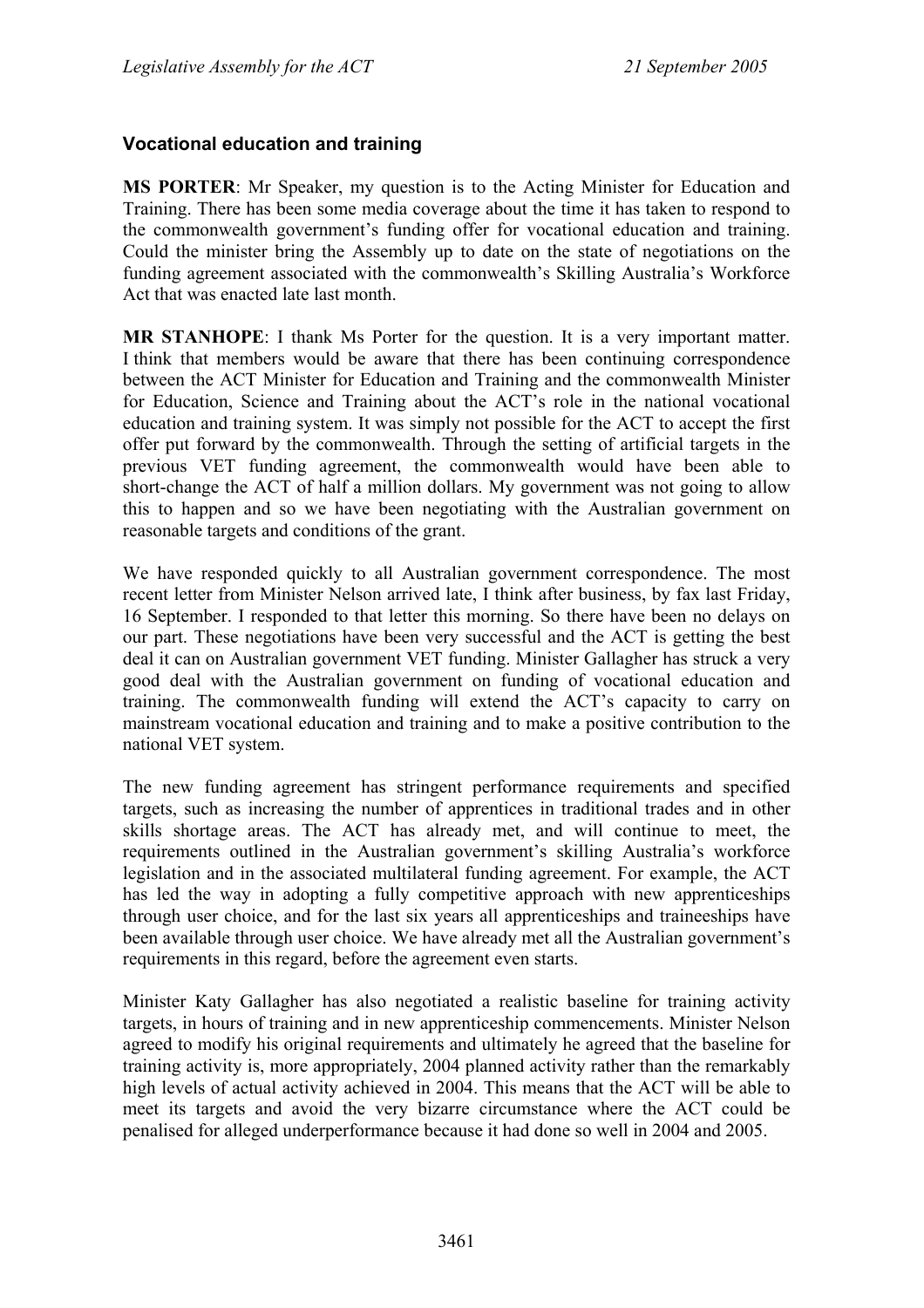### Vocational education and training

**MS PORTER**: Mr Speaker, my question is to the Acting Minister for Education and Training. There has been some media coverage about the time it has taken to respond to the commonwealth government's funding offer for vocational education and training. Could the minister bring the Assembly up to date on the state of negotiations on the funding agreement associated with the commonwealth's Skilling Australia's Workforce Act that was enacted late last month.

**MR STANHOPE**: I thank Ms Porter for the question. It is a very important matter. I think that members would be aware that there has been continuing correspondence between the ACT Minister for Education and Training and the commonwealth Minister for Education, Science and Training about the ACT's role in the national vocational education and training system. It was simply not possible for the ACT to accept the first offer put forward by the commonwealth. Through the setting of artificial targets in the previous VET funding agreement, the commonwealth would have been able to short-change the ACT of half a million dollars. My government was not going to allow this to happen and so we have been negotiating with the Australian government on reasonable targets and conditions of the grant.

We have responded quickly to all Australian government correspondence. The most recent letter from Minister Nelson arrived late, I think after business, by fax last Friday, 16 September. I responded to that letter this morning. So there have been no delays on our part. These negotiations have been very successful and the ACT is getting the best deal it can on Australian government VET funding. Minister Gallagher has struck a very good deal with the Australian government on funding of vocational education and training. The commonwealth funding will extend the ACT's capacity to carry on mainstream vocational education and training and to make a positive contribution to the national VET system.

The new funding agreement has stringent performance requirements and specified targets, such as increasing the number of apprentices in traditional trades and in other skills shortage areas. The ACT has already met, and will continue to meet, the requirements outlined in the Australian government's skilling Australia's workforce legislation and in the associated multilateral funding agreement. For example, the ACT has led the way in adopting a fully competitive approach with new apprenticeships through user choice, and for the last six years all apprenticeships and traineeships have been available through user choice. We have already met all the Australian government's requirements in this regard, before the agreement even starts.

Minister Katy Gallagher has also negotiated a realistic baseline for training activity targets, in hours of training and in new apprenticeship commencements. Minister Nelson agreed to modify his original requirements and ultimately he agreed that the baseline for training activity is, more appropriately, 2004 planned activity rather than the remarkably high levels of actual activity achieved in 2004. This means that the ACT will be able to meet its targets and avoid the very bizarre circumstance where the ACT could be penalised for alleged underperformance because it had done so well in 2004 and 2005.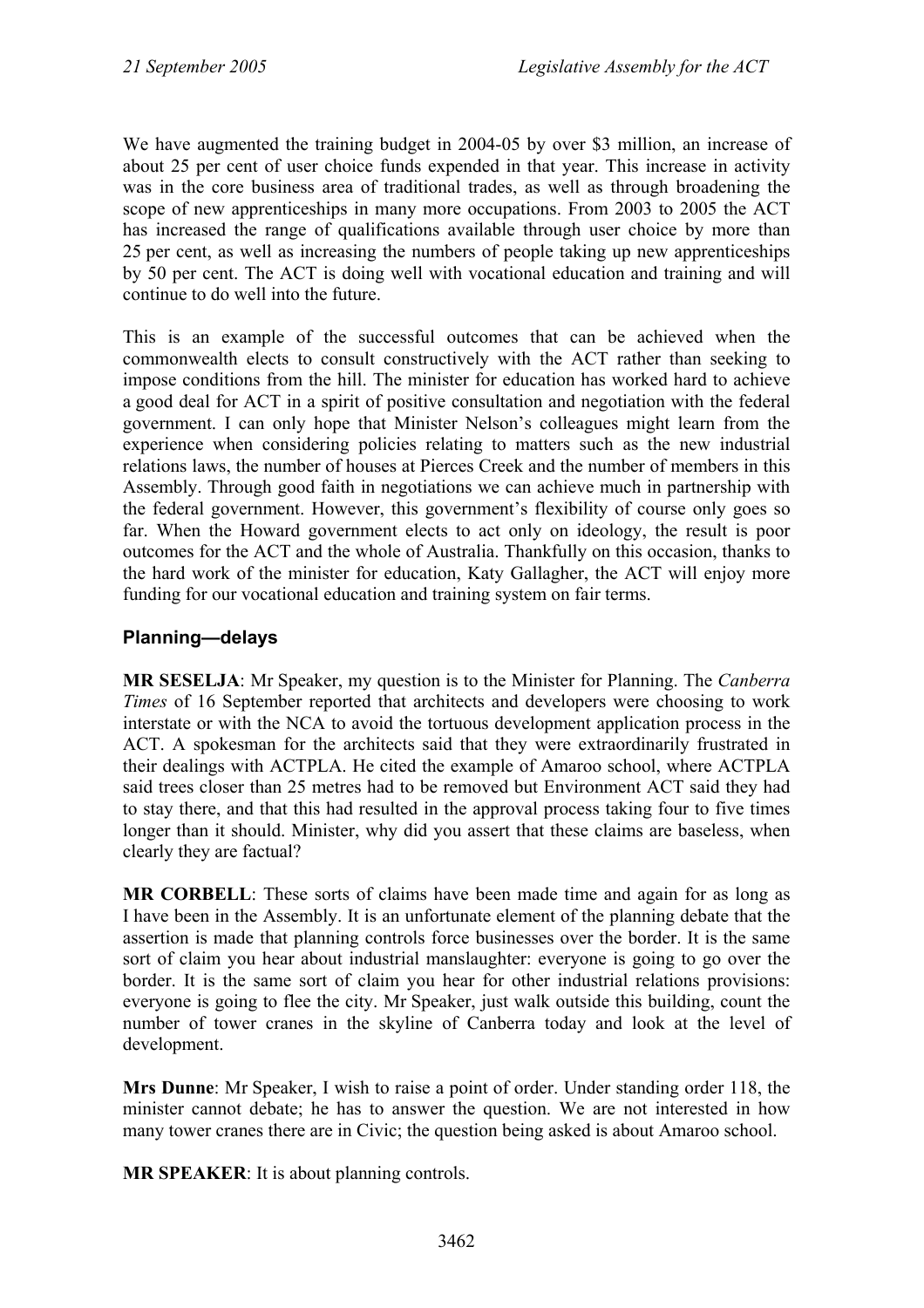We have augmented the training budget in 2004-05 by over $3 million, an increase of about 25 per cent of user choice funds expended in that year. This increase in activity was in the core business area of traditional trades, as well as through broadening the scope of new apprenticeships in many more occupations. From 2003 to 2005 the ACT has increased the range of qualifications available through user choice by more than 25 per cent, as well as increasing the numbers of people taking up new apprenticeships by 50 per cent. The ACT is doing well with vocational education and training and will continue to do well into the future.

This is an example of the successful outcomes that can be achieved when the commonwealth elects to consult constructively with the ACT rather than seeking to impose conditions from the hill. The minister for education has worked hard to achieve a good deal for ACT in a spirit of positive consultation and negotiation with the federal government. I can only hope that Minister Nelson's colleagues might learn from the experience when considering policies relating to matters such as the new industrial relations laws, the number of houses at Pierces Creek and the number of members in this Assembly. Through good faith in negotiations we can achieve much in partnership with the federal government. However, this government's flexibility of course only goes so far. When the Howard government elects to act only on ideology, the result is poor outcomes for the ACT and the whole of Australia. Thankfully on this occasion, thanks to the hard work of the minister for education, Katy Gallagher, the ACT will enjoy more funding for our vocational education and training system on fair terms.

## Planning—delays

**MR SESELJA**: Mr Speaker, my question is to the Minister for Planning. The *Canberra Times* of 16 September reported that architects and developers were choosing to work interstate or with the NCA to avoid the tortuous development application process in the ACT. A spokesman for the architects said that they were extraordinarily frustrated in their dealings with ACTPLA. He cited the example of Amaroo school, where ACTPLA said trees closer than 25 metres had to be removed but Environment ACT said they had to stay there, and that this had resulted in the approval process taking four to five times longer than it should. Minister, why did you assert that these claims are baseless, when clearly they are factual?

**MR CORBELL**: These sorts of claims have been made time and again for as long as I have been in the Assembly. It is an unfortunate element of the planning debate that the assertion is made that planning controls force businesses over the border. It is the same sort of claim you hear about industrial manslaughter: everyone is going to go over the border. It is the same sort of claim you hear for other industrial relations provisions: everyone is going to flee the city. Mr Speaker, just walk outside this building, count the number of tower cranes in the skyline of Canberra today and look at the level of development.

**Mrs Dunne**: Mr Speaker, I wish to raise a point of order. Under standing order 118, the minister cannot debate; he has to answer the question. We are not interested in how many tower cranes there are in Civic; the question being asked is about Amaroo school.

**MR SPEAKER**: It is about planning controls.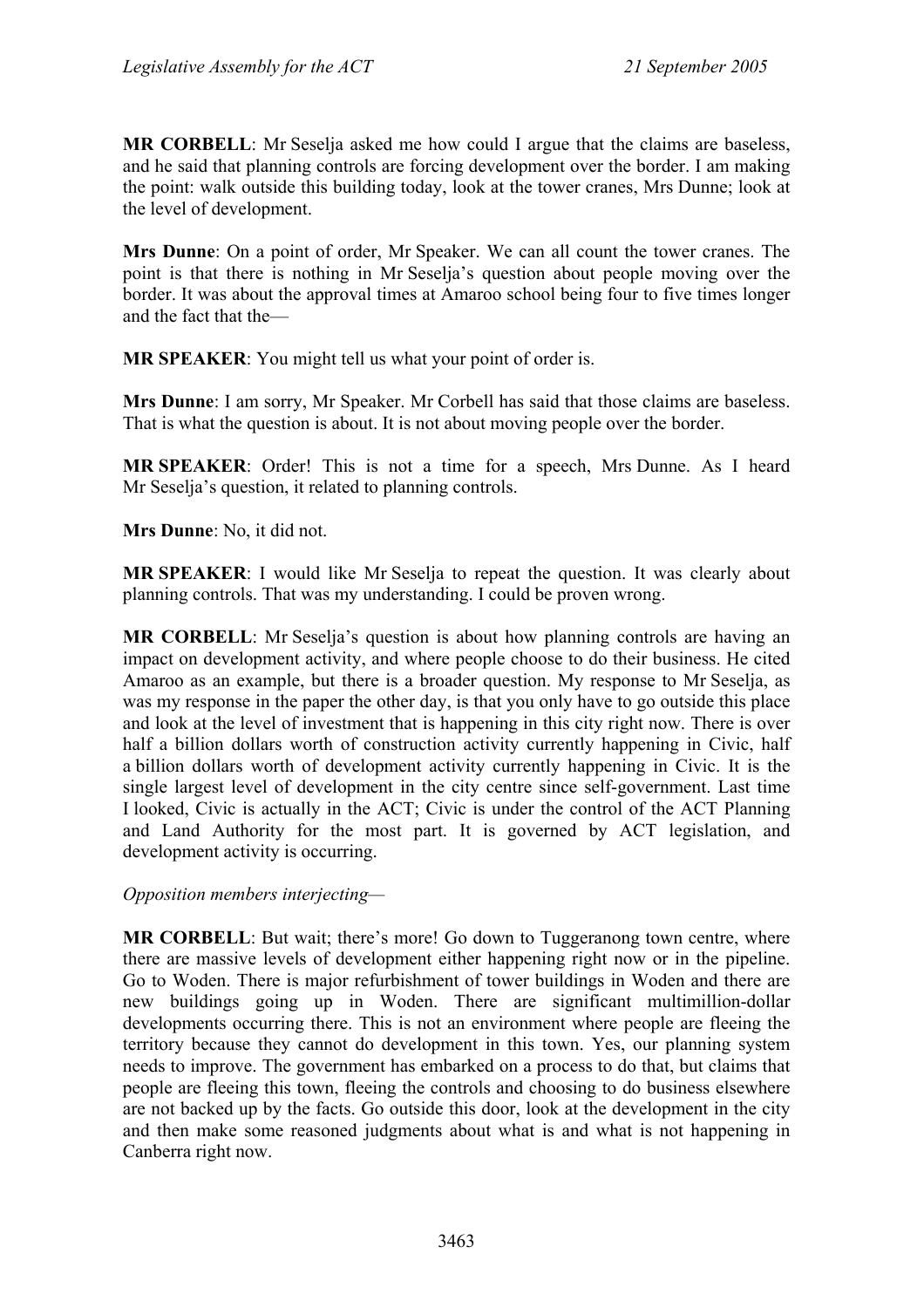**MR CORBELL**: Mr Seselja asked me how could I argue that the claims are baseless, and he said that planning controls are forcing development over the border. I am making the point: walk outside this building today, look at the tower cranes, Mrs Dunne; look at the level of development.

**Mrs Dunne**: On a point of order, Mr Speaker. We can all count the tower cranes. The point is that there is nothing in Mr Seselja's question about people moving over the border. It was about the approval times at Amaroo school being four to five times longer and the fact that the—

**MR SPEAKER**: You might tell us what your point of order is.

**Mrs Dunne**: I am sorry, Mr Speaker. Mr Corbell has said that those claims are baseless. That is what the question is about. It is not about moving people over the border.

**MR SPEAKER**: Order! This is not a time for a speech, Mrs Dunne. As I heard Mr Seselja's question, it related to planning controls.

**Mrs Dunne**: No, it did not.

**MR SPEAKER**: I would like Mr Seselja to repeat the question. It was clearly about planning controls. That was my understanding. I could be proven wrong.

**MR CORBELL**: Mr Seselja's question is about how planning controls are having an impact on development activity, and where people choose to do their business. He cited Amaroo as an example, but there is a broader question. My response to Mr Seselja, as was my response in the paper the other day, is that you only have to go outside this place and look at the level of investment that is happening in this city right now. There is over half a billion dollars worth of construction activity currently happening in Civic, half a billion dollars worth of development activity currently happening in Civic. It is the single largest level of development in the city centre since self-government. Last time I looked, Civic is actually in the ACT; Civic is under the control of the ACT Planning and Land Authority for the most part. It is governed by ACT legislation, and development activity is occurring.

*Opposition members interjecting*—

**MR CORBELL**: But wait; there's more! Go down to Tuggeranong town centre, where there are massive levels of development either happening right now or in the pipeline. Go to Woden. There is major refurbishment of tower buildings in Woden and there are new buildings going up in Woden. There are significant multimillion-dollar developments occurring there. This is not an environment where people are fleeing the territory because they cannot do development in this town. Yes, our planning system needs to improve. The government has embarked on a process to do that, but claims that people are fleeing this town, fleeing the controls and choosing to do business elsewhere are not backed up by the facts. Go outside this door, look at the development in the city and then make some reasoned judgments about what is and what is not happening in Canberra right now.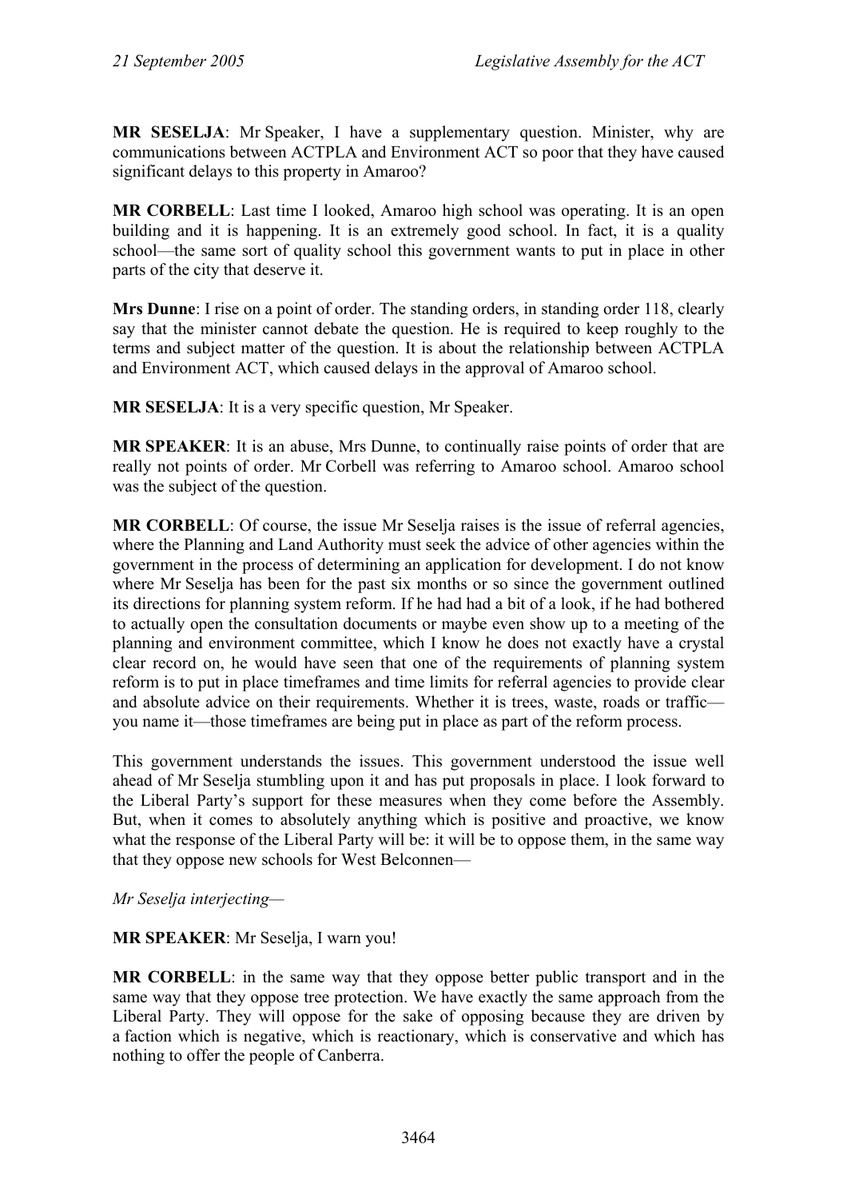**MR SESELJA**: Mr Speaker, I have a supplementary question. Minister, why are communications between ACTPLA and Environment ACT so poor that they have caused significant delays to this property in Amaroo?

**MR CORBELL**: Last time I looked, Amaroo high school was operating. It is an open building and it is happening. It is an extremely good school. In fact, it is a quality school—the same sort of quality school this government wants to put in place in other parts of the city that deserve it.

**Mrs Dunne**: I rise on a point of order. The standing orders, in standing order 118, clearly say that the minister cannot debate the question. He is required to keep roughly to the terms and subject matter of the question. It is about the relationship between ACTPLA and Environment ACT, which caused delays in the approval of Amaroo school.

**MR SESELJA**: It is a very specific question, Mr Speaker.

**MR SPEAKER**: It is an abuse, Mrs Dunne, to continually raise points of order that are really not points of order. Mr Corbell was referring to Amaroo school. Amaroo school was the subject of the question.

**MR CORBELL**: Of course, the issue Mr Seselja raises is the issue of referral agencies, where the Planning and Land Authority must seek the advice of other agencies within the government in the process of determining an application for development. I do not know where Mr Seselja has been for the past six months or so since the government outlined its directions for planning system reform. If he had had a bit of a look, if he had bothered to actually open the consultation documents or maybe even show up to a meeting of the planning and environment committee, which I know he does not exactly have a crystal clear record on, he would have seen that one of the requirements of planning system reform is to put in place timeframes and time limits for referral agencies to provide clear and absolute advice on their requirements. Whether it is trees, waste, roads or traffic—you name it—those timeframes are being put in place as part of the reform process.

This government understands the issues. This government understood the issue well ahead of Mr Seselja stumbling upon it and has put proposals in place. I look forward to the Liberal Party's support for these measures when they come before the Assembly. But, when it comes to absolutely anything which is positive and proactive, we know what the response of the Liberal Party will be: it will be to oppose them, in the same way that they oppose new schools for West Belconnen—

*Mr Seselja interjecting*—

**MR SPEAKER**: Mr Seselja, I warn you!

**MR CORBELL**: in the same way that they oppose better public transport and in the same way that they oppose tree protection. We have exactly the same approach from the Liberal Party. They will oppose for the sake of opposing because they are driven by a faction which is negative, which is reactionary, which is conservative and which has nothing to offer the people of Canberra.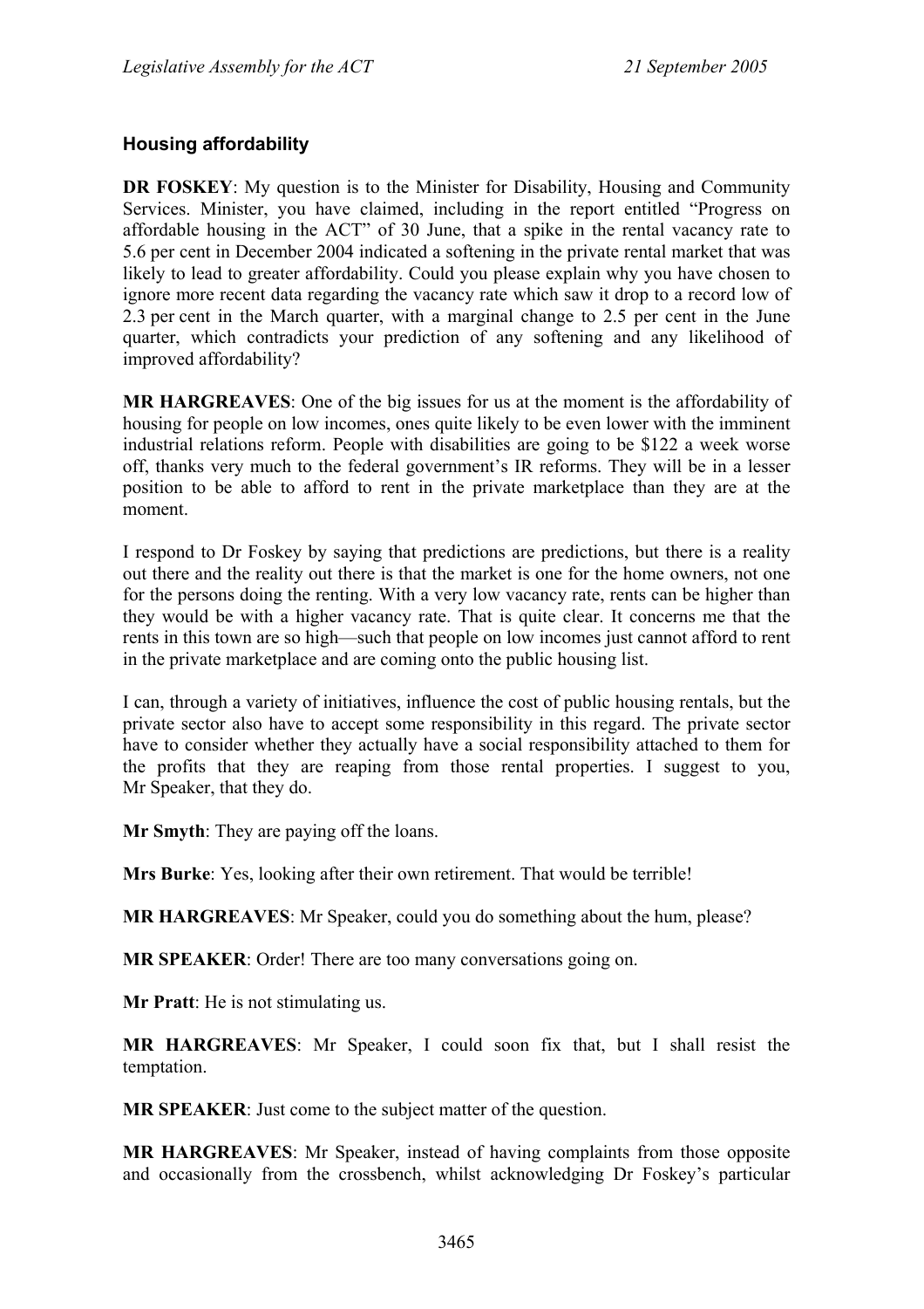### Housing affordability

**DR FOSKEY**: My question is to the Minister for Disability, Housing and Community Services. Minister, you have claimed, including in the report entitled "Progress on affordable housing in the ACT" of 30 June, that a spike in the rental vacancy rate to 5.6 per cent in December 2004 indicated a softening in the private rental market that was likely to lead to greater affordability. Could you please explain why you have chosen to ignore more recent data regarding the vacancy rate which saw it drop to a record low of 2.3 per cent in the March quarter, with a marginal change to 2.5 per cent in the June quarter, which contradicts your prediction of any softening and any likelihood of improved affordability?

**MR HARGREAVES**: One of the big issues for us at the moment is the affordability of housing for people on low incomes, ones quite likely to be even lower with the imminent industrial relations reform. People with disabilities are going to be $122 a week worse off, thanks very much to the federal government's IR reforms. They will be in a lesser position to be able to afford to rent in the private marketplace than they are at the moment.

I respond to Dr Foskey by saying that predictions are predictions, but there is a reality out there and the reality out there is that the market is one for the home owners, not one for the persons doing the renting. With a very low vacancy rate, rents can be higher than they would be with a higher vacancy rate. That is quite clear. It concerns me that the rents in this town are so high—such that people on low incomes just cannot afford to rent in the private marketplace and are coming onto the public housing list.

I can, through a variety of initiatives, influence the cost of public housing rentals, but the private sector also have to accept some responsibility in this regard. The private sector have to consider whether they actually have a social responsibility attached to them for the profits that they are reaping from those rental properties. I suggest to you, Mr Speaker, that they do.

**Mr Smyth**: They are paying off the loans.

**Mrs Burke**: Yes, looking after their own retirement. That would be terrible!

**MR HARGREAVES**: Mr Speaker, could you do something about the hum, please?

**MR SPEAKER**: Order! There are too many conversations going on.

**Mr Pratt**: He is not stimulating us.

**MR HARGREAVES**: Mr Speaker, I could soon fix that, but I shall resist the temptation.

**MR SPEAKER**: Just come to the subject matter of the question.

**MR HARGREAVES**: Mr Speaker, instead of having complaints from those opposite and occasionally from the crossbench, whilst acknowledging Dr Foskey's particular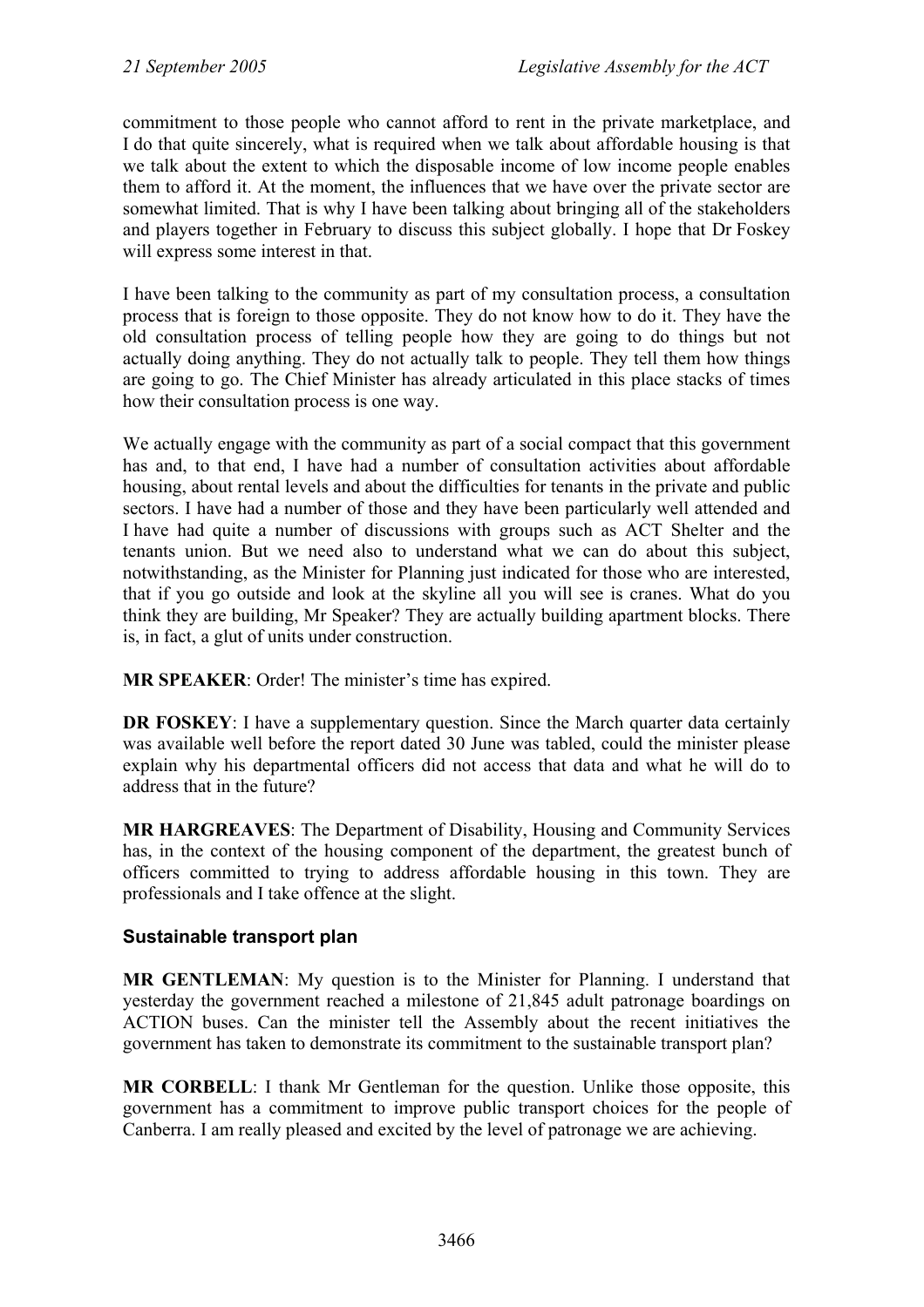commitment to those people who cannot afford to rent in the private marketplace, and I do that quite sincerely, what is required when we talk about affordable housing is that we talk about the extent to which the disposable income of low income people enables them to afford it. At the moment, the influences that we have over the private sector are somewhat limited. That is why I have been talking about bringing all of the stakeholders and players together in February to discuss this subject globally. I hope that Dr Foskey will express some interest in that.

I have been talking to the community as part of my consultation process, a consultation process that is foreign to those opposite. They do not know how to do it. They have the old consultation process of telling people how they are going to do things but not actually doing anything. They do not actually talk to people. They tell them how things are going to go. The Chief Minister has already articulated in this place stacks of times how their consultation process is one way.

We actually engage with the community as part of a social compact that this government has and, to that end, I have had a number of consultation activities about affordable housing, about rental levels and about the difficulties for tenants in the private and public sectors. I have had a number of those and they have been particularly well attended and I have had quite a number of discussions with groups such as ACT Shelter and the tenants union. But we need also to understand what we can do about this subject, notwithstanding, as the Minister for Planning just indicated for those who are interested, that if you go outside and look at the skyline all you will see is cranes. What do you think they are building, Mr Speaker? They are actually building apartment blocks. There is, in fact, a glut of units under construction.

**MR SPEAKER**: Order! The minister's time has expired.

**DR FOSKEY**: I have a supplementary question. Since the March quarter data certainly was available well before the report dated 30 June was tabled, could the minister please explain why his departmental officers did not access that data and what he will do to address that in the future?

**MR HARGREAVES**: The Department of Disability, Housing and Community Services has, in the context of the housing component of the department, the greatest bunch of officers committed to trying to address affordable housing in this town. They are professionals and I take offence at the slight.

### Sustainable transport plan

**MR GENTLEMAN**: My question is to the Minister for Planning. I understand that yesterday the government reached a milestone of 21,845 adult patronage boardings on ACTION buses. Can the minister tell the Assembly about the recent initiatives the government has taken to demonstrate its commitment to the sustainable transport plan?

**MR CORBELL**: I thank Mr Gentleman for the question. Unlike those opposite, this government has a commitment to improve public transport choices for the people of Canberra. I am really pleased and excited by the level of patronage we are achieving.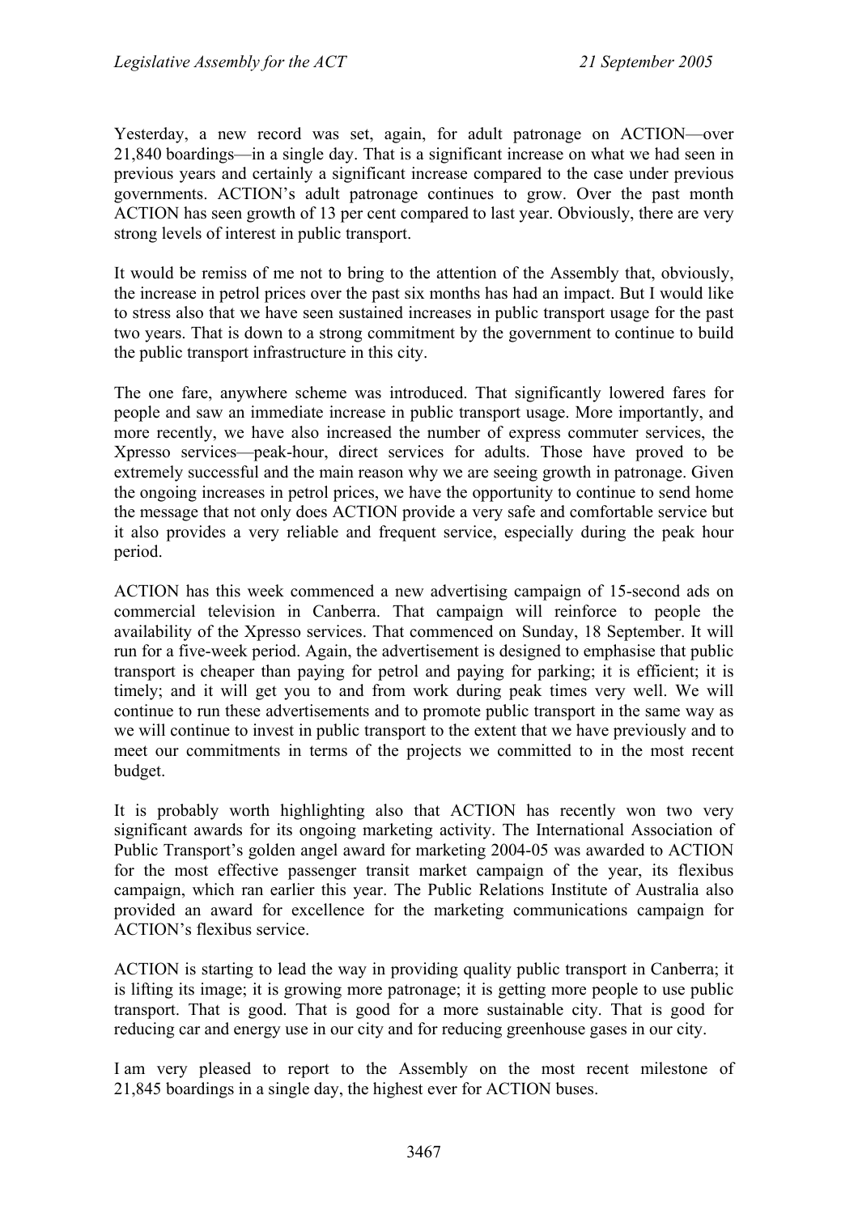Yesterday, a new record was set, again, for adult patronage on ACTION—over 21,840 boardings—in a single day. That is a significant increase on what we had seen in previous years and certainly a significant increase compared to the case under previous governments. ACTION's adult patronage continues to grow. Over the past month ACTION has seen growth of 13 per cent compared to last year. Obviously, there are very strong levels of interest in public transport.

It would be remiss of me not to bring to the attention of the Assembly that, obviously, the increase in petrol prices over the past six months has had an impact. But I would like to stress also that we have seen sustained increases in public transport usage for the past two years. That is down to a strong commitment by the government to continue to build the public transport infrastructure in this city.

The one fare, anywhere scheme was introduced. That significantly lowered fares for people and saw an immediate increase in public transport usage. More importantly, and more recently, we have also increased the number of express commuter services, the Xpresso services—peak-hour, direct services for adults. Those have proved to be extremely successful and the main reason why we are seeing growth in patronage. Given the ongoing increases in petrol prices, we have the opportunity to continue to send home the message that not only does ACTION provide a very safe and comfortable service but it also provides a very reliable and frequent service, especially during the peak hour period.

ACTION has this week commenced a new advertising campaign of 15-second ads on commercial television in Canberra. That campaign will reinforce to people the availability of the Xpresso services. That commenced on Sunday, 18 September. It will run for a five-week period. Again, the advertisement is designed to emphasise that public transport is cheaper than paying for petrol and paying for parking; it is efficient; it is timely; and it will get you to and from work during peak times very well. We will continue to run these advertisements and to promote public transport in the same way as we will continue to invest in public transport to the extent that we have previously and to meet our commitments in terms of the projects we committed to in the most recent budget.

It is probably worth highlighting also that ACTION has recently won two very significant awards for its ongoing marketing activity. The International Association of Public Transport's golden angel award for marketing 2004-05 was awarded to ACTION for the most effective passenger transit market campaign of the year, its flexibus campaign, which ran earlier this year. The Public Relations Institute of Australia also provided an award for excellence for the marketing communications campaign for ACTION's flexibus service.

ACTION is starting to lead the way in providing quality public transport in Canberra; it is lifting its image; it is growing more patronage; it is getting more people to use public transport. That is good. That is good for a more sustainable city. That is good for reducing car and energy use in our city and for reducing greenhouse gases in our city.

I am very pleased to report to the Assembly on the most recent milestone of 21,845 boardings in a single day, the highest ever for ACTION buses.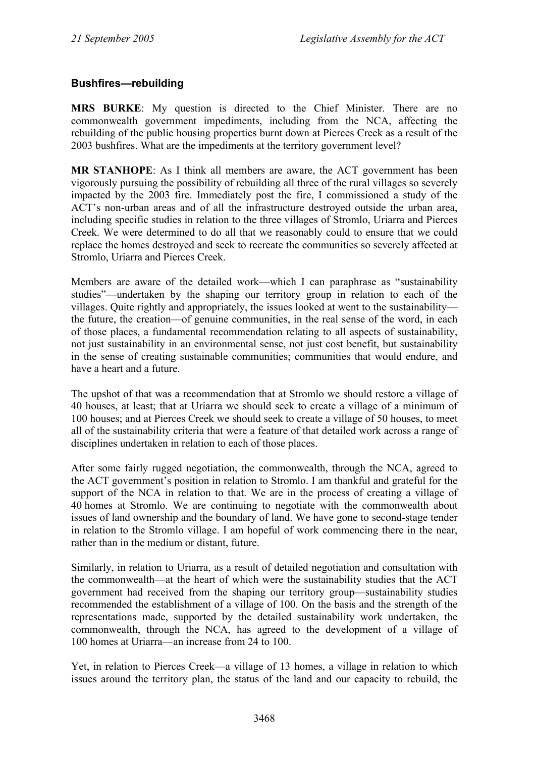### Bushfires—rebuilding

**MRS BURKE**: My question is directed to the Chief Minister. There are no commonwealth government impediments, including from the NCA, affecting the rebuilding of the public housing properties burnt down at Pierces Creek as a result of the 2003 bushfires. What are the impediments at the territory government level?

**MR STANHOPE**: As I think all members are aware, the ACT government has been vigorously pursuing the possibility of rebuilding all three of the rural villages so severely impacted by the 2003 fire. Immediately post the fire, I commissioned a study of the ACT's non-urban areas and of all the infrastructure destroyed outside the urban area, including specific studies in relation to the three villages of Stromlo, Uriarra and Pierces Creek. We were determined to do all that we reasonably could to ensure that we could replace the homes destroyed and seek to recreate the communities so severely affected at Stromlo, Uriarra and Pierces Creek.

Members are aware of the detailed work—which I can paraphrase as "sustainability studies"—undertaken by the shaping our territory group in relation to each of the villages. Quite rightly and appropriately, the issues looked at went to the sustainability—the future, the creation—of genuine communities, in the real sense of the word, in each of those places, a fundamental recommendation relating to all aspects of sustainability, not just sustainability in an environmental sense, not just cost benefit, but sustainability in the sense of creating sustainable communities; communities that would endure, and have a heart and a future.

The upshot of that was a recommendation that at Stromlo we should restore a village of 40 houses, at least; that at Uriarra we should seek to create a village of a minimum of 100 houses; and at Pierces Creek we should seek to create a village of 50 houses, to meet all of the sustainability criteria that were a feature of that detailed work across a range of disciplines undertaken in relation to each of those places.

After some fairly rugged negotiation, the commonwealth, through the NCA, agreed to the ACT government's position in relation to Stromlo. I am thankful and grateful for the support of the NCA in relation to that. We are in the process of creating a village of 40 homes at Stromlo. We are continuing to negotiate with the commonwealth about issues of land ownership and the boundary of land. We have gone to second-stage tender in relation to the Stromlo village. I am hopeful of work commencing there in the near, rather than in the medium or distant, future.

Similarly, in relation to Uriarra, as a result of detailed negotiation and consultation with the commonwealth—at the heart of which were the sustainability studies that the ACT government had received from the shaping our territory group—sustainability studies recommended the establishment of a village of 100. On the basis and the strength of the representations made, supported by the detailed sustainability work undertaken, the commonwealth, through the NCA, has agreed to the development of a village of 100 homes at Uriarra—an increase from 24 to 100.

Yet, in relation to Pierces Creek—a village of 13 homes, a village in relation to which issues around the territory plan, the status of the land and our capacity to rebuild, the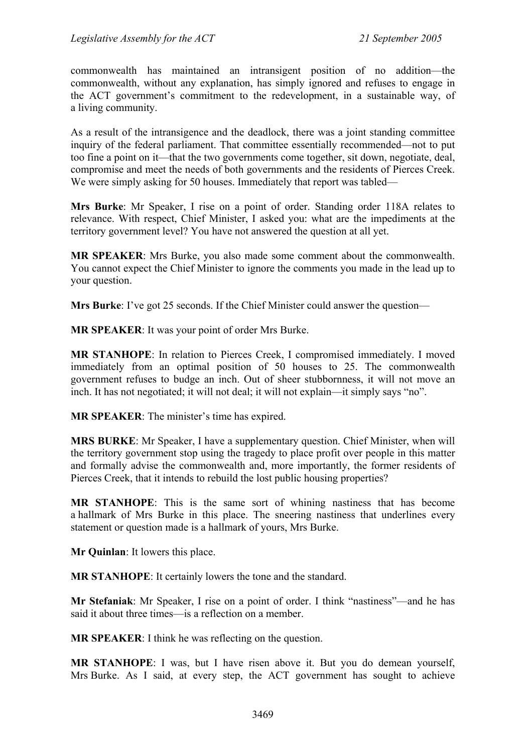commonwealth has maintained an intransigent position of no addition—the commonwealth, without any explanation, has simply ignored and refuses to engage in the ACT government's commitment to the redevelopment, in a sustainable way, of a living community.

As a result of the intransigence and the deadlock, there was a joint standing committee inquiry of the federal parliament. That committee essentially recommended—not to put too fine a point on it—that the two governments come together, sit down, negotiate, deal, compromise and meet the needs of both governments and the residents of Pierces Creek. We were simply asking for 50 houses. Immediately that report was tabled—

**Mrs Burke**: Mr Speaker, I rise on a point of order. Standing order 118A relates to relevance. With respect, Chief Minister, I asked you: what are the impediments at the territory government level? You have not answered the question at all yet.

**MR SPEAKER**: Mrs Burke, you also made some comment about the commonwealth. You cannot expect the Chief Minister to ignore the comments you made in the lead up to your question.

**Mrs Burke**: I've got 25 seconds. If the Chief Minister could answer the question—

**MR SPEAKER**: It was your point of order Mrs Burke.

**MR STANHOPE**: In relation to Pierces Creek, I compromised immediately. I moved immediately from an optimal position of 50 houses to 25. The commonwealth government refuses to budge an inch. Out of sheer stubbornness, it will not move an inch. It has not negotiated; it will not deal; it will not explain—it simply says "no".

**MR SPEAKER**: The minister's time has expired.

**MRS BURKE**: Mr Speaker, I have a supplementary question. Chief Minister, when will the territory government stop using the tragedy to place profit over people in this matter and formally advise the commonwealth and, more importantly, the former residents of Pierces Creek, that it intends to rebuild the lost public housing properties?

**MR STANHOPE**: This is the same sort of whining nastiness that has become a hallmark of Mrs Burke in this place. The sneering nastiness that underlines every statement or question made is a hallmark of yours, Mrs Burke.

**Mr Quinlan**: It lowers this place.

**MR STANHOPE**: It certainly lowers the tone and the standard.

**Mr Stefaniak**: Mr Speaker, I rise on a point of order. I think "nastiness"—and he has said it about three times—is a reflection on a member.

**MR SPEAKER**: I think he was reflecting on the question.

**MR STANHOPE**: I was, but I have risen above it. But you do demean yourself, Mrs Burke. As I said, at every step, the ACT government has sought to achieve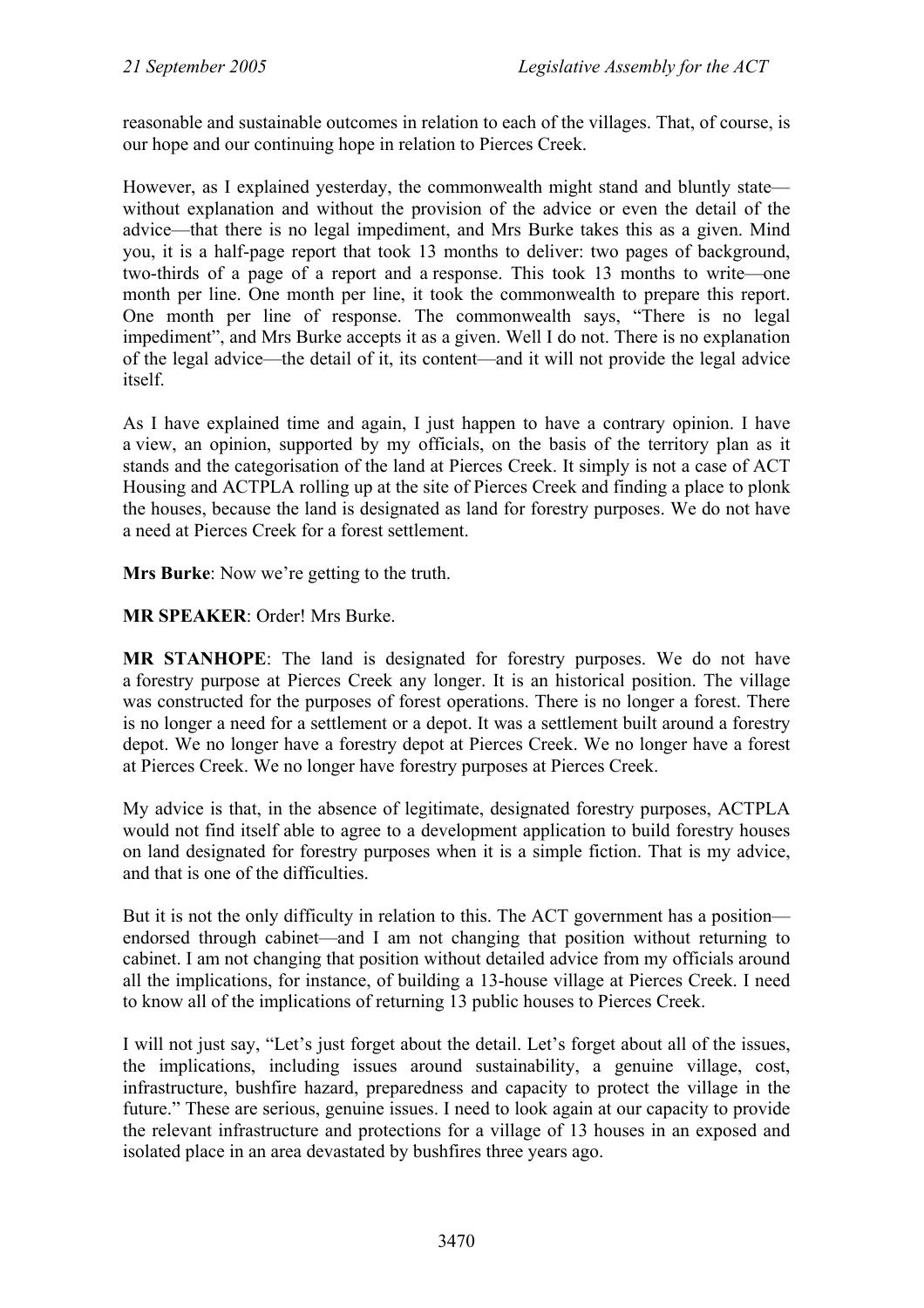reasonable and sustainable outcomes in relation to each of the villages. That, of course, is our hope and our continuing hope in relation to Pierces Creek.

However, as I explained yesterday, the commonwealth might stand and bluntly state—without explanation and without the provision of the advice or even the detail of the advice—that there is no legal impediment, and Mrs Burke takes this as a given. Mind you, it is a half-page report that took 13 months to deliver: two pages of background, two-thirds of a page of a report and a response. This took 13 months to write—one month per line. One month per line, it took the commonwealth to prepare this report. One month per line of response. The commonwealth says, "There is no legal impediment", and Mrs Burke accepts it as a given. Well I do not. There is no explanation of the legal advice—the detail of it, its content—and it will not provide the legal advice itself.

As I have explained time and again, I just happen to have a contrary opinion. I have a view, an opinion, supported by my officials, on the basis of the territory plan as it stands and the categorisation of the land at Pierces Creek. It simply is not a case of ACT Housing and ACTPLA rolling up at the site of Pierces Creek and finding a place to plonk the houses, because the land is designated as land for forestry purposes. We do not have a need at Pierces Creek for a forest settlement.

**Mrs Burke**: Now we're getting to the truth.

**MR SPEAKER**: Order! Mrs Burke.

**MR STANHOPE**: The land is designated for forestry purposes. We do not have a forestry purpose at Pierces Creek any longer. It is an historical position. The village was constructed for the purposes of forest operations. There is no longer a forest. There is no longer a need for a settlement or a depot. It was a settlement built around a forestry depot. We no longer have a forestry depot at Pierces Creek. We no longer have a forest at Pierces Creek. We no longer have forestry purposes at Pierces Creek.

My advice is that, in the absence of legitimate, designated forestry purposes, ACTPLA would not find itself able to agree to a development application to build forestry houses on land designated for forestry purposes when it is a simple fiction. That is my advice, and that is one of the difficulties.

But it is not the only difficulty in relation to this. The ACT government has a position—endorsed through cabinet—and I am not changing that position without returning to cabinet. I am not changing that position without detailed advice from my officials around all the implications, for instance, of building a 13-house village at Pierces Creek. I need to know all of the implications of returning 13 public houses to Pierces Creek.

I will not just say, "Let's just forget about the detail. Let's forget about all of the issues, the implications, including issues around sustainability, a genuine village, cost, infrastructure, bushfire hazard, preparedness and capacity to protect the village in the future." These are serious, genuine issues. I need to look again at our capacity to provide the relevant infrastructure and protections for a village of 13 houses in an exposed and isolated place in an area devastated by bushfires three years ago.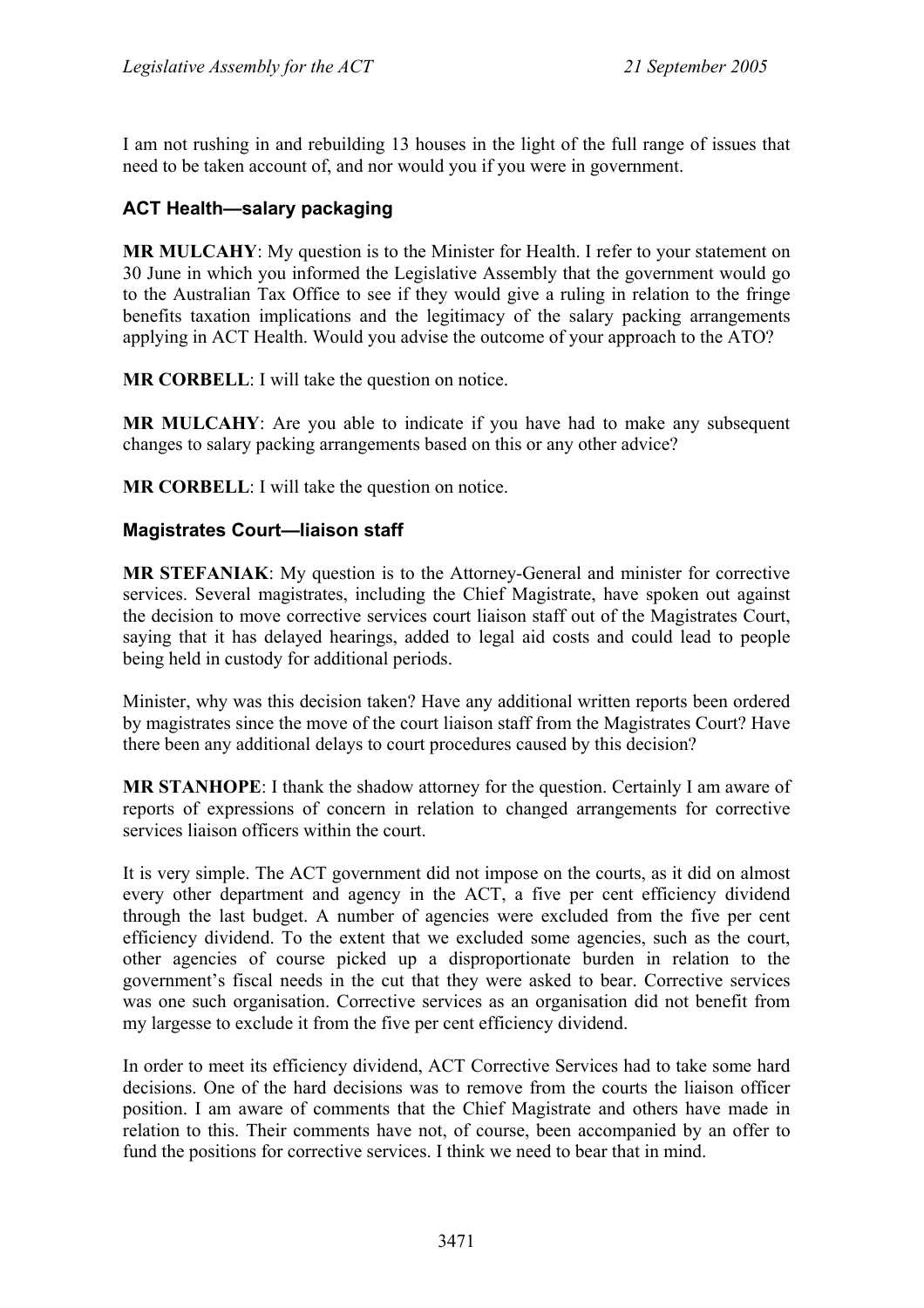I am not rushing in and rebuilding 13 houses in the light of the full range of issues that need to be taken account of, and nor would you if you were in government.

### ACT Health—salary packaging

**MR MULCAHY**: My question is to the Minister for Health. I refer to your statement on 30 June in which you informed the Legislative Assembly that the government would go to the Australian Tax Office to see if they would give a ruling in relation to the fringe benefits taxation implications and the legitimacy of the salary packing arrangements applying in ACT Health. Would you advise the outcome of your approach to the ATO?

**MR CORBELL**: I will take the question on notice.

**MR MULCAHY**: Are you able to indicate if you have had to make any subsequent changes to salary packing arrangements based on this or any other advice?

**MR CORBELL**: I will take the question on notice.

### Magistrates Court—liaison staff

**MR STEFANIAK**: My question is to the Attorney-General and minister for corrective services. Several magistrates, including the Chief Magistrate, have spoken out against the decision to move corrective services court liaison staff out of the Magistrates Court, saying that it has delayed hearings, added to legal aid costs and could lead to people being held in custody for additional periods.

Minister, why was this decision taken? Have any additional written reports been ordered by magistrates since the move of the court liaison staff from the Magistrates Court? Have there been any additional delays to court procedures caused by this decision?

**MR STANHOPE**: I thank the shadow attorney for the question. Certainly I am aware of reports of expressions of concern in relation to changed arrangements for corrective services liaison officers within the court.

It is very simple. The ACT government did not impose on the courts, as it did on almost every other department and agency in the ACT, a five per cent efficiency dividend through the last budget. A number of agencies were excluded from the five per cent efficiency dividend. To the extent that we excluded some agencies, such as the court, other agencies of course picked up a disproportionate burden in relation to the government's fiscal needs in the cut that they were asked to bear. Corrective services was one such organisation. Corrective services as an organisation did not benefit from my largesse to exclude it from the five per cent efficiency dividend.

In order to meet its efficiency dividend, ACT Corrective Services had to take some hard decisions. One of the hard decisions was to remove from the courts the liaison officer position. I am aware of comments that the Chief Magistrate and others have made in relation to this. Their comments have not, of course, been accompanied by an offer to fund the positions for corrective services. I think we need to bear that in mind.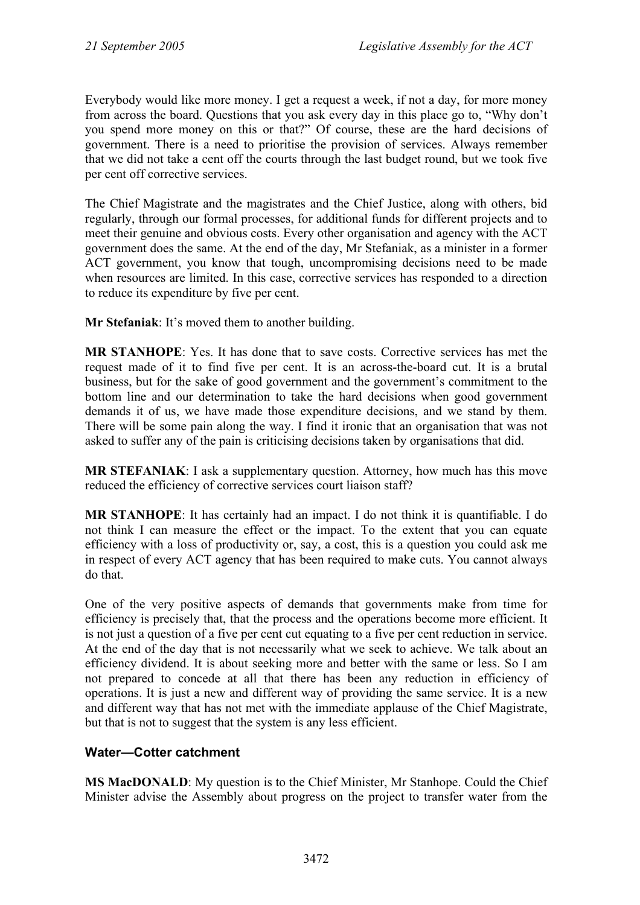Everybody would like more money. I get a request a week, if not a day, for more money from across the board. Questions that you ask every day in this place go to, "Why don't you spend more money on this or that?" Of course, these are the hard decisions of government. There is a need to prioritise the provision of services. Always remember that we did not take a cent off the courts through the last budget round, but we took five per cent off corrective services.

The Chief Magistrate and the magistrates and the Chief Justice, along with others, bid regularly, through our formal processes, for additional funds for different projects and to meet their genuine and obvious costs. Every other organisation and agency with the ACT government does the same. At the end of the day, Mr Stefaniak, as a minister in a former ACT government, you know that tough, uncompromising decisions need to be made when resources are limited. In this case, corrective services has responded to a direction to reduce its expenditure by five per cent.

**Mr Stefaniak**: It's moved them to another building.

**MR STANHOPE**: Yes. It has done that to save costs. Corrective services has met the request made of it to find five per cent. It is an across-the-board cut. It is a brutal business, but for the sake of good government and the government's commitment to the bottom line and our determination to take the hard decisions when good government demands it of us, we have made those expenditure decisions, and we stand by them. There will be some pain along the way. I find it ironic that an organisation that was not asked to suffer any of the pain is criticising decisions taken by organisations that did.

**MR STEFANIAK**: I ask a supplementary question. Attorney, how much has this move reduced the efficiency of corrective services court liaison staff?

**MR STANHOPE**: It has certainly had an impact. I do not think it is quantifiable. I do not think I can measure the effect or the impact. To the extent that you can equate efficiency with a loss of productivity or, say, a cost, this is a question you could ask me in respect of every ACT agency that has been required to make cuts. You cannot always do that.

One of the very positive aspects of demands that governments make from time for efficiency is precisely that, that the process and the operations become more efficient. It is not just a question of a five per cent cut equating to a five per cent reduction in service. At the end of the day that is not necessarily what we seek to achieve. We talk about an efficiency dividend. It is about seeking more and better with the same or less. So I am not prepared to concede at all that there has been any reduction in efficiency of operations. It is just a new and different way of providing the same service. It is a new and different way that has not met with the immediate applause of the Chief Magistrate, but that is not to suggest that the system is any less efficient.

## Water—Cotter catchment

**MS MacDONALD**: My question is to the Chief Minister, Mr Stanhope. Could the Chief Minister advise the Assembly about progress on the project to transfer water from the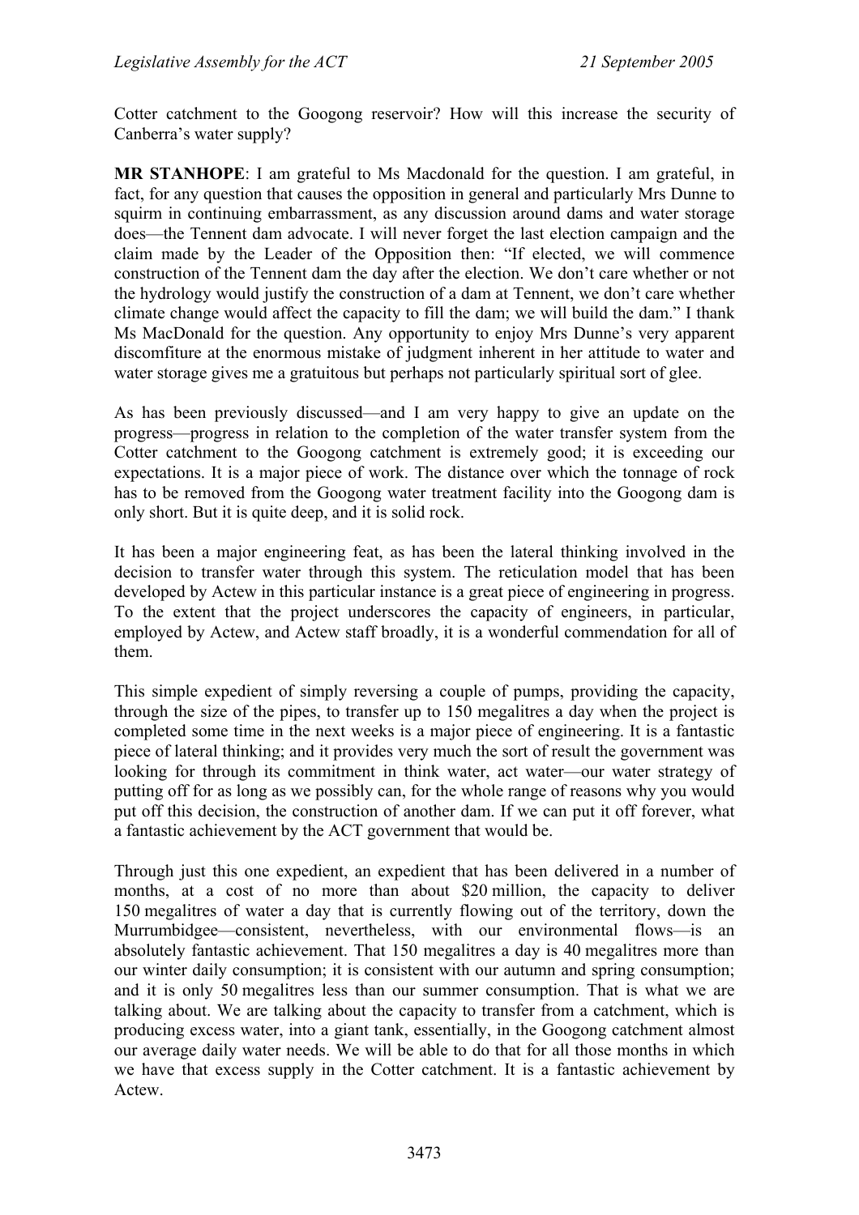Cotter catchment to the Googong reservoir? How will this increase the security of Canberra's water supply?

**MR STANHOPE**: I am grateful to Ms Macdonald for the question. I am grateful, in fact, for any question that causes the opposition in general and particularly Mrs Dunne to squirm in continuing embarrassment, as any discussion around dams and water storage does—the Tennent dam advocate. I will never forget the last election campaign and the claim made by the Leader of the Opposition then: "If elected, we will commence construction of the Tennent dam the day after the election. We don't care whether or not the hydrology would justify the construction of a dam at Tennent, we don't care whether climate change would affect the capacity to fill the dam; we will build the dam." I thank Ms MacDonald for the question. Any opportunity to enjoy Mrs Dunne's very apparent discomfiture at the enormous mistake of judgment inherent in her attitude to water and water storage gives me a gratuitous but perhaps not particularly spiritual sort of glee.

As has been previously discussed—and I am very happy to give an update on the progress—progress in relation to the completion of the water transfer system from the Cotter catchment to the Googong catchment is extremely good; it is exceeding our expectations. It is a major piece of work. The distance over which the tonnage of rock has to be removed from the Googong water treatment facility into the Googong dam is only short. But it is quite deep, and it is solid rock.

It has been a major engineering feat, as has been the lateral thinking involved in the decision to transfer water through this system. The reticulation model that has been developed by Actew in this particular instance is a great piece of engineering in progress. To the extent that the project underscores the capacity of engineers, in particular, employed by Actew, and Actew staff broadly, it is a wonderful commendation for all of them.

This simple expedient of simply reversing a couple of pumps, providing the capacity, through the size of the pipes, to transfer up to 150 megalitres a day when the project is completed some time in the next weeks is a major piece of engineering. It is a fantastic piece of lateral thinking; and it provides very much the sort of result the government was looking for through its commitment in think water, act water—our water strategy of putting off for as long as we possibly can, for the whole range of reasons why you would put off this decision, the construction of another dam. If we can put it off forever, what a fantastic achievement by the ACT government that would be.

Through just this one expedient, an expedient that has been delivered in a number of months, at a cost of no more than about $20 million, the capacity to deliver 150 megalitres of water a day that is currently flowing out of the territory, down the Murrumbidgee—consistent, nevertheless, with our environmental flows—is an absolutely fantastic achievement. That 150 megalitres a day is 40 megalitres more than our winter daily consumption; it is consistent with our autumn and spring consumption; and it is only 50 megalitres less than our summer consumption. That is what we are talking about. We are talking about the capacity to transfer from a catchment, which is producing excess water, into a giant tank, essentially, in the Googong catchment almost our average daily water needs. We will be able to do that for all those months in which we have that excess supply in the Cotter catchment. It is a fantastic achievement by Actew.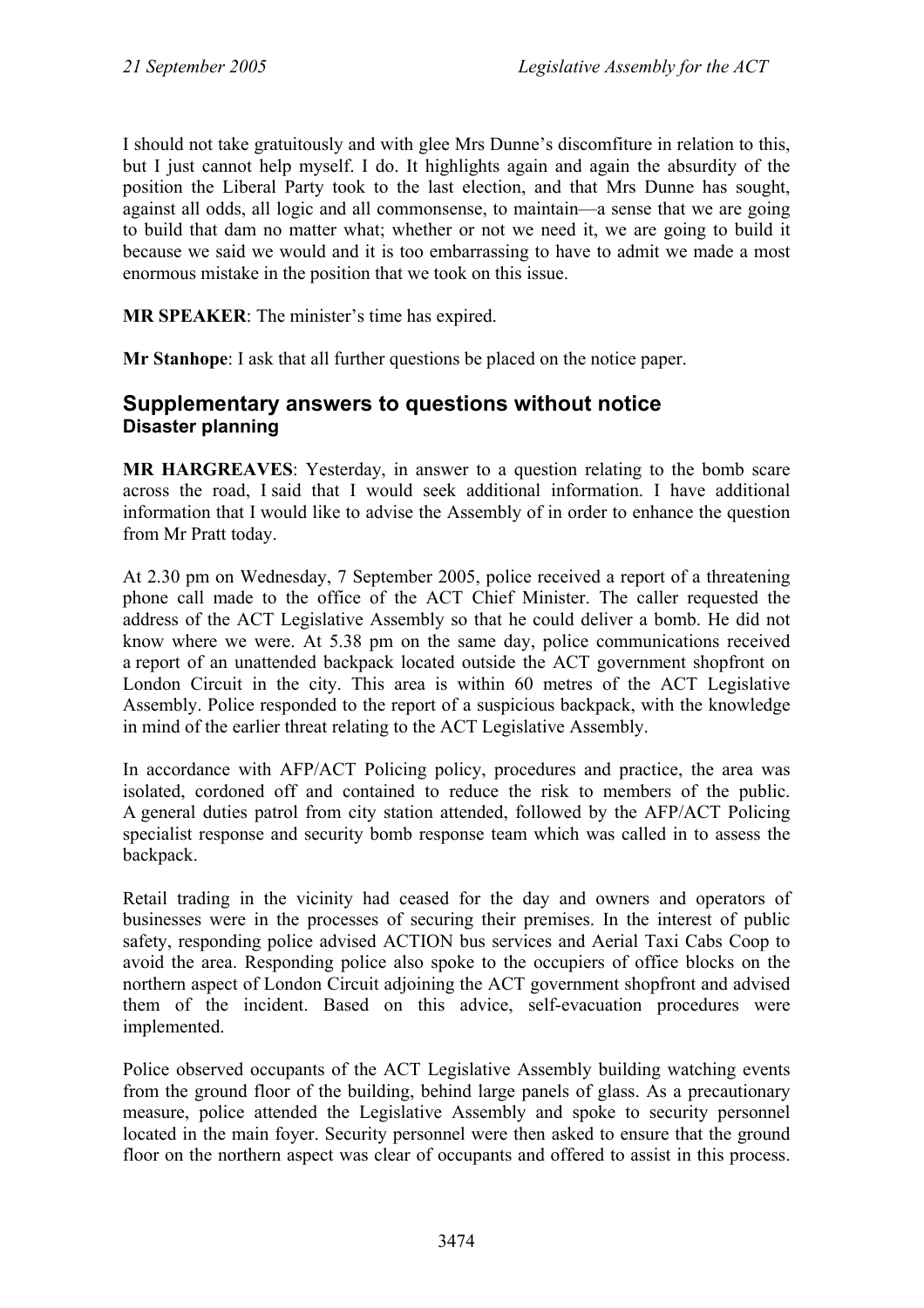I should not take gratuitously and with glee Mrs Dunne's discomfiture in relation to this, but I just cannot help myself. I do. It highlights again and again the absurdity of the position the Liberal Party took to the last election, and that Mrs Dunne has sought, against all odds, all logic and all commonsense, to maintain—a sense that we are going to build that dam no matter what; whether or not we need it, we are going to build it because we said we would and it is too embarrassing to have to admit we made a most enormous mistake in the position that we took on this issue.

**MR SPEAKER**: The minister's time has expired.

**Mr Stanhope**: I ask that all further questions be placed on the notice paper.

## Supplementary answers to questions without notice

### Disaster planning

**MR HARGREAVES**: Yesterday, in answer to a question relating to the bomb scare across the road, I said that I would seek additional information. I have additional information that I would like to advise the Assembly of in order to enhance the question from Mr Pratt today.

At 2.30 pm on Wednesday, 7 September 2005, police received a report of a threatening phone call made to the office of the ACT Chief Minister. The caller requested the address of the ACT Legislative Assembly so that he could deliver a bomb. He did not know where we were. At 5.38 pm on the same day, police communications received a report of an unattended backpack located outside the ACT government shopfront on London Circuit in the city. This area is within 60 metres of the ACT Legislative Assembly. Police responded to the report of a suspicious backpack, with the knowledge in mind of the earlier threat relating to the ACT Legislative Assembly.

In accordance with AFP/ACT Policing policy, procedures and practice, the area was isolated, cordoned off and contained to reduce the risk to members of the public. A general duties patrol from city station attended, followed by the AFP/ACT Policing specialist response and security bomb response team which was called in to assess the backpack.

Retail trading in the vicinity had ceased for the day and owners and operators of businesses were in the processes of securing their premises. In the interest of public safety, responding police advised ACTION bus services and Aerial Taxi Cabs Coop to avoid the area. Responding police also spoke to the occupiers of office blocks on the northern aspect of London Circuit adjoining the ACT government shopfront and advised them of the incident. Based on this advice, self-evacuation procedures were implemented.

Police observed occupants of the ACT Legislative Assembly building watching events from the ground floor of the building, behind large panels of glass. As a precautionary measure, police attended the Legislative Assembly and spoke to security personnel located in the main foyer. Security personnel were then asked to ensure that the ground floor on the northern aspect was clear of occupants and offered to assist in this process.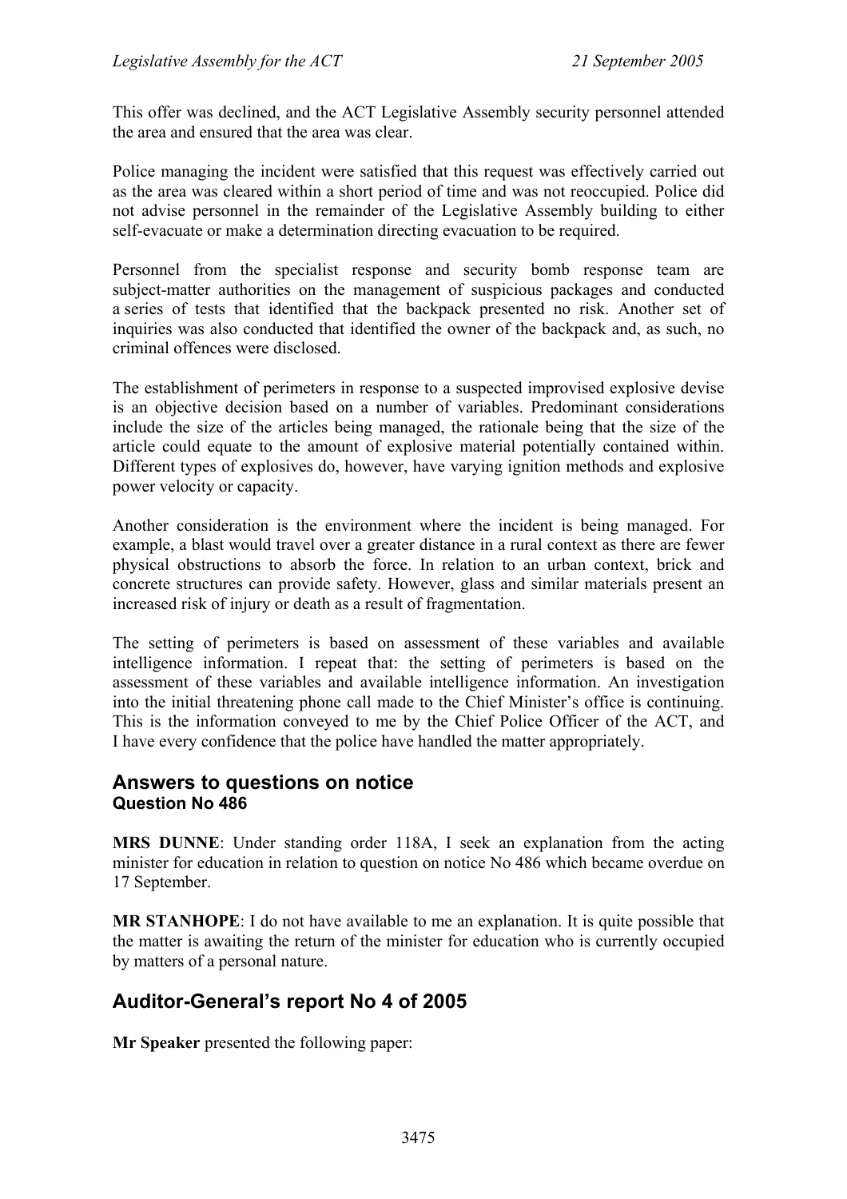This offer was declined, and the ACT Legislative Assembly security personnel attended the area and ensured that the area was clear.

Police managing the incident were satisfied that this request was effectively carried out as the area was cleared within a short period of time and was not reoccupied. Police did not advise personnel in the remainder of the Legislative Assembly building to either self-evacuate or make a determination directing evacuation to be required.

Personnel from the specialist response and security bomb response team are subject-matter authorities on the management of suspicious packages and conducted a series of tests that identified that the backpack presented no risk. Another set of inquiries was also conducted that identified the owner of the backpack and, as such, no criminal offences were disclosed.

The establishment of perimeters in response to a suspected improvised explosive devise is an objective decision based on a number of variables. Predominant considerations include the size of the articles being managed, the rationale being that the size of the article could equate to the amount of explosive material potentially contained within. Different types of explosives do, however, have varying ignition methods and explosive power velocity or capacity.

Another consideration is the environment where the incident is being managed. For example, a blast would travel over a greater distance in a rural context as there are fewer physical obstructions to absorb the force. In relation to an urban context, brick and concrete structures can provide safety. However, glass and similar materials present an increased risk of injury or death as a result of fragmentation.

The setting of perimeters is based on assessment of these variables and available intelligence information. I repeat that: the setting of perimeters is based on the assessment of these variables and available intelligence information. An investigation into the initial threatening phone call made to the Chief Minister's office is continuing. This is the information conveyed to me by the Chief Police Officer of the ACT, and I have every confidence that the police have handled the matter appropriately.

## Answers to questions on notice
### Question No 486

**MRS DUNNE**: Under standing order 118A, I seek an explanation from the acting minister for education in relation to question on notice No 486 which became overdue on 17 September.

**MR STANHOPE**: I do not have available to me an explanation. It is quite possible that the matter is awaiting the return of the minister for education who is currently occupied by matters of a personal nature.

## Auditor-General's report No 4 of 2005

**Mr Speaker** presented the following paper: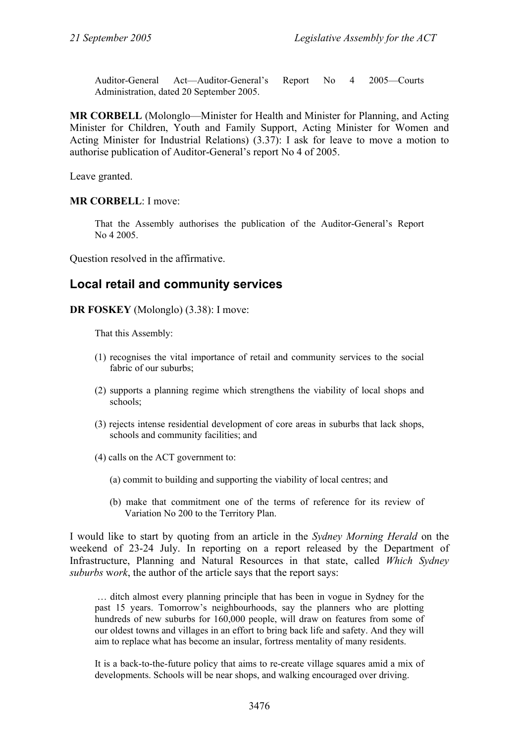Auditor-General Act—Auditor-General's Report No 4 2005—Courts Administration, dated 20 September 2005.

**MR CORBELL** (Molonglo—Minister for Health and Minister for Planning, and Acting Minister for Children, Youth and Family Support, Acting Minister for Women and Acting Minister for Industrial Relations) (3.37): I ask for leave to move a motion to authorise publication of Auditor-General's report No 4 of 2005.

Leave granted.

**MR CORBELL**: I move:

> That the Assembly authorises the publication of the Auditor-General's Report No 4 2005.

Question resolved in the affirmative.

## Local retail and community services

**DR FOSKEY** (Molonglo) (3.38): I move:

> That this Assembly:
>
> (1) recognises the vital importance of retail and community services to the social fabric of our suburbs;
>
> (2) supports a planning regime which strengthens the viability of local shops and schools;
>
> (3) rejects intense residential development of core areas in suburbs that lack shops, schools and community facilities; and
>
> (4) calls on the ACT government to:
>
> (a) commit to building and supporting the viability of local centres; and
>
> (b) make that commitment one of the terms of reference for its review of Variation No 200 to the Territory Plan.

I would like to start by quoting from an article in the *Sydney Morning Herald* on the weekend of 23-24 July. In reporting on a report released by the Department of Infrastructure, Planning and Natural Resources in that state, called *Which Sydney suburbs work*, the author of the article says that the report says:

> … ditch almost every planning principle that has been in vogue in Sydney for the past 15 years. Tomorrow's neighbourhoods, say the planners who are plotting hundreds of new suburbs for 160,000 people, will draw on features from some of our oldest towns and villages in an effort to bring back life and safety. And they will aim to replace what has become an insular, fortress mentality of many residents.
>
> It is a back-to-the-future policy that aims to re-create village squares amid a mix of developments. Schools will be near shops, and walking encouraged over driving.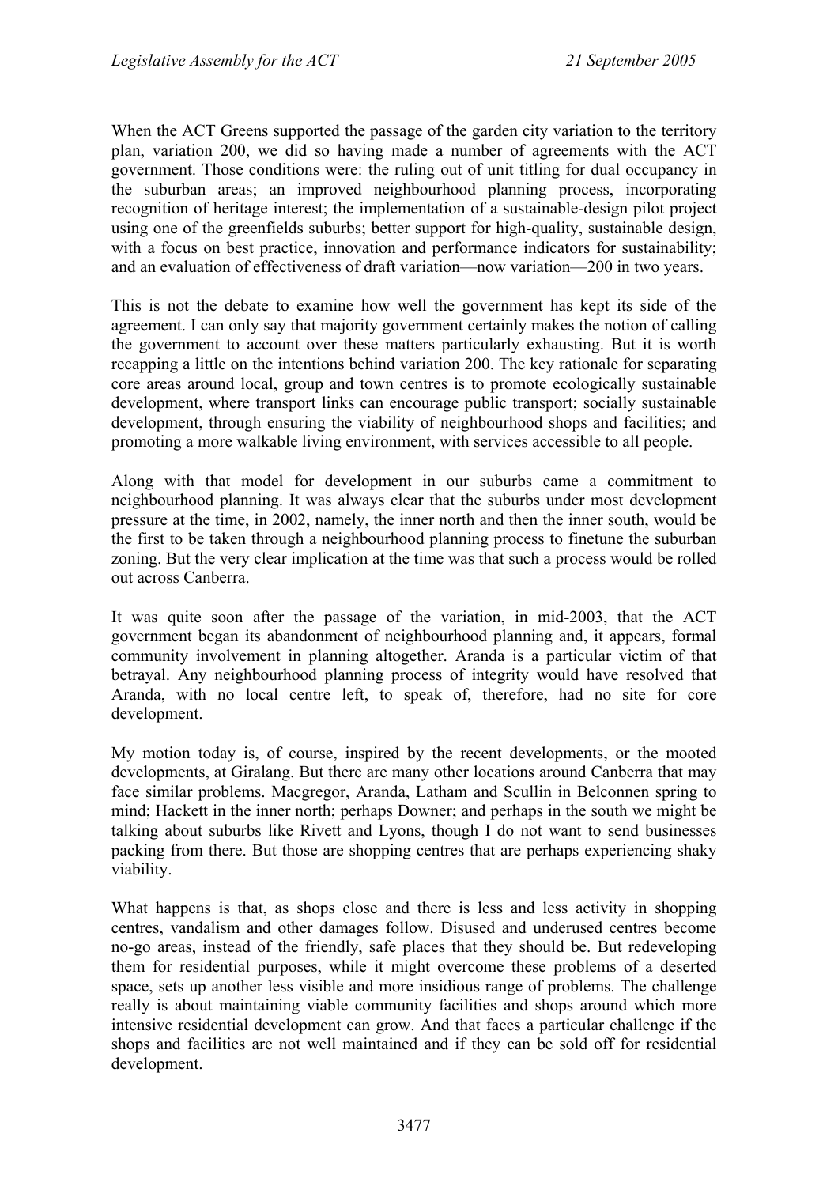When the ACT Greens supported the passage of the garden city variation to the territory plan, variation 200, we did so having made a number of agreements with the ACT government. Those conditions were: the ruling out of unit titling for dual occupancy in the suburban areas; an improved neighbourhood planning process, incorporating recognition of heritage interest; the implementation of a sustainable-design pilot project using one of the greenfields suburbs; better support for high-quality, sustainable design, with a focus on best practice, innovation and performance indicators for sustainability; and an evaluation of effectiveness of draft variation—now variation—200 in two years.

This is not the debate to examine how well the government has kept its side of the agreement. I can only say that majority government certainly makes the notion of calling the government to account over these matters particularly exhausting. But it is worth recapping a little on the intentions behind variation 200. The key rationale for separating core areas around local, group and town centres is to promote ecologically sustainable development, where transport links can encourage public transport; socially sustainable development, through ensuring the viability of neighbourhood shops and facilities; and promoting a more walkable living environment, with services accessible to all people.

Along with that model for development in our suburbs came a commitment to neighbourhood planning. It was always clear that the suburbs under most development pressure at the time, in 2002, namely, the inner north and then the inner south, would be the first to be taken through a neighbourhood planning process to finetune the suburban zoning. But the very clear implication at the time was that such a process would be rolled out across Canberra.

It was quite soon after the passage of the variation, in mid-2003, that the ACT government began its abandonment of neighbourhood planning and, it appears, formal community involvement in planning altogether. Aranda is a particular victim of that betrayal. Any neighbourhood planning process of integrity would have resolved that Aranda, with no local centre left, to speak of, therefore, had no site for core development.

My motion today is, of course, inspired by the recent developments, or the mooted developments, at Giralang. But there are many other locations around Canberra that may face similar problems. Macgregor, Aranda, Latham and Scullin in Belconnen spring to mind; Hackett in the inner north; perhaps Downer; and perhaps in the south we might be talking about suburbs like Rivett and Lyons, though I do not want to send businesses packing from there. But those are shopping centres that are perhaps experiencing shaky viability.

What happens is that, as shops close and there is less and less activity in shopping centres, vandalism and other damages follow. Disused and underused centres become no-go areas, instead of the friendly, safe places that they should be. But redeveloping them for residential purposes, while it might overcome these problems of a deserted space, sets up another less visible and more insidious range of problems. The challenge really is about maintaining viable community facilities and shops around which more intensive residential development can grow. And that faces a particular challenge if the shops and facilities are not well maintained and if they can be sold off for residential development.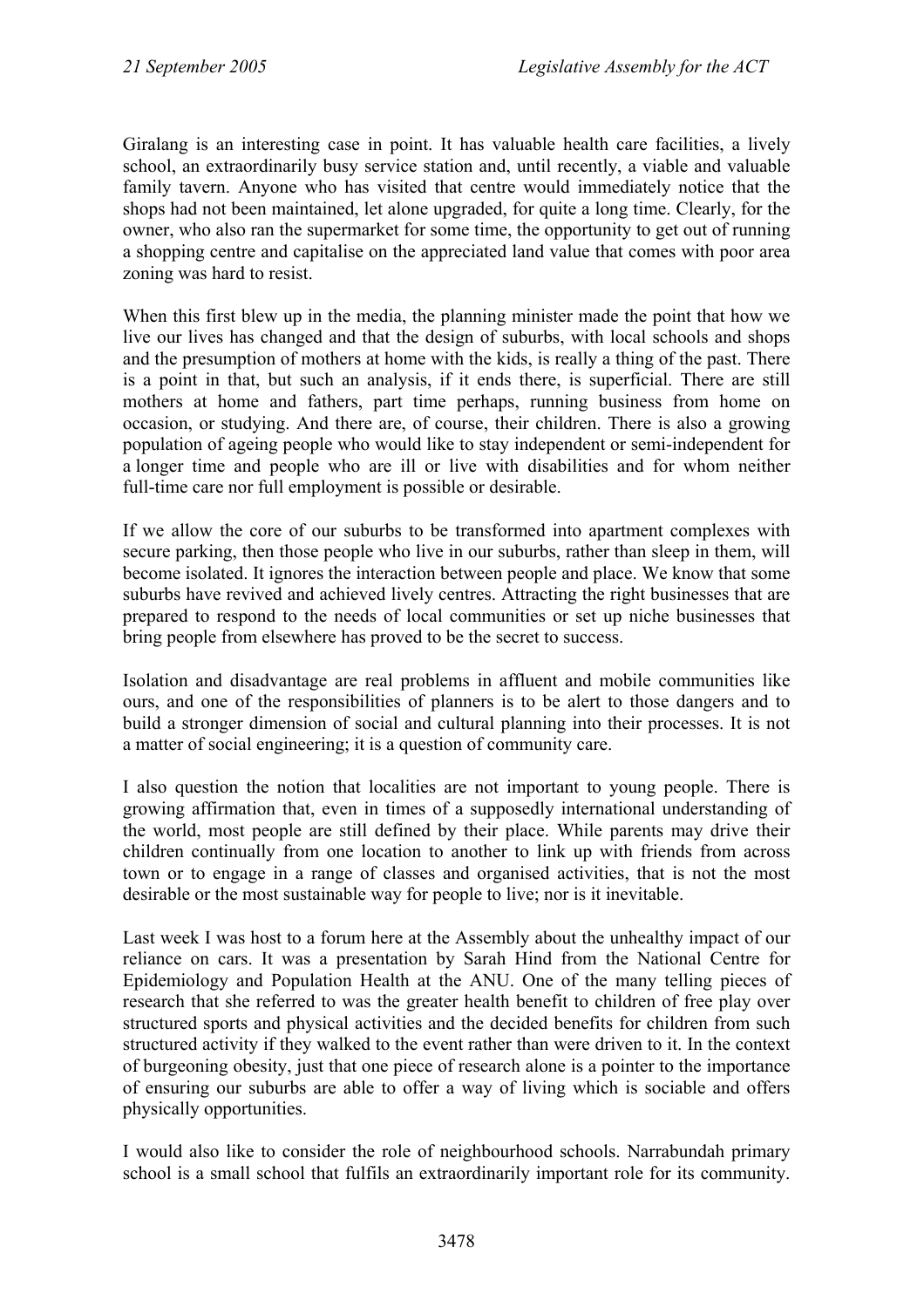Giralang is an interesting case in point. It has valuable health care facilities, a lively school, an extraordinarily busy service station and, until recently, a viable and valuable family tavern. Anyone who has visited that centre would immediately notice that the shops had not been maintained, let alone upgraded, for quite a long time. Clearly, for the owner, who also ran the supermarket for some time, the opportunity to get out of running a shopping centre and capitalise on the appreciated land value that comes with poor area zoning was hard to resist.

When this first blew up in the media, the planning minister made the point that how we live our lives has changed and that the design of suburbs, with local schools and shops and the presumption of mothers at home with the kids, is really a thing of the past. There is a point in that, but such an analysis, if it ends there, is superficial. There are still mothers at home and fathers, part time perhaps, running business from home on occasion, or studying. And there are, of course, their children. There is also a growing population of ageing people who would like to stay independent or semi-independent for a longer time and people who are ill or live with disabilities and for whom neither full-time care nor full employment is possible or desirable.

If we allow the core of our suburbs to be transformed into apartment complexes with secure parking, then those people who live in our suburbs, rather than sleep in them, will become isolated. It ignores the interaction between people and place. We know that some suburbs have revived and achieved lively centres. Attracting the right businesses that are prepared to respond to the needs of local communities or set up niche businesses that bring people from elsewhere has proved to be the secret to success.

Isolation and disadvantage are real problems in affluent and mobile communities like ours, and one of the responsibilities of planners is to be alert to those dangers and to build a stronger dimension of social and cultural planning into their processes. It is not a matter of social engineering; it is a question of community care.

I also question the notion that localities are not important to young people. There is growing affirmation that, even in times of a supposedly international understanding of the world, most people are still defined by their place. While parents may drive their children continually from one location to another to link up with friends from across town or to engage in a range of classes and organised activities, that is not the most desirable or the most sustainable way for people to live; nor is it inevitable.

Last week I was host to a forum here at the Assembly about the unhealthy impact of our reliance on cars. It was a presentation by Sarah Hind from the National Centre for Epidemiology and Population Health at the ANU. One of the many telling pieces of research that she referred to was the greater health benefit to children of free play over structured sports and physical activities and the decided benefits for children from such structured activity if they walked to the event rather than were driven to it. In the context of burgeoning obesity, just that one piece of research alone is a pointer to the importance of ensuring our suburbs are able to offer a way of living which is sociable and offers physically opportunities.

I would also like to consider the role of neighbourhood schools. Narrabundah primary school is a small school that fulfils an extraordinarily important role for its community.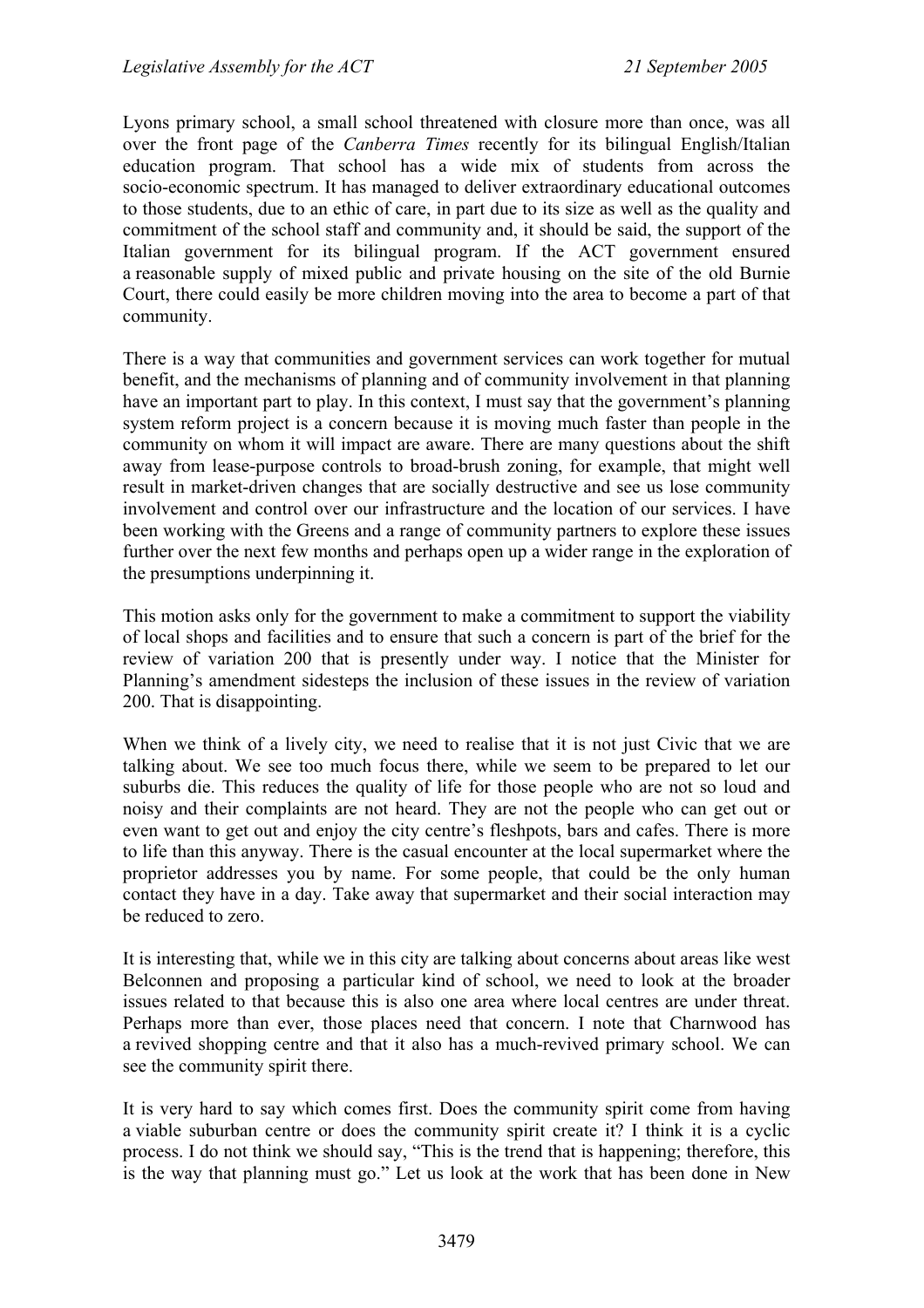Lyons primary school, a small school threatened with closure more than once, was all over the front page of the *Canberra Times* recently for its bilingual English/Italian education program. That school has a wide mix of students from across the socio-economic spectrum. It has managed to deliver extraordinary educational outcomes to those students, due to an ethic of care, in part due to its size as well as the quality and commitment of the school staff and community and, it should be said, the support of the Italian government for its bilingual program. If the ACT government ensured a reasonable supply of mixed public and private housing on the site of the old Burnie Court, there could easily be more children moving into the area to become a part of that community.

There is a way that communities and government services can work together for mutual benefit, and the mechanisms of planning and of community involvement in that planning have an important part to play. In this context, I must say that the government's planning system reform project is a concern because it is moving much faster than people in the community on whom it will impact are aware. There are many questions about the shift away from lease-purpose controls to broad-brush zoning, for example, that might well result in market-driven changes that are socially destructive and see us lose community involvement and control over our infrastructure and the location of our services. I have been working with the Greens and a range of community partners to explore these issues further over the next few months and perhaps open up a wider range in the exploration of the presumptions underpinning it.

This motion asks only for the government to make a commitment to support the viability of local shops and facilities and to ensure that such a concern is part of the brief for the review of variation 200 that is presently under way. I notice that the Minister for Planning's amendment sidesteps the inclusion of these issues in the review of variation 200. That is disappointing.

When we think of a lively city, we need to realise that it is not just Civic that we are talking about. We see too much focus there, while we seem to be prepared to let our suburbs die. This reduces the quality of life for those people who are not so loud and noisy and their complaints are not heard. They are not the people who can get out or even want to get out and enjoy the city centre's fleshpots, bars and cafes. There is more to life than this anyway. There is the casual encounter at the local supermarket where the proprietor addresses you by name. For some people, that could be the only human contact they have in a day. Take away that supermarket and their social interaction may be reduced to zero.

It is interesting that, while we in this city are talking about concerns about areas like west Belconnen and proposing a particular kind of school, we need to look at the broader issues related to that because this is also one area where local centres are under threat. Perhaps more than ever, those places need that concern. I note that Charnwood has a revived shopping centre and that it also has a much-revived primary school. We can see the community spirit there.

It is very hard to say which comes first. Does the community spirit come from having a viable suburban centre or does the community spirit create it? I think it is a cyclic process. I do not think we should say, "This is the trend that is happening; therefore, this is the way that planning must go." Let us look at the work that has been done in New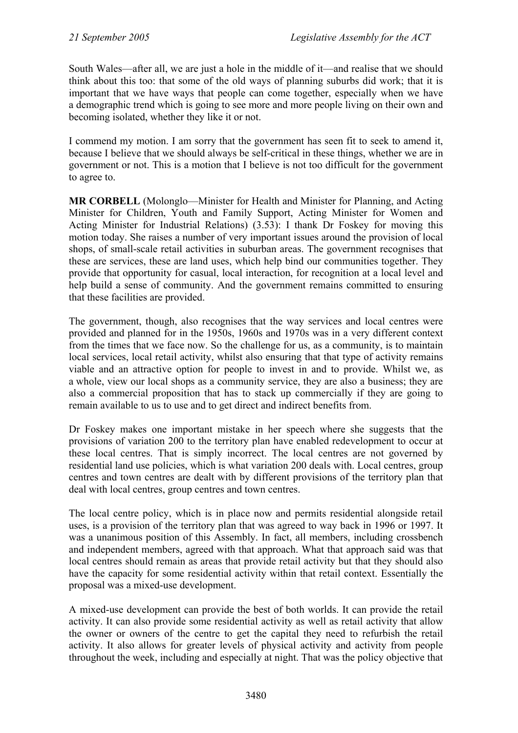South Wales—after all, we are just a hole in the middle of it—and realise that we should think about this too: that some of the old ways of planning suburbs did work; that it is important that we have ways that people can come together, especially when we have a demographic trend which is going to see more and more people living on their own and becoming isolated, whether they like it or not.

I commend my motion. I am sorry that the government has seen fit to seek to amend it, because I believe that we should always be self-critical in these things, whether we are in government or not. This is a motion that I believe is not too difficult for the government to agree to.

**MR CORBELL** (Molonglo—Minister for Health and Minister for Planning, and Acting Minister for Children, Youth and Family Support, Acting Minister for Women and Acting Minister for Industrial Relations) (3.53): I thank Dr Foskey for moving this motion today. She raises a number of very important issues around the provision of local shops, of small-scale retail activities in suburban areas. The government recognises that these are services, these are land uses, which help bind our communities together. They provide that opportunity for casual, local interaction, for recognition at a local level and help build a sense of community. And the government remains committed to ensuring that these facilities are provided.

The government, though, also recognises that the way services and local centres were provided and planned for in the 1950s, 1960s and 1970s was in a very different context from the times that we face now. So the challenge for us, as a community, is to maintain local services, local retail activity, whilst also ensuring that that type of activity remains viable and an attractive option for people to invest in and to provide. Whilst we, as a whole, view our local shops as a community service, they are also a business; they are also a commercial proposition that has to stack up commercially if they are going to remain available to us to use and to get direct and indirect benefits from.

Dr Foskey makes one important mistake in her speech where she suggests that the provisions of variation 200 to the territory plan have enabled redevelopment to occur at these local centres. That is simply incorrect. The local centres are not governed by residential land use policies, which is what variation 200 deals with. Local centres, group centres and town centres are dealt with by different provisions of the territory plan that deal with local centres, group centres and town centres.

The local centre policy, which is in place now and permits residential alongside retail uses, is a provision of the territory plan that was agreed to way back in 1996 or 1997. It was a unanimous position of this Assembly. In fact, all members, including crossbench and independent members, agreed with that approach. What that approach said was that local centres should remain as areas that provide retail activity but that they should also have the capacity for some residential activity within that retail context. Essentially the proposal was a mixed-use development.

A mixed-use development can provide the best of both worlds. It can provide the retail activity. It can also provide some residential activity as well as retail activity that allow the owner or owners of the centre to get the capital they need to refurbish the retail activity. It also allows for greater levels of physical activity and activity from people throughout the week, including and especially at night. That was the policy objective that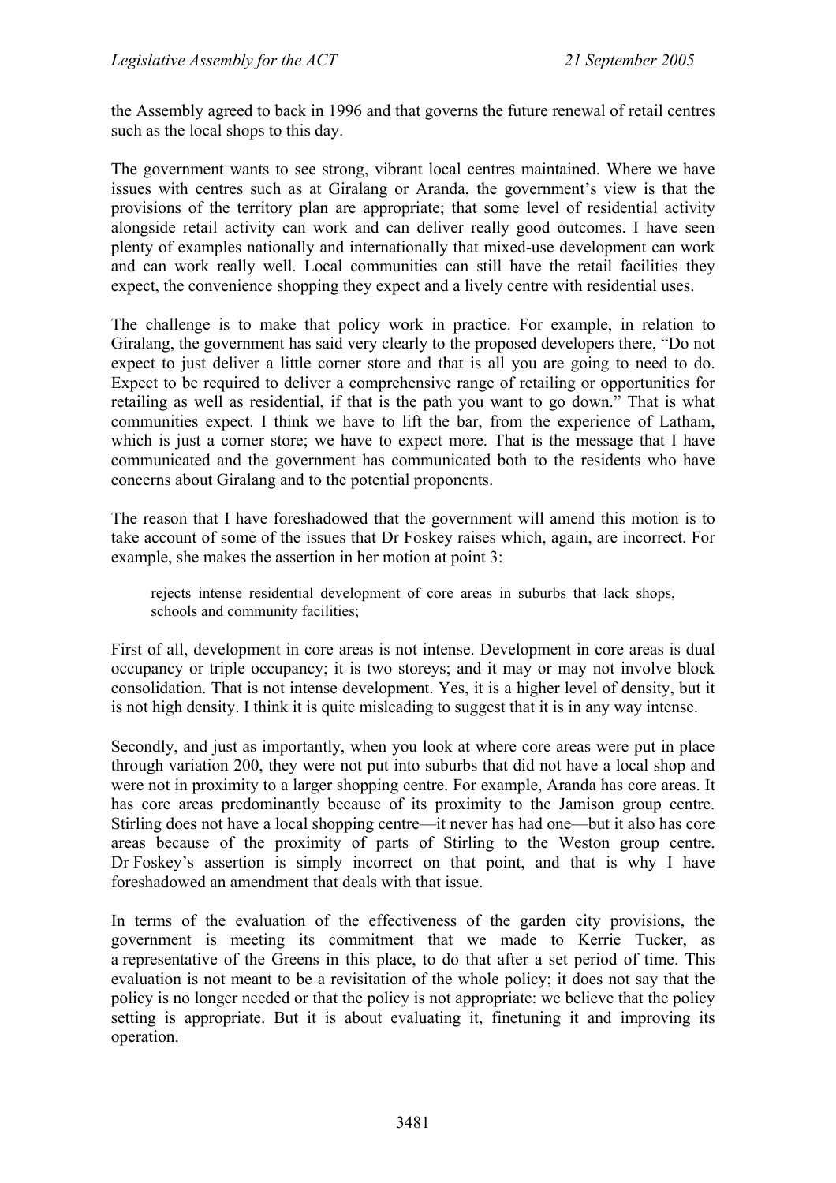the Assembly agreed to back in 1996 and that governs the future renewal of retail centres such as the local shops to this day.

The government wants to see strong, vibrant local centres maintained. Where we have issues with centres such as at Giralang or Aranda, the government's view is that the provisions of the territory plan are appropriate; that some level of residential activity alongside retail activity can work and can deliver really good outcomes. I have seen plenty of examples nationally and internationally that mixed-use development can work and can work really well. Local communities can still have the retail facilities they expect, the convenience shopping they expect and a lively centre with residential uses.

The challenge is to make that policy work in practice. For example, in relation to Giralang, the government has said very clearly to the proposed developers there, "Do not expect to just deliver a little corner store and that is all you are going to need to do. Expect to be required to deliver a comprehensive range of retailing or opportunities for retailing as well as residential, if that is the path you want to go down." That is what communities expect. I think we have to lift the bar, from the experience of Latham, which is just a corner store; we have to expect more. That is the message that I have communicated and the government has communicated both to the residents who have concerns about Giralang and to the potential proponents.

The reason that I have foreshadowed that the government will amend this motion is to take account of some of the issues that Dr Foskey raises which, again, are incorrect. For example, she makes the assertion in her motion at point 3:

> rejects intense residential development of core areas in suburbs that lack shops, schools and community facilities;

First of all, development in core areas is not intense. Development in core areas is dual occupancy or triple occupancy; it is two storeys; and it may or may not involve block consolidation. That is not intense development. Yes, it is a higher level of density, but it is not high density. I think it is quite misleading to suggest that it is in any way intense.

Secondly, and just as importantly, when you look at where core areas were put in place through variation 200, they were not put into suburbs that did not have a local shop and were not in proximity to a larger shopping centre. For example, Aranda has core areas. It has core areas predominantly because of its proximity to the Jamison group centre. Stirling does not have a local shopping centre—it never has had one—but it also has core areas because of the proximity of parts of Stirling to the Weston group centre. Dr Foskey's assertion is simply incorrect on that point, and that is why I have foreshadowed an amendment that deals with that issue.

In terms of the evaluation of the effectiveness of the garden city provisions, the government is meeting its commitment that we made to Kerrie Tucker, as a representative of the Greens in this place, to do that after a set period of time. This evaluation is not meant to be a revisitation of the whole policy; it does not say that the policy is no longer needed or that the policy is not appropriate: we believe that the policy setting is appropriate. But it is about evaluating it, finetuning it and improving its operation.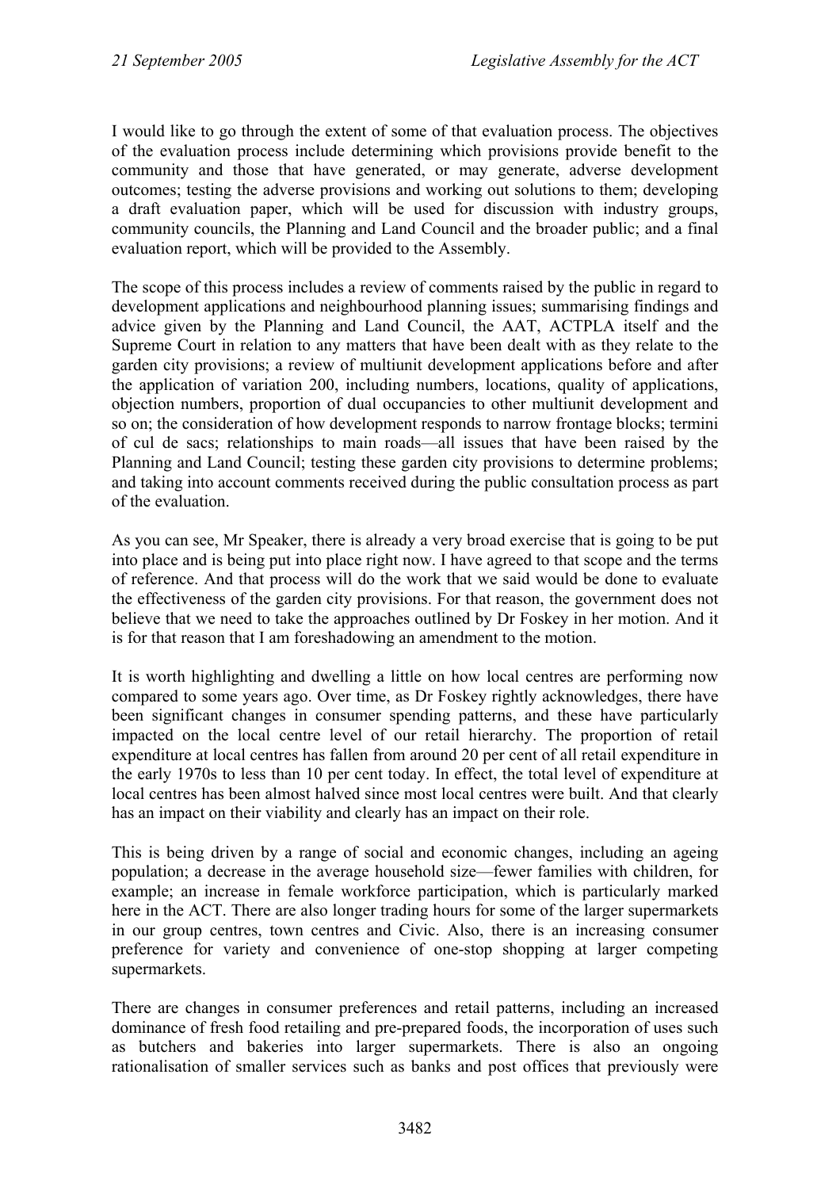I would like to go through the extent of some of that evaluation process. The objectives of the evaluation process include determining which provisions provide benefit to the community and those that have generated, or may generate, adverse development outcomes; testing the adverse provisions and working out solutions to them; developing a draft evaluation paper, which will be used for discussion with industry groups, community councils, the Planning and Land Council and the broader public; and a final evaluation report, which will be provided to the Assembly.

The scope of this process includes a review of comments raised by the public in regard to development applications and neighbourhood planning issues; summarising findings and advice given by the Planning and Land Council, the AAT, ACTPLA itself and the Supreme Court in relation to any matters that have been dealt with as they relate to the garden city provisions; a review of multiunit development applications before and after the application of variation 200, including numbers, locations, quality of applications, objection numbers, proportion of dual occupancies to other multiunit development and so on; the consideration of how development responds to narrow frontage blocks; termini of cul de sacs; relationships to main roads—all issues that have been raised by the Planning and Land Council; testing these garden city provisions to determine problems; and taking into account comments received during the public consultation process as part of the evaluation.

As you can see, Mr Speaker, there is already a very broad exercise that is going to be put into place and is being put into place right now. I have agreed to that scope and the terms of reference. And that process will do the work that we said would be done to evaluate the effectiveness of the garden city provisions. For that reason, the government does not believe that we need to take the approaches outlined by Dr Foskey in her motion. And it is for that reason that I am foreshadowing an amendment to the motion.

It is worth highlighting and dwelling a little on how local centres are performing now compared to some years ago. Over time, as Dr Foskey rightly acknowledges, there have been significant changes in consumer spending patterns, and these have particularly impacted on the local centre level of our retail hierarchy. The proportion of retail expenditure at local centres has fallen from around 20 per cent of all retail expenditure in the early 1970s to less than 10 per cent today. In effect, the total level of expenditure at local centres has been almost halved since most local centres were built. And that clearly has an impact on their viability and clearly has an impact on their role.

This is being driven by a range of social and economic changes, including an ageing population; a decrease in the average household size—fewer families with children, for example; an increase in female workforce participation, which is particularly marked here in the ACT. There are also longer trading hours for some of the larger supermarkets in our group centres, town centres and Civic. Also, there is an increasing consumer preference for variety and convenience of one-stop shopping at larger competing supermarkets.

There are changes in consumer preferences and retail patterns, including an increased dominance of fresh food retailing and pre-prepared foods, the incorporation of uses such as butchers and bakeries into larger supermarkets. There is also an ongoing rationalisation of smaller services such as banks and post offices that previously were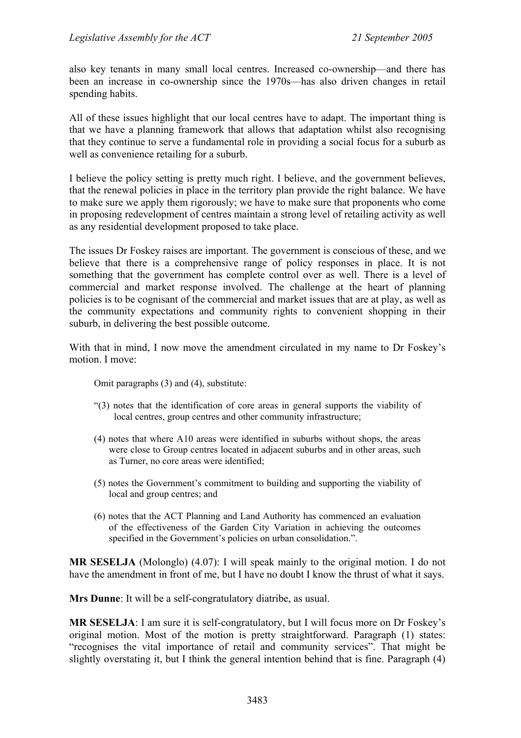also key tenants in many small local centres. Increased co-ownership—and there has been an increase in co-ownership since the 1970s—has also driven changes in retail spending habits.

All of these issues highlight that our local centres have to adapt. The important thing is that we have a planning framework that allows that adaptation whilst also recognising that they continue to serve a fundamental role in providing a social focus for a suburb as well as convenience retailing for a suburb.

I believe the policy setting is pretty much right. I believe, and the government believes, that the renewal policies in place in the territory plan provide the right balance. We have to make sure we apply them rigorously; we have to make sure that proponents who come in proposing redevelopment of centres maintain a strong level of retailing activity as well as any residential development proposed to take place.

The issues Dr Foskey raises are important. The government is conscious of these, and we believe that there is a comprehensive range of policy responses in place. It is not something that the government has complete control over as well. There is a level of commercial and market response involved. The challenge at the heart of planning policies is to be cognisant of the commercial and market issues that are at play, as well as the community expectations and community rights to convenient shopping in their suburb, in delivering the best possible outcome.

With that in mind, I now move the amendment circulated in my name to Dr Foskey's motion. I move:

> Omit paragraphs (3) and (4), substitute:
>
> "(3) notes that the identification of core areas in general supports the viability of local centres, group centres and other community infrastructure;
>
> (4) notes that where A10 areas were identified in suburbs without shops, the areas were close to Group centres located in adjacent suburbs and in other areas, such as Turner, no core areas were identified;
>
> (5) notes the Government's commitment to building and supporting the viability of local and group centres; and
>
> (6) notes that the ACT Planning and Land Authority has commenced an evaluation of the effectiveness of the Garden City Variation in achieving the outcomes specified in the Government's policies on urban consolidation.".

**MR SESELJA** (Molonglo) (4.07): I will speak mainly to the original motion. I do not have the amendment in front of me, but I have no doubt I know the thrust of what it says.

**Mrs Dunne**: It will be a self-congratulatory diatribe, as usual.

**MR SESELJA**: I am sure it is self-congratulatory, but I will focus more on Dr Foskey's original motion. Most of the motion is pretty straightforward. Paragraph (1) states: "recognises the vital importance of retail and community services". That might be slightly overstating it, but I think the general intention behind that is fine. Paragraph (4)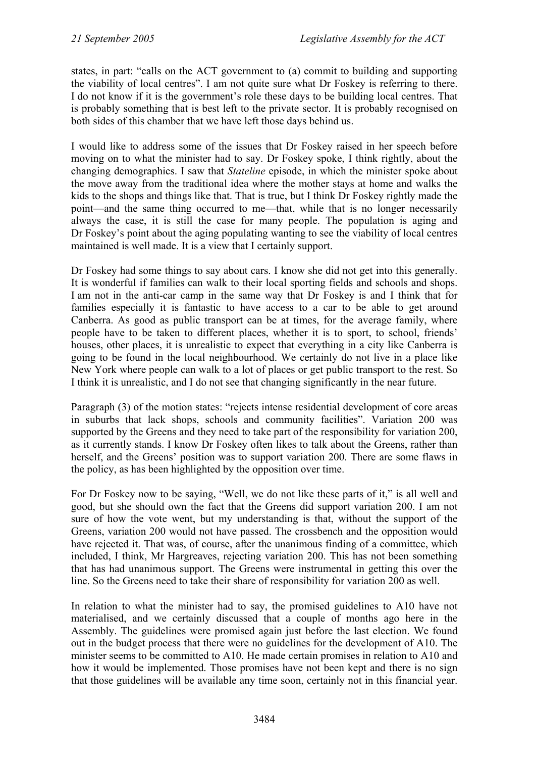states, in part: "calls on the ACT government to (a) commit to building and supporting the viability of local centres". I am not quite sure what Dr Foskey is referring to there. I do not know if it is the government's role these days to be building local centres. That is probably something that is best left to the private sector. It is probably recognised on both sides of this chamber that we have left those days behind us.

I would like to address some of the issues that Dr Foskey raised in her speech before moving on to what the minister had to say. Dr Foskey spoke, I think rightly, about the changing demographics. I saw that *Stateline* episode, in which the minister spoke about the move away from the traditional idea where the mother stays at home and walks the kids to the shops and things like that. That is true, but I think Dr Foskey rightly made the point—and the same thing occurred to me—that, while that is no longer necessarily always the case, it is still the case for many people. The population is aging and Dr Foskey's point about the aging populating wanting to see the viability of local centres maintained is well made. It is a view that I certainly support.

Dr Foskey had some things to say about cars. I know she did not get into this generally. It is wonderful if families can walk to their local sporting fields and schools and shops. I am not in the anti-car camp in the same way that Dr Foskey is and I think that for families especially it is fantastic to have access to a car to be able to get around Canberra. As good as public transport can be at times, for the average family, where people have to be taken to different places, whether it is to sport, to school, friends' houses, other places, it is unrealistic to expect that everything in a city like Canberra is going to be found in the local neighbourhood. We certainly do not live in a place like New York where people can walk to a lot of places or get public transport to the rest. So I think it is unrealistic, and I do not see that changing significantly in the near future.

Paragraph (3) of the motion states: "rejects intense residential development of core areas in suburbs that lack shops, schools and community facilities". Variation 200 was supported by the Greens and they need to take part of the responsibility for variation 200, as it currently stands. I know Dr Foskey often likes to talk about the Greens, rather than herself, and the Greens' position was to support variation 200. There are some flaws in the policy, as has been highlighted by the opposition over time.

For Dr Foskey now to be saying, "Well, we do not like these parts of it," is all well and good, but she should own the fact that the Greens did support variation 200. I am not sure of how the vote went, but my understanding is that, without the support of the Greens, variation 200 would not have passed. The crossbench and the opposition would have rejected it. That was, of course, after the unanimous finding of a committee, which included, I think, Mr Hargreaves, rejecting variation 200. This has not been something that has had unanimous support. The Greens were instrumental in getting this over the line. So the Greens need to take their share of responsibility for variation 200 as well.

In relation to what the minister had to say, the promised guidelines to A10 have not materialised, and we certainly discussed that a couple of months ago here in the Assembly. The guidelines were promised again just before the last election. We found out in the budget process that there were no guidelines for the development of A10. The minister seems to be committed to A10. He made certain promises in relation to A10 and how it would be implemented. Those promises have not been kept and there is no sign that those guidelines will be available any time soon, certainly not in this financial year.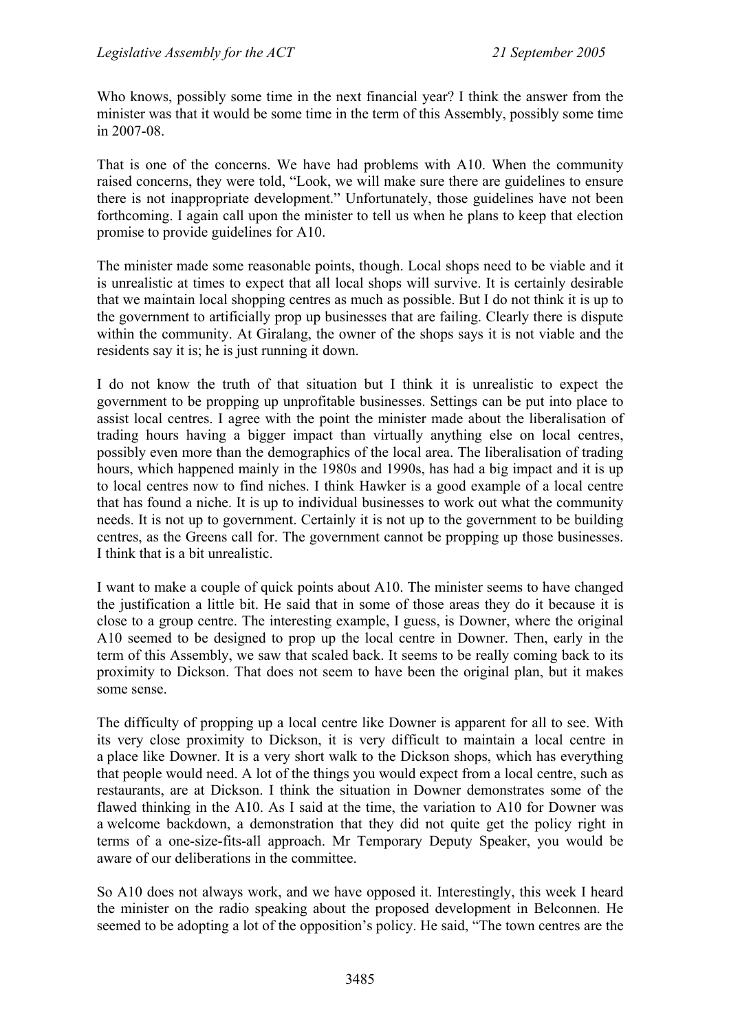Who knows, possibly some time in the next financial year? I think the answer from the minister was that it would be some time in the term of this Assembly, possibly some time in 2007-08.

That is one of the concerns. We have had problems with A10. When the community raised concerns, they were told, "Look, we will make sure there are guidelines to ensure there is not inappropriate development." Unfortunately, those guidelines have not been forthcoming. I again call upon the minister to tell us when he plans to keep that election promise to provide guidelines for A10.

The minister made some reasonable points, though. Local shops need to be viable and it is unrealistic at times to expect that all local shops will survive. It is certainly desirable that we maintain local shopping centres as much as possible. But I do not think it is up to the government to artificially prop up businesses that are failing. Clearly there is dispute within the community. At Giralang, the owner of the shops says it is not viable and the residents say it is; he is just running it down.

I do not know the truth of that situation but I think it is unrealistic to expect the government to be propping up unprofitable businesses. Settings can be put into place to assist local centres. I agree with the point the minister made about the liberalisation of trading hours having a bigger impact than virtually anything else on local centres, possibly even more than the demographics of the local area. The liberalisation of trading hours, which happened mainly in the 1980s and 1990s, has had a big impact and it is up to local centres now to find niches. I think Hawker is a good example of a local centre that has found a niche. It is up to individual businesses to work out what the community needs. It is not up to government. Certainly it is not up to the government to be building centres, as the Greens call for. The government cannot be propping up those businesses. I think that is a bit unrealistic.

I want to make a couple of quick points about A10. The minister seems to have changed the justification a little bit. He said that in some of those areas they do it because it is close to a group centre. The interesting example, I guess, is Downer, where the original A10 seemed to be designed to prop up the local centre in Downer. Then, early in the term of this Assembly, we saw that scaled back. It seems to be really coming back to its proximity to Dickson. That does not seem to have been the original plan, but it makes some sense.

The difficulty of propping up a local centre like Downer is apparent for all to see. With its very close proximity to Dickson, it is very difficult to maintain a local centre in a place like Downer. It is a very short walk to the Dickson shops, which has everything that people would need. A lot of the things you would expect from a local centre, such as restaurants, are at Dickson. I think the situation in Downer demonstrates some of the flawed thinking in the A10. As I said at the time, the variation to A10 for Downer was a welcome backdown, a demonstration that they did not quite get the policy right in terms of a one-size-fits-all approach. Mr Temporary Deputy Speaker, you would be aware of our deliberations in the committee.

So A10 does not always work, and we have opposed it. Interestingly, this week I heard the minister on the radio speaking about the proposed development in Belconnen. He seemed to be adopting a lot of the opposition's policy. He said, "The town centres are the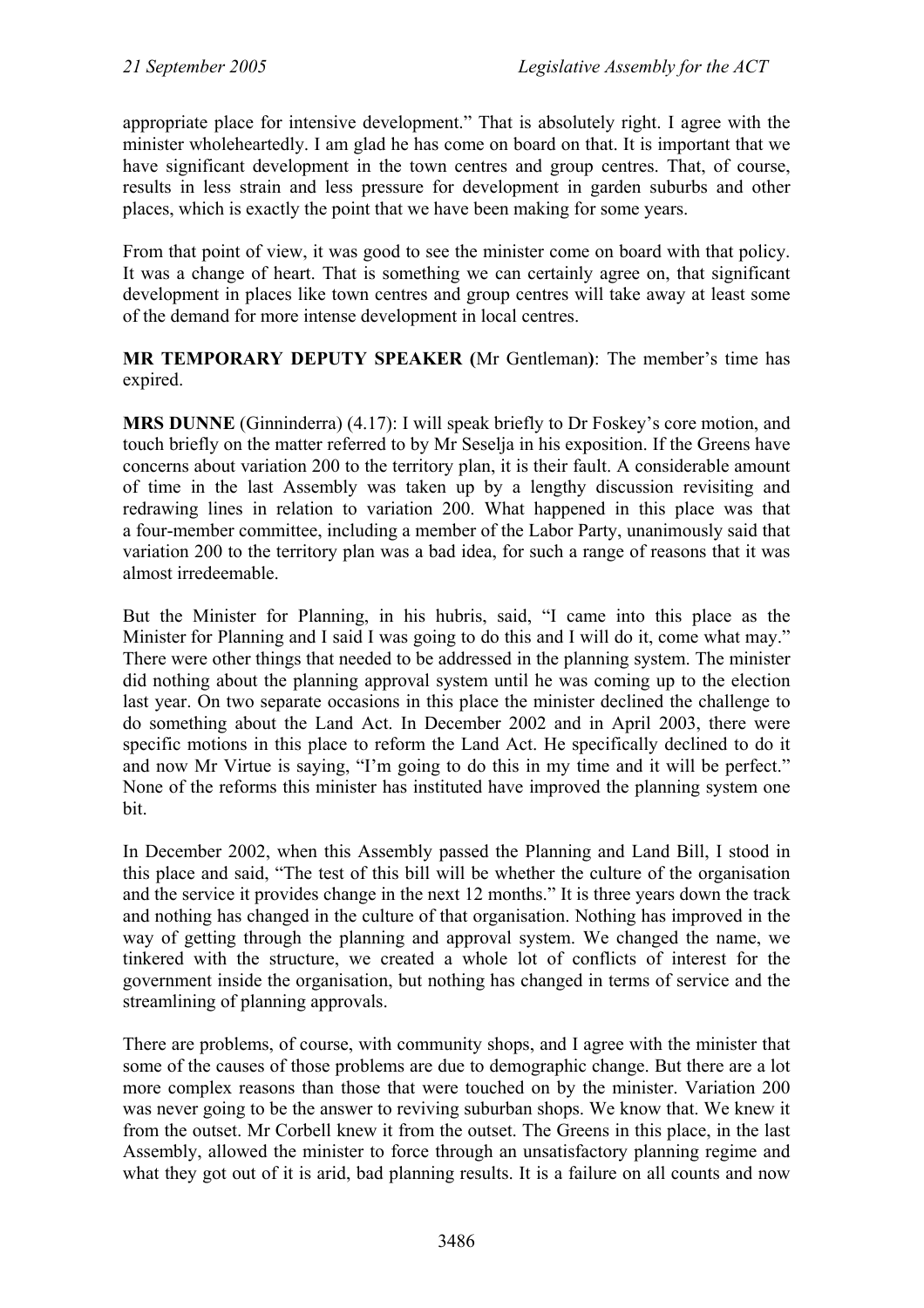appropriate place for intensive development." That is absolutely right. I agree with the minister wholeheartedly. I am glad he has come on board on that. It is important that we have significant development in the town centres and group centres. That, of course, results in less strain and less pressure for development in garden suburbs and other places, which is exactly the point that we have been making for some years.

From that point of view, it was good to see the minister come on board with that policy. It was a change of heart. That is something we can certainly agree on, that significant development in places like town centres and group centres will take away at least some of the demand for more intense development in local centres.

**MR TEMPORARY DEPUTY SPEAKER (**Mr Gentleman**)**: The member's time has expired.

**MRS DUNNE** (Ginninderra) (4.17): I will speak briefly to Dr Foskey's core motion, and touch briefly on the matter referred to by Mr Seselja in his exposition. If the Greens have concerns about variation 200 to the territory plan, it is their fault. A considerable amount of time in the last Assembly was taken up by a lengthy discussion revisiting and redrawing lines in relation to variation 200. What happened in this place was that a four-member committee, including a member of the Labor Party, unanimously said that variation 200 to the territory plan was a bad idea, for such a range of reasons that it was almost irredeemable.

But the Minister for Planning, in his hubris, said, "I came into this place as the Minister for Planning and I said I was going to do this and I will do it, come what may." There were other things that needed to be addressed in the planning system. The minister did nothing about the planning approval system until he was coming up to the election last year. On two separate occasions in this place the minister declined the challenge to do something about the Land Act. In December 2002 and in April 2003, there were specific motions in this place to reform the Land Act. He specifically declined to do it and now Mr Virtue is saying, "I'm going to do this in my time and it will be perfect." None of the reforms this minister has instituted have improved the planning system one bit.

In December 2002, when this Assembly passed the Planning and Land Bill, I stood in this place and said, "The test of this bill will be whether the culture of the organisation and the service it provides change in the next 12 months." It is three years down the track and nothing has changed in the culture of that organisation. Nothing has improved in the way of getting through the planning and approval system. We changed the name, we tinkered with the structure, we created a whole lot of conflicts of interest for the government inside the organisation, but nothing has changed in terms of service and the streamlining of planning approvals.

There are problems, of course, with community shops, and I agree with the minister that some of the causes of those problems are due to demographic change. But there are a lot more complex reasons than those that were touched on by the minister. Variation 200 was never going to be the answer to reviving suburban shops. We know that. We knew it from the outset. Mr Corbell knew it from the outset. The Greens in this place, in the last Assembly, allowed the minister to force through an unsatisfactory planning regime and what they got out of it is arid, bad planning results. It is a failure on all counts and now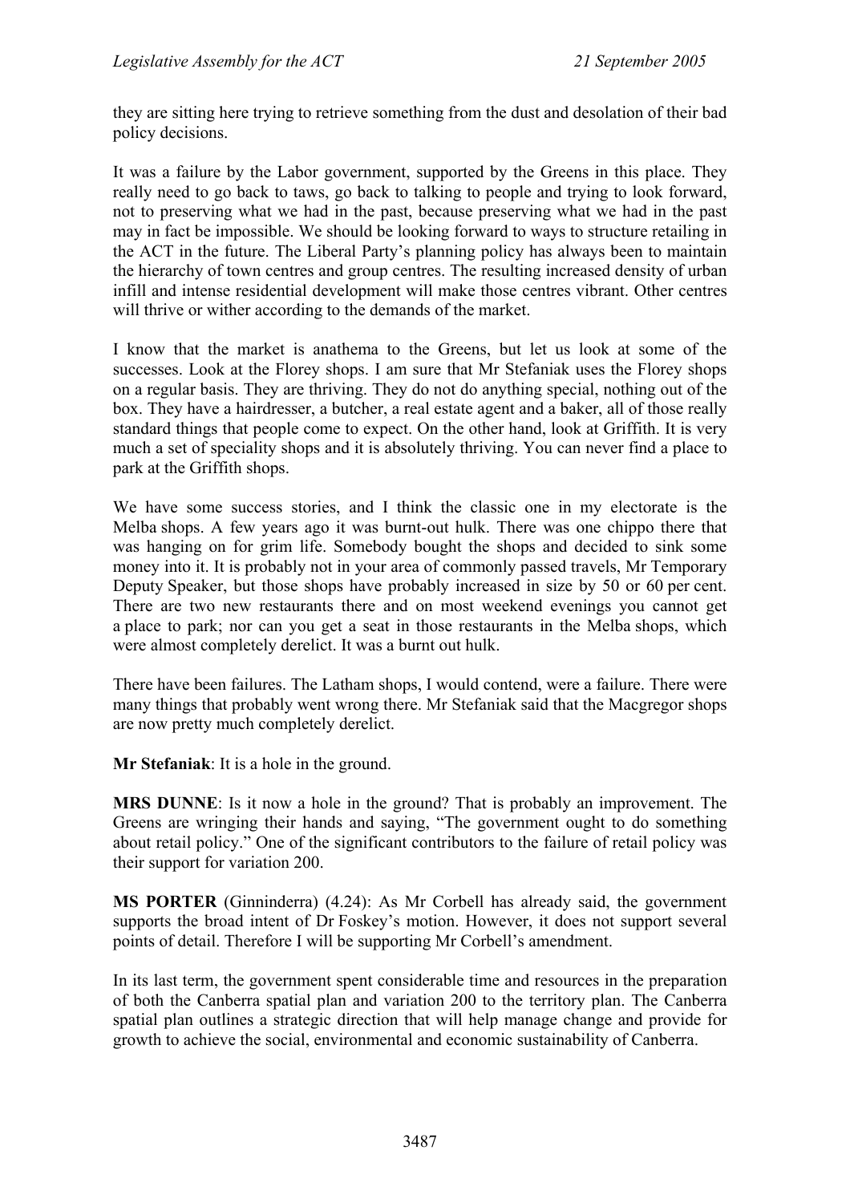they are sitting here trying to retrieve something from the dust and desolation of their bad policy decisions.

It was a failure by the Labor government, supported by the Greens in this place. They really need to go back to taws, go back to talking to people and trying to look forward, not to preserving what we had in the past, because preserving what we had in the past may in fact be impossible. We should be looking forward to ways to structure retailing in the ACT in the future. The Liberal Party's planning policy has always been to maintain the hierarchy of town centres and group centres. The resulting increased density of urban infill and intense residential development will make those centres vibrant. Other centres will thrive or wither according to the demands of the market.

I know that the market is anathema to the Greens, but let us look at some of the successes. Look at the Florey shops. I am sure that Mr Stefaniak uses the Florey shops on a regular basis. They are thriving. They do not do anything special, nothing out of the box. They have a hairdresser, a butcher, a real estate agent and a baker, all of those really standard things that people come to expect. On the other hand, look at Griffith. It is very much a set of speciality shops and it is absolutely thriving. You can never find a place to park at the Griffith shops.

We have some success stories, and I think the classic one in my electorate is the Melba shops. A few years ago it was burnt-out hulk. There was one chippo there that was hanging on for grim life. Somebody bought the shops and decided to sink some money into it. It is probably not in your area of commonly passed travels, Mr Temporary Deputy Speaker, but those shops have probably increased in size by 50 or 60 per cent. There are two new restaurants there and on most weekend evenings you cannot get a place to park; nor can you get a seat in those restaurants in the Melba shops, which were almost completely derelict. It was a burnt out hulk.

There have been failures. The Latham shops, I would contend, were a failure. There were many things that probably went wrong there. Mr Stefaniak said that the Macgregor shops are now pretty much completely derelict.

**Mr Stefaniak**: It is a hole in the ground.

**MRS DUNNE**: Is it now a hole in the ground? That is probably an improvement. The Greens are wringing their hands and saying, "The government ought to do something about retail policy." One of the significant contributors to the failure of retail policy was their support for variation 200.

**MS PORTER** (Ginninderra) (4.24): As Mr Corbell has already said, the government supports the broad intent of Dr Foskey's motion. However, it does not support several points of detail. Therefore I will be supporting Mr Corbell's amendment.

In its last term, the government spent considerable time and resources in the preparation of both the Canberra spatial plan and variation 200 to the territory plan. The Canberra spatial plan outlines a strategic direction that will help manage change and provide for growth to achieve the social, environmental and economic sustainability of Canberra.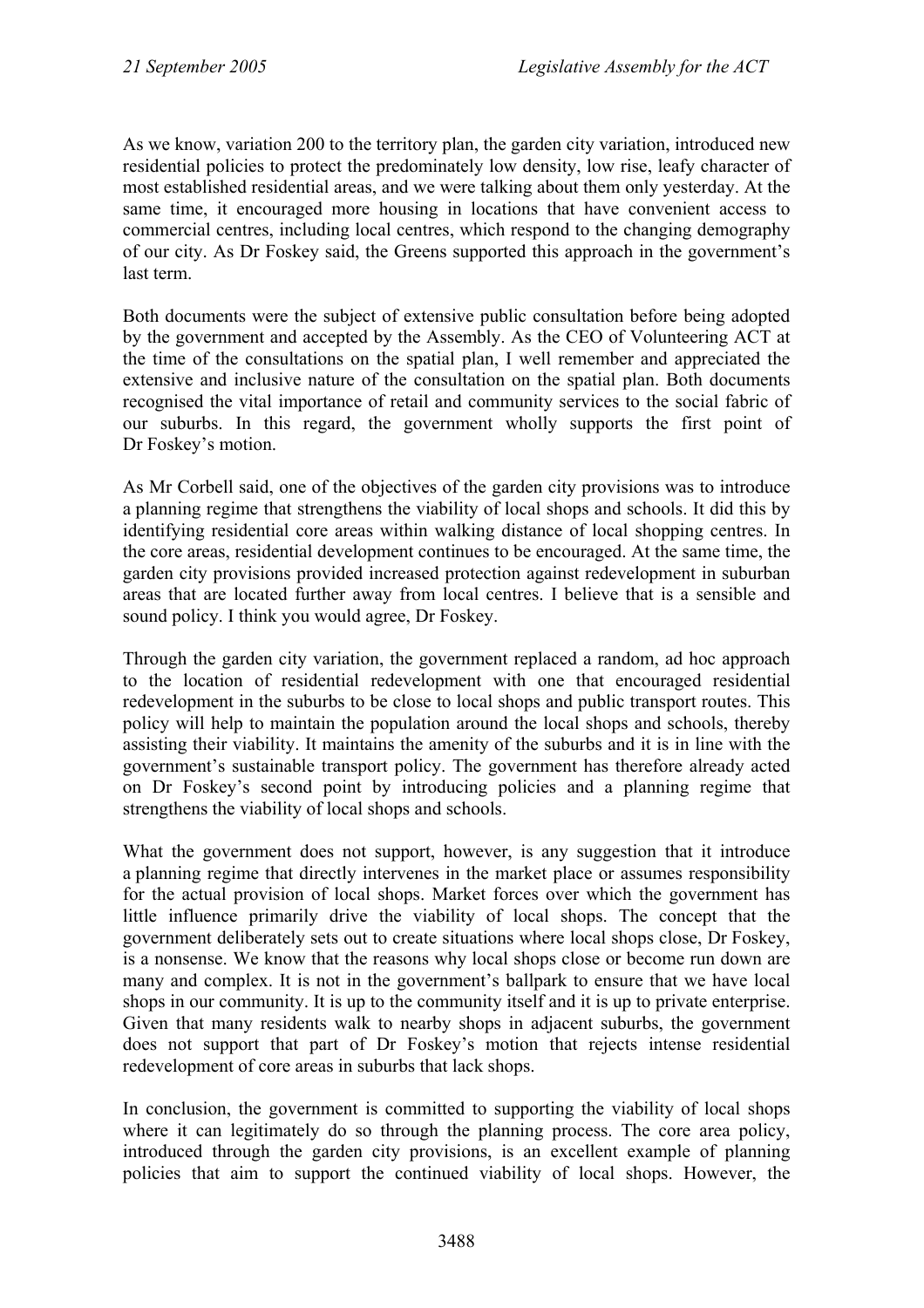As we know, variation 200 to the territory plan, the garden city variation, introduced new residential policies to protect the predominately low density, low rise, leafy character of most established residential areas, and we were talking about them only yesterday. At the same time, it encouraged more housing in locations that have convenient access to commercial centres, including local centres, which respond to the changing demography of our city. As Dr Foskey said, the Greens supported this approach in the government's last term.

Both documents were the subject of extensive public consultation before being adopted by the government and accepted by the Assembly. As the CEO of Volunteering ACT at the time of the consultations on the spatial plan, I well remember and appreciated the extensive and inclusive nature of the consultation on the spatial plan. Both documents recognised the vital importance of retail and community services to the social fabric of our suburbs. In this regard, the government wholly supports the first point of Dr Foskey's motion.

As Mr Corbell said, one of the objectives of the garden city provisions was to introduce a planning regime that strengthens the viability of local shops and schools. It did this by identifying residential core areas within walking distance of local shopping centres. In the core areas, residential development continues to be encouraged. At the same time, the garden city provisions provided increased protection against redevelopment in suburban areas that are located further away from local centres. I believe that is a sensible and sound policy. I think you would agree, Dr Foskey.

Through the garden city variation, the government replaced a random, ad hoc approach to the location of residential redevelopment with one that encouraged residential redevelopment in the suburbs to be close to local shops and public transport routes. This policy will help to maintain the population around the local shops and schools, thereby assisting their viability. It maintains the amenity of the suburbs and it is in line with the government's sustainable transport policy. The government has therefore already acted on Dr Foskey's second point by introducing policies and a planning regime that strengthens the viability of local shops and schools.

What the government does not support, however, is any suggestion that it introduce a planning regime that directly intervenes in the market place or assumes responsibility for the actual provision of local shops. Market forces over which the government has little influence primarily drive the viability of local shops. The concept that the government deliberately sets out to create situations where local shops close, Dr Foskey, is a nonsense. We know that the reasons why local shops close or become run down are many and complex. It is not in the government's ballpark to ensure that we have local shops in our community. It is up to the community itself and it is up to private enterprise. Given that many residents walk to nearby shops in adjacent suburbs, the government does not support that part of Dr Foskey's motion that rejects intense residential redevelopment of core areas in suburbs that lack shops.

In conclusion, the government is committed to supporting the viability of local shops where it can legitimately do so through the planning process. The core area policy, introduced through the garden city provisions, is an excellent example of planning policies that aim to support the continued viability of local shops. However, the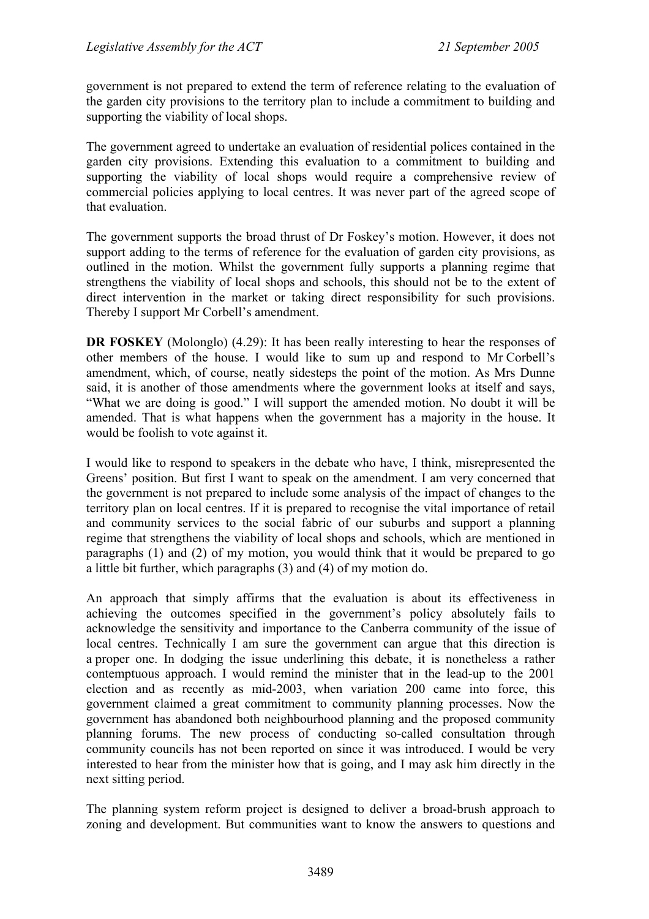government is not prepared to extend the term of reference relating to the evaluation of the garden city provisions to the territory plan to include a commitment to building and supporting the viability of local shops.

The government agreed to undertake an evaluation of residential polices contained in the garden city provisions. Extending this evaluation to a commitment to building and supporting the viability of local shops would require a comprehensive review of commercial policies applying to local centres. It was never part of the agreed scope of that evaluation.

The government supports the broad thrust of Dr Foskey's motion. However, it does not support adding to the terms of reference for the evaluation of garden city provisions, as outlined in the motion. Whilst the government fully supports a planning regime that strengthens the viability of local shops and schools, this should not be to the extent of direct intervention in the market or taking direct responsibility for such provisions. Thereby I support Mr Corbell's amendment.

**DR FOSKEY** (Molonglo) (4.29): It has been really interesting to hear the responses of other members of the house. I would like to sum up and respond to Mr Corbell's amendment, which, of course, neatly sidesteps the point of the motion. As Mrs Dunne said, it is another of those amendments where the government looks at itself and says, "What we are doing is good." I will support the amended motion. No doubt it will be amended. That is what happens when the government has a majority in the house. It would be foolish to vote against it.

I would like to respond to speakers in the debate who have, I think, misrepresented the Greens' position. But first I want to speak on the amendment. I am very concerned that the government is not prepared to include some analysis of the impact of changes to the territory plan on local centres. If it is prepared to recognise the vital importance of retail and community services to the social fabric of our suburbs and support a planning regime that strengthens the viability of local shops and schools, which are mentioned in paragraphs (1) and (2) of my motion, you would think that it would be prepared to go a little bit further, which paragraphs (3) and (4) of my motion do.

An approach that simply affirms that the evaluation is about its effectiveness in achieving the outcomes specified in the government's policy absolutely fails to acknowledge the sensitivity and importance to the Canberra community of the issue of local centres. Technically I am sure the government can argue that this direction is a proper one. In dodging the issue underlining this debate, it is nonetheless a rather contemptuous approach. I would remind the minister that in the lead-up to the 2001 election and as recently as mid-2003, when variation 200 came into force, this government claimed a great commitment to community planning processes. Now the government has abandoned both neighbourhood planning and the proposed community planning forums. The new process of conducting so-called consultation through community councils has not been reported on since it was introduced. I would be very interested to hear from the minister how that is going, and I may ask him directly in the next sitting period.

The planning system reform project is designed to deliver a broad-brush approach to zoning and development. But communities want to know the answers to questions and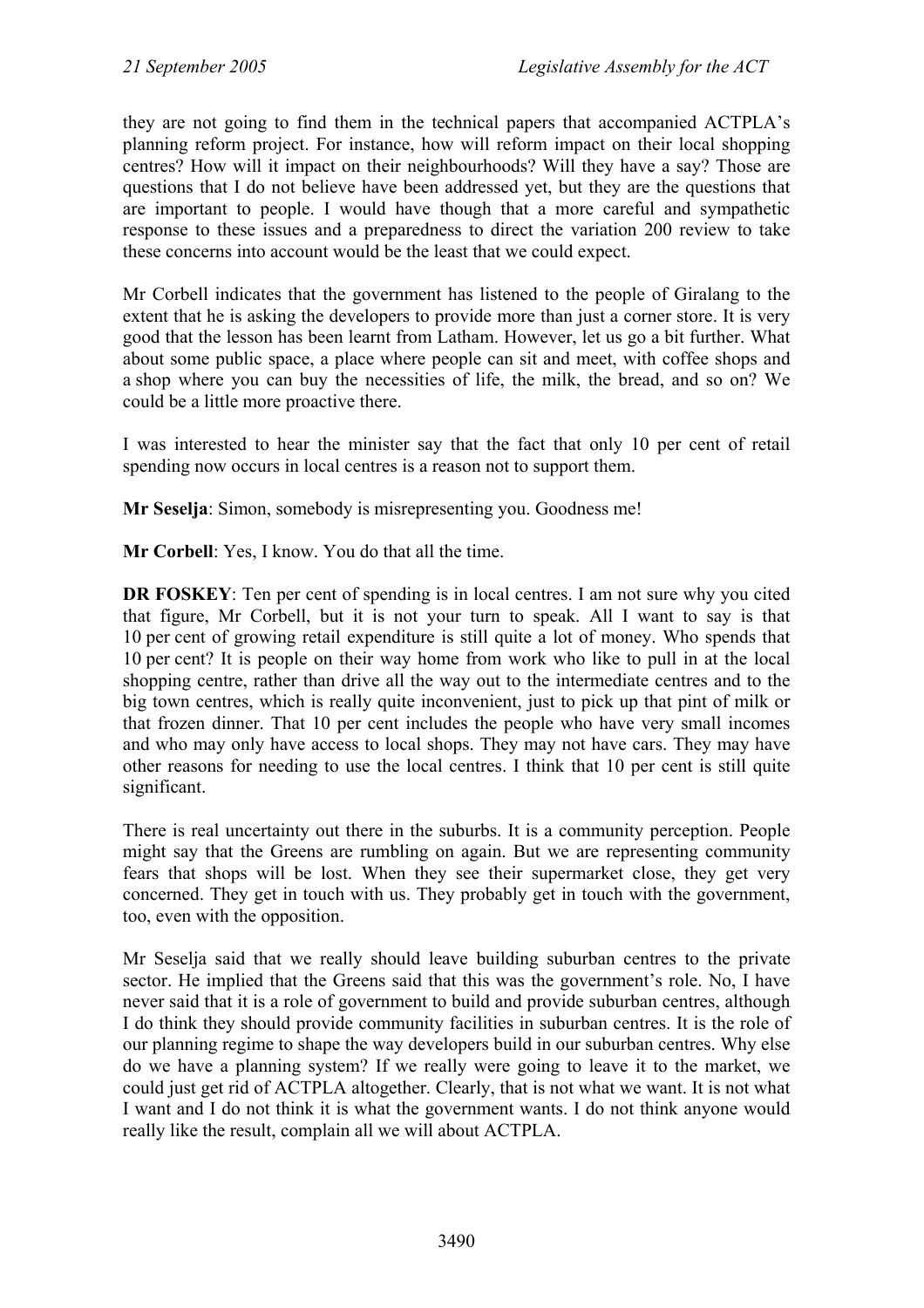they are not going to find them in the technical papers that accompanied ACTPLA's planning reform project. For instance, how will reform impact on their local shopping centres? How will it impact on their neighbourhoods? Will they have a say? Those are questions that I do not believe have been addressed yet, but they are the questions that are important to people. I would have though that a more careful and sympathetic response to these issues and a preparedness to direct the variation 200 review to take these concerns into account would be the least that we could expect.

Mr Corbell indicates that the government has listened to the people of Giralang to the extent that he is asking the developers to provide more than just a corner store. It is very good that the lesson has been learnt from Latham. However, let us go a bit further. What about some public space, a place where people can sit and meet, with coffee shops and a shop where you can buy the necessities of life, the milk, the bread, and so on? We could be a little more proactive there.

I was interested to hear the minister say that the fact that only 10 per cent of retail spending now occurs in local centres is a reason not to support them.

**Mr Seselja**: Simon, somebody is misrepresenting you. Goodness me!

**Mr Corbell**: Yes, I know. You do that all the time.

**DR FOSKEY**: Ten per cent of spending is in local centres. I am not sure why you cited that figure, Mr Corbell, but it is not your turn to speak. All I want to say is that 10 per cent of growing retail expenditure is still quite a lot of money. Who spends that 10 per cent? It is people on their way home from work who like to pull in at the local shopping centre, rather than drive all the way out to the intermediate centres and to the big town centres, which is really quite inconvenient, just to pick up that pint of milk or that frozen dinner. That 10 per cent includes the people who have very small incomes and who may only have access to local shops. They may not have cars. They may have other reasons for needing to use the local centres. I think that 10 per cent is still quite significant.

There is real uncertainty out there in the suburbs. It is a community perception. People might say that the Greens are rumbling on again. But we are representing community fears that shops will be lost. When they see their supermarket close, they get very concerned. They get in touch with us. They probably get in touch with the government, too, even with the opposition.

Mr Seselja said that we really should leave building suburban centres to the private sector. He implied that the Greens said that this was the government's role. No, I have never said that it is a role of government to build and provide suburban centres, although I do think they should provide community facilities in suburban centres. It is the role of our planning regime to shape the way developers build in our suburban centres. Why else do we have a planning system? If we really were going to leave it to the market, we could just get rid of ACTPLA altogether. Clearly, that is not what we want. It is not what I want and I do not think it is what the government wants. I do not think anyone would really like the result, complain all we will about ACTPLA.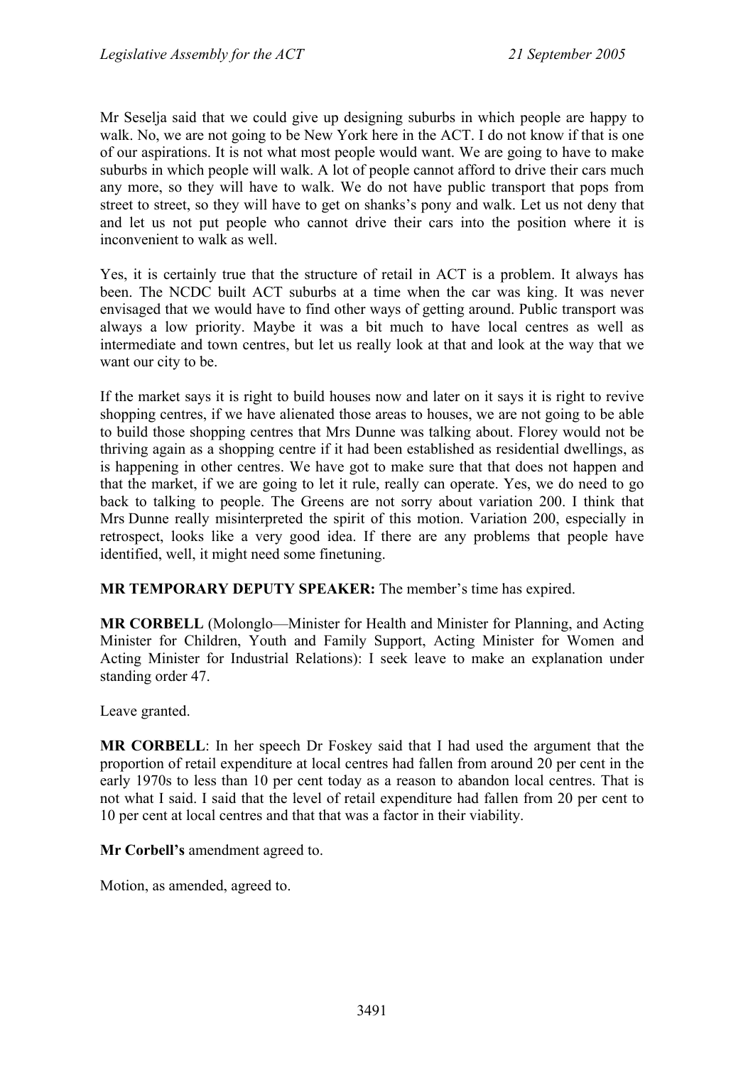Mr Seselja said that we could give up designing suburbs in which people are happy to walk. No, we are not going to be New York here in the ACT. I do not know if that is one of our aspirations. It is not what most people would want. We are going to have to make suburbs in which people will walk. A lot of people cannot afford to drive their cars much any more, so they will have to walk. We do not have public transport that pops from street to street, so they will have to get on shanks's pony and walk. Let us not deny that and let us not put people who cannot drive their cars into the position where it is inconvenient to walk as well.

Yes, it is certainly true that the structure of retail in ACT is a problem. It always has been. The NCDC built ACT suburbs at a time when the car was king. It was never envisaged that we would have to find other ways of getting around. Public transport was always a low priority. Maybe it was a bit much to have local centres as well as intermediate and town centres, but let us really look at that and look at the way that we want our city to be.

If the market says it is right to build houses now and later on it says it is right to revive shopping centres, if we have alienated those areas to houses, we are not going to be able to build those shopping centres that Mrs Dunne was talking about. Florey would not be thriving again as a shopping centre if it had been established as residential dwellings, as is happening in other centres. We have got to make sure that that does not happen and that the market, if we are going to let it rule, really can operate. Yes, we do need to go back to talking to people. The Greens are not sorry about variation 200. I think that Mrs Dunne really misinterpreted the spirit of this motion. Variation 200, especially in retrospect, looks like a very good idea. If there are any problems that people have identified, well, it might need some finetuning.

**MR TEMPORARY DEPUTY SPEAKER:** The member's time has expired.

**MR CORBELL** (Molonglo—Minister for Health and Minister for Planning, and Acting Minister for Children, Youth and Family Support, Acting Minister for Women and Acting Minister for Industrial Relations): I seek leave to make an explanation under standing order 47.

Leave granted.

**MR CORBELL**: In her speech Dr Foskey said that I had used the argument that the proportion of retail expenditure at local centres had fallen from around 20 per cent in the early 1970s to less than 10 per cent today as a reason to abandon local centres. That is not what I said. I said that the level of retail expenditure had fallen from 20 per cent to 10 per cent at local centres and that that was a factor in their viability.

**Mr Corbell's** amendment agreed to.

Motion, as amended, agreed to.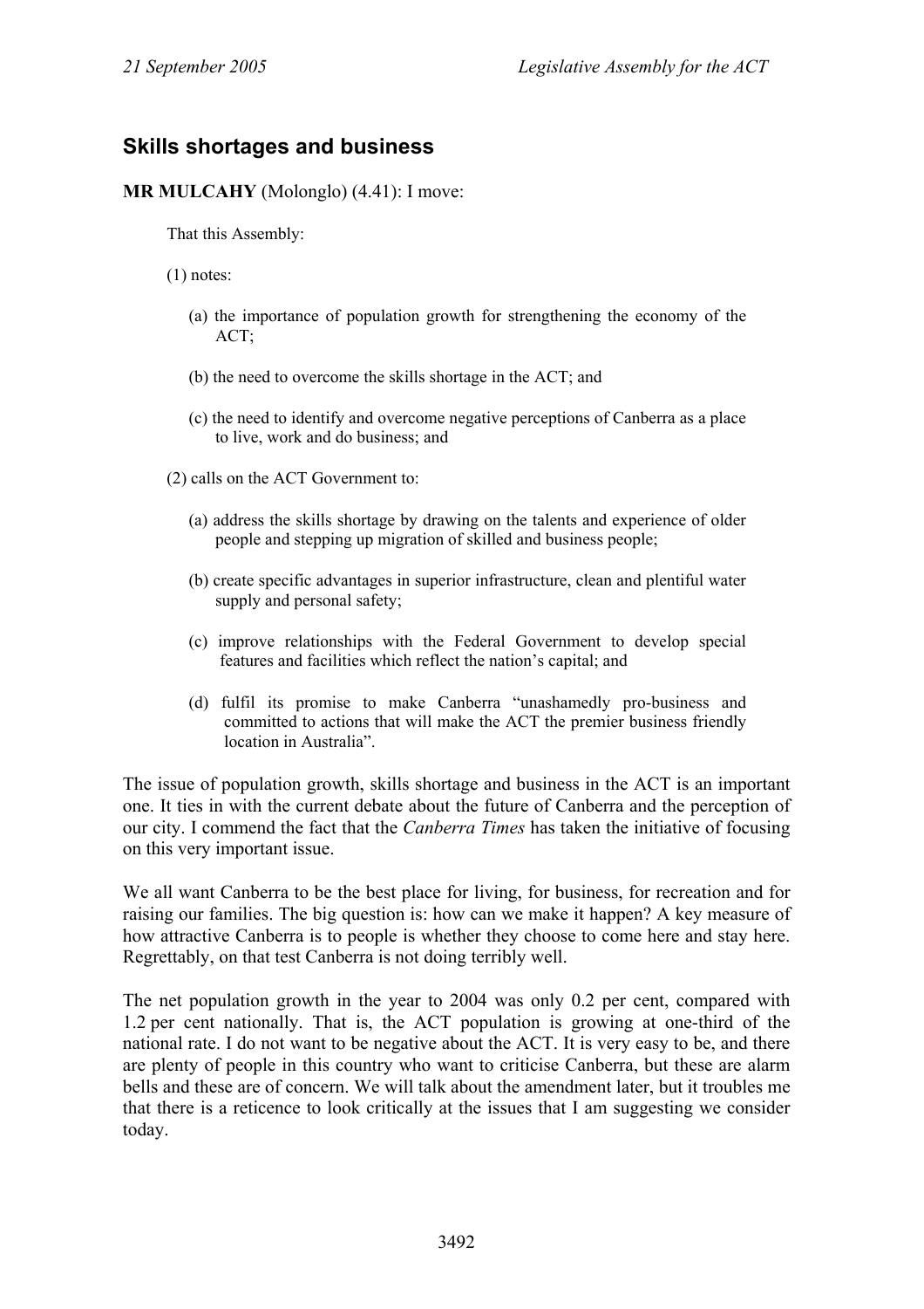## Skills shortages and business

**MR MULCAHY** (Molonglo) (4.41): I move:

That this Assembly:

(1) notes:

(a) the importance of population growth for strengthening the economy of the ACT;

(b) the need to overcome the skills shortage in the ACT; and

(c) the need to identify and overcome negative perceptions of Canberra as a place to live, work and do business; and

(2) calls on the ACT Government to:

(a) address the skills shortage by drawing on the talents and experience of older people and stepping up migration of skilled and business people;

(b) create specific advantages in superior infrastructure, clean and plentiful water supply and personal safety;

(c) improve relationships with the Federal Government to develop special features and facilities which reflect the nation's capital; and

(d) fulfil its promise to make Canberra "unashamedly pro-business and committed to actions that will make the ACT the premier business friendly location in Australia".

The issue of population growth, skills shortage and business in the ACT is an important one. It ties in with the current debate about the future of Canberra and the perception of our city. I commend the fact that the *Canberra Times* has taken the initiative of focusing on this very important issue.

We all want Canberra to be the best place for living, for business, for recreation and for raising our families. The big question is: how can we make it happen? A key measure of how attractive Canberra is to people is whether they choose to come here and stay here. Regrettably, on that test Canberra is not doing terribly well.

The net population growth in the year to 2004 was only 0.2 per cent, compared with 1.2 per cent nationally. That is, the ACT population is growing at one-third of the national rate. I do not want to be negative about the ACT. It is very easy to be, and there are plenty of people in this country who want to criticise Canberra, but these are alarm bells and these are of concern. We will talk about the amendment later, but it troubles me that there is a reticence to look critically at the issues that I am suggesting we consider today.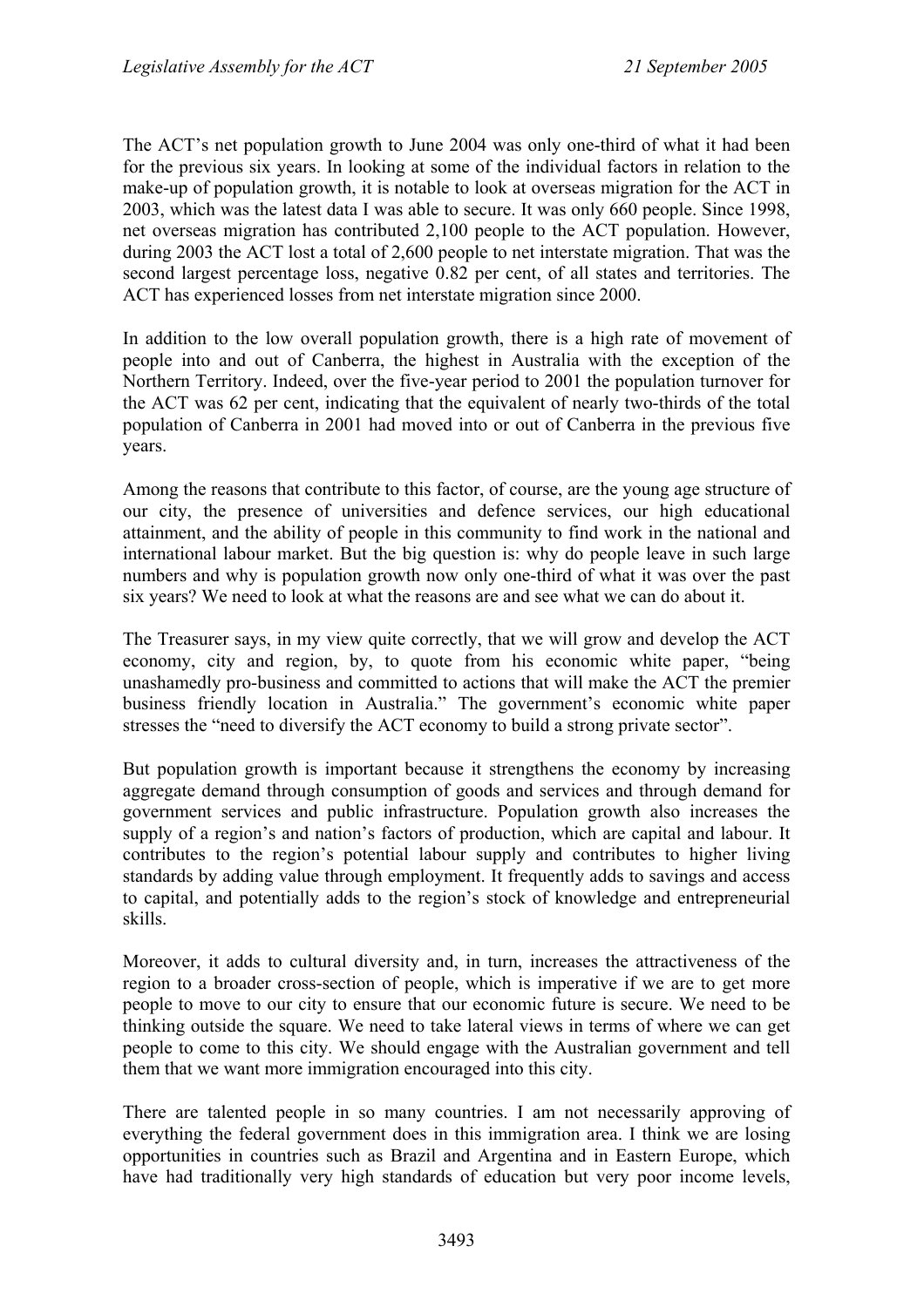The ACT's net population growth to June 2004 was only one-third of what it had been for the previous six years. In looking at some of the individual factors in relation to the make-up of population growth, it is notable to look at overseas migration for the ACT in 2003, which was the latest data I was able to secure. It was only 660 people. Since 1998, net overseas migration has contributed 2,100 people to the ACT population. However, during 2003 the ACT lost a total of 2,600 people to net interstate migration. That was the second largest percentage loss, negative 0.82 per cent, of all states and territories. The ACT has experienced losses from net interstate migration since 2000.

In addition to the low overall population growth, there is a high rate of movement of people into and out of Canberra, the highest in Australia with the exception of the Northern Territory. Indeed, over the five-year period to 2001 the population turnover for the ACT was 62 per cent, indicating that the equivalent of nearly two-thirds of the total population of Canberra in 2001 had moved into or out of Canberra in the previous five years.

Among the reasons that contribute to this factor, of course, are the young age structure of our city, the presence of universities and defence services, our high educational attainment, and the ability of people in this community to find work in the national and international labour market. But the big question is: why do people leave in such large numbers and why is population growth now only one-third of what it was over the past six years? We need to look at what the reasons are and see what we can do about it.

The Treasurer says, in my view quite correctly, that we will grow and develop the ACT economy, city and region, by, to quote from his economic white paper, "being unashamedly pro-business and committed to actions that will make the ACT the premier business friendly location in Australia." The government's economic white paper stresses the "need to diversify the ACT economy to build a strong private sector".

But population growth is important because it strengthens the economy by increasing aggregate demand through consumption of goods and services and through demand for government services and public infrastructure. Population growth also increases the supply of a region's and nation's factors of production, which are capital and labour. It contributes to the region's potential labour supply and contributes to higher living standards by adding value through employment. It frequently adds to savings and access to capital, and potentially adds to the region's stock of knowledge and entrepreneurial skills.

Moreover, it adds to cultural diversity and, in turn, increases the attractiveness of the region to a broader cross-section of people, which is imperative if we are to get more people to move to our city to ensure that our economic future is secure. We need to be thinking outside the square. We need to take lateral views in terms of where we can get people to come to this city. We should engage with the Australian government and tell them that we want more immigration encouraged into this city.

There are talented people in so many countries. I am not necessarily approving of everything the federal government does in this immigration area. I think we are losing opportunities in countries such as Brazil and Argentina and in Eastern Europe, which have had traditionally very high standards of education but very poor income levels,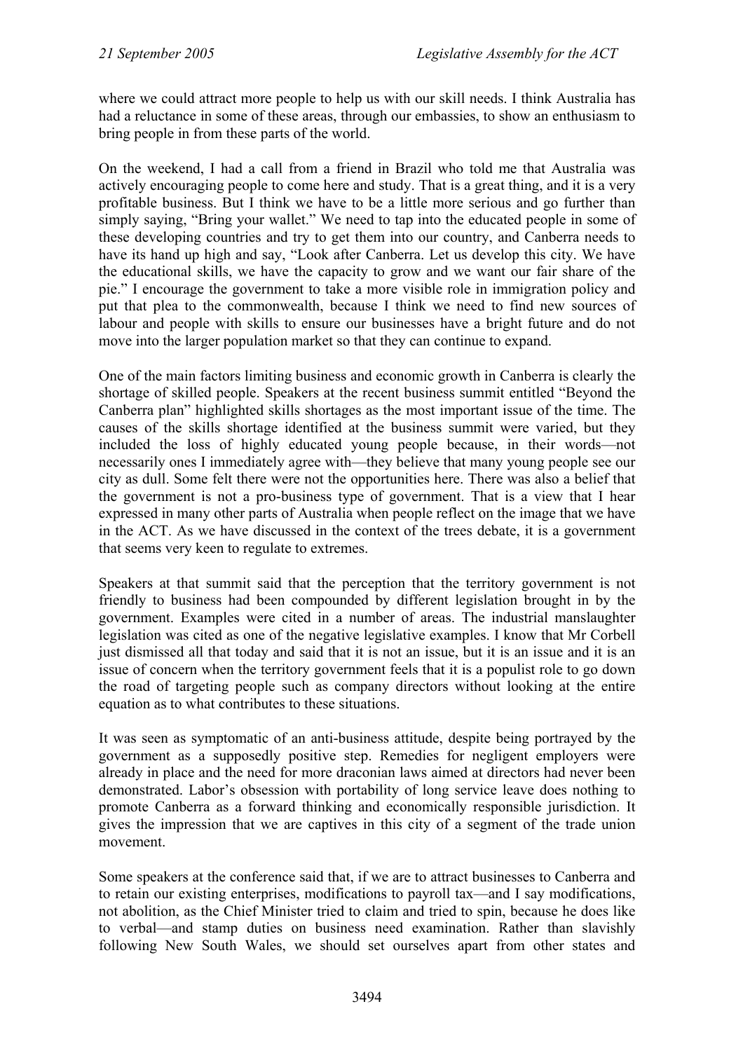where we could attract more people to help us with our skill needs. I think Australia has had a reluctance in some of these areas, through our embassies, to show an enthusiasm to bring people in from these parts of the world.

On the weekend, I had a call from a friend in Brazil who told me that Australia was actively encouraging people to come here and study. That is a great thing, and it is a very profitable business. But I think we have to be a little more serious and go further than simply saying, "Bring your wallet." We need to tap into the educated people in some of these developing countries and try to get them into our country, and Canberra needs to have its hand up high and say, "Look after Canberra. Let us develop this city. We have the educational skills, we have the capacity to grow and we want our fair share of the pie." I encourage the government to take a more visible role in immigration policy and put that plea to the commonwealth, because I think we need to find new sources of labour and people with skills to ensure our businesses have a bright future and do not move into the larger population market so that they can continue to expand.

One of the main factors limiting business and economic growth in Canberra is clearly the shortage of skilled people. Speakers at the recent business summit entitled "Beyond the Canberra plan" highlighted skills shortages as the most important issue of the time. The causes of the skills shortage identified at the business summit were varied, but they included the loss of highly educated young people because, in their words—not necessarily ones I immediately agree with—they believe that many young people see our city as dull. Some felt there were not the opportunities here. There was also a belief that the government is not a pro-business type of government. That is a view that I hear expressed in many other parts of Australia when people reflect on the image that we have in the ACT. As we have discussed in the context of the trees debate, it is a government that seems very keen to regulate to extremes.

Speakers at that summit said that the perception that the territory government is not friendly to business had been compounded by different legislation brought in by the government. Examples were cited in a number of areas. The industrial manslaughter legislation was cited as one of the negative legislative examples. I know that Mr Corbell just dismissed all that today and said that it is not an issue, but it is an issue and it is an issue of concern when the territory government feels that it is a populist role to go down the road of targeting people such as company directors without looking at the entire equation as to what contributes to these situations.

It was seen as symptomatic of an anti-business attitude, despite being portrayed by the government as a supposedly positive step. Remedies for negligent employers were already in place and the need for more draconian laws aimed at directors had never been demonstrated. Labor's obsession with portability of long service leave does nothing to promote Canberra as a forward thinking and economically responsible jurisdiction. It gives the impression that we are captives in this city of a segment of the trade union movement.

Some speakers at the conference said that, if we are to attract businesses to Canberra and to retain our existing enterprises, modifications to payroll tax—and I say modifications, not abolition, as the Chief Minister tried to claim and tried to spin, because he does like to verbal—and stamp duties on business need examination. Rather than slavishly following New South Wales, we should set ourselves apart from other states and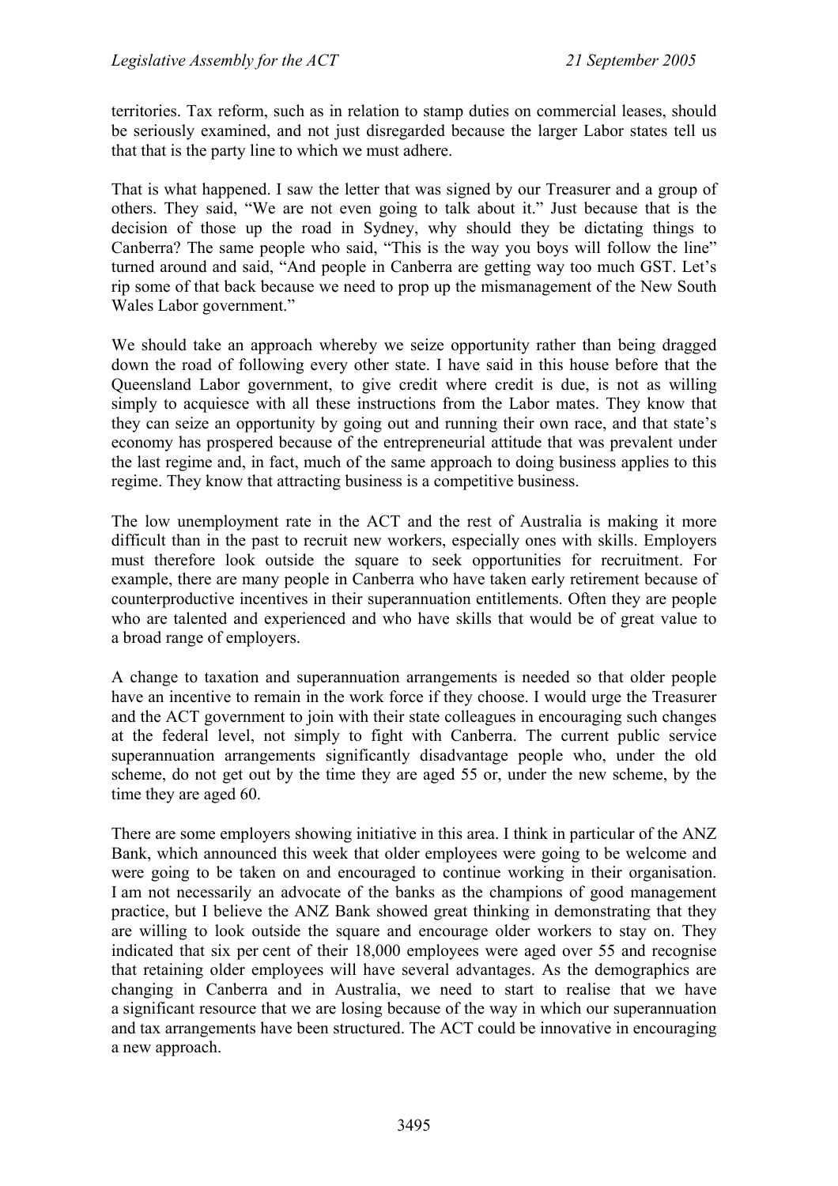territories. Tax reform, such as in relation to stamp duties on commercial leases, should be seriously examined, and not just disregarded because the larger Labor states tell us that that is the party line to which we must adhere.

That is what happened. I saw the letter that was signed by our Treasurer and a group of others. They said, "We are not even going to talk about it." Just because that is the decision of those up the road in Sydney, why should they be dictating things to Canberra? The same people who said, "This is the way you boys will follow the line" turned around and said, "And people in Canberra are getting way too much GST. Let's rip some of that back because we need to prop up the mismanagement of the New South Wales Labor government."

We should take an approach whereby we seize opportunity rather than being dragged down the road of following every other state. I have said in this house before that the Queensland Labor government, to give credit where credit is due, is not as willing simply to acquiesce with all these instructions from the Labor mates. They know that they can seize an opportunity by going out and running their own race, and that state's economy has prospered because of the entrepreneurial attitude that was prevalent under the last regime and, in fact, much of the same approach to doing business applies to this regime. They know that attracting business is a competitive business.

The low unemployment rate in the ACT and the rest of Australia is making it more difficult than in the past to recruit new workers, especially ones with skills. Employers must therefore look outside the square to seek opportunities for recruitment. For example, there are many people in Canberra who have taken early retirement because of counterproductive incentives in their superannuation entitlements. Often they are people who are talented and experienced and who have skills that would be of great value to a broad range of employers.

A change to taxation and superannuation arrangements is needed so that older people have an incentive to remain in the work force if they choose. I would urge the Treasurer and the ACT government to join with their state colleagues in encouraging such changes at the federal level, not simply to fight with Canberra. The current public service superannuation arrangements significantly disadvantage people who, under the old scheme, do not get out by the time they are aged 55 or, under the new scheme, by the time they are aged 60.

There are some employers showing initiative in this area. I think in particular of the ANZ Bank, which announced this week that older employees were going to be welcome and were going to be taken on and encouraged to continue working in their organisation. I am not necessarily an advocate of the banks as the champions of good management practice, but I believe the ANZ Bank showed great thinking in demonstrating that they are willing to look outside the square and encourage older workers to stay on. They indicated that six per cent of their 18,000 employees were aged over 55 and recognise that retaining older employees will have several advantages. As the demographics are changing in Canberra and in Australia, we need to start to realise that we have a significant resource that we are losing because of the way in which our superannuation and tax arrangements have been structured. The ACT could be innovative in encouraging a new approach.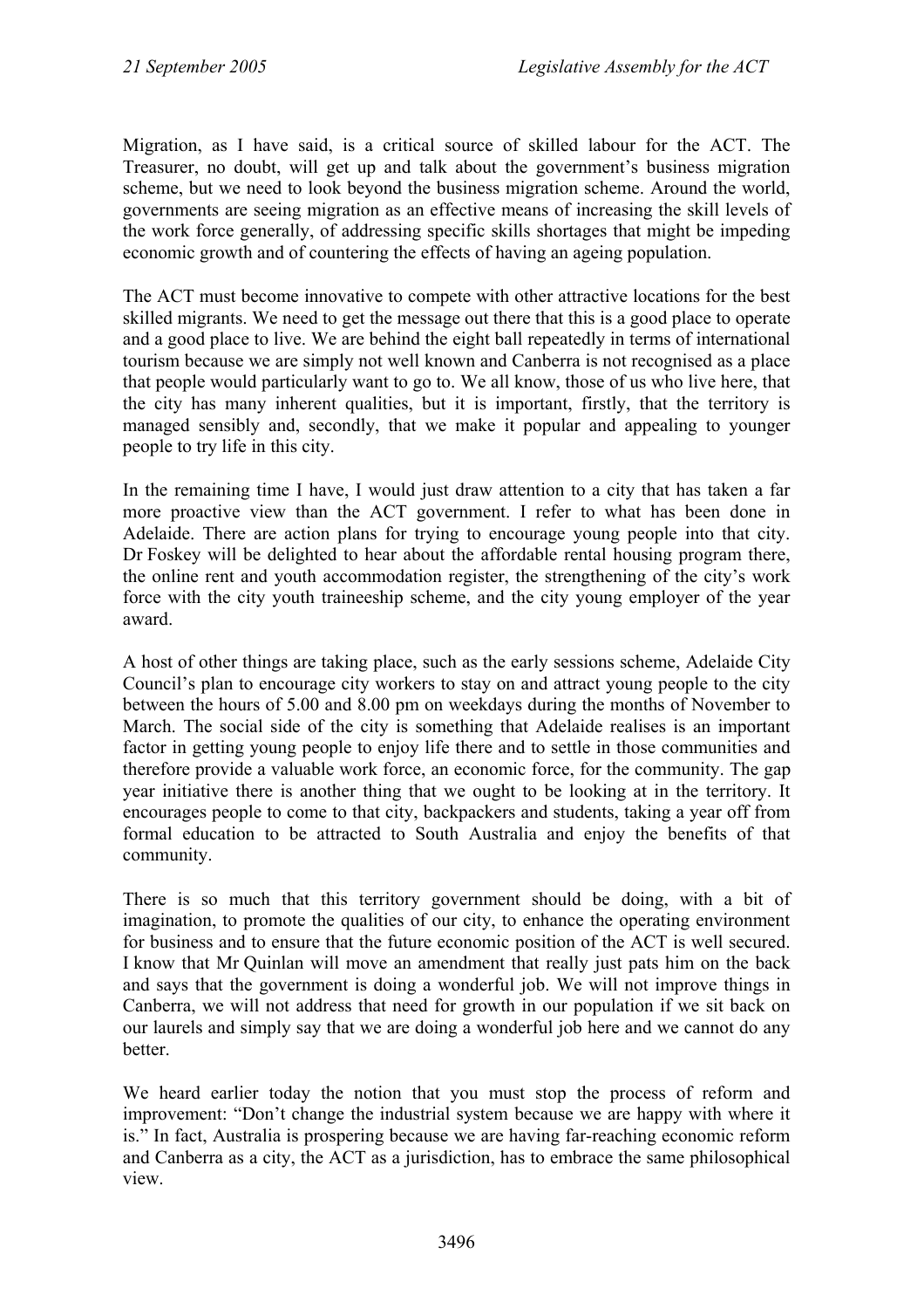Migration, as I have said, is a critical source of skilled labour for the ACT. The Treasurer, no doubt, will get up and talk about the government's business migration scheme, but we need to look beyond the business migration scheme. Around the world, governments are seeing migration as an effective means of increasing the skill levels of the work force generally, of addressing specific skills shortages that might be impeding economic growth and of countering the effects of having an ageing population.

The ACT must become innovative to compete with other attractive locations for the best skilled migrants. We need to get the message out there that this is a good place to operate and a good place to live. We are behind the eight ball repeatedly in terms of international tourism because we are simply not well known and Canberra is not recognised as a place that people would particularly want to go to. We all know, those of us who live here, that the city has many inherent qualities, but it is important, firstly, that the territory is managed sensibly and, secondly, that we make it popular and appealing to younger people to try life in this city.

In the remaining time I have, I would just draw attention to a city that has taken a far more proactive view than the ACT government. I refer to what has been done in Adelaide. There are action plans for trying to encourage young people into that city. Dr Foskey will be delighted to hear about the affordable rental housing program there, the online rent and youth accommodation register, the strengthening of the city's work force with the city youth traineeship scheme, and the city young employer of the year award.

A host of other things are taking place, such as the early sessions scheme, Adelaide City Council's plan to encourage city workers to stay on and attract young people to the city between the hours of 5.00 and 8.00 pm on weekdays during the months of November to March. The social side of the city is something that Adelaide realises is an important factor in getting young people to enjoy life there and to settle in those communities and therefore provide a valuable work force, an economic force, for the community. The gap year initiative there is another thing that we ought to be looking at in the territory. It encourages people to come to that city, backpackers and students, taking a year off from formal education to be attracted to South Australia and enjoy the benefits of that community.

There is so much that this territory government should be doing, with a bit of imagination, to promote the qualities of our city, to enhance the operating environment for business and to ensure that the future economic position of the ACT is well secured. I know that Mr Quinlan will move an amendment that really just pats him on the back and says that the government is doing a wonderful job. We will not improve things in Canberra, we will not address that need for growth in our population if we sit back on our laurels and simply say that we are doing a wonderful job here and we cannot do any better.

We heard earlier today the notion that you must stop the process of reform and improvement: "Don't change the industrial system because we are happy with where it is." In fact, Australia is prospering because we are having far-reaching economic reform and Canberra as a city, the ACT as a jurisdiction, has to embrace the same philosophical view.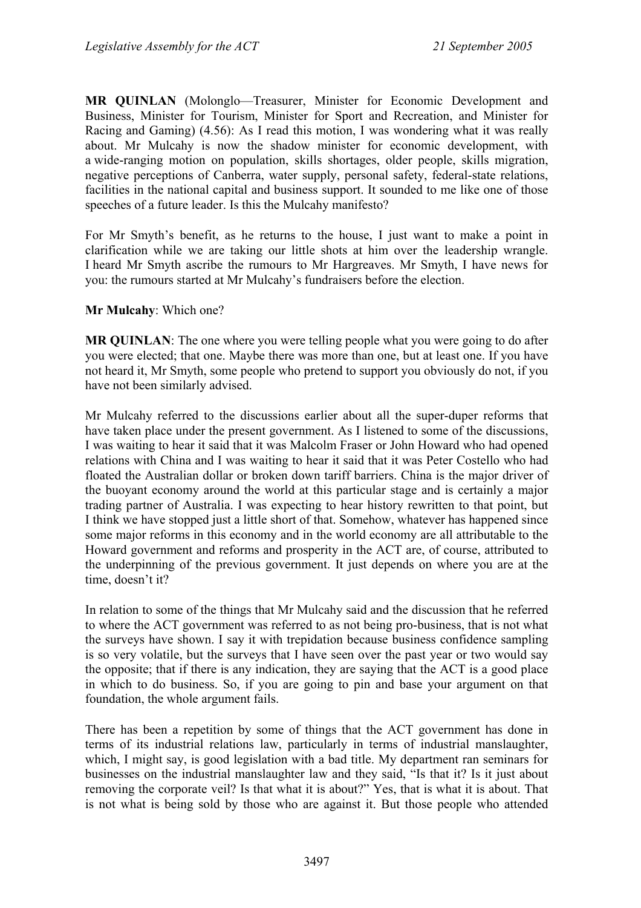**MR QUINLAN** (Molonglo—Treasurer, Minister for Economic Development and Business, Minister for Tourism, Minister for Sport and Recreation, and Minister for Racing and Gaming) (4.56): As I read this motion, I was wondering what it was really about. Mr Mulcahy is now the shadow minister for economic development, with a wide-ranging motion on population, skills shortages, older people, skills migration, negative perceptions of Canberra, water supply, personal safety, federal-state relations, facilities in the national capital and business support. It sounded to me like one of those speeches of a future leader. Is this the Mulcahy manifesto?

For Mr Smyth's benefit, as he returns to the house, I just want to make a point in clarification while we are taking our little shots at him over the leadership wrangle. I heard Mr Smyth ascribe the rumours to Mr Hargreaves. Mr Smyth, I have news for you: the rumours started at Mr Mulcahy's fundraisers before the election.

**Mr Mulcahy**: Which one?

**MR QUINLAN**: The one where you were telling people what you were going to do after you were elected; that one. Maybe there was more than one, but at least one. If you have not heard it, Mr Smyth, some people who pretend to support you obviously do not, if you have not been similarly advised.

Mr Mulcahy referred to the discussions earlier about all the super-duper reforms that have taken place under the present government. As I listened to some of the discussions, I was waiting to hear it said that it was Malcolm Fraser or John Howard who had opened relations with China and I was waiting to hear it said that it was Peter Costello who had floated the Australian dollar or broken down tariff barriers. China is the major driver of the buoyant economy around the world at this particular stage and is certainly a major trading partner of Australia. I was expecting to hear history rewritten to that point, but I think we have stopped just a little short of that. Somehow, whatever has happened since some major reforms in this economy and in the world economy are all attributable to the Howard government and reforms and prosperity in the ACT are, of course, attributed to the underpinning of the previous government. It just depends on where you are at the time, doesn't it?

In relation to some of the things that Mr Mulcahy said and the discussion that he referred to where the ACT government was referred to as not being pro-business, that is not what the surveys have shown. I say it with trepidation because business confidence sampling is so very volatile, but the surveys that I have seen over the past year or two would say the opposite; that if there is any indication, they are saying that the ACT is a good place in which to do business. So, if you are going to pin and base your argument on that foundation, the whole argument fails.

There has been a repetition by some of things that the ACT government has done in terms of its industrial relations law, particularly in terms of industrial manslaughter, which, I might say, is good legislation with a bad title. My department ran seminars for businesses on the industrial manslaughter law and they said, "Is that it? Is it just about removing the corporate veil? Is that what it is about?" Yes, that is what it is about. That is not what is being sold by those who are against it. But those people who attended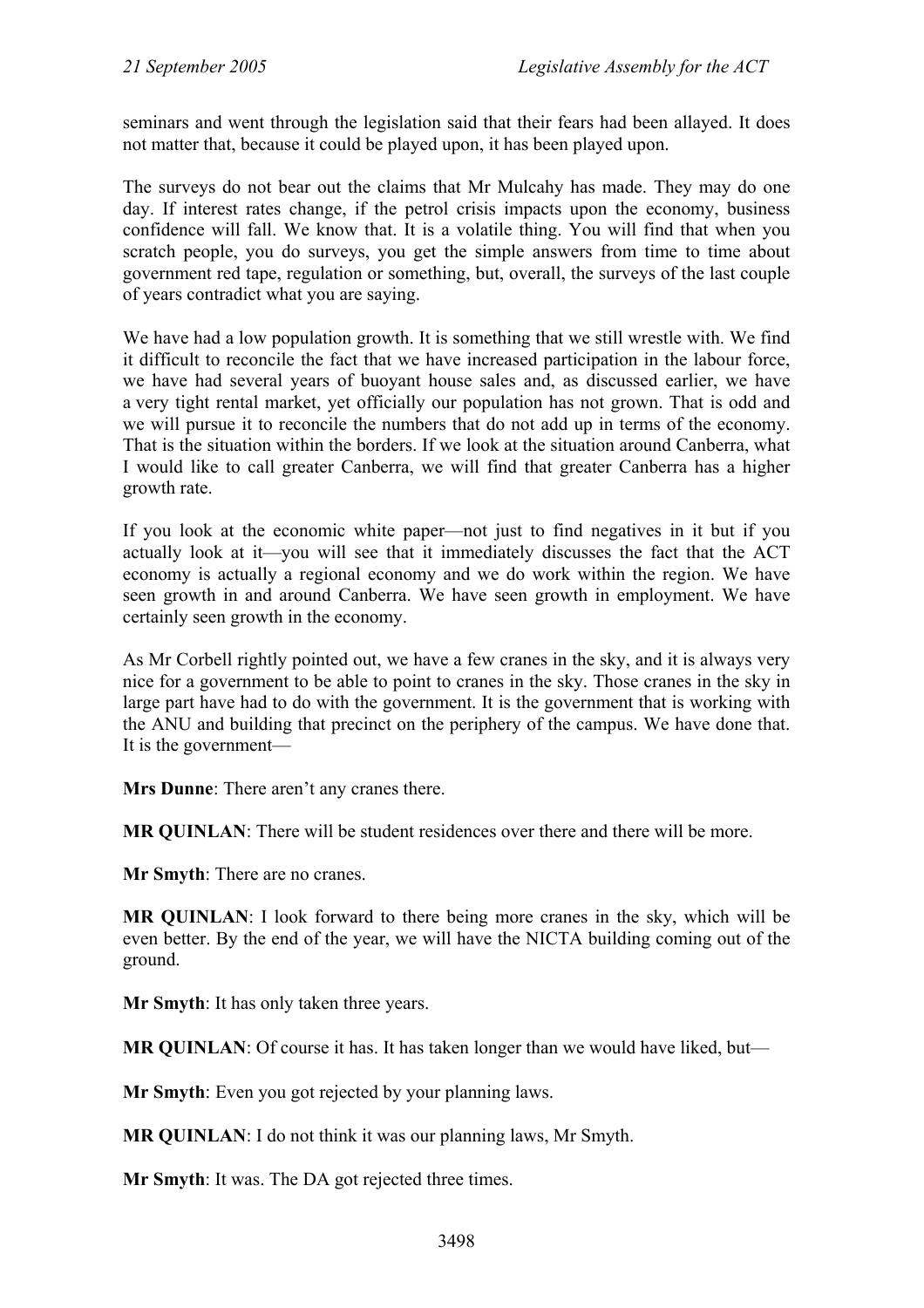seminars and went through the legislation said that their fears had been allayed. It does not matter that, because it could be played upon, it has been played upon.

The surveys do not bear out the claims that Mr Mulcahy has made. They may do one day. If interest rates change, if the petrol crisis impacts upon the economy, business confidence will fall. We know that. It is a volatile thing. You will find that when you scratch people, you do surveys, you get the simple answers from time to time about government red tape, regulation or something, but, overall, the surveys of the last couple of years contradict what you are saying.

We have had a low population growth. It is something that we still wrestle with. We find it difficult to reconcile the fact that we have increased participation in the labour force, we have had several years of buoyant house sales and, as discussed earlier, we have a very tight rental market, yet officially our population has not grown. That is odd and we will pursue it to reconcile the numbers that do not add up in terms of the economy. That is the situation within the borders. If we look at the situation around Canberra, what I would like to call greater Canberra, we will find that greater Canberra has a higher growth rate.

If you look at the economic white paper—not just to find negatives in it but if you actually look at it—you will see that it immediately discusses the fact that the ACT economy is actually a regional economy and we do work within the region. We have seen growth in and around Canberra. We have seen growth in employment. We have certainly seen growth in the economy.

As Mr Corbell rightly pointed out, we have a few cranes in the sky, and it is always very nice for a government to be able to point to cranes in the sky. Those cranes in the sky in large part have had to do with the government. It is the government that is working with the ANU and building that precinct on the periphery of the campus. We have done that. It is the government—

**Mrs Dunne**: There aren't any cranes there.

**MR QUINLAN**: There will be student residences over there and there will be more.

**Mr Smyth**: There are no cranes.

**MR QUINLAN**: I look forward to there being more cranes in the sky, which will be even better. By the end of the year, we will have the NICTA building coming out of the ground.

**Mr Smyth**: It has only taken three years.

**MR QUINLAN**: Of course it has. It has taken longer than we would have liked, but—

**Mr Smyth**: Even you got rejected by your planning laws.

**MR QUINLAN**: I do not think it was our planning laws, Mr Smyth.

**Mr Smyth**: It was. The DA got rejected three times.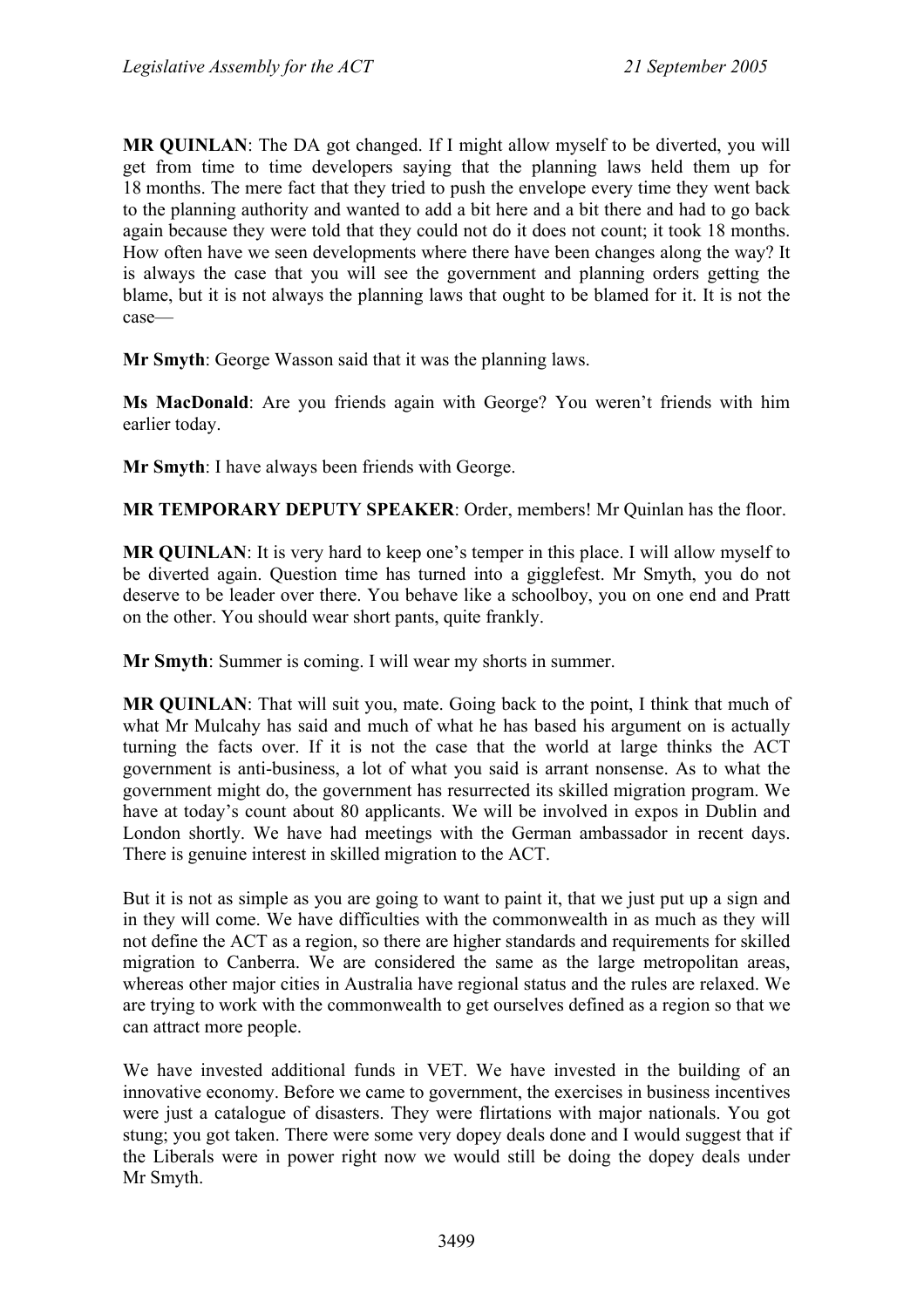**MR QUINLAN**: The DA got changed. If I might allow myself to be diverted, you will get from time to time developers saying that the planning laws held them up for 18 months. The mere fact that they tried to push the envelope every time they went back to the planning authority and wanted to add a bit here and a bit there and had to go back again because they were told that they could not do it does not count; it took 18 months. How often have we seen developments where there have been changes along the way? It is always the case that you will see the government and planning orders getting the blame, but it is not always the planning laws that ought to be blamed for it. It is not the case—

**Mr Smyth**: George Wasson said that it was the planning laws.

**Ms MacDonald**: Are you friends again with George? You weren't friends with him earlier today.

**Mr Smyth**: I have always been friends with George.

**MR TEMPORARY DEPUTY SPEAKER**: Order, members! Mr Quinlan has the floor.

**MR QUINLAN**: It is very hard to keep one's temper in this place. I will allow myself to be diverted again. Question time has turned into a gigglefest. Mr Smyth, you do not deserve to be leader over there. You behave like a schoolboy, you on one end and Pratt on the other. You should wear short pants, quite frankly.

**Mr Smyth**: Summer is coming. I will wear my shorts in summer.

**MR QUINLAN**: That will suit you, mate. Going back to the point, I think that much of what Mr Mulcahy has said and much of what he has based his argument on is actually turning the facts over. If it is not the case that the world at large thinks the ACT government is anti-business, a lot of what you said is arrant nonsense. As to what the government might do, the government has resurrected its skilled migration program. We have at today's count about 80 applicants. We will be involved in expos in Dublin and London shortly. We have had meetings with the German ambassador in recent days. There is genuine interest in skilled migration to the ACT.

But it is not as simple as you are going to want to paint it, that we just put up a sign and in they will come. We have difficulties with the commonwealth in as much as they will not define the ACT as a region, so there are higher standards and requirements for skilled migration to Canberra. We are considered the same as the large metropolitan areas, whereas other major cities in Australia have regional status and the rules are relaxed. We are trying to work with the commonwealth to get ourselves defined as a region so that we can attract more people.

We have invested additional funds in VET. We have invested in the building of an innovative economy. Before we came to government, the exercises in business incentives were just a catalogue of disasters. They were flirtations with major nationals. You got stung; you got taken. There were some very dopey deals done and I would suggest that if the Liberals were in power right now we would still be doing the dopey deals under Mr Smyth.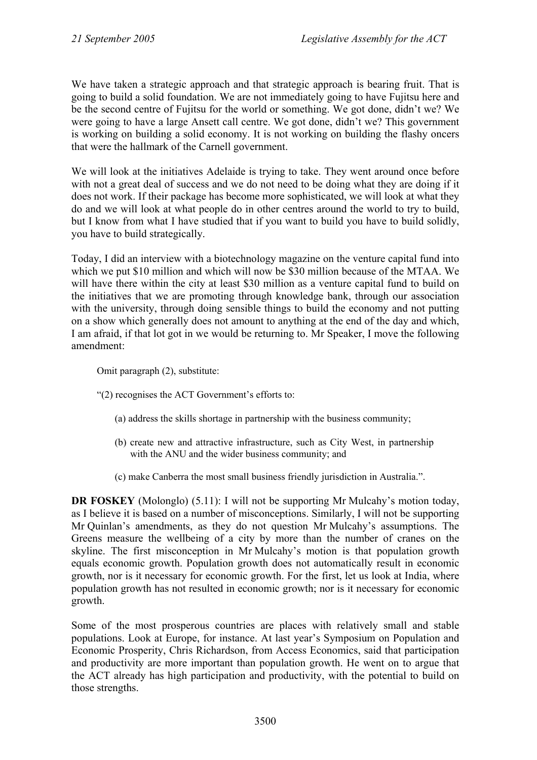We have taken a strategic approach and that strategic approach is bearing fruit. That is going to build a solid foundation. We are not immediately going to have Fujitsu here and be the second centre of Fujitsu for the world or something. We got done, didn't we? We were going to have a large Ansett call centre. We got done, didn't we? This government is working on building a solid economy. It is not working on building the flashy oncers that were the hallmark of the Carnell government.

We will look at the initiatives Adelaide is trying to take. They went around once before with not a great deal of success and we do not need to be doing what they are doing if it does not work. If their package has become more sophisticated, we will look at what they do and we will look at what people do in other centres around the world to try to build, but I know from what I have studied that if you want to build you have to build solidly, you have to build strategically.

Today, I did an interview with a biotechnology magazine on the venture capital fund into which we put $10 million and which will now be $30 million because of the MTAA. We will have there within the city at least $30 million as a venture capital fund to build on the initiatives that we are promoting through knowledge bank, through our association with the university, through doing sensible things to build the economy and not putting on a show which generally does not amount to anything at the end of the day and which, I am afraid, if that lot got in we would be returning to. Mr Speaker, I move the following amendment:

> Omit paragraph (2), substitute:
>
> "(2) recognises the ACT Government's efforts to:
>
> (a) address the skills shortage in partnership with the business community;
>
> (b) create new and attractive infrastructure, such as City West, in partnership with the ANU and the wider business community; and
>
> (c) make Canberra the most small business friendly jurisdiction in Australia.".

**DR FOSKEY** (Molonglo) (5.11): I will not be supporting Mr Mulcahy's motion today, as I believe it is based on a number of misconceptions. Similarly, I will not be supporting Mr Quinlan's amendments, as they do not question Mr Mulcahy's assumptions. The Greens measure the wellbeing of a city by more than the number of cranes on the skyline. The first misconception in Mr Mulcahy's motion is that population growth equals economic growth. Population growth does not automatically result in economic growth, nor is it necessary for economic growth. For the first, let us look at India, where population growth has not resulted in economic growth; nor is it necessary for economic growth.

Some of the most prosperous countries are places with relatively small and stable populations. Look at Europe, for instance. At last year's Symposium on Population and Economic Prosperity, Chris Richardson, from Access Economics, said that participation and productivity are more important than population growth. He went on to argue that the ACT already has high participation and productivity, with the potential to build on those strengths.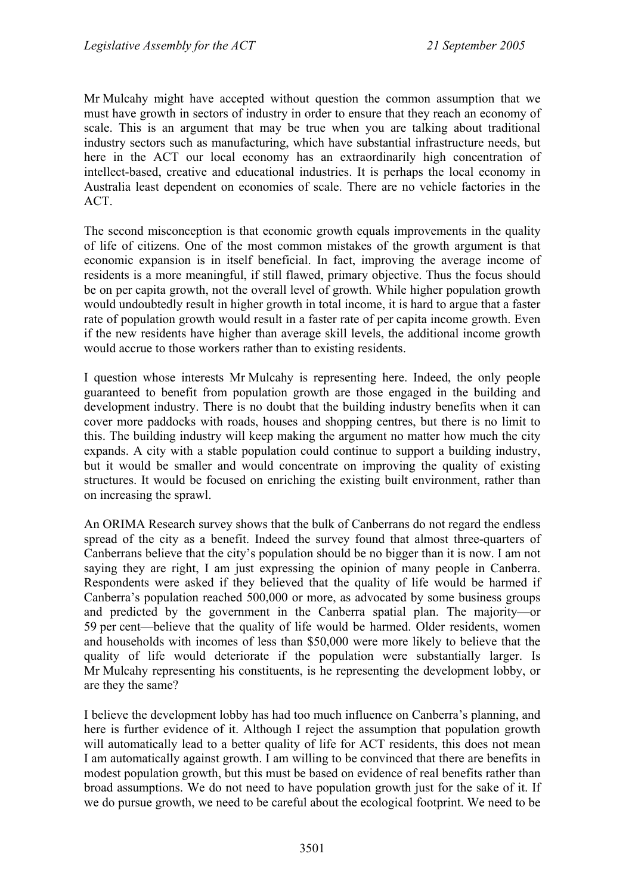Mr Mulcahy might have accepted without question the common assumption that we must have growth in sectors of industry in order to ensure that they reach an economy of scale. This is an argument that may be true when you are talking about traditional industry sectors such as manufacturing, which have substantial infrastructure needs, but here in the ACT our local economy has an extraordinarily high concentration of intellect-based, creative and educational industries. It is perhaps the local economy in Australia least dependent on economies of scale. There are no vehicle factories in the ACT.

The second misconception is that economic growth equals improvements in the quality of life of citizens. One of the most common mistakes of the growth argument is that economic expansion is in itself beneficial. In fact, improving the average income of residents is a more meaningful, if still flawed, primary objective. Thus the focus should be on per capita growth, not the overall level of growth. While higher population growth would undoubtedly result in higher growth in total income, it is hard to argue that a faster rate of population growth would result in a faster rate of per capita income growth. Even if the new residents have higher than average skill levels, the additional income growth would accrue to those workers rather than to existing residents.

I question whose interests Mr Mulcahy is representing here. Indeed, the only people guaranteed to benefit from population growth are those engaged in the building and development industry. There is no doubt that the building industry benefits when it can cover more paddocks with roads, houses and shopping centres, but there is no limit to this. The building industry will keep making the argument no matter how much the city expands. A city with a stable population could continue to support a building industry, but it would be smaller and would concentrate on improving the quality of existing structures. It would be focused on enriching the existing built environment, rather than on increasing the sprawl.

An ORIMA Research survey shows that the bulk of Canberrans do not regard the endless spread of the city as a benefit. Indeed the survey found that almost three-quarters of Canberrans believe that the city's population should be no bigger than it is now. I am not saying they are right, I am just expressing the opinion of many people in Canberra. Respondents were asked if they believed that the quality of life would be harmed if Canberra's population reached 500,000 or more, as advocated by some business groups and predicted by the government in the Canberra spatial plan. The majority—or 59 per cent—believe that the quality of life would be harmed. Older residents, women and households with incomes of less than $50,000 were more likely to believe that the quality of life would deteriorate if the population were substantially larger. Is Mr Mulcahy representing his constituents, is he representing the development lobby, or are they the same?

I believe the development lobby has had too much influence on Canberra's planning, and here is further evidence of it. Although I reject the assumption that population growth will automatically lead to a better quality of life for ACT residents, this does not mean I am automatically against growth. I am willing to be convinced that there are benefits in modest population growth, but this must be based on evidence of real benefits rather than broad assumptions. We do not need to have population growth just for the sake of it. If we do pursue growth, we need to be careful about the ecological footprint. We need to be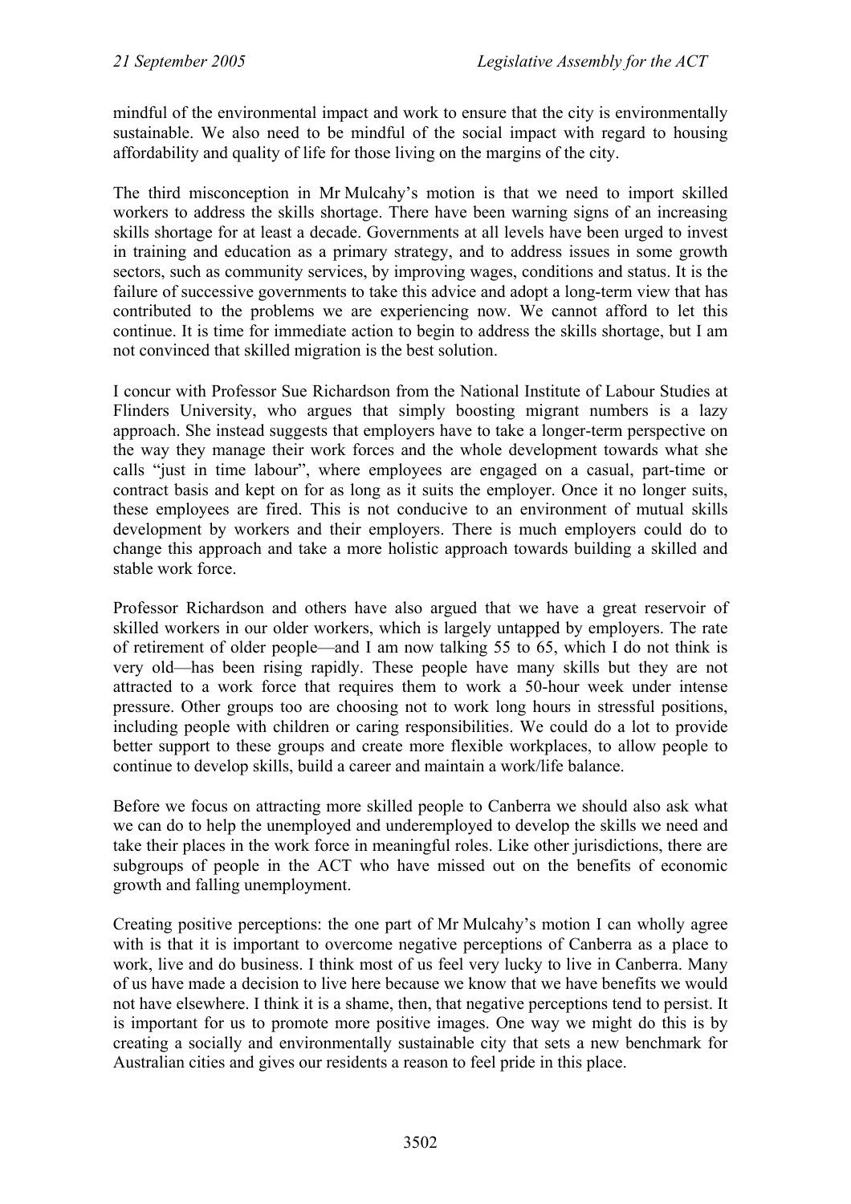mindful of the environmental impact and work to ensure that the city is environmentally sustainable. We also need to be mindful of the social impact with regard to housing affordability and quality of life for those living on the margins of the city.

The third misconception in Mr Mulcahy's motion is that we need to import skilled workers to address the skills shortage. There have been warning signs of an increasing skills shortage for at least a decade. Governments at all levels have been urged to invest in training and education as a primary strategy, and to address issues in some growth sectors, such as community services, by improving wages, conditions and status. It is the failure of successive governments to take this advice and adopt a long-term view that has contributed to the problems we are experiencing now. We cannot afford to let this continue. It is time for immediate action to begin to address the skills shortage, but I am not convinced that skilled migration is the best solution.

I concur with Professor Sue Richardson from the National Institute of Labour Studies at Flinders University, who argues that simply boosting migrant numbers is a lazy approach. She instead suggests that employers have to take a longer-term perspective on the way they manage their work forces and the whole development towards what she calls "just in time labour", where employees are engaged on a casual, part-time or contract basis and kept on for as long as it suits the employer. Once it no longer suits, these employees are fired. This is not conducive to an environment of mutual skills development by workers and their employers. There is much employers could do to change this approach and take a more holistic approach towards building a skilled and stable work force.

Professor Richardson and others have also argued that we have a great reservoir of skilled workers in our older workers, which is largely untapped by employers. The rate of retirement of older people—and I am now talking 55 to 65, which I do not think is very old—has been rising rapidly. These people have many skills but they are not attracted to a work force that requires them to work a 50-hour week under intense pressure. Other groups too are choosing not to work long hours in stressful positions, including people with children or caring responsibilities. We could do a lot to provide better support to these groups and create more flexible workplaces, to allow people to continue to develop skills, build a career and maintain a work/life balance.

Before we focus on attracting more skilled people to Canberra we should also ask what we can do to help the unemployed and underemployed to develop the skills we need and take their places in the work force in meaningful roles. Like other jurisdictions, there are subgroups of people in the ACT who have missed out on the benefits of economic growth and falling unemployment.

Creating positive perceptions: the one part of Mr Mulcahy's motion I can wholly agree with is that it is important to overcome negative perceptions of Canberra as a place to work, live and do business. I think most of us feel very lucky to live in Canberra. Many of us have made a decision to live here because we know that we have benefits we would not have elsewhere. I think it is a shame, then, that negative perceptions tend to persist. It is important for us to promote more positive images. One way we might do this is by creating a socially and environmentally sustainable city that sets a new benchmark for Australian cities and gives our residents a reason to feel pride in this place.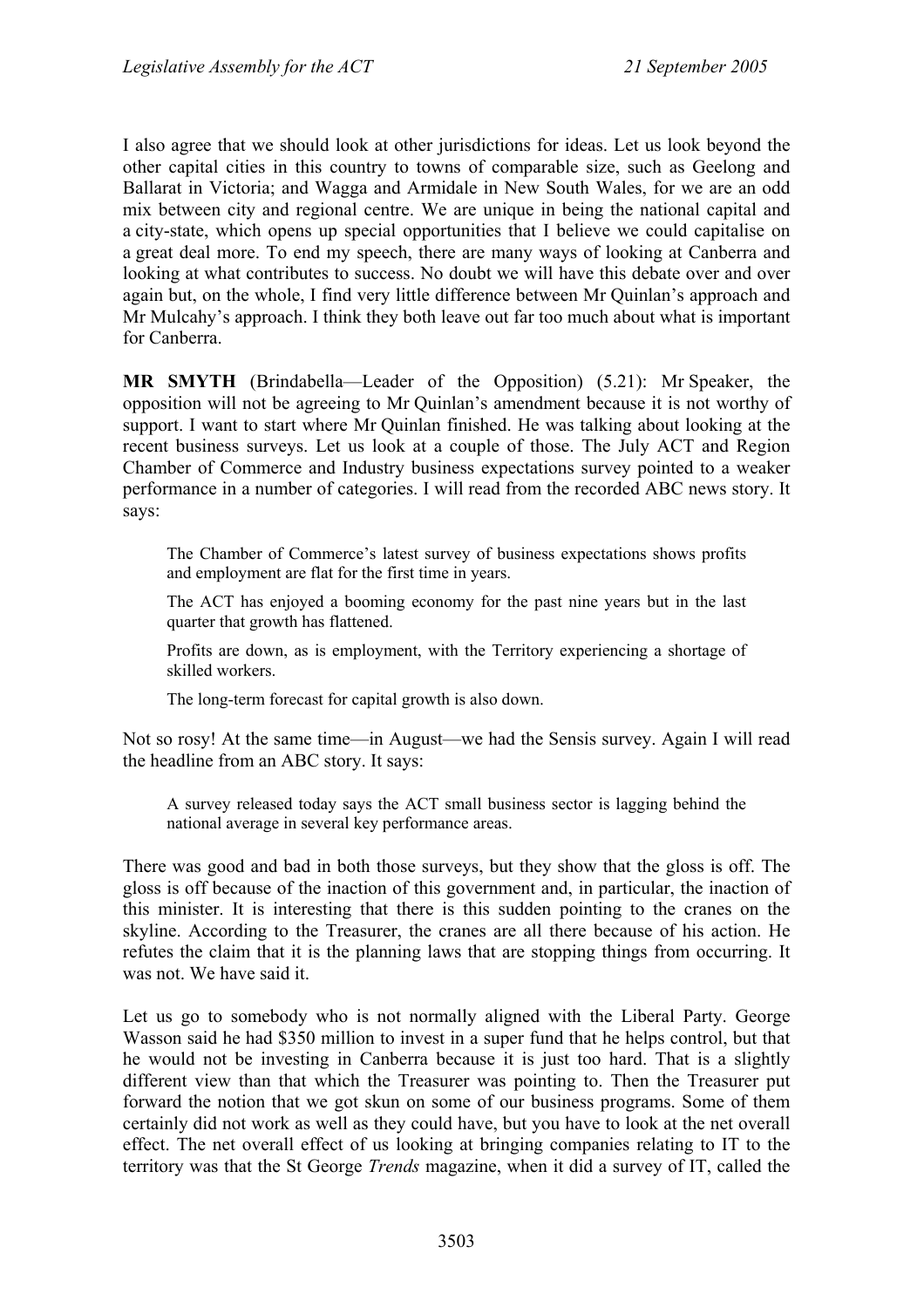I also agree that we should look at other jurisdictions for ideas. Let us look beyond the other capital cities in this country to towns of comparable size, such as Geelong and Ballarat in Victoria; and Wagga and Armidale in New South Wales, for we are an odd mix between city and regional centre. We are unique in being the national capital and a city-state, which opens up special opportunities that I believe we could capitalise on a great deal more. To end my speech, there are many ways of looking at Canberra and looking at what contributes to success. No doubt we will have this debate over and over again but, on the whole, I find very little difference between Mr Quinlan's approach and Mr Mulcahy's approach. I think they both leave out far too much about what is important for Canberra.

**MR SMYTH** (Brindabella—Leader of the Opposition) (5.21): Mr Speaker, the opposition will not be agreeing to Mr Quinlan's amendment because it is not worthy of support. I want to start where Mr Quinlan finished. He was talking about looking at the recent business surveys. Let us look at a couple of those. The July ACT and Region Chamber of Commerce and Industry business expectations survey pointed to a weaker performance in a number of categories. I will read from the recorded ABC news story. It says:

> The Chamber of Commerce's latest survey of business expectations shows profits and employment are flat for the first time in years.
>
> The ACT has enjoyed a booming economy for the past nine years but in the last quarter that growth has flattened.
>
> Profits are down, as is employment, with the Territory experiencing a shortage of skilled workers.
>
> The long-term forecast for capital growth is also down.

Not so rosy! At the same time—in August—we had the Sensis survey. Again I will read the headline from an ABC story. It says:

> A survey released today says the ACT small business sector is lagging behind the national average in several key performance areas.

There was good and bad in both those surveys, but they show that the gloss is off. The gloss is off because of the inaction of this government and, in particular, the inaction of this minister. It is interesting that there is this sudden pointing to the cranes on the skyline. According to the Treasurer, the cranes are all there because of his action. He refutes the claim that it is the planning laws that are stopping things from occurring. It was not. We have said it.

Let us go to somebody who is not normally aligned with the Liberal Party. George Wasson said he had $350 million to invest in a super fund that he helps control, but that he would not be investing in Canberra because it is just too hard. That is a slightly different view than that which the Treasurer was pointing to. Then the Treasurer put forward the notion that we got skun on some of our business programs. Some of them certainly did not work as well as they could have, but you have to look at the net overall effect. The net overall effect of us looking at bringing companies relating to IT to the territory was that the St George *Trends* magazine, when it did a survey of IT, called the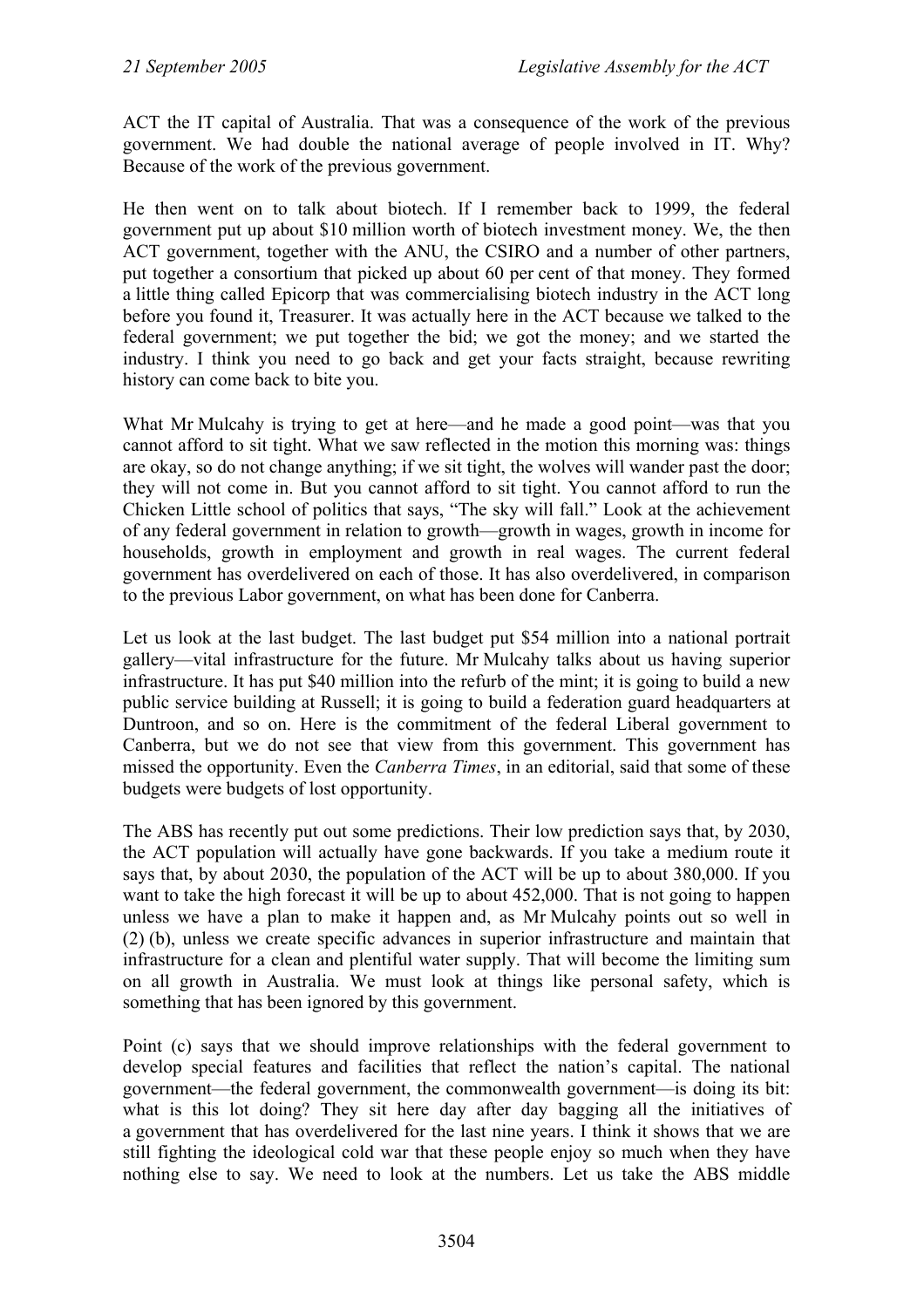ACT the IT capital of Australia. That was a consequence of the work of the previous government. We had double the national average of people involved in IT. Why? Because of the work of the previous government.

He then went on to talk about biotech. If I remember back to 1999, the federal government put up about $10 million worth of biotech investment money. We, the then ACT government, together with the ANU, the CSIRO and a number of other partners, put together a consortium that picked up about 60 per cent of that money. They formed a little thing called Epicorp that was commercialising biotech industry in the ACT long before you found it, Treasurer. It was actually here in the ACT because we talked to the federal government; we put together the bid; we got the money; and we started the industry. I think you need to go back and get your facts straight, because rewriting history can come back to bite you.

What Mr Mulcahy is trying to get at here—and he made a good point—was that you cannot afford to sit tight. What we saw reflected in the motion this morning was: things are okay, so do not change anything; if we sit tight, the wolves will wander past the door; they will not come in. But you cannot afford to sit tight. You cannot afford to run the Chicken Little school of politics that says, "The sky will fall." Look at the achievement of any federal government in relation to growth—growth in wages, growth in income for households, growth in employment and growth in real wages. The current federal government has overdelivered on each of those. It has also overdelivered, in comparison to the previous Labor government, on what has been done for Canberra.

Let us look at the last budget. The last budget put $54 million into a national portrait gallery—vital infrastructure for the future. Mr Mulcahy talks about us having superior infrastructure. It has put $40 million into the refurb of the mint; it is going to build a new public service building at Russell; it is going to build a federation guard headquarters at Duntroon, and so on. Here is the commitment of the federal Liberal government to Canberra, but we do not see that view from this government. This government has missed the opportunity. Even the *Canberra Times*, in an editorial, said that some of these budgets were budgets of lost opportunity.

The ABS has recently put out some predictions. Their low prediction says that, by 2030, the ACT population will actually have gone backwards. If you take a medium route it says that, by about 2030, the population of the ACT will be up to about 380,000. If you want to take the high forecast it will be up to about 452,000. That is not going to happen unless we have a plan to make it happen and, as Mr Mulcahy points out so well in (2) (b), unless we create specific advances in superior infrastructure and maintain that infrastructure for a clean and plentiful water supply. That will become the limiting sum on all growth in Australia. We must look at things like personal safety, which is something that has been ignored by this government.

Point (c) says that we should improve relationships with the federal government to develop special features and facilities that reflect the nation's capital. The national government—the federal government, the commonwealth government—is doing its bit: what is this lot doing? They sit here day after day bagging all the initiatives of a government that has overdelivered for the last nine years. I think it shows that we are still fighting the ideological cold war that these people enjoy so much when they have nothing else to say. We need to look at the numbers. Let us take the ABS middle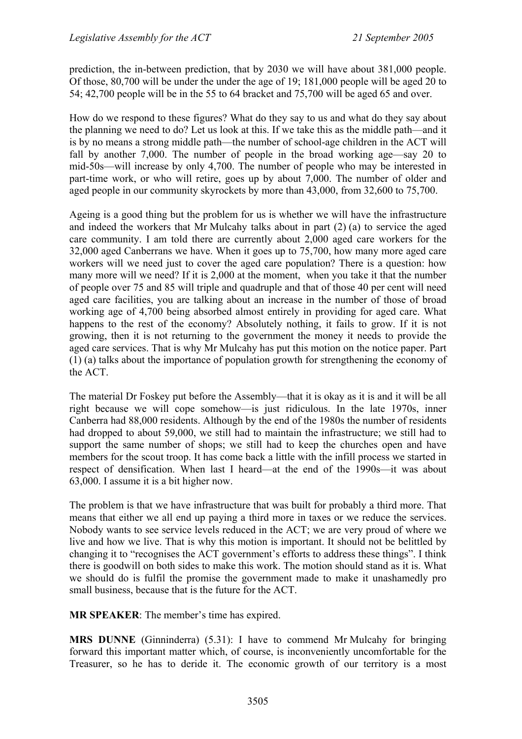prediction, the in-between prediction, that by 2030 we will have about 381,000 people. Of those, 80,700 will be under the under the age of 19; 181,000 people will be aged 20 to 54; 42,700 people will be in the 55 to 64 bracket and 75,700 will be aged 65 and over.

How do we respond to these figures? What do they say to us and what do they say about the planning we need to do? Let us look at this. If we take this as the middle path—and it is by no means a strong middle path—the number of school-age children in the ACT will fall by another 7,000. The number of people in the broad working age—say 20 to mid-50s—will increase by only 4,700. The number of people who may be interested in part-time work, or who will retire, goes up by about 7,000. The number of older and aged people in our community skyrockets by more than 43,000, from 32,600 to 75,700.

Ageing is a good thing but the problem for us is whether we will have the infrastructure and indeed the workers that Mr Mulcahy talks about in part (2) (a) to service the aged care community. I am told there are currently about 2,000 aged care workers for the 32,000 aged Canberrans we have. When it goes up to 75,700, how many more aged care workers will we need just to cover the aged care population? There is a question: how many more will we need? If it is 2,000 at the moment, when you take it that the number of people over 75 and 85 will triple and quadruple and that of those 40 per cent will need aged care facilities, you are talking about an increase in the number of those of broad working age of 4,700 being absorbed almost entirely in providing for aged care. What happens to the rest of the economy? Absolutely nothing, it fails to grow. If it is not growing, then it is not returning to the government the money it needs to provide the aged care services. That is why Mr Mulcahy has put this motion on the notice paper. Part (1) (a) talks about the importance of population growth for strengthening the economy of the ACT.

The material Dr Foskey put before the Assembly—that it is okay as it is and it will be all right because we will cope somehow—is just ridiculous. In the late 1970s, inner Canberra had 88,000 residents. Although by the end of the 1980s the number of residents had dropped to about 59,000, we still had to maintain the infrastructure; we still had to support the same number of shops; we still had to keep the churches open and have members for the scout troop. It has come back a little with the infill process we started in respect of densification. When last I heard—at the end of the 1990s—it was about 63,000. I assume it is a bit higher now.

The problem is that we have infrastructure that was built for probably a third more. That means that either we all end up paying a third more in taxes or we reduce the services. Nobody wants to see service levels reduced in the ACT; we are very proud of where we live and how we live. That is why this motion is important. It should not be belittled by changing it to "recognises the ACT government's efforts to address these things". I think there is goodwill on both sides to make this work. The motion should stand as it is. What we should do is fulfil the promise the government made to make it unashamedly pro small business, because that is the future for the ACT.

**MR SPEAKER**: The member's time has expired.

**MRS DUNNE** (Ginninderra) (5.31): I have to commend Mr Mulcahy for bringing forward this important matter which, of course, is inconveniently uncomfortable for the Treasurer, so he has to deride it. The economic growth of our territory is a most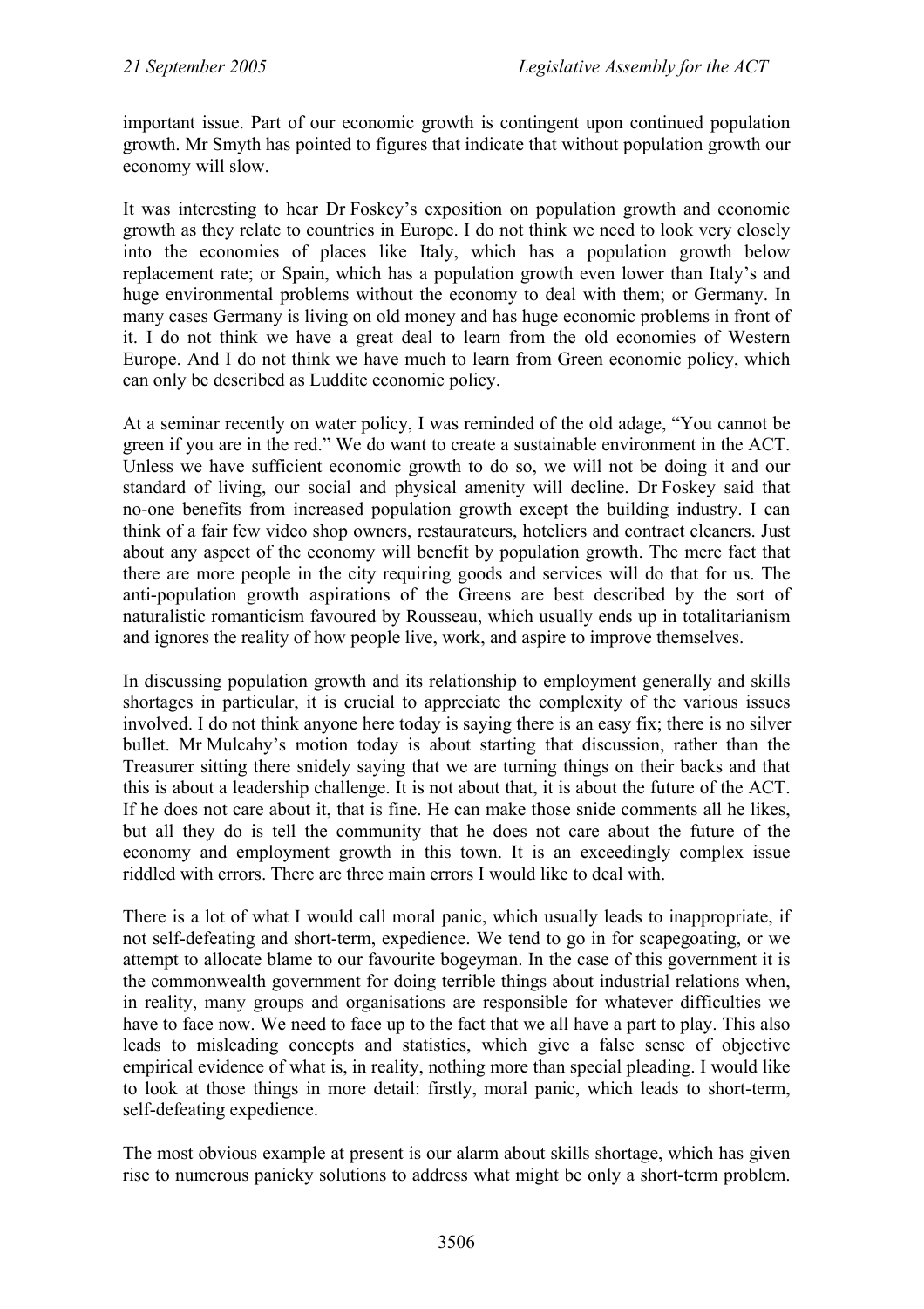important issue. Part of our economic growth is contingent upon continued population growth. Mr Smyth has pointed to figures that indicate that without population growth our economy will slow.

It was interesting to hear Dr Foskey's exposition on population growth and economic growth as they relate to countries in Europe. I do not think we need to look very closely into the economies of places like Italy, which has a population growth below replacement rate; or Spain, which has a population growth even lower than Italy's and huge environmental problems without the economy to deal with them; or Germany. In many cases Germany is living on old money and has huge economic problems in front of it. I do not think we have a great deal to learn from the old economies of Western Europe. And I do not think we have much to learn from Green economic policy, which can only be described as Luddite economic policy.

At a seminar recently on water policy, I was reminded of the old adage, "You cannot be green if you are in the red." We do want to create a sustainable environment in the ACT. Unless we have sufficient economic growth to do so, we will not be doing it and our standard of living, our social and physical amenity will decline. Dr Foskey said that no-one benefits from increased population growth except the building industry. I can think of a fair few video shop owners, restaurateurs, hoteliers and contract cleaners. Just about any aspect of the economy will benefit by population growth. The mere fact that there are more people in the city requiring goods and services will do that for us. The anti-population growth aspirations of the Greens are best described by the sort of naturalistic romanticism favoured by Rousseau, which usually ends up in totalitarianism and ignores the reality of how people live, work, and aspire to improve themselves.

In discussing population growth and its relationship to employment generally and skills shortages in particular, it is crucial to appreciate the complexity of the various issues involved. I do not think anyone here today is saying there is an easy fix; there is no silver bullet. Mr Mulcahy's motion today is about starting that discussion, rather than the Treasurer sitting there snidely saying that we are turning things on their backs and that this is about a leadership challenge. It is not about that, it is about the future of the ACT. If he does not care about it, that is fine. He can make those snide comments all he likes, but all they do is tell the community that he does not care about the future of the economy and employment growth in this town. It is an exceedingly complex issue riddled with errors. There are three main errors I would like to deal with.

There is a lot of what I would call moral panic, which usually leads to inappropriate, if not self-defeating and short-term, expedience. We tend to go in for scapegoating, or we attempt to allocate blame to our favourite bogeyman. In the case of this government it is the commonwealth government for doing terrible things about industrial relations when, in reality, many groups and organisations are responsible for whatever difficulties we have to face now. We need to face up to the fact that we all have a part to play. This also leads to misleading concepts and statistics, which give a false sense of objective empirical evidence of what is, in reality, nothing more than special pleading. I would like to look at those things in more detail: firstly, moral panic, which leads to short-term, self-defeating expedience.

The most obvious example at present is our alarm about skills shortage, which has given rise to numerous panicky solutions to address what might be only a short-term problem.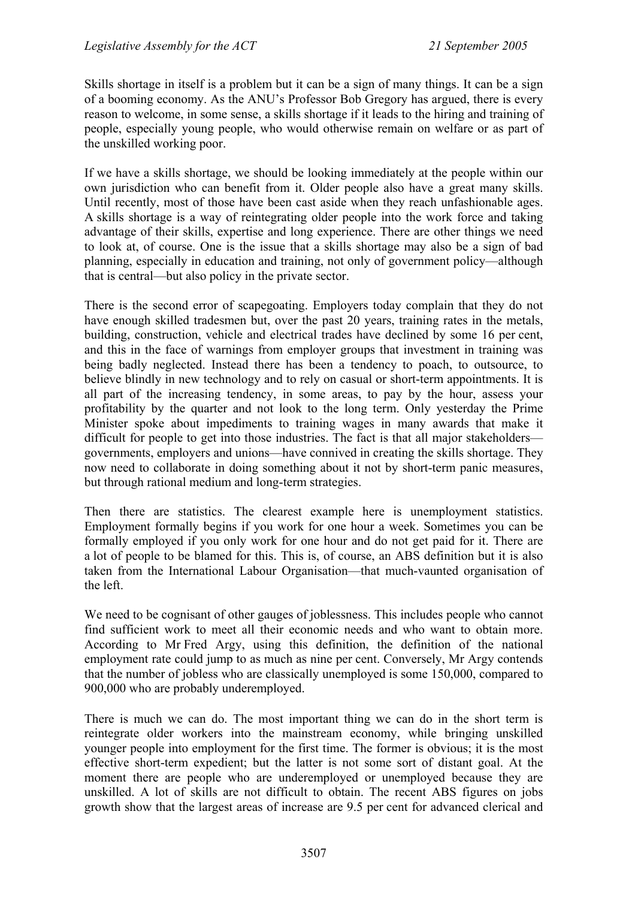Skills shortage in itself is a problem but it can be a sign of many things. It can be a sign of a booming economy. As the ANU's Professor Bob Gregory has argued, there is every reason to welcome, in some sense, a skills shortage if it leads to the hiring and training of people, especially young people, who would otherwise remain on welfare or as part of the unskilled working poor.

If we have a skills shortage, we should be looking immediately at the people within our own jurisdiction who can benefit from it. Older people also have a great many skills. Until recently, most of those have been cast aside when they reach unfashionable ages. A skills shortage is a way of reintegrating older people into the work force and taking advantage of their skills, expertise and long experience. There are other things we need to look at, of course. One is the issue that a skills shortage may also be a sign of bad planning, especially in education and training, not only of government policy—although that is central—but also policy in the private sector.

There is the second error of scapegoating. Employers today complain that they do not have enough skilled tradesmen but, over the past 20 years, training rates in the metals, building, construction, vehicle and electrical trades have declined by some 16 per cent, and this in the face of warnings from employer groups that investment in training was being badly neglected. Instead there has been a tendency to poach, to outsource, to believe blindly in new technology and to rely on casual or short-term appointments. It is all part of the increasing tendency, in some areas, to pay by the hour, assess your profitability by the quarter and not look to the long term. Only yesterday the Prime Minister spoke about impediments to training wages in many awards that make it difficult for people to get into those industries. The fact is that all major stakeholders—governments, employers and unions—have connived in creating the skills shortage. They now need to collaborate in doing something about it not by short-term panic measures, but through rational medium and long-term strategies.

Then there are statistics. The clearest example here is unemployment statistics. Employment formally begins if you work for one hour a week. Sometimes you can be formally employed if you only work for one hour and do not get paid for it. There are a lot of people to be blamed for this. This is, of course, an ABS definition but it is also taken from the International Labour Organisation—that much-vaunted organisation of the left.

We need to be cognisant of other gauges of joblessness. This includes people who cannot find sufficient work to meet all their economic needs and who want to obtain more. According to Mr Fred Argy, using this definition, the definition of the national employment rate could jump to as much as nine per cent. Conversely, Mr Argy contends that the number of jobless who are classically unemployed is some 150,000, compared to 900,000 who are probably underemployed.

There is much we can do. The most important thing we can do in the short term is reintegrate older workers into the mainstream economy, while bringing unskilled younger people into employment for the first time. The former is obvious; it is the most effective short-term expedient; but the latter is not some sort of distant goal. At the moment there are people who are underemployed or unemployed because they are unskilled. A lot of skills are not difficult to obtain. The recent ABS figures on jobs growth show that the largest areas of increase are 9.5 per cent for advanced clerical and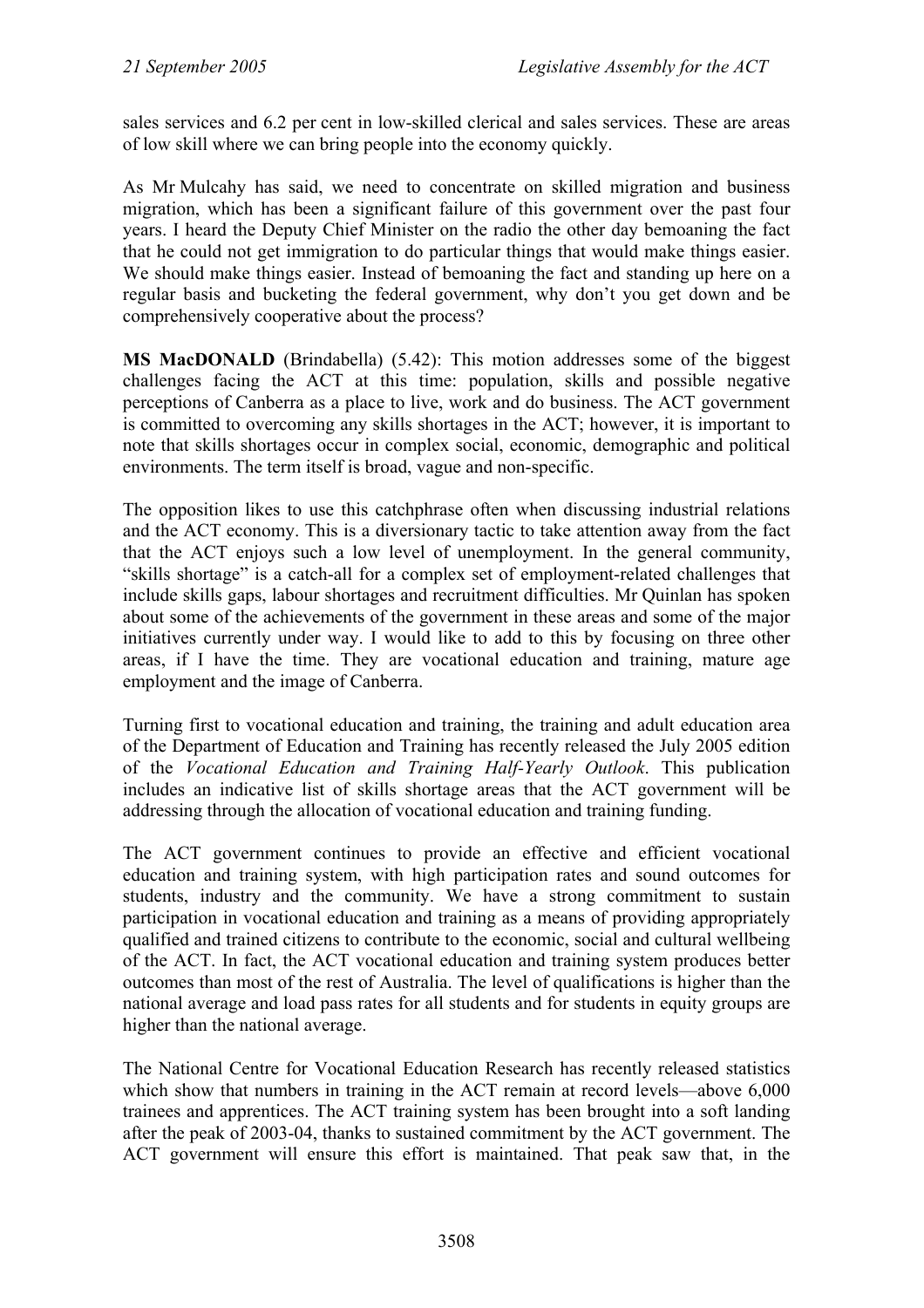sales services and 6.2 per cent in low-skilled clerical and sales services. These are areas of low skill where we can bring people into the economy quickly.

As Mr Mulcahy has said, we need to concentrate on skilled migration and business migration, which has been a significant failure of this government over the past four years. I heard the Deputy Chief Minister on the radio the other day bemoaning the fact that he could not get immigration to do particular things that would make things easier. We should make things easier. Instead of bemoaning the fact and standing up here on a regular basis and bucketing the federal government, why don't you get down and be comprehensively cooperative about the process?

**MS MacDONALD** (Brindabella) (5.42): This motion addresses some of the biggest challenges facing the ACT at this time: population, skills and possible negative perceptions of Canberra as a place to live, work and do business. The ACT government is committed to overcoming any skills shortages in the ACT; however, it is important to note that skills shortages occur in complex social, economic, demographic and political environments. The term itself is broad, vague and non-specific.

The opposition likes to use this catchphrase often when discussing industrial relations and the ACT economy. This is a diversionary tactic to take attention away from the fact that the ACT enjoys such a low level of unemployment. In the general community, "skills shortage" is a catch-all for a complex set of employment-related challenges that include skills gaps, labour shortages and recruitment difficulties. Mr Quinlan has spoken about some of the achievements of the government in these areas and some of the major initiatives currently under way. I would like to add to this by focusing on three other areas, if I have the time. They are vocational education and training, mature age employment and the image of Canberra.

Turning first to vocational education and training, the training and adult education area of the Department of Education and Training has recently released the July 2005 edition of the *Vocational Education and Training Half-Yearly Outlook*. This publication includes an indicative list of skills shortage areas that the ACT government will be addressing through the allocation of vocational education and training funding.

The ACT government continues to provide an effective and efficient vocational education and training system, with high participation rates and sound outcomes for students, industry and the community. We have a strong commitment to sustain participation in vocational education and training as a means of providing appropriately qualified and trained citizens to contribute to the economic, social and cultural wellbeing of the ACT. In fact, the ACT vocational education and training system produces better outcomes than most of the rest of Australia. The level of qualifications is higher than the national average and load pass rates for all students and for students in equity groups are higher than the national average.

The National Centre for Vocational Education Research has recently released statistics which show that numbers in training in the ACT remain at record levels—above 6,000 trainees and apprentices. The ACT training system has been brought into a soft landing after the peak of 2003-04, thanks to sustained commitment by the ACT government. The ACT government will ensure this effort is maintained. That peak saw that, in the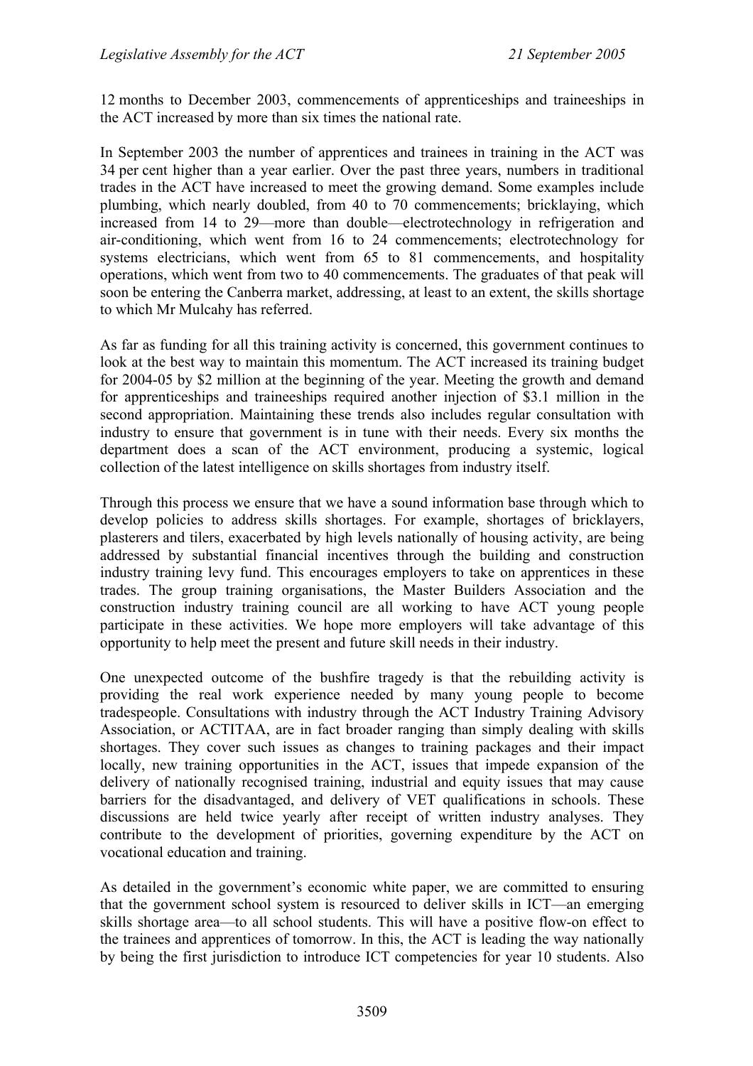12 months to December 2003, commencements of apprenticeships and traineeships in the ACT increased by more than six times the national rate.

In September 2003 the number of apprentices and trainees in training in the ACT was 34 per cent higher than a year earlier. Over the past three years, numbers in traditional trades in the ACT have increased to meet the growing demand. Some examples include plumbing, which nearly doubled, from 40 to 70 commencements; bricklaying, which increased from 14 to 29—more than double—electrotechnology in refrigeration and air-conditioning, which went from 16 to 24 commencements; electrotechnology for systems electricians, which went from 65 to 81 commencements, and hospitality operations, which went from two to 40 commencements. The graduates of that peak will soon be entering the Canberra market, addressing, at least to an extent, the skills shortage to which Mr Mulcahy has referred.

As far as funding for all this training activity is concerned, this government continues to look at the best way to maintain this momentum. The ACT increased its training budget for 2004-05 by $2 million at the beginning of the year. Meeting the growth and demand for apprenticeships and traineeships required another injection of $3.1 million in the second appropriation. Maintaining these trends also includes regular consultation with industry to ensure that government is in tune with their needs. Every six months the department does a scan of the ACT environment, producing a systemic, logical collection of the latest intelligence on skills shortages from industry itself.

Through this process we ensure that we have a sound information base through which to develop policies to address skills shortages. For example, shortages of bricklayers, plasterers and tilers, exacerbated by high levels nationally of housing activity, are being addressed by substantial financial incentives through the building and construction industry training levy fund. This encourages employers to take on apprentices in these trades. The group training organisations, the Master Builders Association and the construction industry training council are all working to have ACT young people participate in these activities. We hope more employers will take advantage of this opportunity to help meet the present and future skill needs in their industry.

One unexpected outcome of the bushfire tragedy is that the rebuilding activity is providing the real work experience needed by many young people to become tradespeople. Consultations with industry through the ACT Industry Training Advisory Association, or ACTITAA, are in fact broader ranging than simply dealing with skills shortages. They cover such issues as changes to training packages and their impact locally, new training opportunities in the ACT, issues that impede expansion of the delivery of nationally recognised training, industrial and equity issues that may cause barriers for the disadvantaged, and delivery of VET qualifications in schools. These discussions are held twice yearly after receipt of written industry analyses. They contribute to the development of priorities, governing expenditure by the ACT on vocational education and training.

As detailed in the government's economic white paper, we are committed to ensuring that the government school system is resourced to deliver skills in ICT—an emerging skills shortage area—to all school students. This will have a positive flow-on effect to the trainees and apprentices of tomorrow. In this, the ACT is leading the way nationally by being the first jurisdiction to introduce ICT competencies for year 10 students. Also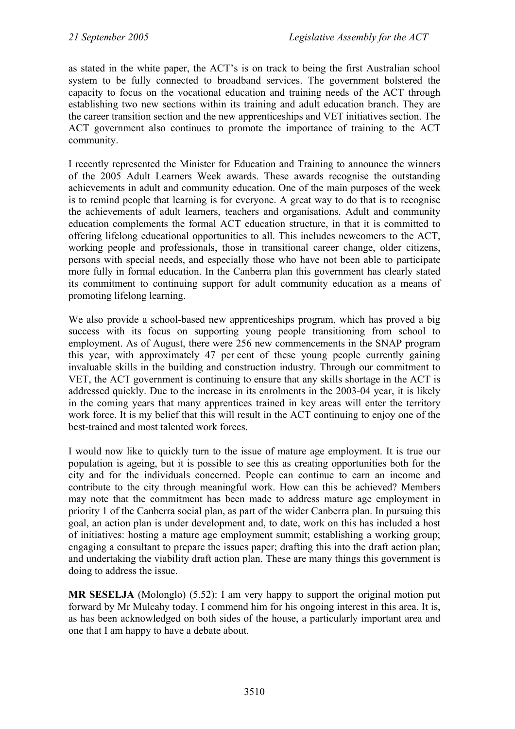as stated in the white paper, the ACT's is on track to being the first Australian school system to be fully connected to broadband services. The government bolstered the capacity to focus on the vocational education and training needs of the ACT through establishing two new sections within its training and adult education branch. They are the career transition section and the new apprenticeships and VET initiatives section. The ACT government also continues to promote the importance of training to the ACT community.

I recently represented the Minister for Education and Training to announce the winners of the 2005 Adult Learners Week awards. These awards recognise the outstanding achievements in adult and community education. One of the main purposes of the week is to remind people that learning is for everyone. A great way to do that is to recognise the achievements of adult learners, teachers and organisations. Adult and community education complements the formal ACT education structure, in that it is committed to offering lifelong educational opportunities to all. This includes newcomers to the ACT, working people and professionals, those in transitional career change, older citizens, persons with special needs, and especially those who have not been able to participate more fully in formal education. In the Canberra plan this government has clearly stated its commitment to continuing support for adult community education as a means of promoting lifelong learning.

We also provide a school-based new apprenticeships program, which has proved a big success with its focus on supporting young people transitioning from school to employment. As of August, there were 256 new commencements in the SNAP program this year, with approximately 47 per cent of these young people currently gaining invaluable skills in the building and construction industry. Through our commitment to VET, the ACT government is continuing to ensure that any skills shortage in the ACT is addressed quickly. Due to the increase in its enrolments in the 2003-04 year, it is likely in the coming years that many apprentices trained in key areas will enter the territory work force. It is my belief that this will result in the ACT continuing to enjoy one of the best-trained and most talented work forces.

I would now like to quickly turn to the issue of mature age employment. It is true our population is ageing, but it is possible to see this as creating opportunities both for the city and for the individuals concerned. People can continue to earn an income and contribute to the city through meaningful work. How can this be achieved? Members may note that the commitment has been made to address mature age employment in priority 1 of the Canberra social plan, as part of the wider Canberra plan. In pursuing this goal, an action plan is under development and, to date, work on this has included a host of initiatives: hosting a mature age employment summit; establishing a working group; engaging a consultant to prepare the issues paper; drafting this into the draft action plan; and undertaking the viability draft action plan. These are many things this government is doing to address the issue.

**MR SESELJA** (Molonglo) (5.52): I am very happy to support the original motion put forward by Mr Mulcahy today. I commend him for his ongoing interest in this area. It is, as has been acknowledged on both sides of the house, a particularly important area and one that I am happy to have a debate about.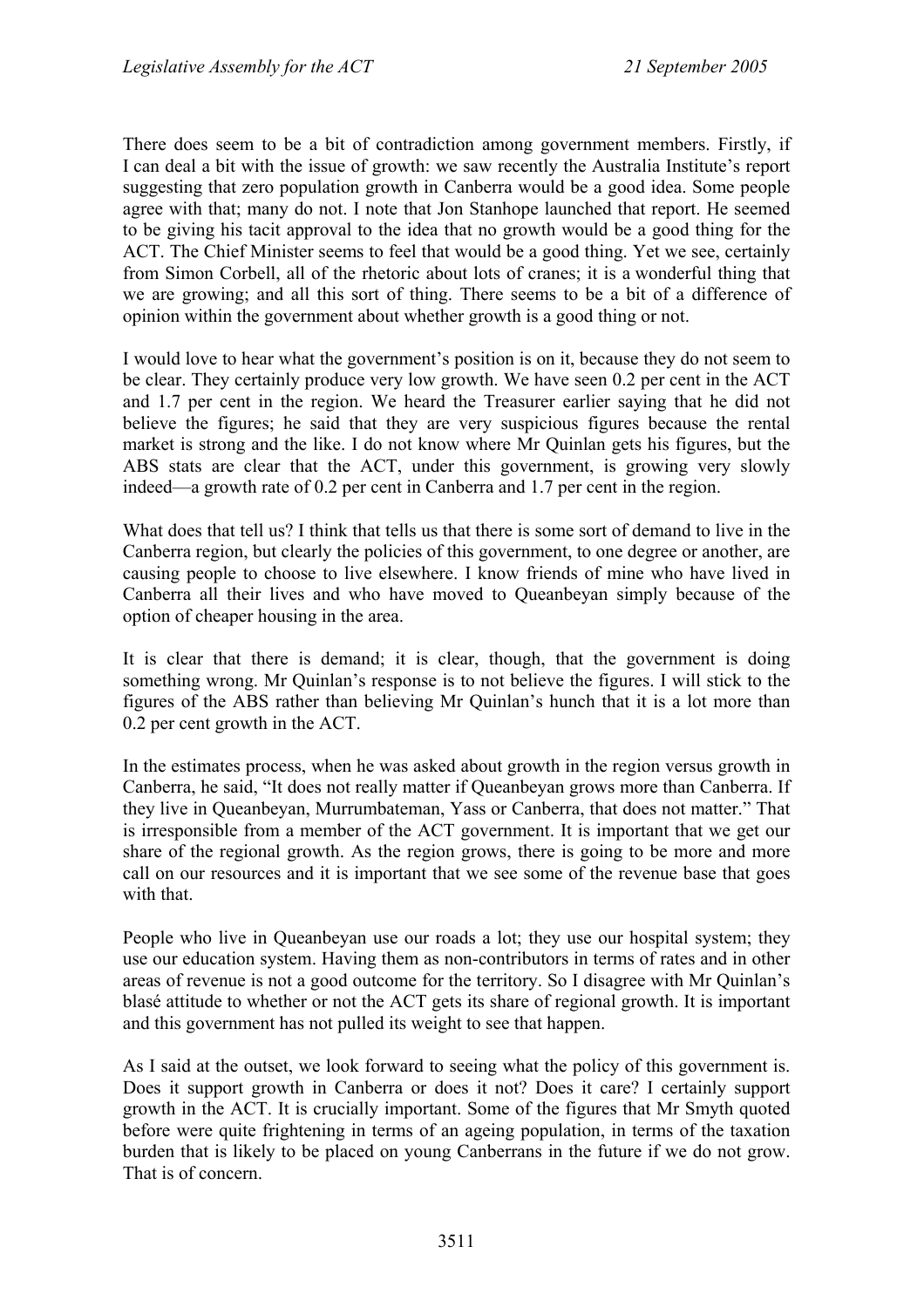There does seem to be a bit of contradiction among government members. Firstly, if I can deal a bit with the issue of growth: we saw recently the Australia Institute's report suggesting that zero population growth in Canberra would be a good idea. Some people agree with that; many do not. I note that Jon Stanhope launched that report. He seemed to be giving his tacit approval to the idea that no growth would be a good thing for the ACT. The Chief Minister seems to feel that would be a good thing. Yet we see, certainly from Simon Corbell, all of the rhetoric about lots of cranes; it is a wonderful thing that we are growing; and all this sort of thing. There seems to be a bit of a difference of opinion within the government about whether growth is a good thing or not.

I would love to hear what the government's position is on it, because they do not seem to be clear. They certainly produce very low growth. We have seen 0.2 per cent in the ACT and 1.7 per cent in the region. We heard the Treasurer earlier saying that he did not believe the figures; he said that they are very suspicious figures because the rental market is strong and the like. I do not know where Mr Quinlan gets his figures, but the ABS stats are clear that the ACT, under this government, is growing very slowly indeed—a growth rate of 0.2 per cent in Canberra and 1.7 per cent in the region.

What does that tell us? I think that tells us that there is some sort of demand to live in the Canberra region, but clearly the policies of this government, to one degree or another, are causing people to choose to live elsewhere. I know friends of mine who have lived in Canberra all their lives and who have moved to Queanbeyan simply because of the option of cheaper housing in the area.

It is clear that there is demand; it is clear, though, that the government is doing something wrong. Mr Quinlan's response is to not believe the figures. I will stick to the figures of the ABS rather than believing Mr Quinlan's hunch that it is a lot more than 0.2 per cent growth in the ACT.

In the estimates process, when he was asked about growth in the region versus growth in Canberra, he said, "It does not really matter if Queanbeyan grows more than Canberra. If they live in Queanbeyan, Murrumbateman, Yass or Canberra, that does not matter." That is irresponsible from a member of the ACT government. It is important that we get our share of the regional growth. As the region grows, there is going to be more and more call on our resources and it is important that we see some of the revenue base that goes with that.

People who live in Queanbeyan use our roads a lot; they use our hospital system; they use our education system. Having them as non-contributors in terms of rates and in other areas of revenue is not a good outcome for the territory. So I disagree with Mr Quinlan's blasé attitude to whether or not the ACT gets its share of regional growth. It is important and this government has not pulled its weight to see that happen.

As I said at the outset, we look forward to seeing what the policy of this government is. Does it support growth in Canberra or does it not? Does it care? I certainly support growth in the ACT. It is crucially important. Some of the figures that Mr Smyth quoted before were quite frightening in terms of an ageing population, in terms of the taxation burden that is likely to be placed on young Canberrans in the future if we do not grow. That is of concern.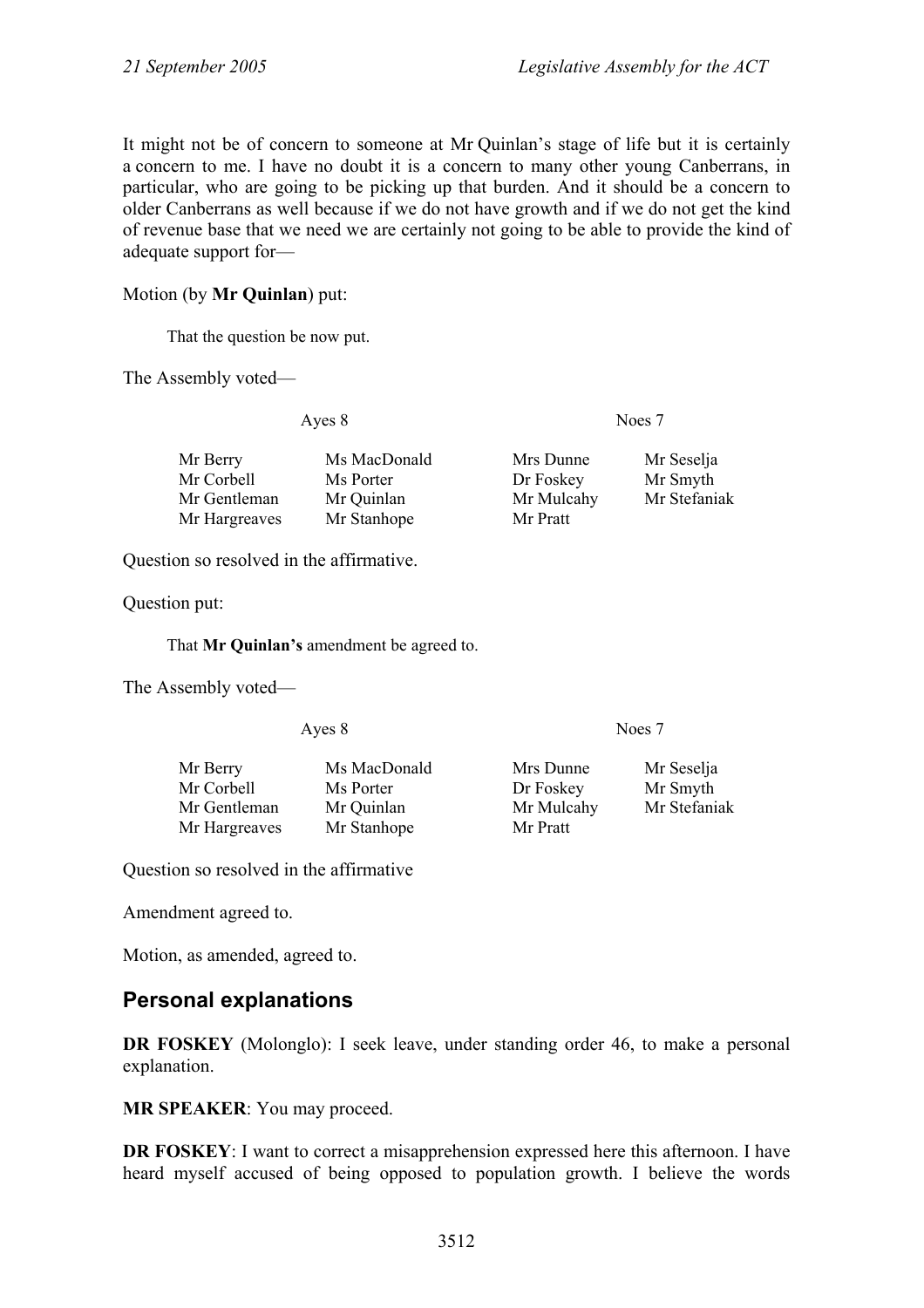It might not be of concern to someone at Mr Quinlan's stage of life but it is certainly a concern to me. I have no doubt it is a concern to many other young Canberrans, in particular, who are going to be picking up that burden. And it should be a concern to older Canberrans as well because if we do not have growth and if we do not get the kind of revenue base that we need we are certainly not going to be able to provide the kind of adequate support for—

Motion (by **Mr Quinlan**) put:

> That the question be now put.

The Assembly voted—

| Ayes 8 | | Noes 7 | |
|---|---|---|---|
| Mr Berry | Ms MacDonald | Mrs Dunne | Mr Seselja |
| Mr Corbell | Ms Porter | Dr Foskey | Mr Smyth |
| Mr Gentleman | Mr Quinlan | Mr Mulcahy | Mr Stefaniak |
| Mr Hargreaves | Mr Stanhope | Mr Pratt | |

Question so resolved in the affirmative.

Question put:

> That **Mr Quinlan's** amendment be agreed to.

The Assembly voted—

| Ayes 8 | | Noes 7 | |
|---|---|---|---|
| Mr Berry | Ms MacDonald | Mrs Dunne | Mr Seselja |
| Mr Corbell | Ms Porter | Dr Foskey | Mr Smyth |
| Mr Gentleman | Mr Quinlan | Mr Mulcahy | Mr Stefaniak |
| Mr Hargreaves | Mr Stanhope | Mr Pratt | |

Question so resolved in the affirmative

Amendment agreed to.

Motion, as amended, agreed to.

## Personal explanations

**DR FOSKEY** (Molonglo): I seek leave, under standing order 46, to make a personal explanation.

**MR SPEAKER**: You may proceed.

**DR FOSKEY**: I want to correct a misapprehension expressed here this afternoon. I have heard myself accused of being opposed to population growth. I believe the words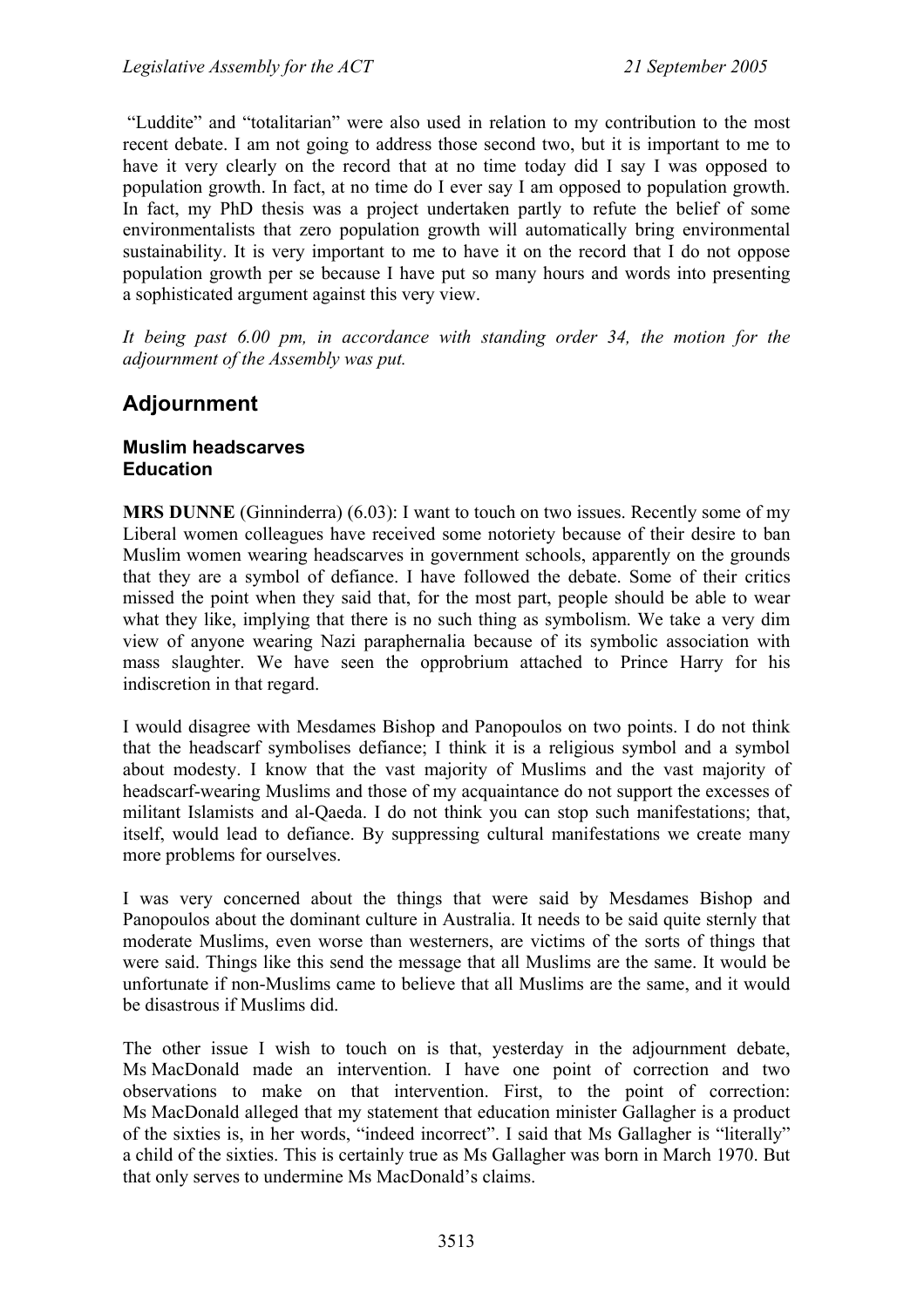"Luddite" and "totalitarian" were also used in relation to my contribution to the most recent debate. I am not going to address those second two, but it is important to me to have it very clearly on the record that at no time today did I say I was opposed to population growth. In fact, at no time do I ever say I am opposed to population growth. In fact, my PhD thesis was a project undertaken partly to refute the belief of some environmentalists that zero population growth will automatically bring environmental sustainability. It is very important to me to have it on the record that I do not oppose population growth per se because I have put so many hours and words into presenting a sophisticated argument against this very view.

*It being past 6.00 pm, in accordance with standing order 34, the motion for the adjournment of the Assembly was put.*

## Adjournment

### Muslim headscarves
### Education

**MRS DUNNE** (Ginninderra) (6.03): I want to touch on two issues. Recently some of my Liberal women colleagues have received some notoriety because of their desire to ban Muslim women wearing headscarves in government schools, apparently on the grounds that they are a symbol of defiance. I have followed the debate. Some of their critics missed the point when they said that, for the most part, people should be able to wear what they like, implying that there is no such thing as symbolism. We take a very dim view of anyone wearing Nazi paraphernalia because of its symbolic association with mass slaughter. We have seen the opprobrium attached to Prince Harry for his indiscretion in that regard.

I would disagree with Mesdames Bishop and Panopoulos on two points. I do not think that the headscarf symbolises defiance; I think it is a religious symbol and a symbol about modesty. I know that the vast majority of Muslims and the vast majority of headscarf-wearing Muslims and those of my acquaintance do not support the excesses of militant Islamists and al-Qaeda. I do not think you can stop such manifestations; that, itself, would lead to defiance. By suppressing cultural manifestations we create many more problems for ourselves.

I was very concerned about the things that were said by Mesdames Bishop and Panopoulos about the dominant culture in Australia. It needs to be said quite sternly that moderate Muslims, even worse than westerners, are victims of the sorts of things that were said. Things like this send the message that all Muslims are the same. It would be unfortunate if non-Muslims came to believe that all Muslims are the same, and it would be disastrous if Muslims did.

The other issue I wish to touch on is that, yesterday in the adjournment debate, Ms MacDonald made an intervention. I have one point of correction and two observations to make on that intervention. First, to the point of correction: Ms MacDonald alleged that my statement that education minister Gallagher is a product of the sixties is, in her words, "indeed incorrect". I said that Ms Gallagher is "literally" a child of the sixties. This is certainly true as Ms Gallagher was born in March 1970. But that only serves to undermine Ms MacDonald's claims.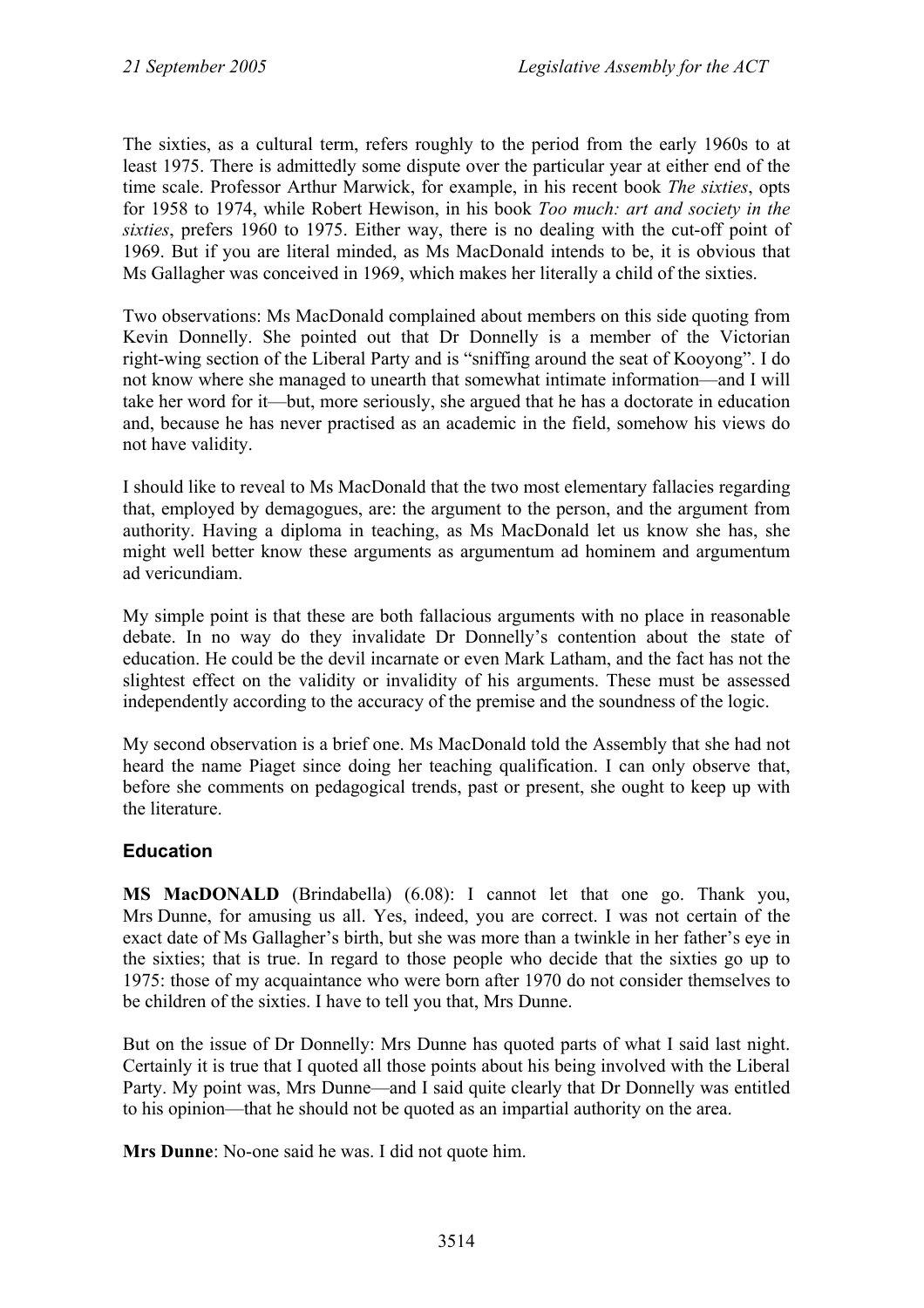The sixties, as a cultural term, refers roughly to the period from the early 1960s to at least 1975. There is admittedly some dispute over the particular year at either end of the time scale. Professor Arthur Marwick, for example, in his recent book *The sixties*, opts for 1958 to 1974, while Robert Hewison, in his book *Too much: art and society in the sixties*, prefers 1960 to 1975. Either way, there is no dealing with the cut-off point of 1969. But if you are literal minded, as Ms MacDonald intends to be, it is obvious that Ms Gallagher was conceived in 1969, which makes her literally a child of the sixties.

Two observations: Ms MacDonald complained about members on this side quoting from Kevin Donnelly. She pointed out that Dr Donnelly is a member of the Victorian right-wing section of the Liberal Party and is "sniffing around the seat of Kooyong". I do not know where she managed to unearth that somewhat intimate information—and I will take her word for it—but, more seriously, she argued that he has a doctorate in education and, because he has never practised as an academic in the field, somehow his views do not have validity.

I should like to reveal to Ms MacDonald that the two most elementary fallacies regarding that, employed by demagogues, are: the argument to the person, and the argument from authority. Having a diploma in teaching, as Ms MacDonald let us know she has, she might well better know these arguments as argumentum ad hominem and argumentum ad vericundiam.

My simple point is that these are both fallacious arguments with no place in reasonable debate. In no way do they invalidate Dr Donnelly's contention about the state of education. He could be the devil incarnate or even Mark Latham, and the fact has not the slightest effect on the validity or invalidity of his arguments. These must be assessed independently according to the accuracy of the premise and the soundness of the logic.

My second observation is a brief one. Ms MacDonald told the Assembly that she had not heard the name Piaget since doing her teaching qualification. I can only observe that, before she comments on pedagogical trends, past or present, she ought to keep up with the literature.

## Education

**MS MacDONALD** (Brindabella) (6.08): I cannot let that one go. Thank you, Mrs Dunne, for amusing us all. Yes, indeed, you are correct. I was not certain of the exact date of Ms Gallagher's birth, but she was more than a twinkle in her father's eye in the sixties; that is true. In regard to those people who decide that the sixties go up to 1975: those of my acquaintance who were born after 1970 do not consider themselves to be children of the sixties. I have to tell you that, Mrs Dunne.

But on the issue of Dr Donnelly: Mrs Dunne has quoted parts of what I said last night. Certainly it is true that I quoted all those points about his being involved with the Liberal Party. My point was, Mrs Dunne—and I said quite clearly that Dr Donnelly was entitled to his opinion—that he should not be quoted as an impartial authority on the area.

**Mrs Dunne**: No-one said he was. I did not quote him.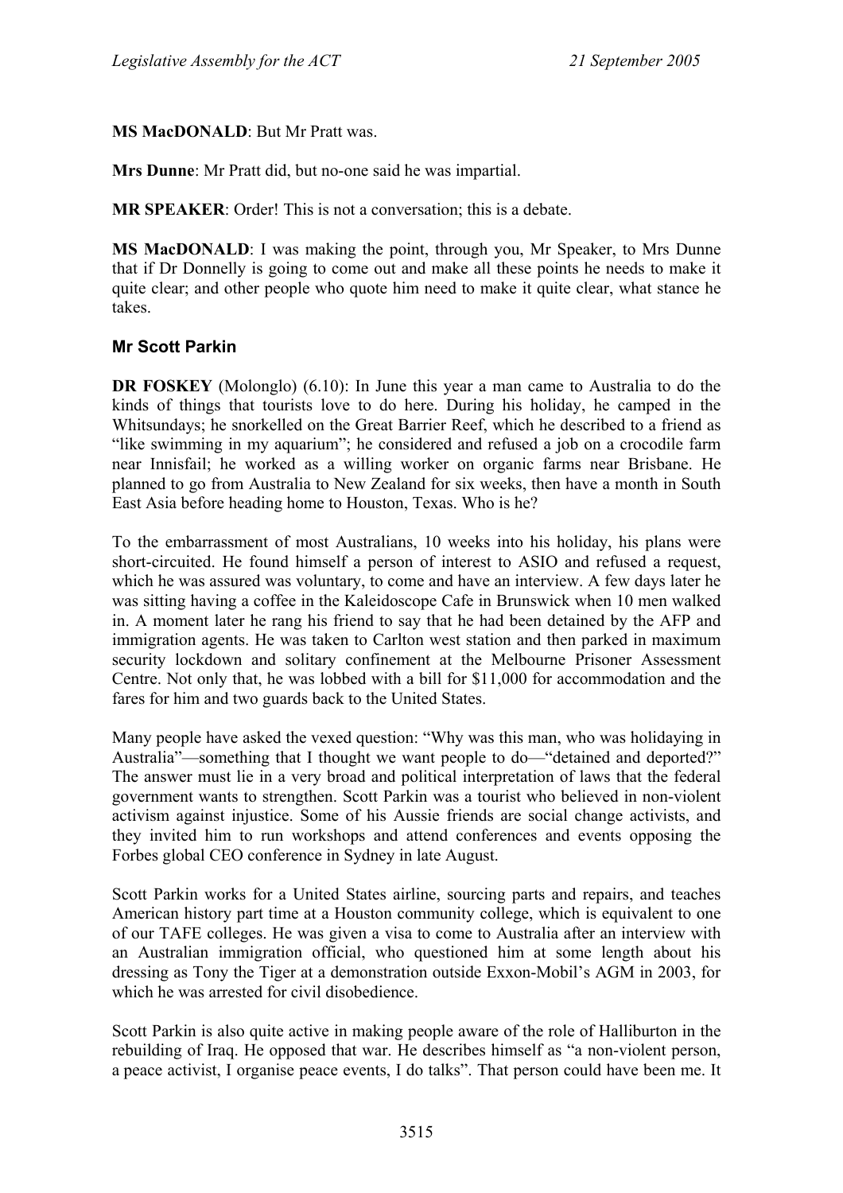**MS MacDONALD**: But Mr Pratt was.

**Mrs Dunne**: Mr Pratt did, but no-one said he was impartial.

**MR SPEAKER**: Order! This is not a conversation; this is a debate.

**MS MacDONALD**: I was making the point, through you, Mr Speaker, to Mrs Dunne that if Dr Donnelly is going to come out and make all these points he needs to make it quite clear; and other people who quote him need to make it quite clear, what stance he takes.

### Mr Scott Parkin

**DR FOSKEY** (Molonglo) (6.10): In June this year a man came to Australia to do the kinds of things that tourists love to do here. During his holiday, he camped in the Whitsundays; he snorkelled on the Great Barrier Reef, which he described to a friend as "like swimming in my aquarium"; he considered and refused a job on a crocodile farm near Innisfail; he worked as a willing worker on organic farms near Brisbane. He planned to go from Australia to New Zealand for six weeks, then have a month in South East Asia before heading home to Houston, Texas. Who is he?

To the embarrassment of most Australians, 10 weeks into his holiday, his plans were short-circuited. He found himself a person of interest to ASIO and refused a request, which he was assured was voluntary, to come and have an interview. A few days later he was sitting having a coffee in the Kaleidoscope Cafe in Brunswick when 10 men walked in. A moment later he rang his friend to say that he had been detained by the AFP and immigration agents. He was taken to Carlton west station and then parked in maximum security lockdown and solitary confinement at the Melbourne Prisoner Assessment Centre. Not only that, he was lobbed with a bill for $11,000 for accommodation and the fares for him and two guards back to the United States.

Many people have asked the vexed question: "Why was this man, who was holidaying in Australia"—something that I thought we want people to do—"detained and deported?" The answer must lie in a very broad and political interpretation of laws that the federal government wants to strengthen. Scott Parkin was a tourist who believed in non-violent activism against injustice. Some of his Aussie friends are social change activists, and they invited him to run workshops and attend conferences and events opposing the Forbes global CEO conference in Sydney in late August.

Scott Parkin works for a United States airline, sourcing parts and repairs, and teaches American history part time at a Houston community college, which is equivalent to one of our TAFE colleges. He was given a visa to come to Australia after an interview with an Australian immigration official, who questioned him at some length about his dressing as Tony the Tiger at a demonstration outside Exxon-Mobil's AGM in 2003, for which he was arrested for civil disobedience.

Scott Parkin is also quite active in making people aware of the role of Halliburton in the rebuilding of Iraq. He opposed that war. He describes himself as "a non-violent person, a peace activist, I organise peace events, I do talks". That person could have been me. It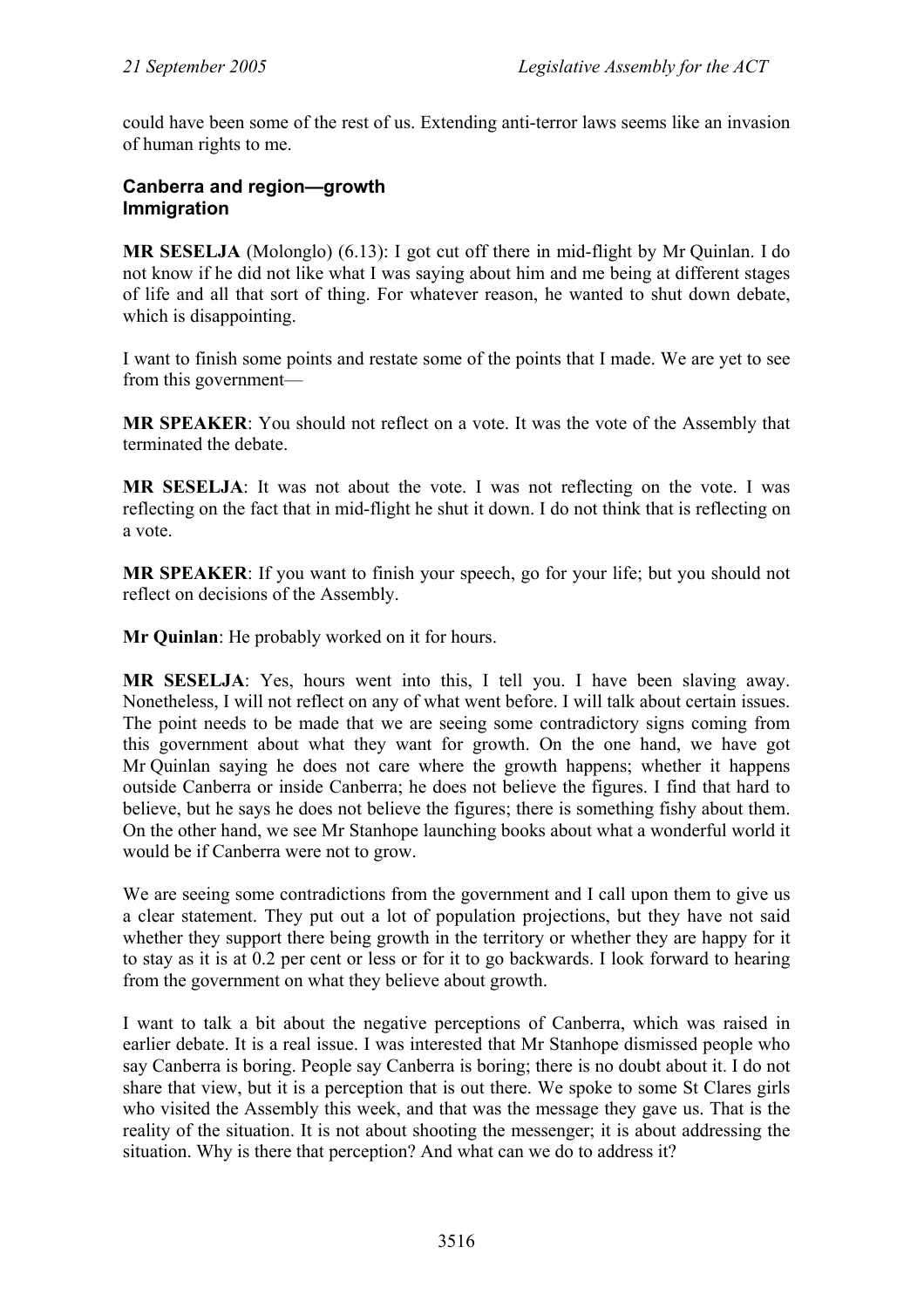could have been some of the rest of us. Extending anti-terror laws seems like an invasion of human rights to me.

### Canberra and region—growth
### Immigration

**MR SESELJA** (Molonglo) (6.13): I got cut off there in mid-flight by Mr Quinlan. I do not know if he did not like what I was saying about him and me being at different stages of life and all that sort of thing. For whatever reason, he wanted to shut down debate, which is disappointing.

I want to finish some points and restate some of the points that I made. We are yet to see from this government—

**MR SPEAKER**: You should not reflect on a vote. It was the vote of the Assembly that terminated the debate.

**MR SESELJA**: It was not about the vote. I was not reflecting on the vote. I was reflecting on the fact that in mid-flight he shut it down. I do not think that is reflecting on a vote.

**MR SPEAKER**: If you want to finish your speech, go for your life; but you should not reflect on decisions of the Assembly.

**Mr Quinlan**: He probably worked on it for hours.

**MR SESELJA**: Yes, hours went into this, I tell you. I have been slaving away. Nonetheless, I will not reflect on any of what went before. I will talk about certain issues. The point needs to be made that we are seeing some contradictory signs coming from this government about what they want for growth. On the one hand, we have got Mr Quinlan saying he does not care where the growth happens; whether it happens outside Canberra or inside Canberra; he does not believe the figures. I find that hard to believe, but he says he does not believe the figures; there is something fishy about them. On the other hand, we see Mr Stanhope launching books about what a wonderful world it would be if Canberra were not to grow.

We are seeing some contradictions from the government and I call upon them to give us a clear statement. They put out a lot of population projections, but they have not said whether they support there being growth in the territory or whether they are happy for it to stay as it is at 0.2 per cent or less or for it to go backwards. I look forward to hearing from the government on what they believe about growth.

I want to talk a bit about the negative perceptions of Canberra, which was raised in earlier debate. It is a real issue. I was interested that Mr Stanhope dismissed people who say Canberra is boring. People say Canberra is boring; there is no doubt about it. I do not share that view, but it is a perception that is out there. We spoke to some St Clares girls who visited the Assembly this week, and that was the message they gave us. That is the reality of the situation. It is not about shooting the messenger; it is about addressing the situation. Why is there that perception? And what can we do to address it?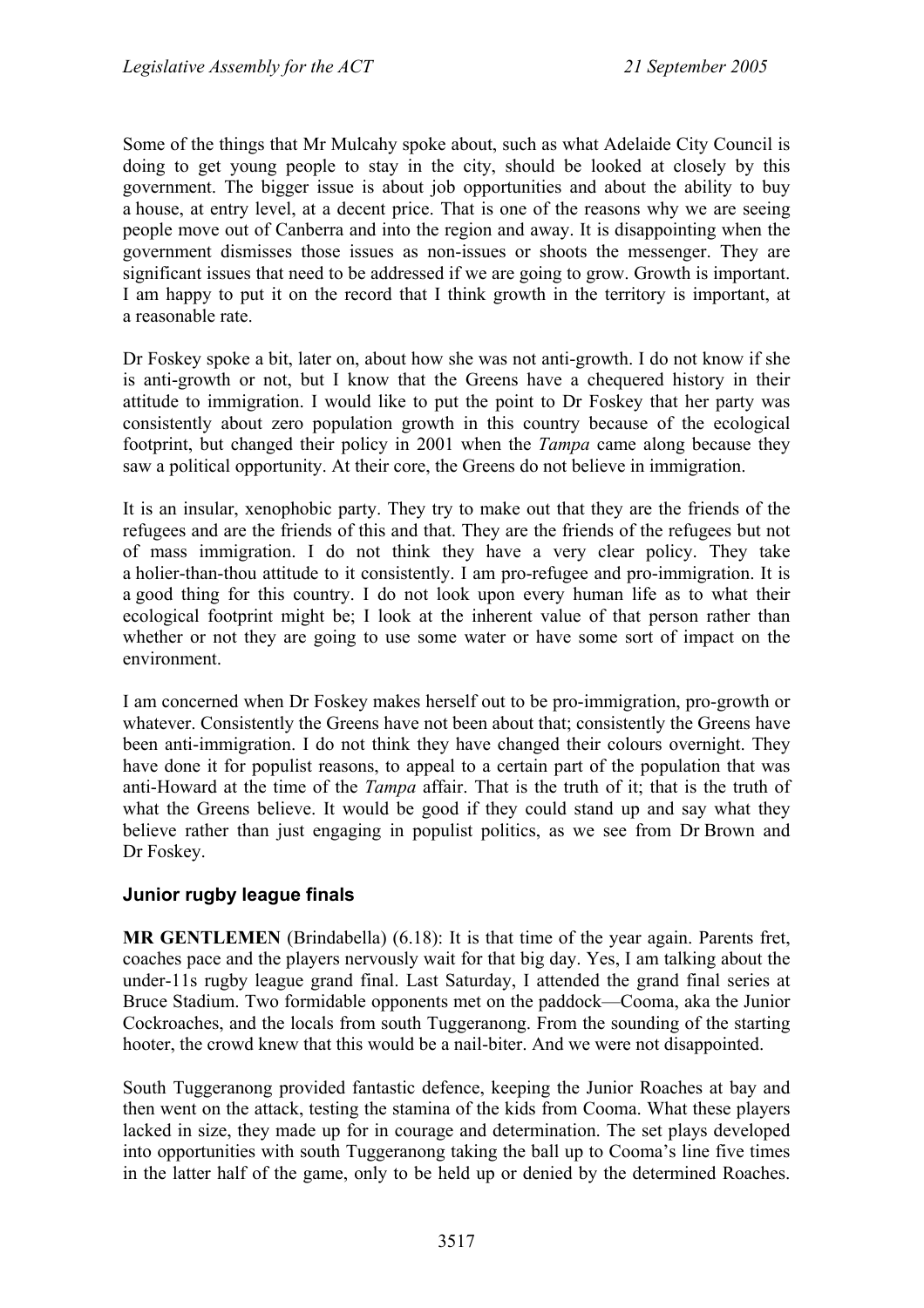Some of the things that Mr Mulcahy spoke about, such as what Adelaide City Council is doing to get young people to stay in the city, should be looked at closely by this government. The bigger issue is about job opportunities and about the ability to buy a house, at entry level, at a decent price. That is one of the reasons why we are seeing people move out of Canberra and into the region and away. It is disappointing when the government dismisses those issues as non-issues or shoots the messenger. They are significant issues that need to be addressed if we are going to grow. Growth is important. I am happy to put it on the record that I think growth in the territory is important, at a reasonable rate.

Dr Foskey spoke a bit, later on, about how she was not anti-growth. I do not know if she is anti-growth or not, but I know that the Greens have a chequered history in their attitude to immigration. I would like to put the point to Dr Foskey that her party was consistently about zero population growth in this country because of the ecological footprint, but changed their policy in 2001 when the *Tampa* came along because they saw a political opportunity. At their core, the Greens do not believe in immigration.

It is an insular, xenophobic party. They try to make out that they are the friends of the refugees and are the friends of this and that. They are the friends of the refugees but not of mass immigration. I do not think they have a very clear policy. They take a holier-than-thou attitude to it consistently. I am pro-refugee and pro-immigration. It is a good thing for this country. I do not look upon every human life as to what their ecological footprint might be; I look at the inherent value of that person rather than whether or not they are going to use some water or have some sort of impact on the environment.

I am concerned when Dr Foskey makes herself out to be pro-immigration, pro-growth or whatever. Consistently the Greens have not been about that; consistently the Greens have been anti-immigration. I do not think they have changed their colours overnight. They have done it for populist reasons, to appeal to a certain part of the population that was anti-Howard at the time of the *Tampa* affair. That is the truth of it; that is the truth of what the Greens believe. It would be good if they could stand up and say what they believe rather than just engaging in populist politics, as we see from Dr Brown and Dr Foskey.

### Junior rugby league finals

**MR GENTLEMEN** (Brindabella) (6.18): It is that time of the year again. Parents fret, coaches pace and the players nervously wait for that big day. Yes, I am talking about the under-11s rugby league grand final. Last Saturday, I attended the grand final series at Bruce Stadium. Two formidable opponents met on the paddock—Cooma, aka the Junior Cockroaches, and the locals from south Tuggeranong. From the sounding of the starting hooter, the crowd knew that this would be a nail-biter. And we were not disappointed.

South Tuggeranong provided fantastic defence, keeping the Junior Roaches at bay and then went on the attack, testing the stamina of the kids from Cooma. What these players lacked in size, they made up for in courage and determination. The set plays developed into opportunities with south Tuggeranong taking the ball up to Cooma's line five times in the latter half of the game, only to be held up or denied by the determined Roaches.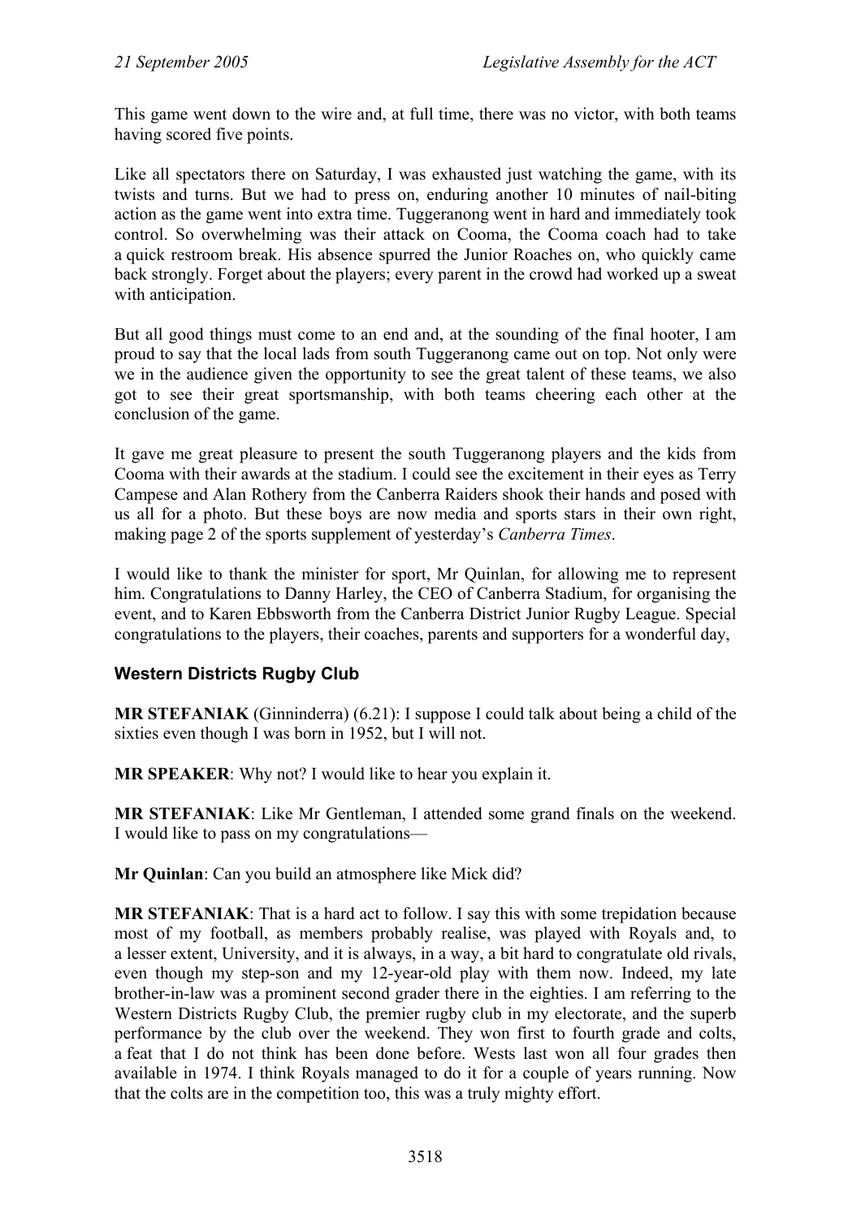This game went down to the wire and, at full time, there was no victor, with both teams having scored five points.

Like all spectators there on Saturday, I was exhausted just watching the game, with its twists and turns. But we had to press on, enduring another 10 minutes of nail-biting action as the game went into extra time. Tuggeranong went in hard and immediately took control. So overwhelming was their attack on Cooma, the Cooma coach had to take a quick restroom break. His absence spurred the Junior Roaches on, who quickly came back strongly. Forget about the players; every parent in the crowd had worked up a sweat with anticipation.

But all good things must come to an end and, at the sounding of the final hooter, I am proud to say that the local lads from south Tuggeranong came out on top. Not only were we in the audience given the opportunity to see the great talent of these teams, we also got to see their great sportsmanship, with both teams cheering each other at the conclusion of the game.

It gave me great pleasure to present the south Tuggeranong players and the kids from Cooma with their awards at the stadium. I could see the excitement in their eyes as Terry Campese and Alan Rothery from the Canberra Raiders shook their hands and posed with us all for a photo. But these boys are now media and sports stars in their own right, making page 2 of the sports supplement of yesterday's *Canberra Times*.

I would like to thank the minister for sport, Mr Quinlan, for allowing me to represent him. Congratulations to Danny Harley, the CEO of Canberra Stadium, for organising the event, and to Karen Ebbsworth from the Canberra District Junior Rugby League. Special congratulations to the players, their coaches, parents and supporters for a wonderful day,

### Western Districts Rugby Club

**MR STEFANIAK** (Ginninderra) (6.21): I suppose I could talk about being a child of the sixties even though I was born in 1952, but I will not.

**MR SPEAKER**: Why not? I would like to hear you explain it.

**MR STEFANIAK**: Like Mr Gentleman, I attended some grand finals on the weekend. I would like to pass on my congratulations—

**Mr Quinlan**: Can you build an atmosphere like Mick did?

**MR STEFANIAK**: That is a hard act to follow. I say this with some trepidation because most of my football, as members probably realise, was played with Royals and, to a lesser extent, University, and it is always, in a way, a bit hard to congratulate old rivals, even though my step-son and my 12-year-old play with them now. Indeed, my late brother-in-law was a prominent second grader there in the eighties. I am referring to the Western Districts Rugby Club, the premier rugby club in my electorate, and the superb performance by the club over the weekend. They won first to fourth grade and colts, a feat that I do not think has been done before. Wests last won all four grades then available in 1974. I think Royals managed to do it for a couple of years running. Now that the colts are in the competition too, this was a truly mighty effort.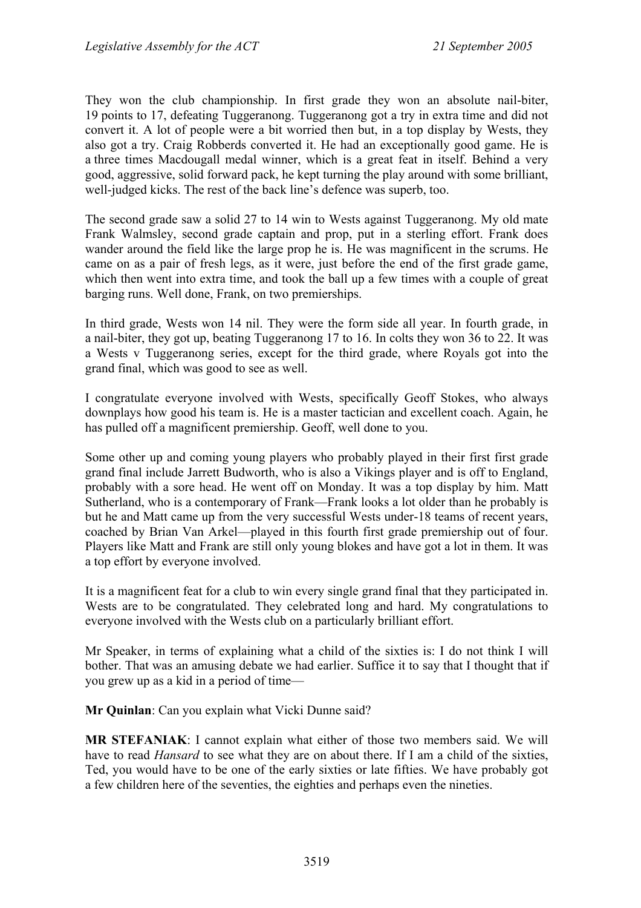They won the club championship. In first grade they won an absolute nail-biter, 19 points to 17, defeating Tuggeranong. Tuggeranong got a try in extra time and did not convert it. A lot of people were a bit worried then but, in a top display by Wests, they also got a try. Craig Robberds converted it. He had an exceptionally good game. He is a three times Macdougall medal winner, which is a great feat in itself. Behind a very good, aggressive, solid forward pack, he kept turning the play around with some brilliant, well-judged kicks. The rest of the back line's defence was superb, too.

The second grade saw a solid 27 to 14 win to Wests against Tuggeranong. My old mate Frank Walmsley, second grade captain and prop, put in a sterling effort. Frank does wander around the field like the large prop he is. He was magnificent in the scrums. He came on as a pair of fresh legs, as it were, just before the end of the first grade game, which then went into extra time, and took the ball up a few times with a couple of great barging runs. Well done, Frank, on two premierships.

In third grade, Wests won 14 nil. They were the form side all year. In fourth grade, in a nail-biter, they got up, beating Tuggeranong 17 to 16. In colts they won 36 to 22. It was a Wests v Tuggeranong series, except for the third grade, where Royals got into the grand final, which was good to see as well.

I congratulate everyone involved with Wests, specifically Geoff Stokes, who always downplays how good his team is. He is a master tactician and excellent coach. Again, he has pulled off a magnificent premiership. Geoff, well done to you.

Some other up and coming young players who probably played in their first first grade grand final include Jarrett Budworth, who is also a Vikings player and is off to England, probably with a sore head. He went off on Monday. It was a top display by him. Matt Sutherland, who is a contemporary of Frank—Frank looks a lot older than he probably is but he and Matt came up from the very successful Wests under-18 teams of recent years, coached by Brian Van Arkel—played in this fourth first grade premiership out of four. Players like Matt and Frank are still only young blokes and have got a lot in them. It was a top effort by everyone involved.

It is a magnificent feat for a club to win every single grand final that they participated in. Wests are to be congratulated. They celebrated long and hard. My congratulations to everyone involved with the Wests club on a particularly brilliant effort.

Mr Speaker, in terms of explaining what a child of the sixties is: I do not think I will bother. That was an amusing debate we had earlier. Suffice it to say that I thought that if you grew up as a kid in a period of time—

**Mr Quinlan**: Can you explain what Vicki Dunne said?

**MR STEFANIAK**: I cannot explain what either of those two members said. We will have to read *Hansard* to see what they are on about there. If I am a child of the sixties, Ted, you would have to be one of the early sixties or late fifties. We have probably got a few children here of the seventies, the eighties and perhaps even the nineties.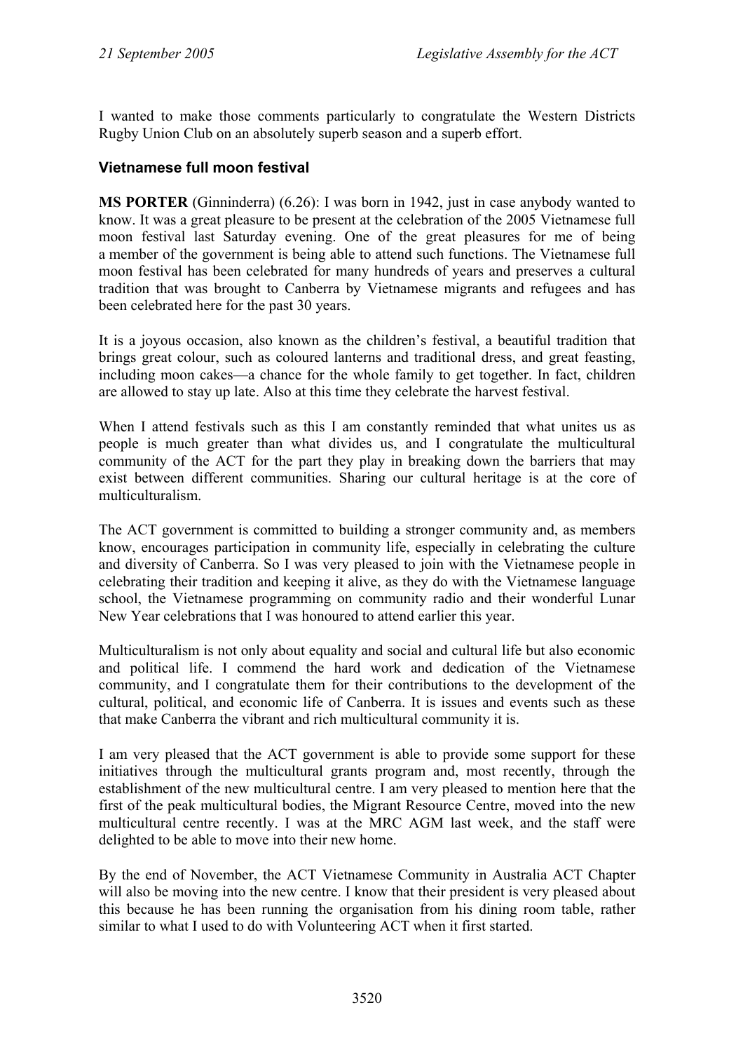I wanted to make those comments particularly to congratulate the Western Districts Rugby Union Club on an absolutely superb season and a superb effort.

### Vietnamese full moon festival

**MS PORTER** (Ginninderra) (6.26): I was born in 1942, just in case anybody wanted to know. It was a great pleasure to be present at the celebration of the 2005 Vietnamese full moon festival last Saturday evening. One of the great pleasures for me of being a member of the government is being able to attend such functions. The Vietnamese full moon festival has been celebrated for many hundreds of years and preserves a cultural tradition that was brought to Canberra by Vietnamese migrants and refugees and has been celebrated here for the past 30 years.

It is a joyous occasion, also known as the children's festival, a beautiful tradition that brings great colour, such as coloured lanterns and traditional dress, and great feasting, including moon cakes—a chance for the whole family to get together. In fact, children are allowed to stay up late. Also at this time they celebrate the harvest festival.

When I attend festivals such as this I am constantly reminded that what unites us as people is much greater than what divides us, and I congratulate the multicultural community of the ACT for the part they play in breaking down the barriers that may exist between different communities. Sharing our cultural heritage is at the core of multiculturalism.

The ACT government is committed to building a stronger community and, as members know, encourages participation in community life, especially in celebrating the culture and diversity of Canberra. So I was very pleased to join with the Vietnamese people in celebrating their tradition and keeping it alive, as they do with the Vietnamese language school, the Vietnamese programming on community radio and their wonderful Lunar New Year celebrations that I was honoured to attend earlier this year.

Multiculturalism is not only about equality and social and cultural life but also economic and political life. I commend the hard work and dedication of the Vietnamese community, and I congratulate them for their contributions to the development of the cultural, political, and economic life of Canberra. It is issues and events such as these that make Canberra the vibrant and rich multicultural community it is.

I am very pleased that the ACT government is able to provide some support for these initiatives through the multicultural grants program and, most recently, through the establishment of the new multicultural centre. I am very pleased to mention here that the first of the peak multicultural bodies, the Migrant Resource Centre, moved into the new multicultural centre recently. I was at the MRC AGM last week, and the staff were delighted to be able to move into their new home.

By the end of November, the ACT Vietnamese Community in Australia ACT Chapter will also be moving into the new centre. I know that their president is very pleased about this because he has been running the organisation from his dining room table, rather similar to what I used to do with Volunteering ACT when it first started.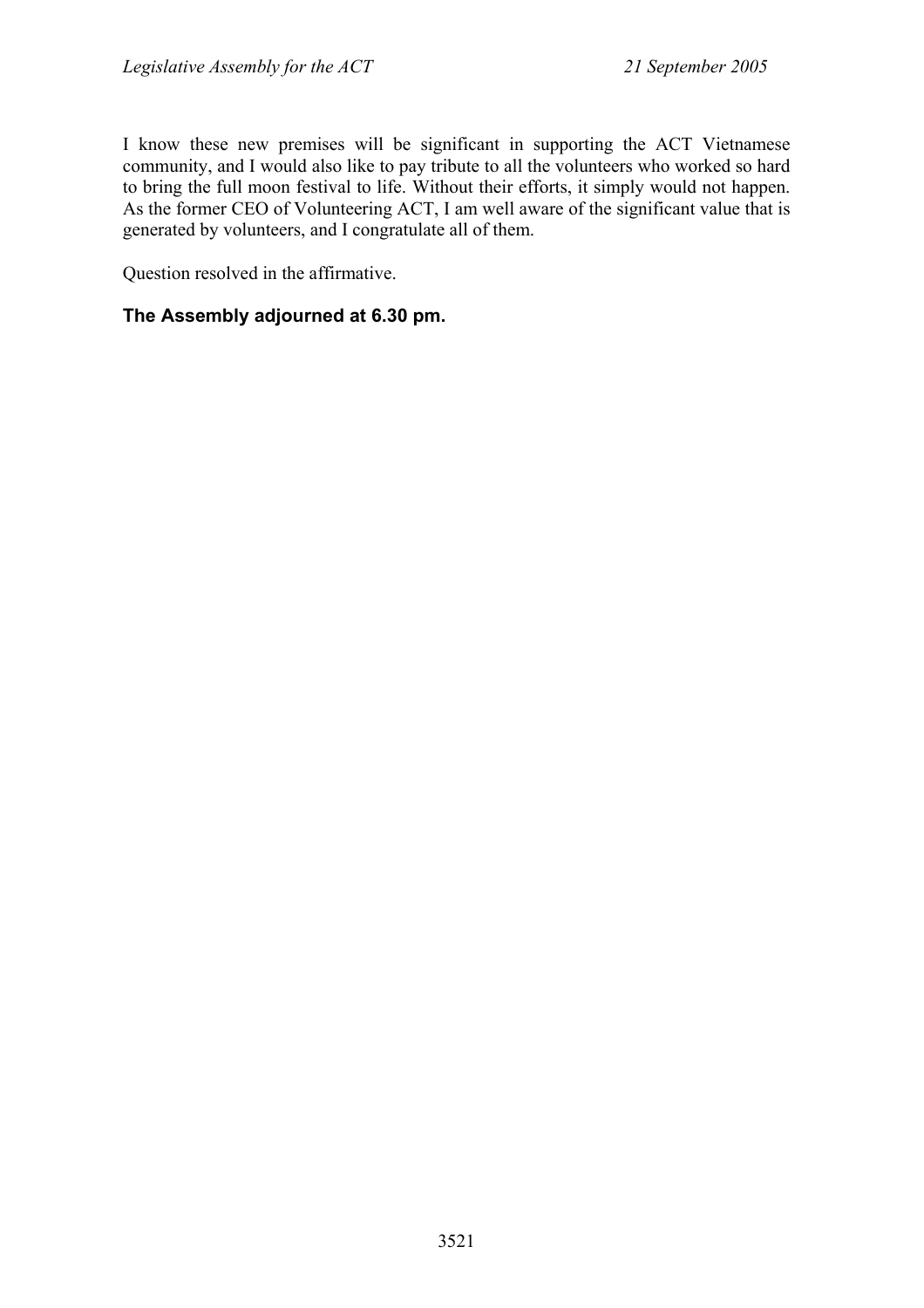I know these new premises will be significant in supporting the ACT Vietnamese community, and I would also like to pay tribute to all the volunteers who worked so hard to bring the full moon festival to life. Without their efforts, it simply would not happen. As the former CEO of Volunteering ACT, I am well aware of the significant value that is generated by volunteers, and I congratulate all of them.

Question resolved in the affirmative.

**The Assembly adjourned at 6.30 pm.**